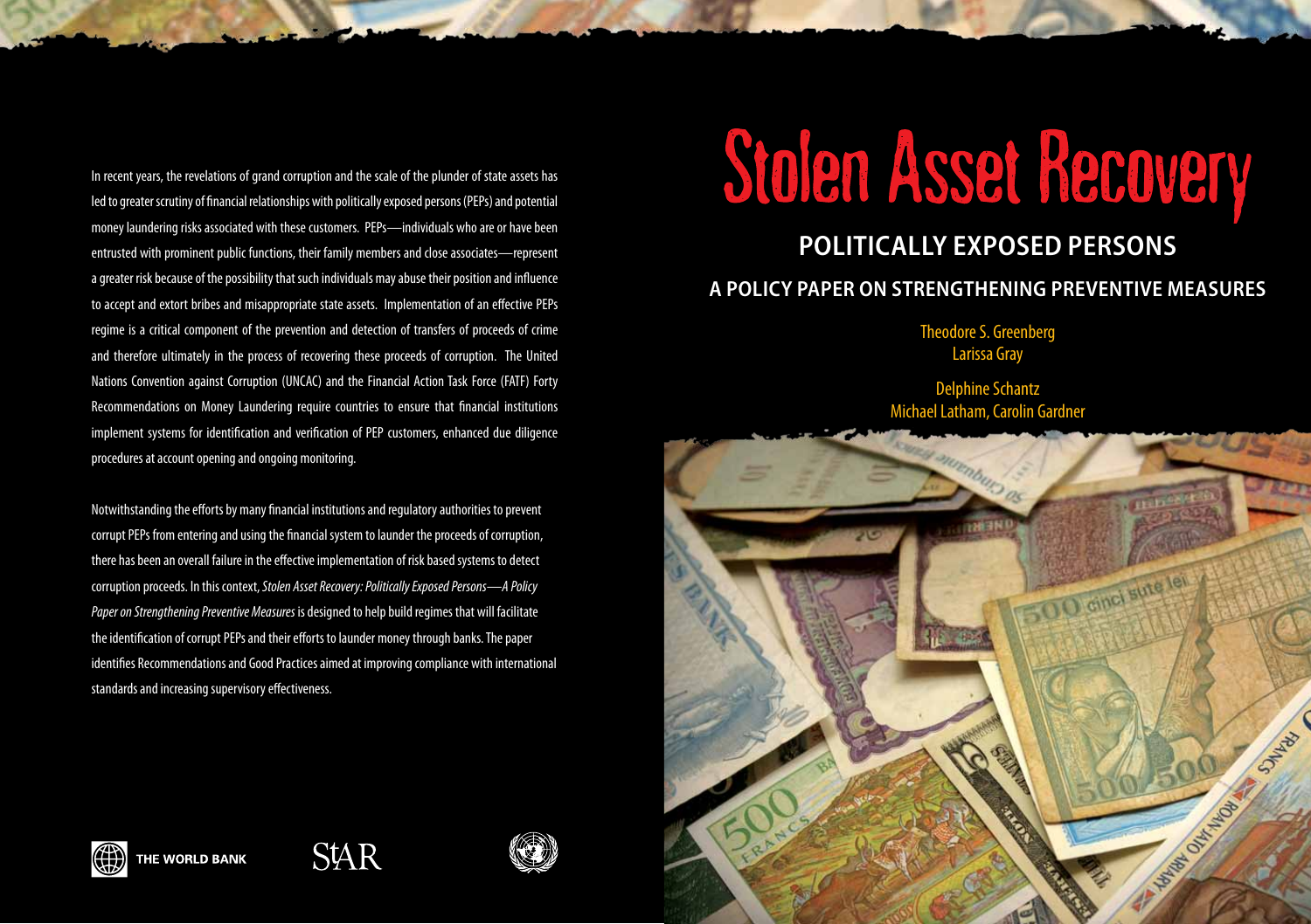# Stolen Asset Recovery

## POLITICALLY EXPOSED PERSONS

### A POLICY PAPER ON STRENGTHENING PREVENTIVE MEASURES

Theodore S. Greenberg
Larissa Gray

Delphine Schantz
Michael Latham, Carolin Gardner

In recent years, the revelations of grand corruption and the scale of the plunder of state assets has led to greater scrutiny of financial relationships with politically exposed persons (PEPs) and potential money laundering risks associated with these customers. PEPs—individuals who are or have been entrusted with prominent public functions, their family members and close associates—represent a greater risk because of the possibility that such individuals may abuse their position and influence to accept and extort bribes and misappropriate state assets. Implementation of an effective PEPs regime is a critical component of the prevention and detection of transfers of proceeds of crime and therefore ultimately in the process of recovering these proceeds of corruption. The United Nations Convention against Corruption (UNCAC) and the Financial Action Task Force (FATF) Forty Recommendations on Money Laundering require countries to ensure that financial institutions implement systems for identification and verification of PEP customers, enhanced due diligence procedures at account opening and ongoing monitoring.

Notwithstanding the efforts by many financial institutions and regulatory authorities to prevent corrupt PEPs from entering and using the financial system to launder the proceeds of corruption, there has been an overall failure in the effective implementation of risk based systems to detect corruption proceeds. In this context, *Stolen Asset Recovery: Politically Exposed Persons—A Policy Paper on Strengthening Preventive Measures* is designed to help build regimes that will facilitate the identification of corrupt PEPs and their efforts to launder money through banks. The paper identifies Recommendations and Good Practices aimed at improving compliance with international standards and increasing supervisory effectiveness.

THE WORLD BANK

StAR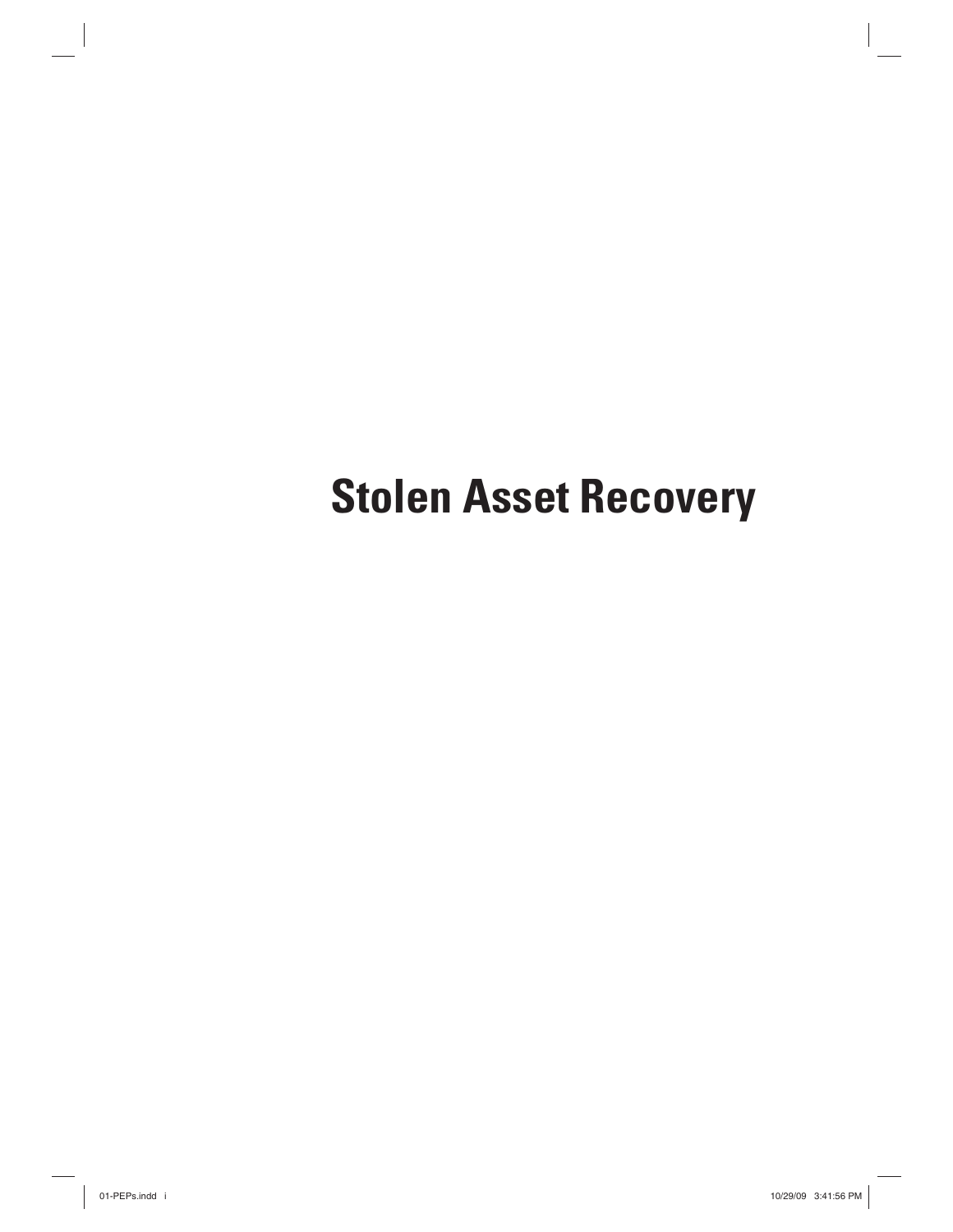# Stolen Asset Recovery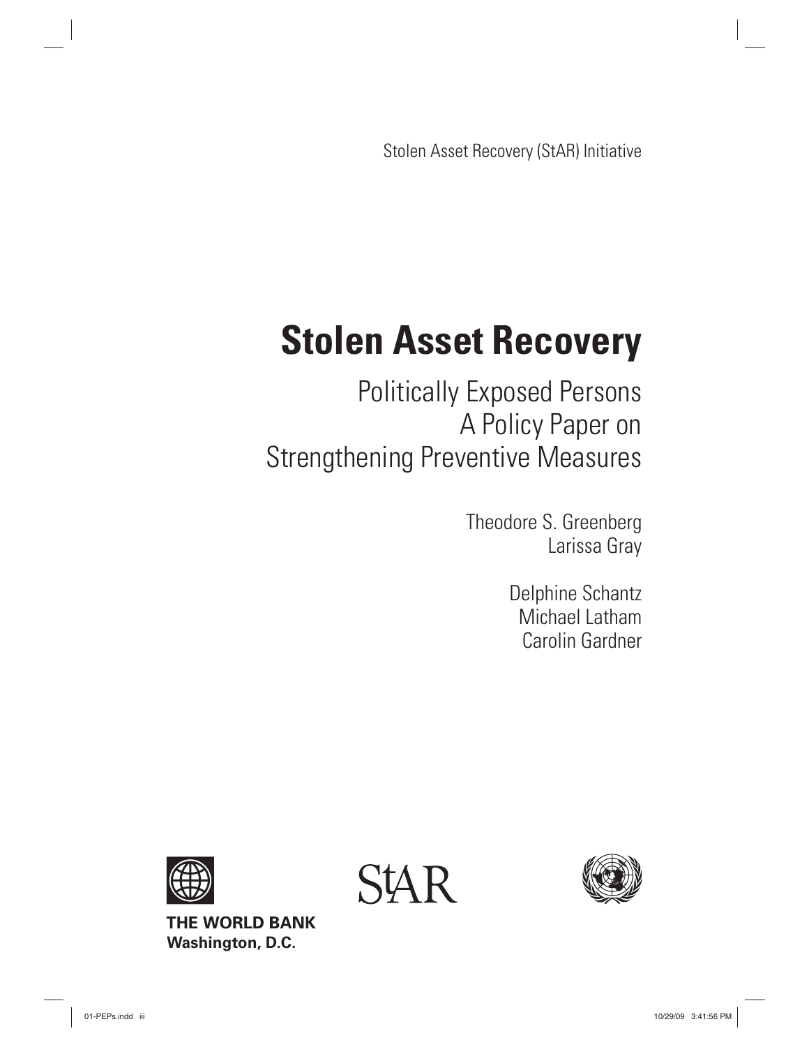Stolen Asset Recovery (StAR) Initiative

# Stolen Asset Recovery

## Politically Exposed Persons
## A Policy Paper on
## Strengthening Preventive Measures

Theodore S. Greenberg
Larissa Gray

Delphine Schantz
Michael Latham
Carolin Gardner

StAR

**THE WORLD BANK**
**Washington, D.C.**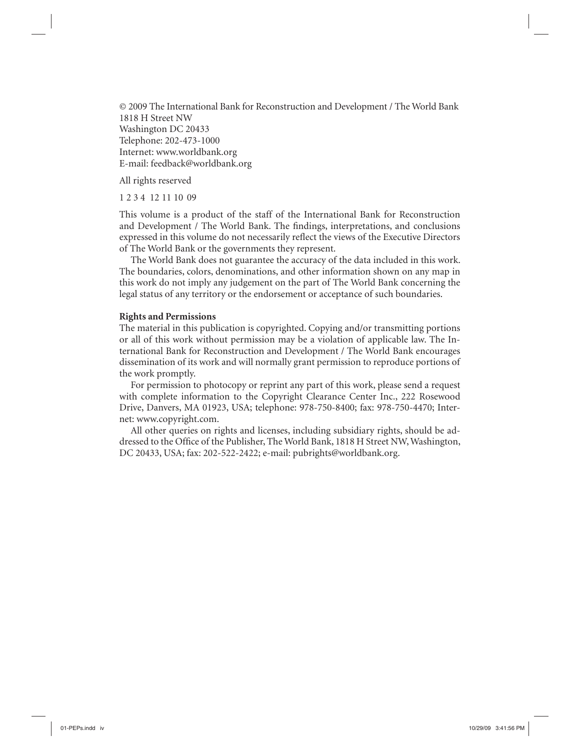© 2009 The International Bank for Reconstruction and Development / The World Bank
1818 H Street NW
Washington DC 20433
Telephone: 202-473-1000
Internet: www.worldbank.org
E-mail: feedback@worldbank.org

All rights reserved

1 2 3 4 12 11 10 09

This volume is a product of the staff of the International Bank for Reconstruction and Development / The World Bank. The findings, interpretations, and conclusions expressed in this volume do not necessarily reflect the views of the Executive Directors of The World Bank or the governments they represent.

The World Bank does not guarantee the accuracy of the data included in this work. The boundaries, colors, denominations, and other information shown on any map in this work do not imply any judgement on the part of The World Bank concerning the legal status of any territory or the endorsement or acceptance of such boundaries.

**Rights and Permissions**

The material in this publication is copyrighted. Copying and/or transmitting portions or all of this work without permission may be a violation of applicable law. The International Bank for Reconstruction and Development / The World Bank encourages dissemination of its work and will normally grant permission to reproduce portions of the work promptly.

For permission to photocopy or reprint any part of this work, please send a request with complete information to the Copyright Clearance Center Inc., 222 Rosewood Drive, Danvers, MA 01923, USA; telephone: 978-750-8400; fax: 978-750-4470; Internet: www.copyright.com.

All other queries on rights and licenses, including subsidiary rights, should be addressed to the Office of the Publisher, The World Bank, 1818 H Street NW, Washington, DC 20433, USA; fax: 202-522-2422; e-mail: pubrights@worldbank.org.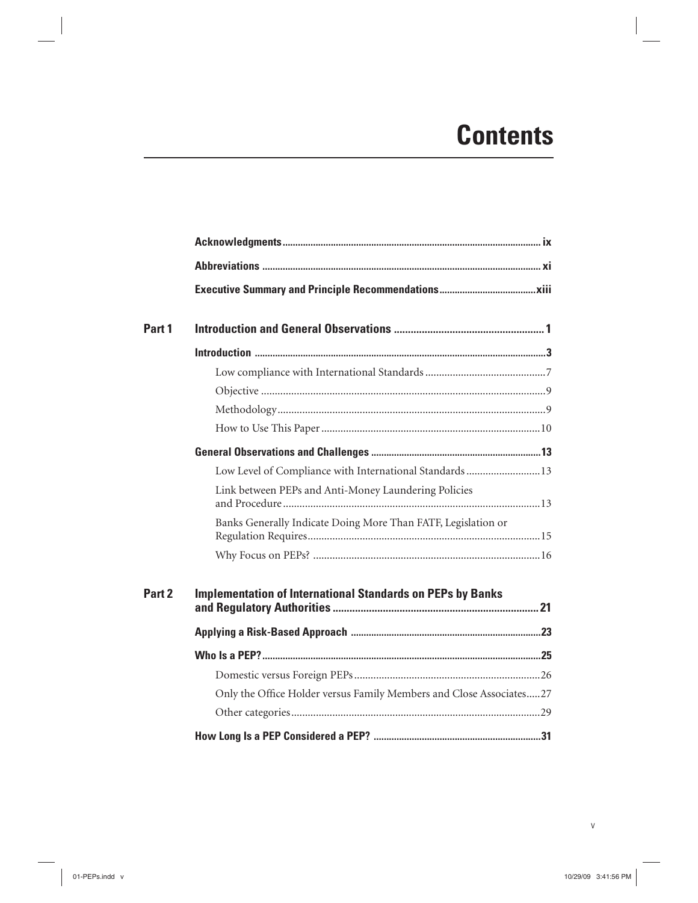# Contents

**Acknowledgments** ix

**Abbreviations** xi

**Executive Summary and Principle Recommendations** xiii

## Part 1 Introduction and General Observations 1

**Introduction** 3

- Low compliance with International Standards 7
- Objective 9
- Methodology 9
- How to Use This Paper 10

**General Observations and Challenges** 13

- Low Level of Compliance with International Standards 13
- Link between PEPs and Anti-Money Laundering Policies and Procedure 13
- Banks Generally Indicate Doing More Than FATF, Legislation or Regulation Requires 15
- Why Focus on PEPs? 16

## Part 2 Implementation of International Standards on PEPs by Banks and Regulatory Authorities 21

**Applying a Risk-Based Approach** 23

**Who Is a PEP?** 25

- Domestic versus Foreign PEPs 26
- Only the Office Holder versus Family Members and Close Associates 27
- Other categories 29

**How Long Is a PEP Considered a PEP?** 31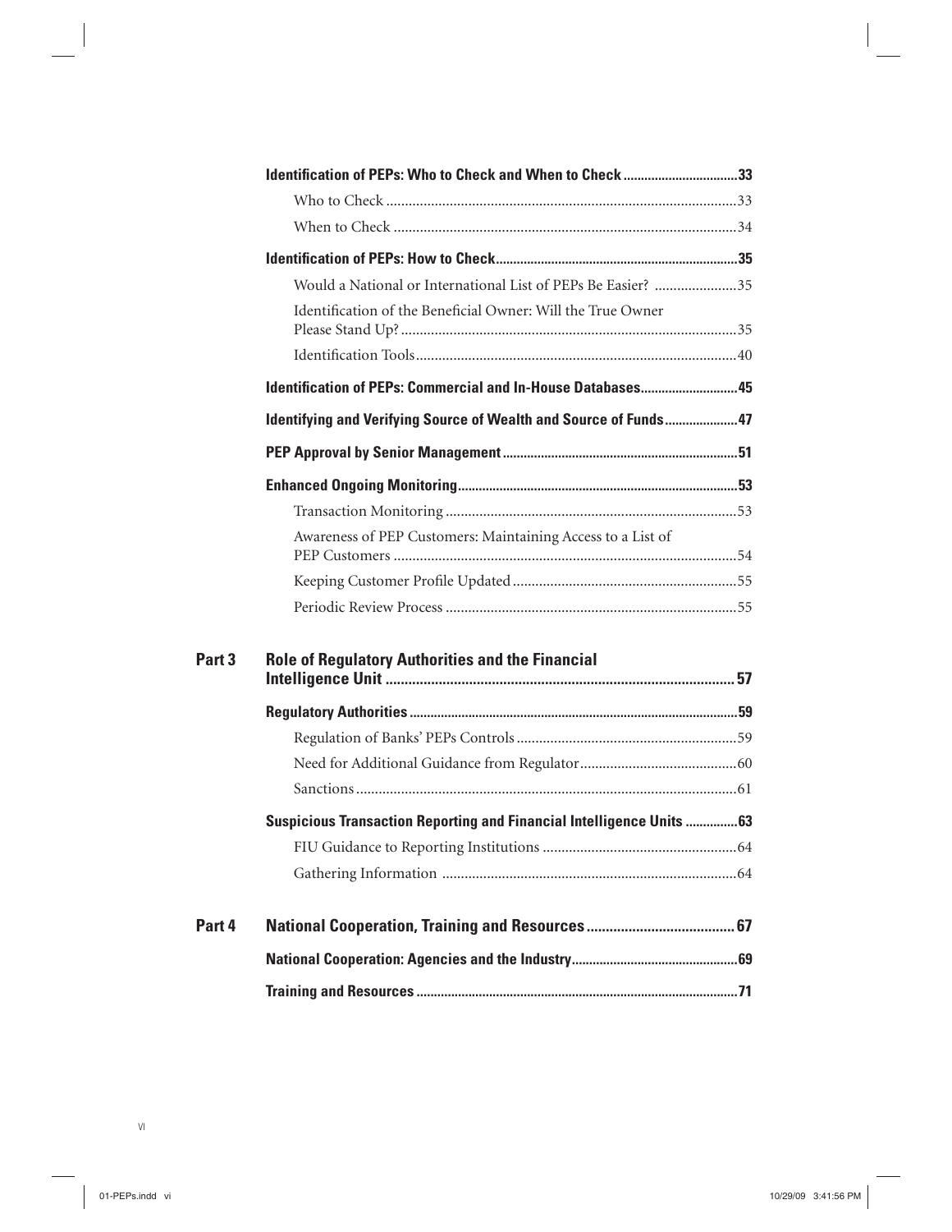**Identification of PEPs: Who to Check and When to Check** ..... 33

- Who to Check ..... 33
- When to Check ..... 34

**Identification of PEPs: How to Check** ..... 35

- Would a National or International List of PEPs Be Easier? ..... 35
- Identification of the Beneficial Owner: Will the True Owner Please Stand Up? ..... 35
- Identification Tools ..... 40

**Identification of PEPs: Commercial and In-House Databases** ..... 45

**Identifying and Verifying Source of Wealth and Source of Funds** ..... 47

**PEP Approval by Senior Management** ..... 51

**Enhanced Ongoing Monitoring** ..... 53

- Transaction Monitoring ..... 53
- Awareness of PEP Customers: Maintaining Access to a List of PEP Customers ..... 54
- Keeping Customer Profile Updated ..... 55
- Periodic Review Process ..... 55

## Part 3 Role of Regulatory Authorities and the Financial Intelligence Unit ..... 57

**Regulatory Authorities** ..... 59

- Regulation of Banks' PEPs Controls ..... 59
- Need for Additional Guidance from Regulator ..... 60
- Sanctions ..... 61

**Suspicious Transaction Reporting and Financial Intelligence Units** ..... 63

- FIU Guidance to Reporting Institutions ..... 64
- Gathering Information ..... 64

## Part 4 National Cooperation, Training and Resources ..... 67

**National Cooperation: Agencies and the Industry** ..... 69

**Training and Resources** ..... 71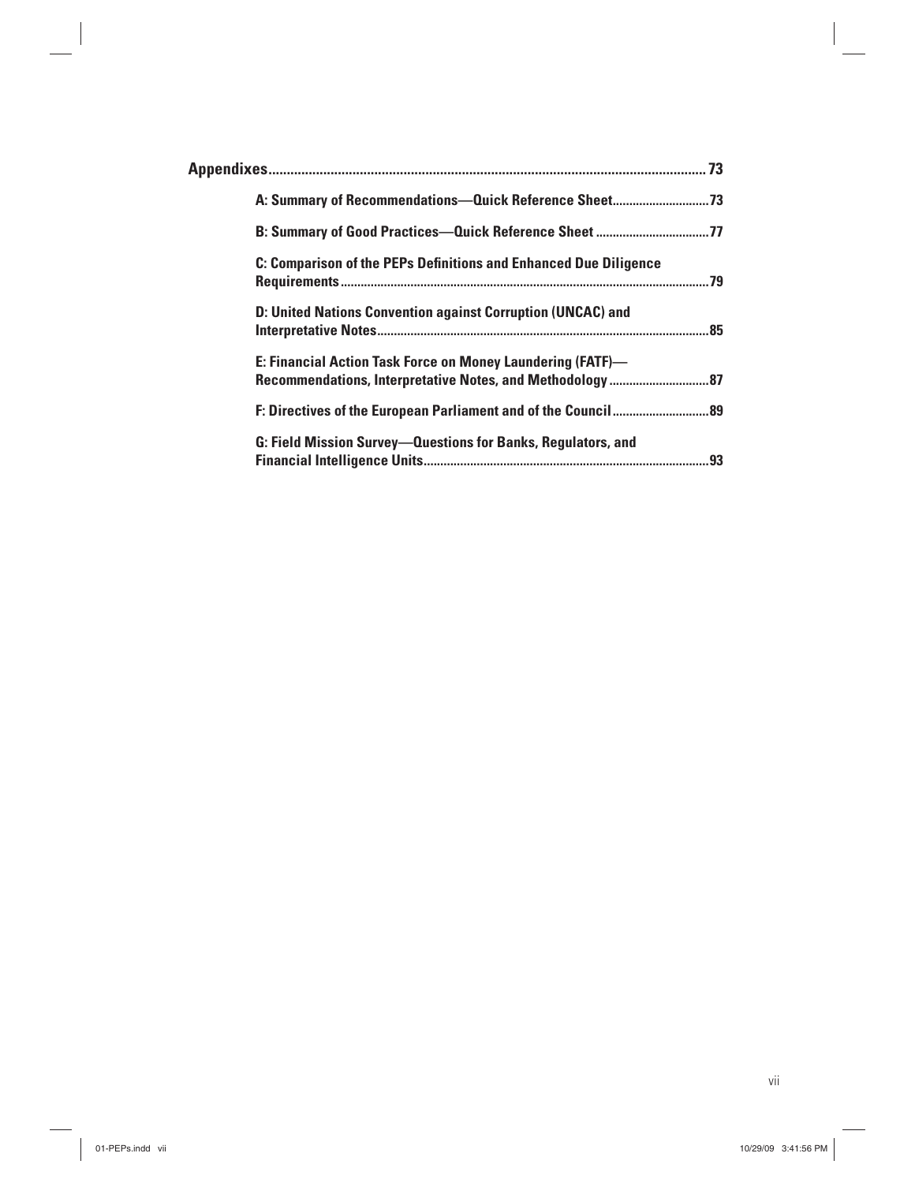**Appendixes** .......... 73

- **A: Summary of Recommendations—Quick Reference Sheet** .......... 73
- **B: Summary of Good Practices—Quick Reference Sheet** .......... 77
- **C: Comparison of the PEPs Definitions and Enhanced Due Diligence Requirements** .......... 79
- **D: United Nations Convention against Corruption (UNCAC) and Interpretative Notes** .......... 85
- **E: Financial Action Task Force on Money Laundering (FATF)—Recommendations, Interpretative Notes, and Methodology** .......... 87
- **F: Directives of the European Parliament and of the Council** .......... 89
- **G: Field Mission Survey—Questions for Banks, Regulators, and Financial Intelligence Units** .......... 93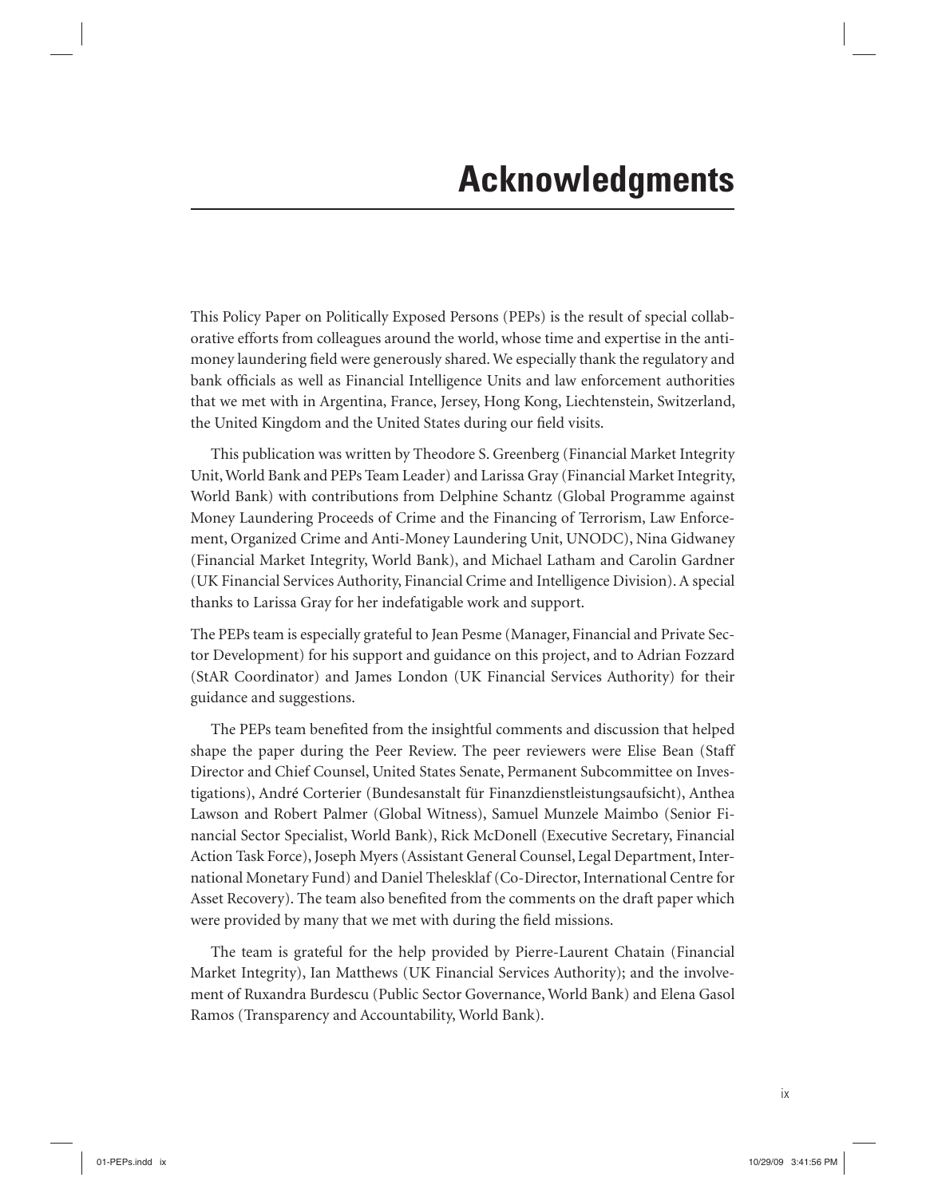# Acknowledgments

This Policy Paper on Politically Exposed Persons (PEPs) is the result of special collaborative efforts from colleagues around the world, whose time and expertise in the anti-money laundering field were generously shared. We especially thank the regulatory and bank officials as well as Financial Intelligence Units and law enforcement authorities that we met with in Argentina, France, Jersey, Hong Kong, Liechtenstein, Switzerland, the United Kingdom and the United States during our field visits.

This publication was written by Theodore S. Greenberg (Financial Market Integrity Unit, World Bank and PEPs Team Leader) and Larissa Gray (Financial Market Integrity, World Bank) with contributions from Delphine Schantz (Global Programme against Money Laundering Proceeds of Crime and the Financing of Terrorism, Law Enforcement, Organized Crime and Anti-Money Laundering Unit, UNODC), Nina Gidwaney (Financial Market Integrity, World Bank), and Michael Latham and Carolin Gardner (UK Financial Services Authority, Financial Crime and Intelligence Division). A special thanks to Larissa Gray for her indefatigable work and support.

The PEPs team is especially grateful to Jean Pesme (Manager, Financial and Private Sector Development) for his support and guidance on this project, and to Adrian Fozzard (StAR Coordinator) and James London (UK Financial Services Authority) for their guidance and suggestions.

The PEPs team benefited from the insightful comments and discussion that helped shape the paper during the Peer Review. The peer reviewers were Elise Bean (Staff Director and Chief Counsel, United States Senate, Permanent Subcommittee on Investigations), André Corterier (Bundesanstalt für Finanzdienstleistungsaufsicht), Anthea Lawson and Robert Palmer (Global Witness), Samuel Munzele Maimbo (Senior Financial Sector Specialist, World Bank), Rick McDonell (Executive Secretary, Financial Action Task Force), Joseph Myers (Assistant General Counsel, Legal Department, International Monetary Fund) and Daniel Thelesklaf (Co-Director, International Centre for Asset Recovery). The team also benefited from the comments on the draft paper which were provided by many that we met with during the field missions.

The team is grateful for the help provided by Pierre-Laurent Chatain (Financial Market Integrity), Ian Matthews (UK Financial Services Authority); and the involvement of Ruxandra Burdescu (Public Sector Governance, World Bank) and Elena Gasol Ramos (Transparency and Accountability, World Bank).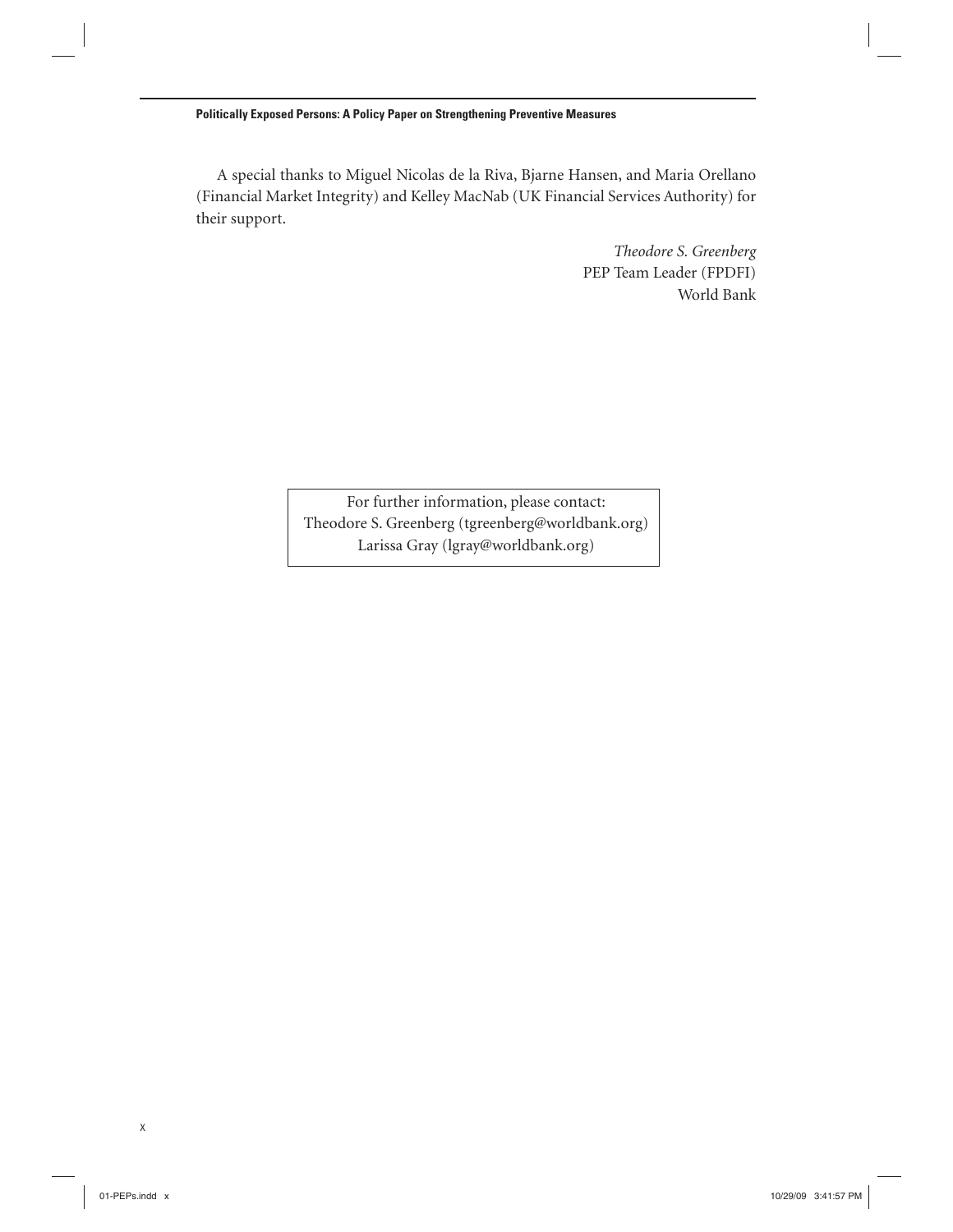A special thanks to Miguel Nicolas de la Riva, Bjarne Hansen, and Maria Orellano (Financial Market Integrity) and Kelley MacNab (UK Financial Services Authority) for their support.

*Theodore S. Greenberg*
PEP Team Leader (FPDFI)
World Bank

For further information, please contact:
Theodore S. Greenberg (tgreenberg@worldbank.org)
Larissa Gray (lgray@worldbank.org)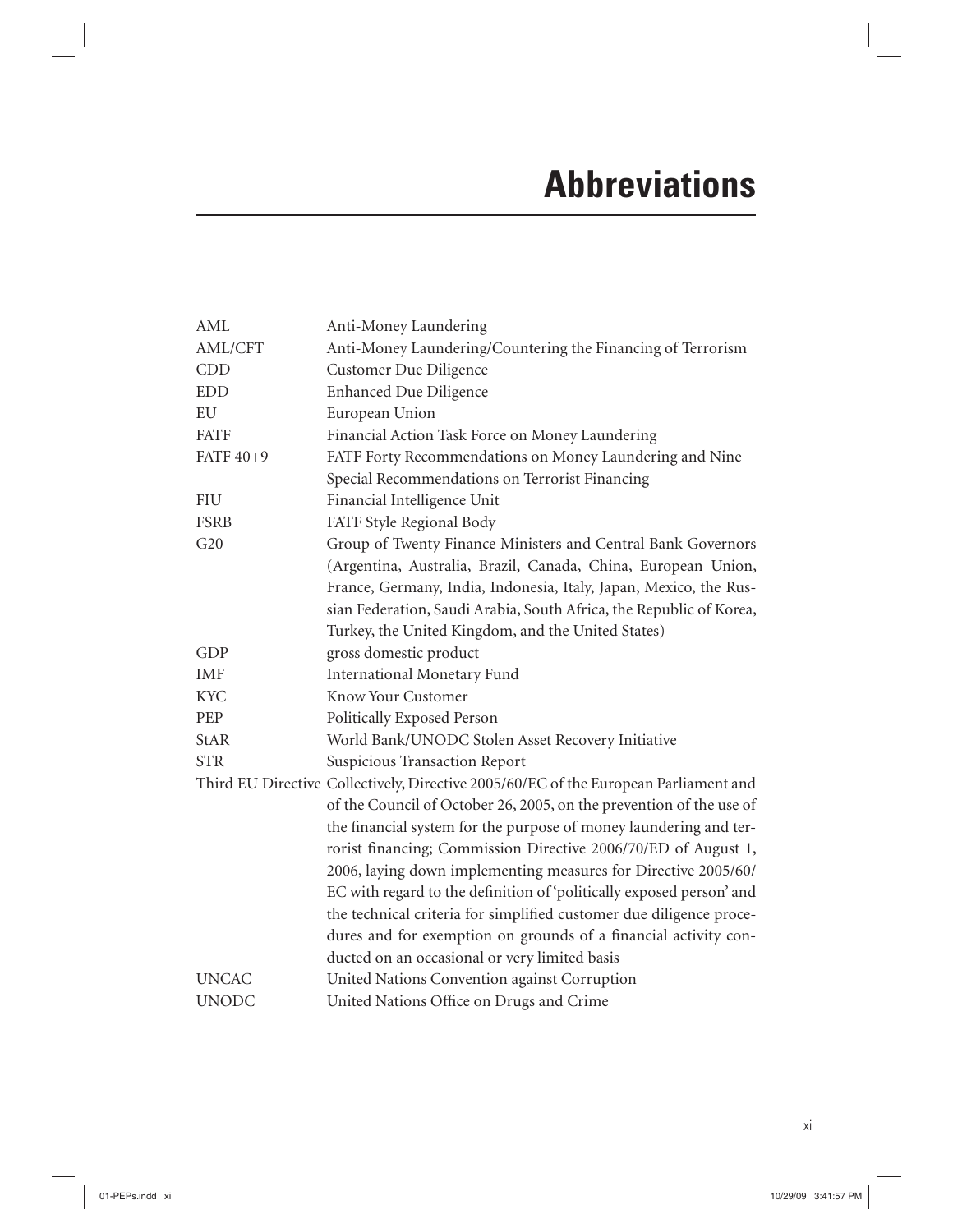# Abbreviations

| | |
|---|---|
| AML | Anti-Money Laundering |
| AML/CFT | Anti-Money Laundering/Countering the Financing of Terrorism |
| CDD | Customer Due Diligence |
| EDD | Enhanced Due Diligence |
| EU | European Union |
| FATF | Financial Action Task Force on Money Laundering |
| FATF 40+9 | FATF Forty Recommendations on Money Laundering and Nine Special Recommendations on Terrorist Financing |
| FIU | Financial Intelligence Unit |
| FSRB | FATF Style Regional Body |
| G20 | Group of Twenty Finance Ministers and Central Bank Governors (Argentina, Australia, Brazil, Canada, China, European Union, France, Germany, India, Indonesia, Italy, Japan, Mexico, the Russian Federation, Saudi Arabia, South Africa, the Republic of Korea, Turkey, the United Kingdom, and the United States) |
| GDP | gross domestic product |
| IMF | International Monetary Fund |
| KYC | Know Your Customer |
| PEP | Politically Exposed Person |
| StAR | World Bank/UNODC Stolen Asset Recovery Initiative |
| STR | Suspicious Transaction Report |
| Third EU Directive | Collectively, Directive 2005/60/EC of the European Parliament and of the Council of October 26, 2005, on the prevention of the use of the financial system for the purpose of money laundering and terrorist financing; Commission Directive 2006/70/ED of August 1, 2006, laying down implementing measures for Directive 2005/60/EC with regard to the definition of 'politically exposed person' and the technical criteria for simplified customer due diligence procedures and for exemption on grounds of a financial activity conducted on an occasional or very limited basis |
| UNCAC | United Nations Convention against Corruption |
| UNODC | United Nations Office on Drugs and Crime |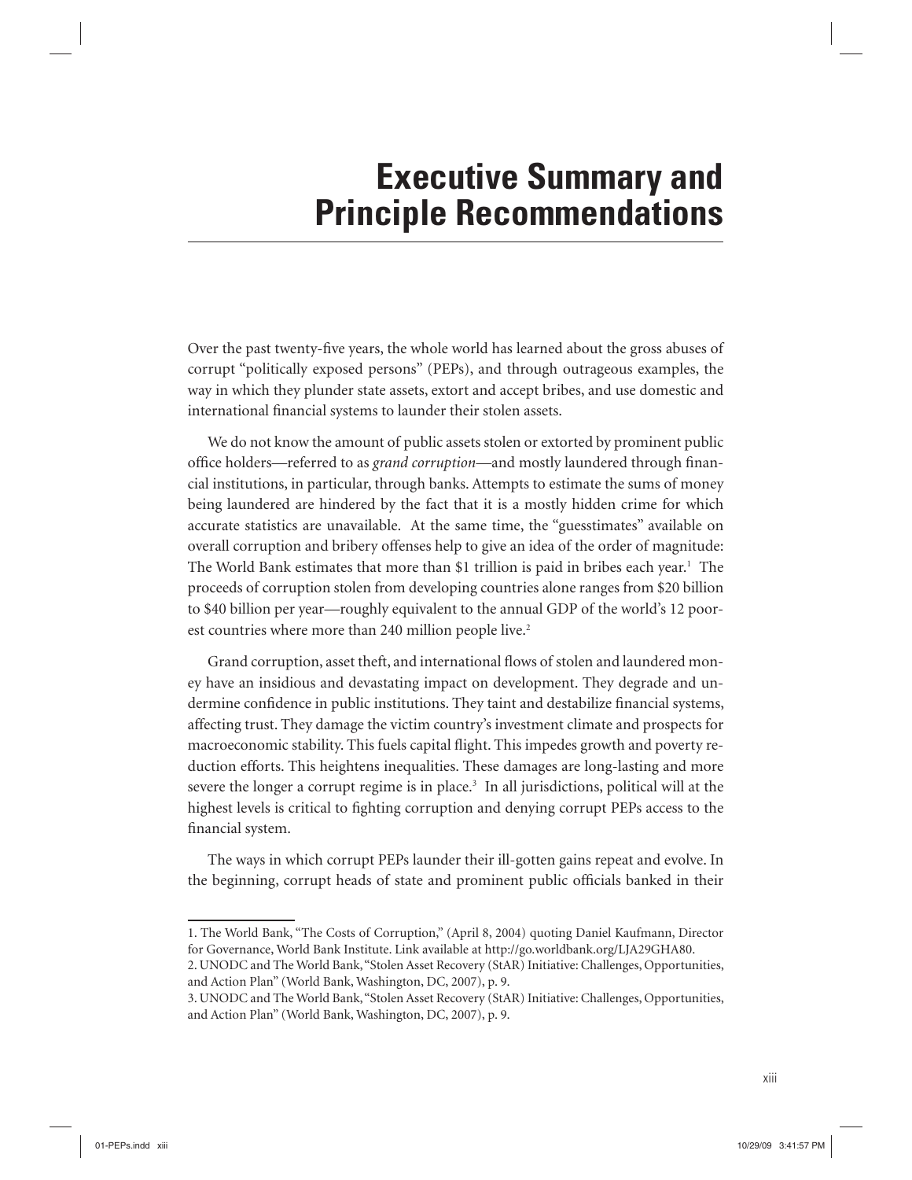# Executive Summary and Principle Recommendations

Over the past twenty-five years, the whole world has learned about the gross abuses of corrupt "politically exposed persons" (PEPs), and through outrageous examples, the way in which they plunder state assets, extort and accept bribes, and use domestic and international financial systems to launder their stolen assets.

We do not know the amount of public assets stolen or extorted by prominent public office holders—referred to as *grand corruption*—and mostly laundered through financial institutions, in particular, through banks. Attempts to estimate the sums of money being laundered are hindered by the fact that it is a mostly hidden crime for which accurate statistics are unavailable. At the same time, the "guesstimates" available on overall corruption and bribery offenses help to give an idea of the order of magnitude: The World Bank estimates that more than $1 trillion is paid in bribes each year.[1] The proceeds of corruption stolen from developing countries alone ranges from $20 billion to $40 billion per year—roughly equivalent to the annual GDP of the world's 12 poorest countries where more than 240 million people live.[2]

Grand corruption, asset theft, and international flows of stolen and laundered money have an insidious and devastating impact on development. They degrade and undermine confidence in public institutions. They taint and destabilize financial systems, affecting trust. They damage the victim country's investment climate and prospects for macroeconomic stability. This fuels capital flight. This impedes growth and poverty reduction efforts. This heightens inequalities. These damages are long-lasting and more severe the longer a corrupt regime is in place.[3] In all jurisdictions, political will at the highest levels is critical to fighting corruption and denying corrupt PEPs access to the financial system.

The ways in which corrupt PEPs launder their ill-gotten gains repeat and evolve. In the beginning, corrupt heads of state and prominent public officials banked in their

1. The World Bank, "The Costs of Corruption," (April 8, 2004) quoting Daniel Kaufmann, Director for Governance, World Bank Institute. Link available at http://go.worldbank.org/LJA29GHA80.

2. UNODC and The World Bank, "Stolen Asset Recovery (StAR) Initiative: Challenges, Opportunities, and Action Plan" (World Bank, Washington, DC, 2007), p. 9.

3. UNODC and The World Bank, "Stolen Asset Recovery (StAR) Initiative: Challenges, Opportunities, and Action Plan" (World Bank, Washington, DC, 2007), p. 9.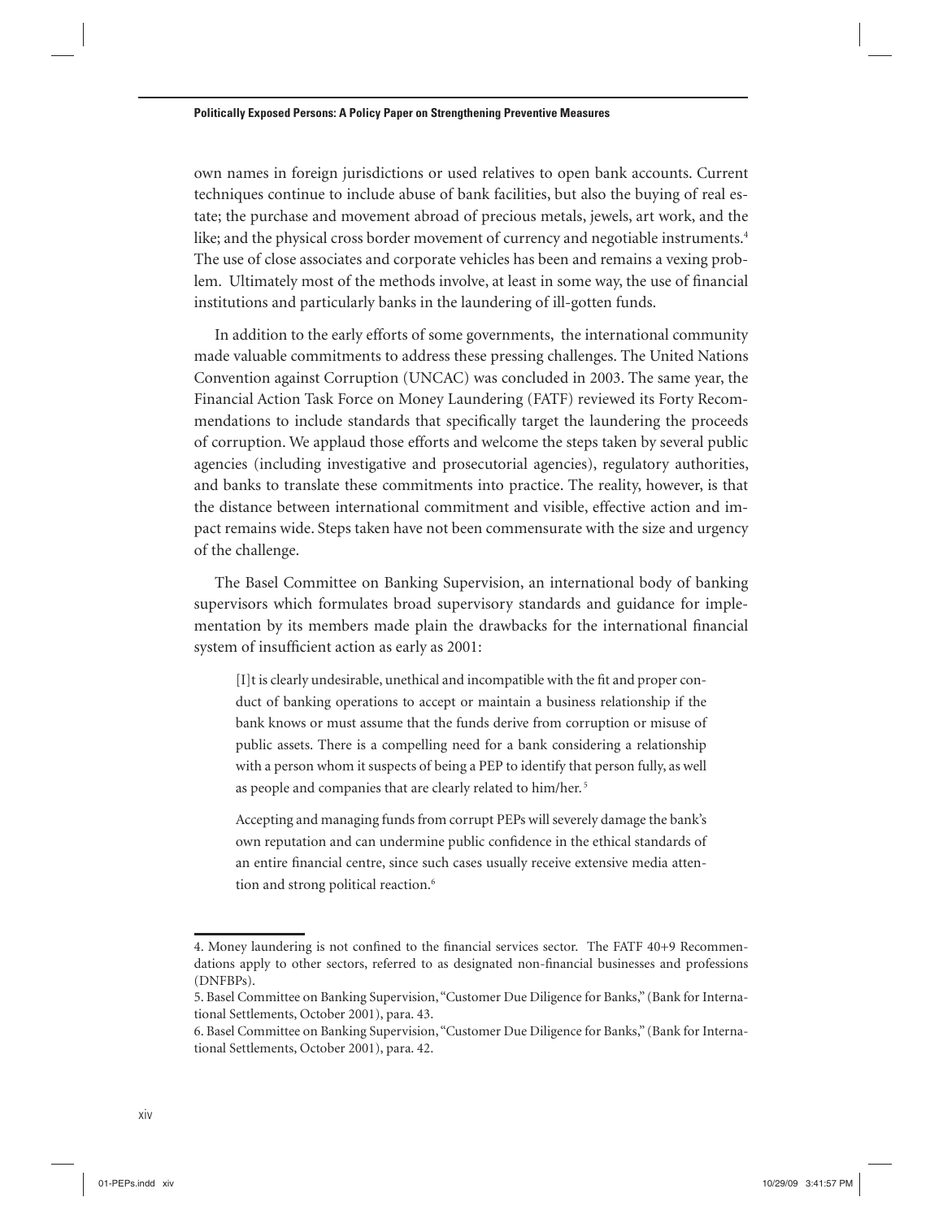own names in foreign jurisdictions or used relatives to open bank accounts. Current techniques continue to include abuse of bank facilities, but also the buying of real estate; the purchase and movement abroad of precious metals, jewels, art work, and the like; and the physical cross border movement of currency and negotiable instruments.[4] The use of close associates and corporate vehicles has been and remains a vexing problem. Ultimately most of the methods involve, at least in some way, the use of financial institutions and particularly banks in the laundering of ill-gotten funds.

In addition to the early efforts of some governments, the international community made valuable commitments to address these pressing challenges. The United Nations Convention against Corruption (UNCAC) was concluded in 2003. The same year, the Financial Action Task Force on Money Laundering (FATF) reviewed its Forty Recommendations to include standards that specifically target the laundering the proceeds of corruption. We applaud those efforts and welcome the steps taken by several public agencies (including investigative and prosecutorial agencies), regulatory authorities, and banks to translate these commitments into practice. The reality, however, is that the distance between international commitment and visible, effective action and impact remains wide. Steps taken have not been commensurate with the size and urgency of the challenge.

The Basel Committee on Banking Supervision, an international body of banking supervisors which formulates broad supervisory standards and guidance for implementation by its members made plain the drawbacks for the international financial system of insufficient action as early as 2001:

> [I]t is clearly undesirable, unethical and incompatible with the fit and proper conduct of banking operations to accept or maintain a business relationship if the bank knows or must assume that the funds derive from corruption or misuse of public assets. There is a compelling need for a bank considering a relationship with a person whom it suspects of being a PEP to identify that person fully, as well as people and companies that are clearly related to him/her.[5]
>
> Accepting and managing funds from corrupt PEPs will severely damage the bank's own reputation and can undermine public confidence in the ethical standards of an entire financial centre, since such cases usually receive extensive media attention and strong political reaction.[6]

---

4. Money laundering is not confined to the financial services sector. The FATF 40+9 Recommendations apply to other sectors, referred to as designated non-financial businesses and professions (DNFBPs).

5. Basel Committee on Banking Supervision, "Customer Due Diligence for Banks," (Bank for International Settlements, October 2001), para. 43.

6. Basel Committee on Banking Supervision, "Customer Due Diligence for Banks," (Bank for International Settlements, October 2001), para. 42.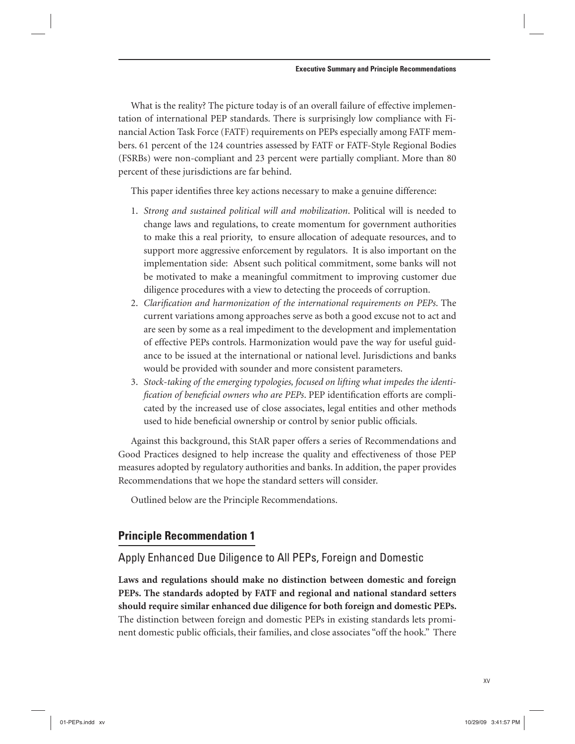What is the reality? The picture today is of an overall failure of effective implementation of international PEP standards. There is surprisingly low compliance with Financial Action Task Force (FATF) requirements on PEPs especially among FATF members. 61 percent of the 124 countries assessed by FATF or FATF-Style Regional Bodies (FSRBs) were non-compliant and 23 percent were partially compliant. More than 80 percent of these jurisdictions are far behind.

This paper identifies three key actions necessary to make a genuine difference:

1. *Strong and sustained political will and mobilization*. Political will is needed to change laws and regulations, to create momentum for government authorities to make this a real priority, to ensure allocation of adequate resources, and to support more aggressive enforcement by regulators. It is also important on the implementation side: Absent such political commitment, some banks will not be motivated to make a meaningful commitment to improving customer due diligence procedures with a view to detecting the proceeds of corruption.
2. *Clarification and harmonization of the international requirements on PEPs*. The current variations among approaches serve as both a good excuse not to act and are seen by some as a real impediment to the development and implementation of effective PEPs controls. Harmonization would pave the way for useful guidance to be issued at the international or national level. Jurisdictions and banks would be provided with sounder and more consistent parameters.
3. *Stock-taking of the emerging typologies, focused on lifting what impedes the identification of beneficial owners who are PEPs*. PEP identification efforts are complicated by the increased use of close associates, legal entities and other methods used to hide beneficial ownership or control by senior public officials.

Against this background, this StAR paper offers a series of Recommendations and Good Practices designed to help increase the quality and effectiveness of those PEP measures adopted by regulatory authorities and banks. In addition, the paper provides Recommendations that we hope the standard setters will consider.

Outlined below are the Principle Recommendations.

## Principle Recommendation 1

### Apply Enhanced Due Diligence to All PEPs, Foreign and Domestic

**Laws and regulations should make no distinction between domestic and foreign PEPs. The standards adopted by FATF and regional and national standard setters should require similar enhanced due diligence for both foreign and domestic PEPs.** The distinction between foreign and domestic PEPs in existing standards lets prominent domestic public officials, their families, and close associates "off the hook." There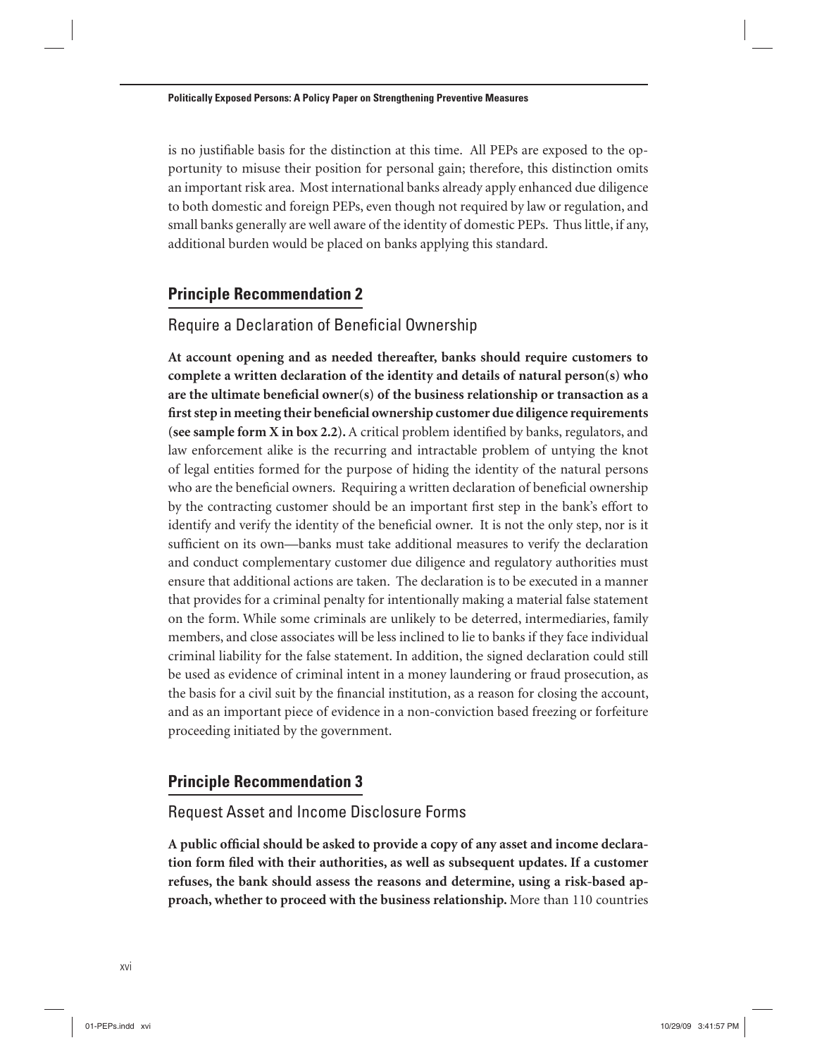is no justifiable basis for the distinction at this time. All PEPs are exposed to the opportunity to misuse their position for personal gain; therefore, this distinction omits an important risk area. Most international banks already apply enhanced due diligence to both domestic and foreign PEPs, even though not required by law or regulation, and small banks generally are well aware of the identity of domestic PEPs. Thus little, if any, additional burden would be placed on banks applying this standard.

## Principle Recommendation 2

### Require a Declaration of Beneficial Ownership

**At account opening and as needed thereafter, banks should require customers to complete a written declaration of the identity and details of natural person(s) who are the ultimate beneficial owner(s) of the business relationship or transaction as a first step in meeting their beneficial ownership customer due diligence requirements (see sample form X in box 2.2).** A critical problem identified by banks, regulators, and law enforcement alike is the recurring and intractable problem of untying the knot of legal entities formed for the purpose of hiding the identity of the natural persons who are the beneficial owners. Requiring a written declaration of beneficial ownership by the contracting customer should be an important first step in the bank's effort to identify and verify the identity of the beneficial owner. It is not the only step, nor is it sufficient on its own—banks must take additional measures to verify the declaration and conduct complementary customer due diligence and regulatory authorities must ensure that additional actions are taken. The declaration is to be executed in a manner that provides for a criminal penalty for intentionally making a material false statement on the form. While some criminals are unlikely to be deterred, intermediaries, family members, and close associates will be less inclined to lie to banks if they face individual criminal liability for the false statement. In addition, the signed declaration could still be used as evidence of criminal intent in a money laundering or fraud prosecution, as the basis for a civil suit by the financial institution, as a reason for closing the account, and as an important piece of evidence in a non-conviction based freezing or forfeiture proceeding initiated by the government.

## Principle Recommendation 3

### Request Asset and Income Disclosure Forms

**A public official should be asked to provide a copy of any asset and income declaration form filed with their authorities, as well as subsequent updates. If a customer refuses, the bank should assess the reasons and determine, using a risk-based approach, whether to proceed with the business relationship.** More than 110 countries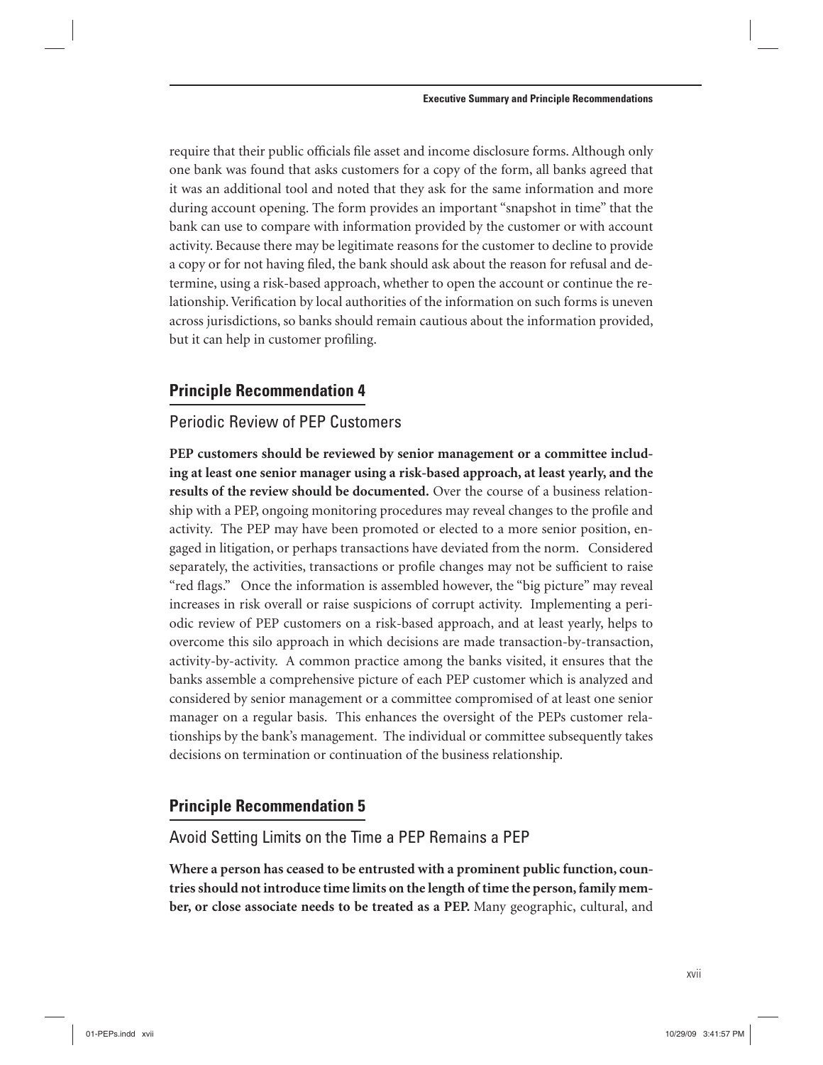require that their public officials file asset and income disclosure forms. Although only one bank was found that asks customers for a copy of the form, all banks agreed that it was an additional tool and noted that they ask for the same information and more during account opening. The form provides an important "snapshot in time" that the bank can use to compare with information provided by the customer or with account activity. Because there may be legitimate reasons for the customer to decline to provide a copy or for not having filed, the bank should ask about the reason for refusal and determine, using a risk-based approach, whether to open the account or continue the relationship. Verification by local authorities of the information on such forms is uneven across jurisdictions, so banks should remain cautious about the information provided, but it can help in customer profiling.

## Principle Recommendation 4

### Periodic Review of PEP Customers

**PEP customers should be reviewed by senior management or a committee including at least one senior manager using a risk-based approach, at least yearly, and the results of the review should be documented.** Over the course of a business relationship with a PEP, ongoing monitoring procedures may reveal changes to the profile and activity. The PEP may have been promoted or elected to a more senior position, engaged in litigation, or perhaps transactions have deviated from the norm. Considered separately, the activities, transactions or profile changes may not be sufficient to raise "red flags." Once the information is assembled however, the "big picture" may reveal increases in risk overall or raise suspicions of corrupt activity. Implementing a periodic review of PEP customers on a risk-based approach, and at least yearly, helps to overcome this silo approach in which decisions are made transaction-by-transaction, activity-by-activity. A common practice among the banks visited, it ensures that the banks assemble a comprehensive picture of each PEP customer which is analyzed and considered by senior management or a committee compromised of at least one senior manager on a regular basis. This enhances the oversight of the PEPs customer relationships by the bank's management. The individual or committee subsequently takes decisions on termination or continuation of the business relationship.

## Principle Recommendation 5

### Avoid Setting Limits on the Time a PEP Remains a PEP

**Where a person has ceased to be entrusted with a prominent public function, countries should not introduce time limits on the length of time the person, family member, or close associate needs to be treated as a PEP.** Many geographic, cultural, and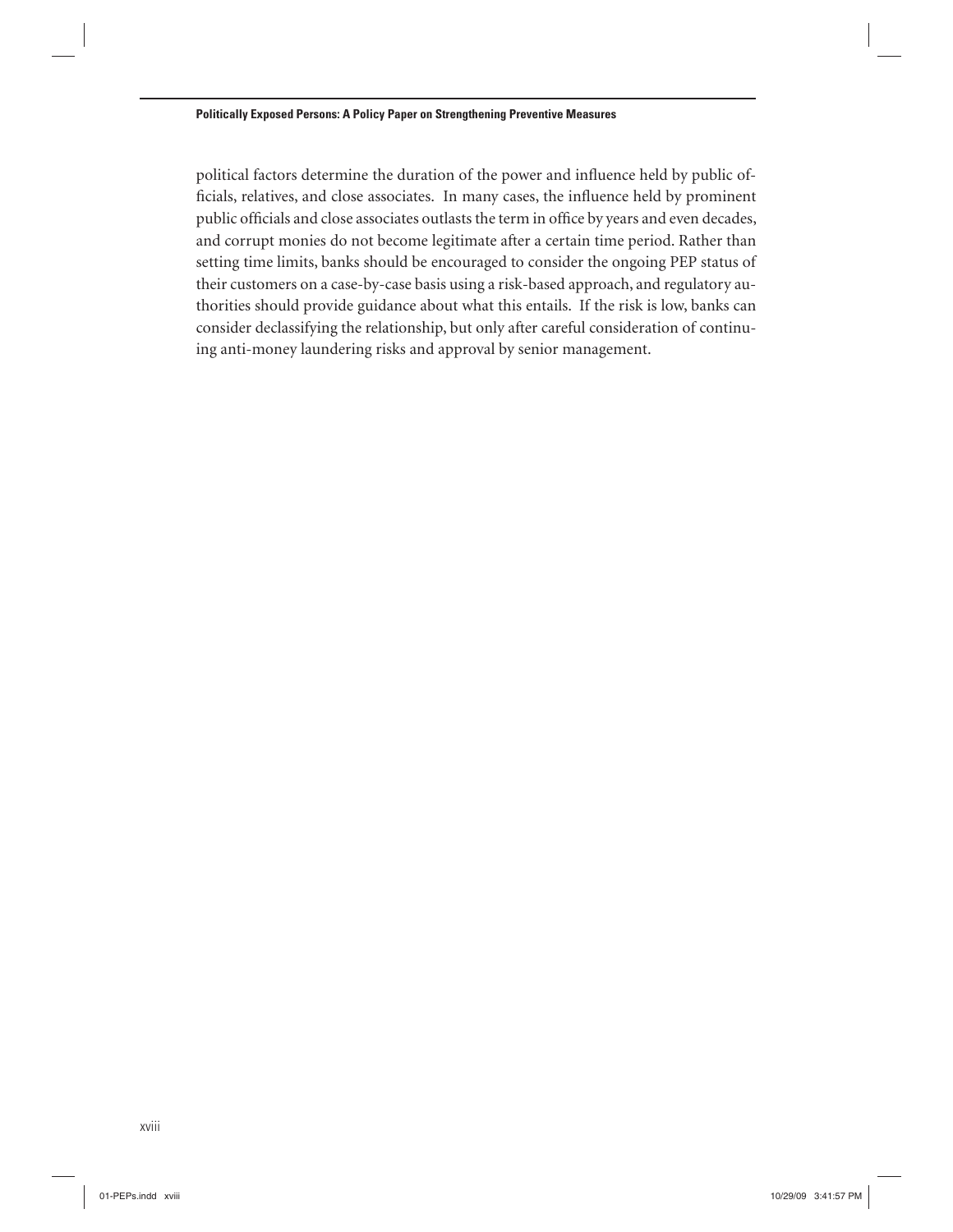political factors determine the duration of the power and influence held by public officials, relatives, and close associates. In many cases, the influence held by prominent public officials and close associates outlasts the term in office by years and even decades, and corrupt monies do not become legitimate after a certain time period. Rather than setting time limits, banks should be encouraged to consider the ongoing PEP status of their customers on a case-by-case basis using a risk-based approach, and regulatory authorities should provide guidance about what this entails. If the risk is low, banks can consider declassifying the relationship, but only after careful consideration of continuing anti-money laundering risks and approval by senior management.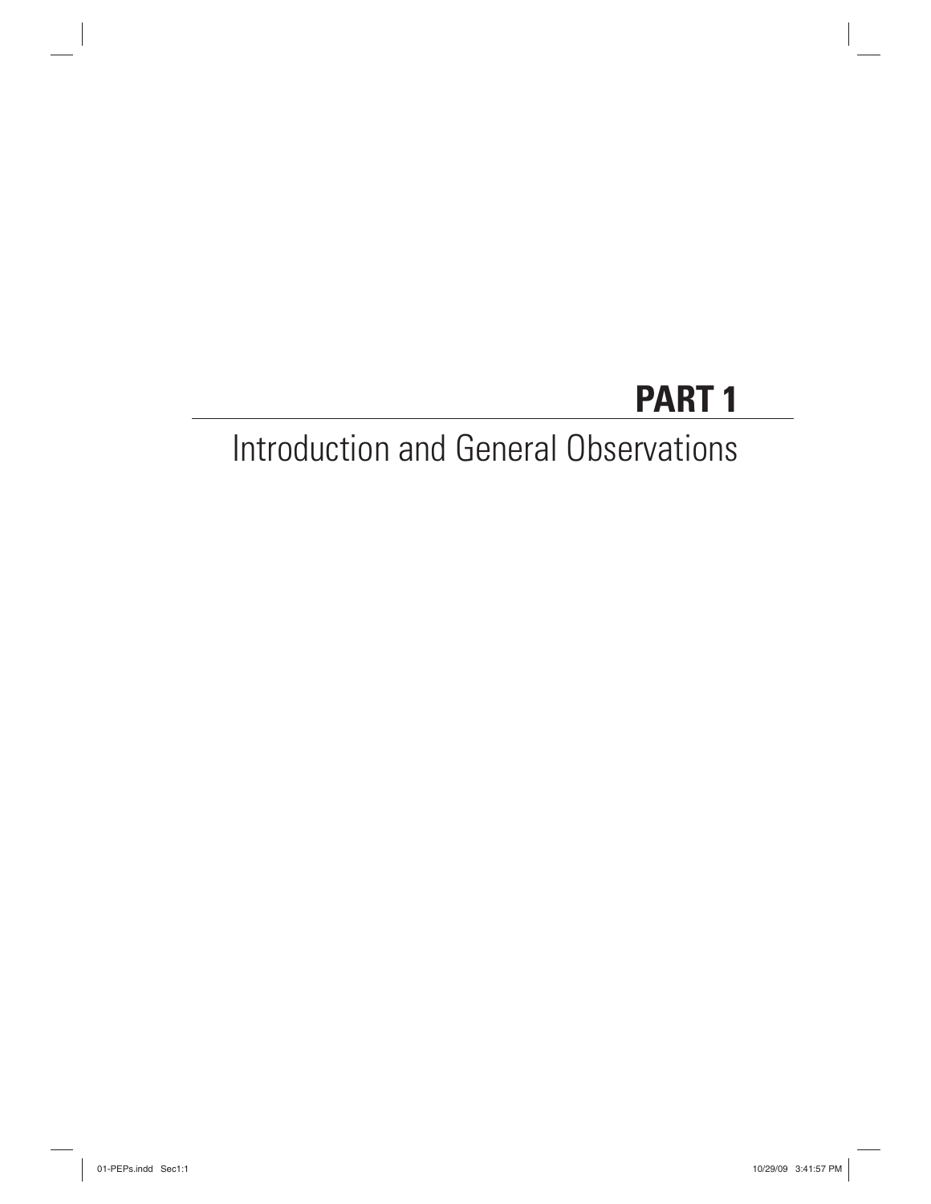# PART 1

## Introduction and General Observations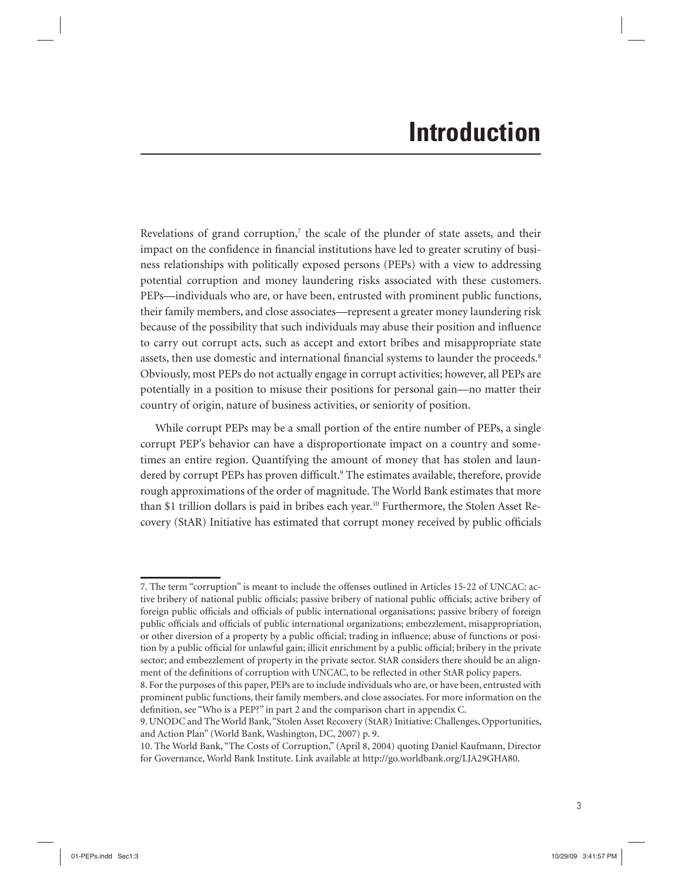# Introduction

Revelations of grand corruption,[7] the scale of the plunder of state assets, and their impact on the confidence in financial institutions have led to greater scrutiny of business relationships with politically exposed persons (PEPs) with a view to addressing potential corruption and money laundering risks associated with these customers. PEPs—individuals who are, or have been, entrusted with prominent public functions, their family members, and close associates—represent a greater money laundering risk because of the possibility that such individuals may abuse their position and influence to carry out corrupt acts, such as accept and extort bribes and misappropriate state assets, then use domestic and international financial systems to launder the proceeds.[8] Obviously, most PEPs do not actually engage in corrupt activities; however, all PEPs are potentially in a position to misuse their positions for personal gain—no matter their country of origin, nature of business activities, or seniority of position.

While corrupt PEPs may be a small portion of the entire number of PEPs, a single corrupt PEP's behavior can have a disproportionate impact on a country and sometimes an entire region. Quantifying the amount of money that has stolen and laundered by corrupt PEPs has proven difficult.[9] The estimates available, therefore, provide rough approximations of the order of magnitude. The World Bank estimates that more than $1 trillion dollars is paid in bribes each year.[10] Furthermore, the Stolen Asset Recovery (StAR) Initiative has estimated that corrupt money received by public officials

---

7. The term "corruption" is meant to include the offenses outlined in Articles 15-22 of UNCAC: active bribery of national public officials; passive bribery of national public officials; active bribery of foreign public officials and officials of public international organisations; passive bribery of foreign public officials and officials of public international organizations; embezzlement, misappropriation, or other diversion of a property by a public official; trading in influence; abuse of functions or position by a public official for unlawful gain; illicit enrichment by a public official; bribery in the private sector; and embezzlement of property in the private sector. StAR considers there should be an alignment of the definitions of corruption with UNCAC, to be reflected in other StAR policy papers.

8. For the purposes of this paper, PEPs are to include individuals who are, or have been, entrusted with prominent public functions, their family members, and close associates. For more information on the definition, see "Who is a PEP?" in part 2 and the comparison chart in appendix C.

9. UNODC and The World Bank, "Stolen Asset Recovery (StAR) Initiative: Challenges, Opportunities, and Action Plan" (World Bank, Washington, DC, 2007) p. 9.

10. The World Bank, "The Costs of Corruption," (April 8, 2004) quoting Daniel Kaufmann, Director for Governance, World Bank Institute. Link available at http://go.worldbank.org/LJA29GHA80.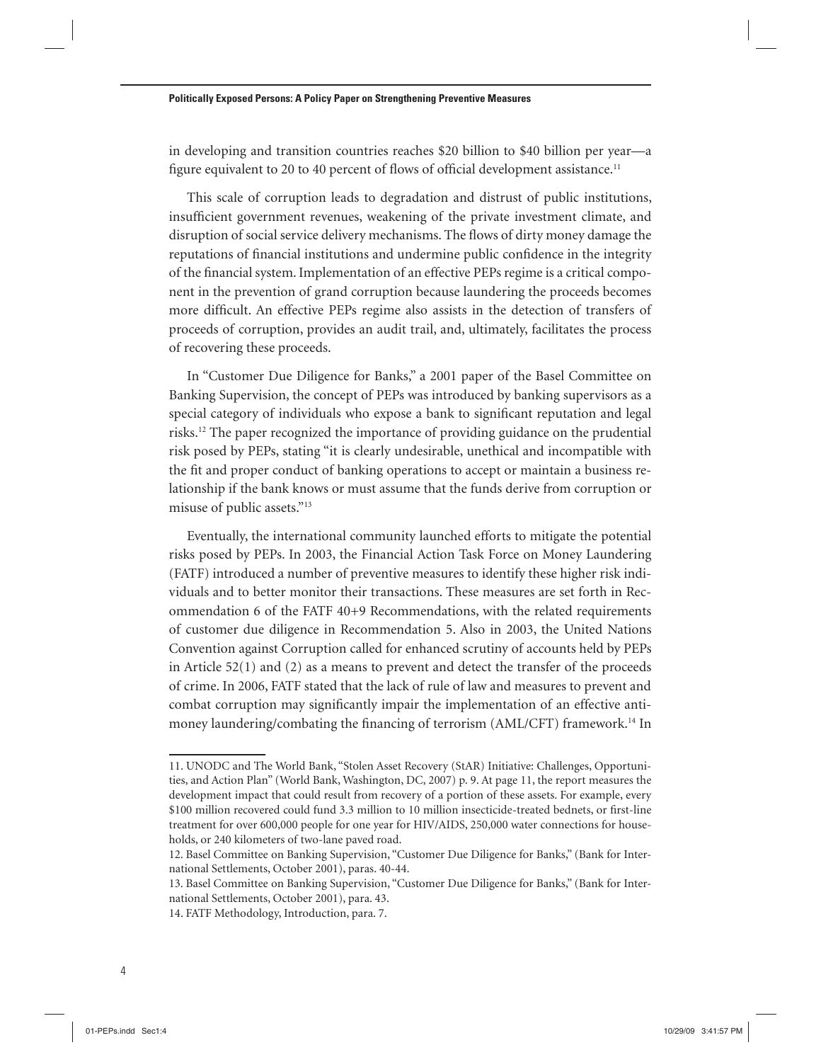in developing and transition countries reaches \$20 billion to \$40 billion per year—a figure equivalent to 20 to 40 percent of flows of official development assistance.[11]

This scale of corruption leads to degradation and distrust of public institutions, insufficient government revenues, weakening of the private investment climate, and disruption of social service delivery mechanisms. The flows of dirty money damage the reputations of financial institutions and undermine public confidence in the integrity of the financial system. Implementation of an effective PEPs regime is a critical component in the prevention of grand corruption because laundering the proceeds becomes more difficult. An effective PEPs regime also assists in the detection of transfers of proceeds of corruption, provides an audit trail, and, ultimately, facilitates the process of recovering these proceeds.

In "Customer Due Diligence for Banks," a 2001 paper of the Basel Committee on Banking Supervision, the concept of PEPs was introduced by banking supervisors as a special category of individuals who expose a bank to significant reputation and legal risks.[12] The paper recognized the importance of providing guidance on the prudential risk posed by PEPs, stating "it is clearly undesirable, unethical and incompatible with the fit and proper conduct of banking operations to accept or maintain a business relationship if the bank knows or must assume that the funds derive from corruption or misuse of public assets."[13]

Eventually, the international community launched efforts to mitigate the potential risks posed by PEPs. In 2003, the Financial Action Task Force on Money Laundering (FATF) introduced a number of preventive measures to identify these higher risk individuals and to better monitor their transactions. These measures are set forth in Recommendation 6 of the FATF 40+9 Recommendations, with the related requirements of customer due diligence in Recommendation 5. Also in 2003, the United Nations Convention against Corruption called for enhanced scrutiny of accounts held by PEPs in Article 52(1) and (2) as a means to prevent and detect the transfer of the proceeds of crime. In 2006, FATF stated that the lack of rule of law and measures to prevent and combat corruption may significantly impair the implementation of an effective anti-money laundering/combating the financing of terrorism (AML/CFT) framework.[14] In

---

11. UNODC and The World Bank, "Stolen Asset Recovery (StAR) Initiative: Challenges, Opportunities, and Action Plan" (World Bank, Washington, DC, 2007) p. 9. At page 11, the report measures the development impact that could result from recovery of a portion of these assets. For example, every \$100 million recovered could fund 3.3 million to 10 million insecticide-treated bednets, or first-line treatment for over 600,000 people for one year for HIV/AIDS, 250,000 water connections for households, or 240 kilometers of two-lane paved road.

12. Basel Committee on Banking Supervision, "Customer Due Diligence for Banks," (Bank for International Settlements, October 2001), paras. 40-44.

13. Basel Committee on Banking Supervision, "Customer Due Diligence for Banks," (Bank for International Settlements, October 2001), para. 43.

14. FATF Methodology, Introduction, para. 7.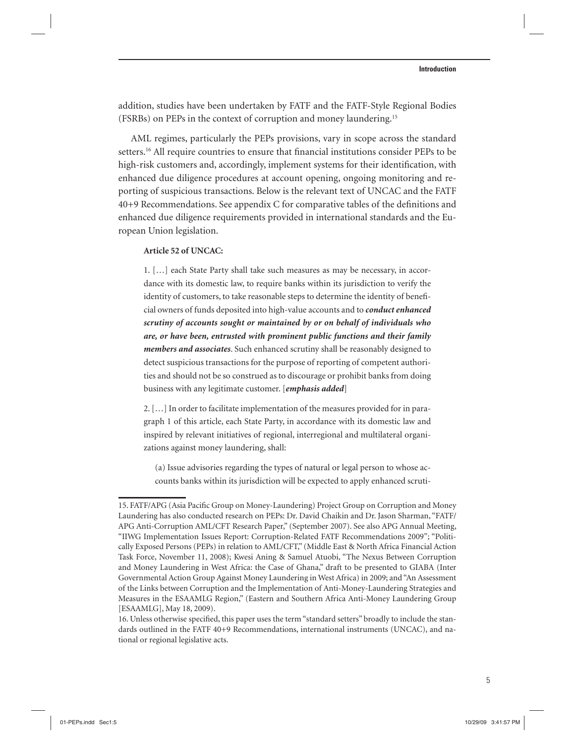addition, studies have been undertaken by FATF and the FATF-Style Regional Bodies (FSRBs) on PEPs in the context of corruption and money laundering.[15]

AML regimes, particularly the PEPs provisions, vary in scope across the standard setters.[16] All require countries to ensure that financial institutions consider PEPs to be high-risk customers and, accordingly, implement systems for their identification, with enhanced due diligence procedures at account opening, ongoing monitoring and reporting of suspicious transactions. Below is the relevant text of UNCAC and the FATF 40+9 Recommendations. See appendix C for comparative tables of the definitions and enhanced due diligence requirements provided in international standards and the European Union legislation.

> **Article 52 of UNCAC:**
>
> 1. […] each State Party shall take such measures as may be necessary, in accordance with its domestic law, to require banks within its jurisdiction to verify the identity of customers, to take reasonable steps to determine the identity of beneficial owners of funds deposited into high-value accounts and to ***conduct enhanced scrutiny of accounts sought or maintained by or on behalf of individuals who are, or have been, entrusted with prominent public functions and their family members and associates***. Such enhanced scrutiny shall be reasonably designed to detect suspicious transactions for the purpose of reporting of competent authorities and should not be so construed as to discourage or prohibit banks from doing business with any legitimate customer. [***emphasis added***]
>
> 2. […] In order to facilitate implementation of the measures provided for in paragraph 1 of this article, each State Party, in accordance with its domestic law and inspired by relevant initiatives of regional, interregional and multilateral organizations against money laundering, shall:
>
> (a) Issue advisories regarding the types of natural or legal person to whose accounts banks within its jurisdiction will be expected to apply enhanced scruti-

15. FATF/APG (Asia Pacific Group on Money-Laundering) Project Group on Corruption and Money Laundering has also conducted research on PEPs: Dr. David Chaikin and Dr. Jason Sharman, "FATF/APG Anti-Corruption AML/CFT Research Paper," (September 2007). See also APG Annual Meeting, "IIWG Implementation Issues Report: Corruption-Related FATF Recommendations 2009"; "Politically Exposed Persons (PEPs) in relation to AML/CFT," (Middle East & North Africa Financial Action Task Force, November 11, 2008); Kwesi Aning & Samuel Atuobi, "The Nexus Between Corruption and Money Laundering in West Africa: the Case of Ghana," draft to be presented to GIABA (Inter Governmental Action Group Against Money Laundering in West Africa) in 2009; and "An Assessment of the Links between Corruption and the Implementation of Anti-Money-Laundering Strategies and Measures in the ESAAMLG Region," (Eastern and Southern Africa Anti-Money Laundering Group [ESAAMLG], May 18, 2009).

16. Unless otherwise specified, this paper uses the term "standard setters" broadly to include the standards outlined in the FATF 40+9 Recommendations, international instruments (UNCAC), and national or regional legislative acts.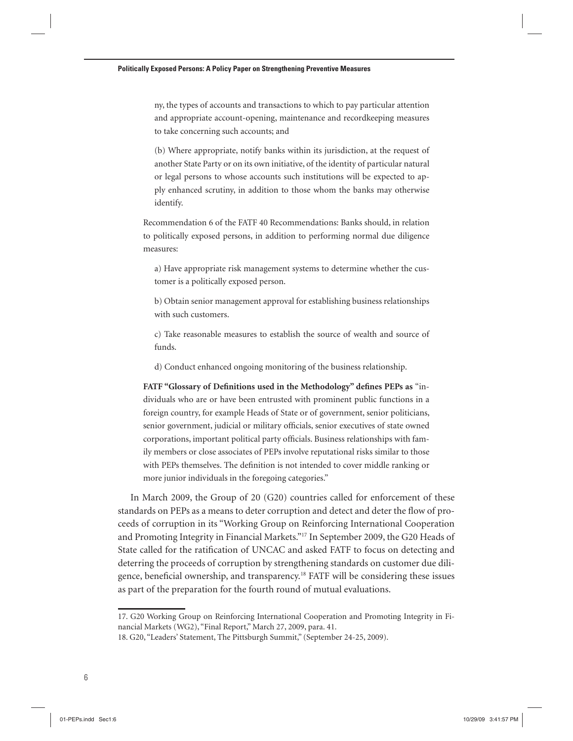ny, the types of accounts and transactions to which to pay particular attention and appropriate account-opening, maintenance and recordkeeping measures to take concerning such accounts; and

(b) Where appropriate, notify banks within its jurisdiction, at the request of another State Party or on its own initiative, of the identity of particular natural or legal persons to whose accounts such institutions will be expected to apply enhanced scrutiny, in addition to those whom the banks may otherwise identify.

Recommendation 6 of the FATF 40 Recommendations: Banks should, in relation to politically exposed persons, in addition to performing normal due diligence measures:

a) Have appropriate risk management systems to determine whether the customer is a politically exposed person.

b) Obtain senior management approval for establishing business relationships with such customers.

c) Take reasonable measures to establish the source of wealth and source of funds.

d) Conduct enhanced ongoing monitoring of the business relationship.

**FATF "Glossary of Definitions used in the Methodology" defines PEPs as** "individuals who are or have been entrusted with prominent public functions in a foreign country, for example Heads of State or of government, senior politicians, senior government, judicial or military officials, senior executives of state owned corporations, important political party officials. Business relationships with family members or close associates of PEPs involve reputational risks similar to those with PEPs themselves. The definition is not intended to cover middle ranking or more junior individuals in the foregoing categories."

In March 2009, the Group of 20 (G20) countries called for enforcement of these standards on PEPs as a means to deter corruption and detect and deter the flow of proceeds of corruption in its "Working Group on Reinforcing International Cooperation and Promoting Integrity in Financial Markets."[17] In September 2009, the G20 Heads of State called for the ratification of UNCAC and asked FATF to focus on detecting and deterring the proceeds of corruption by strengthening standards on customer due diligence, beneficial ownership, and transparency.[18] FATF will be considering these issues as part of the preparation for the fourth round of mutual evaluations.

17. G20 Working Group on Reinforcing International Cooperation and Promoting Integrity in Financial Markets (WG2), "Final Report," March 27, 2009, para. 41.

18. G20, "Leaders' Statement, The Pittsburgh Summit," (September 24-25, 2009).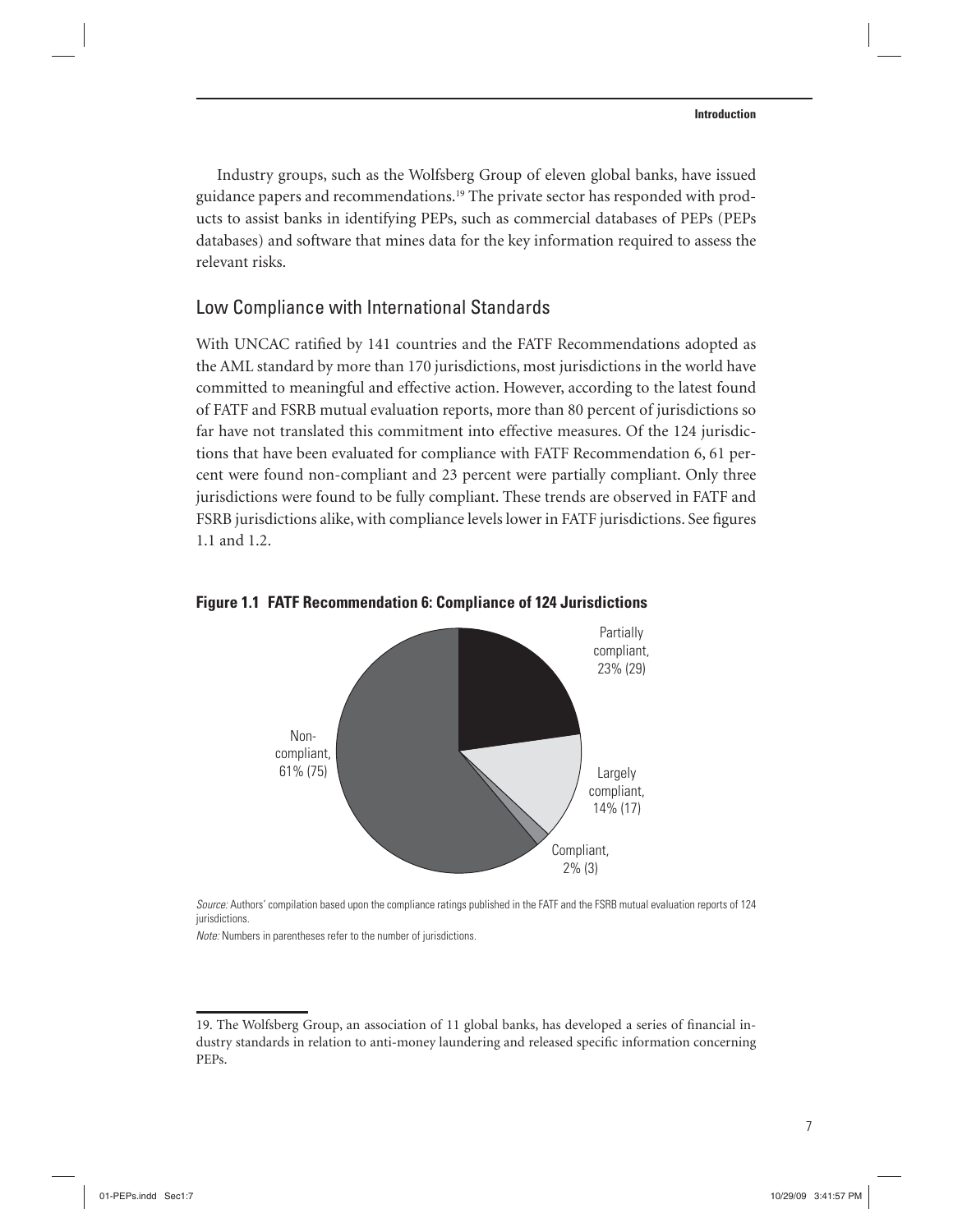Industry groups, such as the Wolfsberg Group of eleven global banks, have issued guidance papers and recommendations.[19] The private sector has responded with products to assist banks in identifying PEPs, such as commercial databases of PEPs (PEPs databases) and software that mines data for the key information required to assess the relevant risks.

## Low Compliance with International Standards

With UNCAC ratified by 141 countries and the FATF Recommendations adopted as the AML standard by more than 170 jurisdictions, most jurisdictions in the world have committed to meaningful and effective action. However, according to the latest found of FATF and FSRB mutual evaluation reports, more than 80 percent of jurisdictions so far have not translated this commitment into effective measures. Of the 124 jurisdictions that have been evaluated for compliance with FATF Recommendation 6, 61 percent were found non-compliant and 23 percent were partially compliant. Only three jurisdictions were found to be fully compliant. These trends are observed in FATF and FSRB jurisdictions alike, with compliance levels lower in FATF jurisdictions. See figures 1.1 and 1.2.

**Figure 1.1 FATF Recommendation 6: Compliance of 124 Jurisdictions**

Partially compliant, 23% (29)

Largely compliant, 14% (17)

Compliant, 2% (3)

Non-compliant, 61% (75)

*Source:* Authors' compilation based upon the compliance ratings published in the FATF and the FSRB mutual evaluation reports of 124 jurisdictions.

*Note:* Numbers in parentheses refer to the number of jurisdictions.

---

19. The Wolfsberg Group, an association of 11 global banks, has developed a series of financial industry standards in relation to anti-money laundering and released specific information concerning PEPs.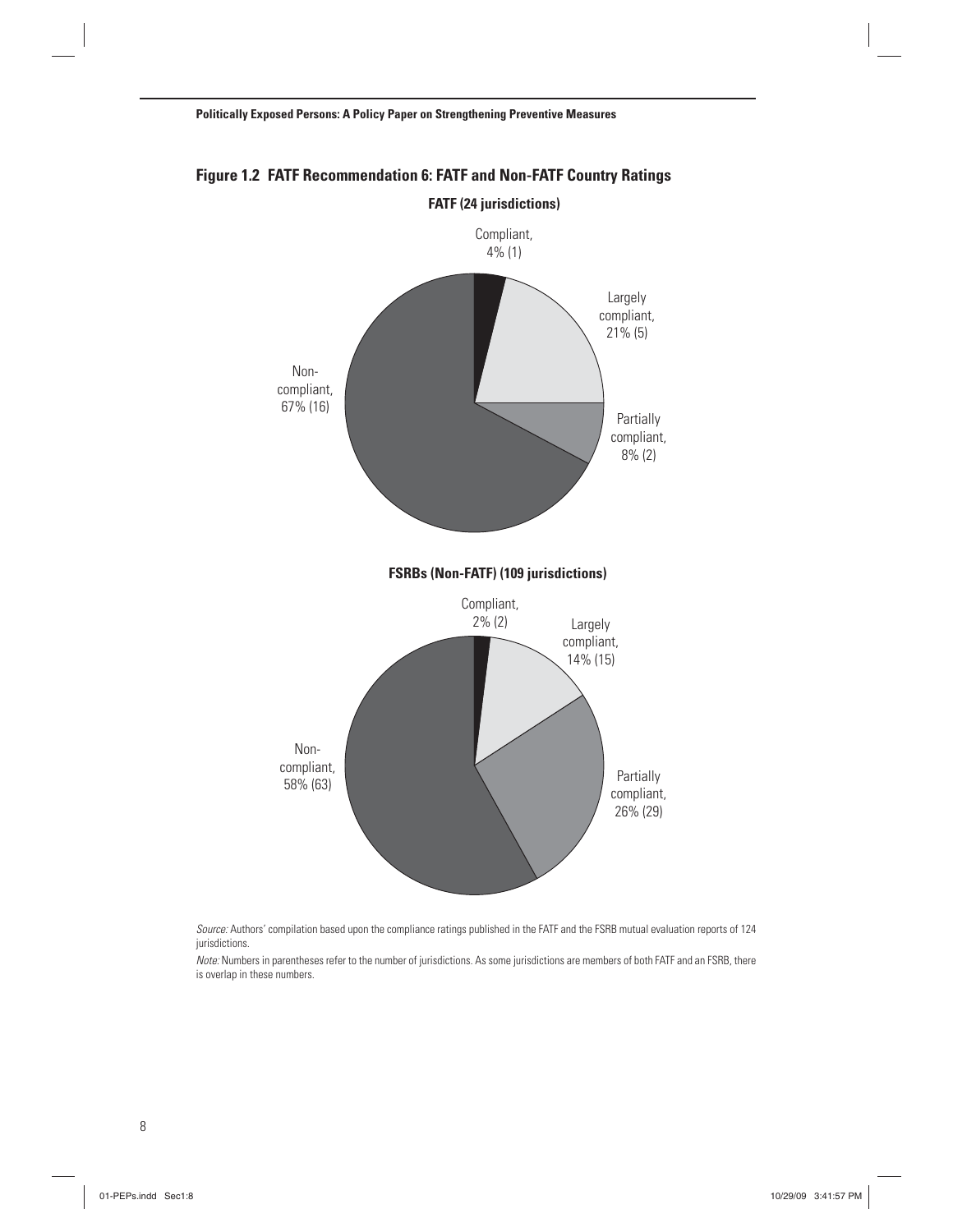**Figure 1.2 FATF Recommendation 6: FATF and Non-FATF Country Ratings**

**FATF (24 jurisdictions)**

Compliant, 4% (1)

Largely compliant, 21% (5)

Partially compliant, 8% (2)

Non-compliant, 67% (16)

**FSRBs (Non-FATF) (109 jurisdictions)**

Compliant, 2% (2)

Largely compliant, 14% (15)

Partially compliant, 26% (29)

Non-compliant, 58% (63)

*Source:* Authors' compilation based upon the compliance ratings published in the FATF and the FSRB mutual evaluation reports of 124 jurisdictions.

*Note:* Numbers in parentheses refer to the number of jurisdictions. As some jurisdictions are members of both FATF and an FSRB, there is overlap in these numbers.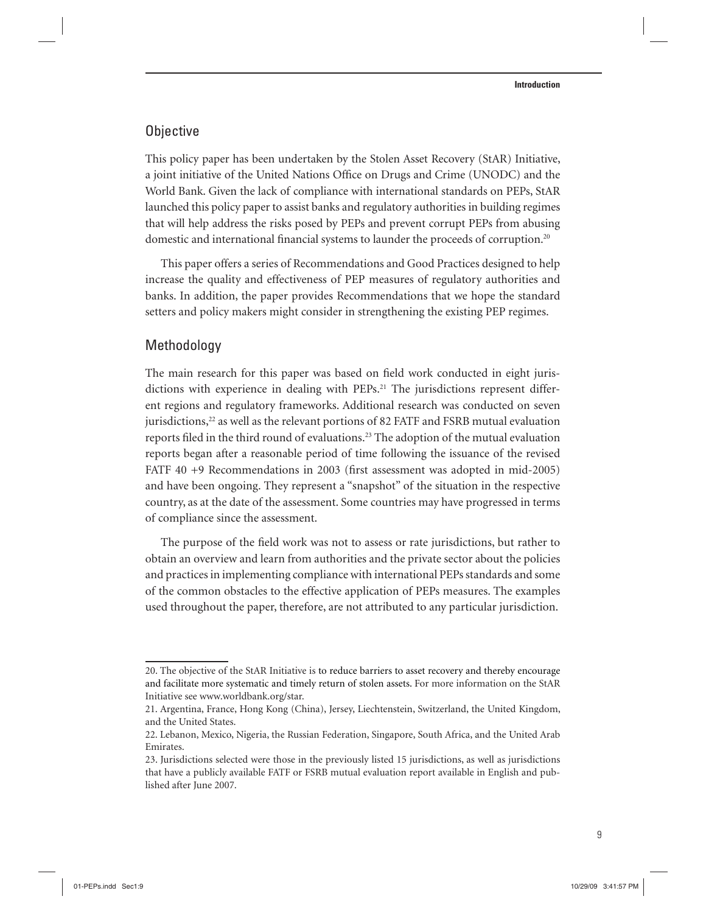## Objective

This policy paper has been undertaken by the Stolen Asset Recovery (StAR) Initiative, a joint initiative of the United Nations Office on Drugs and Crime (UNODC) and the World Bank. Given the lack of compliance with international standards on PEPs, StAR launched this policy paper to assist banks and regulatory authorities in building regimes that will help address the risks posed by PEPs and prevent corrupt PEPs from abusing domestic and international financial systems to launder the proceeds of corruption.[20]

This paper offers a series of Recommendations and Good Practices designed to help increase the quality and effectiveness of PEP measures of regulatory authorities and banks. In addition, the paper provides Recommendations that we hope the standard setters and policy makers might consider in strengthening the existing PEP regimes.

## Methodology

The main research for this paper was based on field work conducted in eight jurisdictions with experience in dealing with PEPs.[21] The jurisdictions represent different regions and regulatory frameworks. Additional research was conducted on seven jurisdictions,[22] as well as the relevant portions of 82 FATF and FSRB mutual evaluation reports filed in the third round of evaluations.[23] The adoption of the mutual evaluation reports began after a reasonable period of time following the issuance of the revised FATF 40 +9 Recommendations in 2003 (first assessment was adopted in mid-2005) and have been ongoing. They represent a "snapshot" of the situation in the respective country, as at the date of the assessment. Some countries may have progressed in terms of compliance since the assessment.

The purpose of the field work was not to assess or rate jurisdictions, but rather to obtain an overview and learn from authorities and the private sector about the policies and practices in implementing compliance with international PEPs standards and some of the common obstacles to the effective application of PEPs measures. The examples used throughout the paper, therefore, are not attributed to any particular jurisdiction.

---

20. The objective of the StAR Initiative is to reduce barriers to asset recovery and thereby encourage and facilitate more systematic and timely return of stolen assets. For more information on the StAR Initiative see www.worldbank.org/star.

21. Argentina, France, Hong Kong (China), Jersey, Liechtenstein, Switzerland, the United Kingdom, and the United States.

22. Lebanon, Mexico, Nigeria, the Russian Federation, Singapore, South Africa, and the United Arab Emirates.

23. Jurisdictions selected were those in the previously listed 15 jurisdictions, as well as jurisdictions that have a publicly available FATF or FSRB mutual evaluation report available in English and published after June 2007.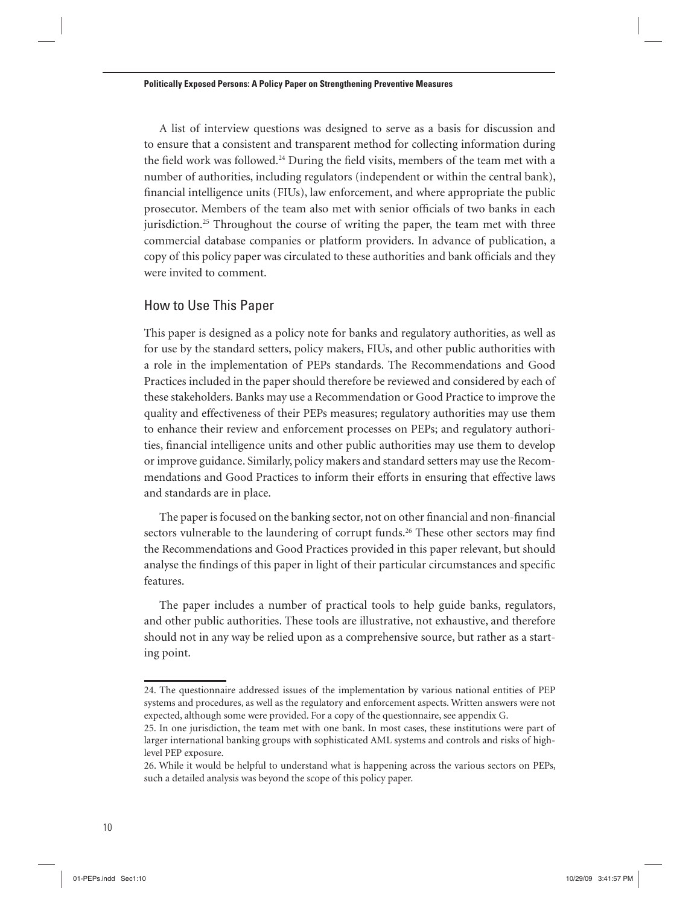A list of interview questions was designed to serve as a basis for discussion and to ensure that a consistent and transparent method for collecting information during the field work was followed.[24] During the field visits, members of the team met with a number of authorities, including regulators (independent or within the central bank), financial intelligence units (FIUs), law enforcement, and where appropriate the public prosecutor. Members of the team also met with senior officials of two banks in each jurisdiction.[25] Throughout the course of writing the paper, the team met with three commercial database companies or platform providers. In advance of publication, a copy of this policy paper was circulated to these authorities and bank officials and they were invited to comment.

## How to Use This Paper

This paper is designed as a policy note for banks and regulatory authorities, as well as for use by the standard setters, policy makers, FIUs, and other public authorities with a role in the implementation of PEPs standards. The Recommendations and Good Practices included in the paper should therefore be reviewed and considered by each of these stakeholders. Banks may use a Recommendation or Good Practice to improve the quality and effectiveness of their PEPs measures; regulatory authorities may use them to enhance their review and enforcement processes on PEPs; and regulatory authorities, financial intelligence units and other public authorities may use them to develop or improve guidance. Similarly, policy makers and standard setters may use the Recommendations and Good Practices to inform their efforts in ensuring that effective laws and standards are in place.

The paper is focused on the banking sector, not on other financial and non-financial sectors vulnerable to the laundering of corrupt funds.[26] These other sectors may find the Recommendations and Good Practices provided in this paper relevant, but should analyse the findings of this paper in light of their particular circumstances and specific features.

The paper includes a number of practical tools to help guide banks, regulators, and other public authorities. These tools are illustrative, not exhaustive, and therefore should not in any way be relied upon as a comprehensive source, but rather as a starting point.

---

24. The questionnaire addressed issues of the implementation by various national entities of PEP systems and procedures, as well as the regulatory and enforcement aspects. Written answers were not expected, although some were provided. For a copy of the questionnaire, see appendix G.

25. In one jurisdiction, the team met with one bank. In most cases, these institutions were part of larger international banking groups with sophisticated AML systems and controls and risks of high-level PEP exposure.

26. While it would be helpful to understand what is happening across the various sectors on PEPs, such a detailed analysis was beyond the scope of this policy paper.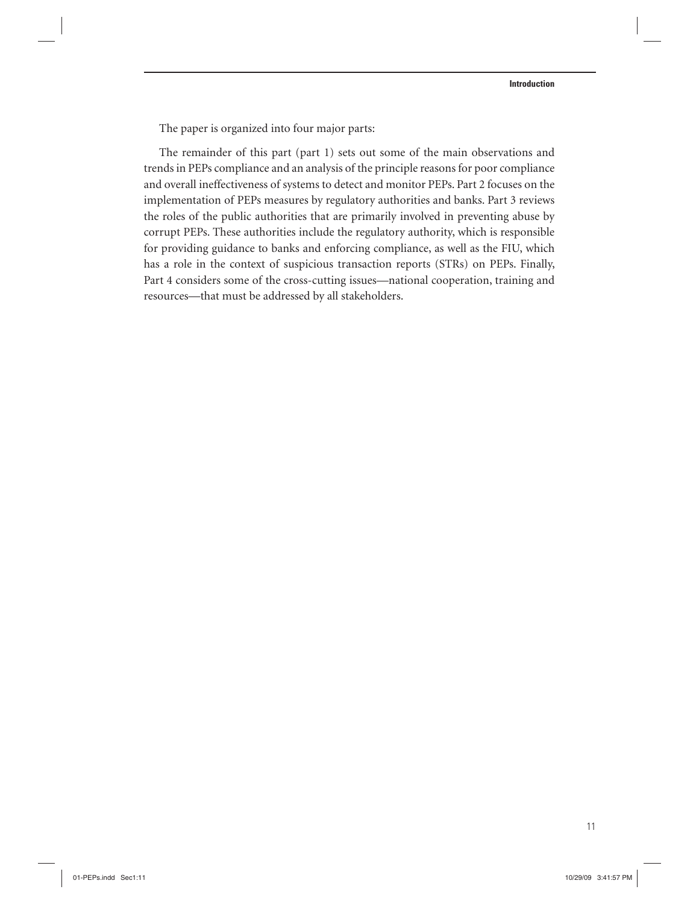The paper is organized into four major parts:

The remainder of this part (part 1) sets out some of the main observations and trends in PEPs compliance and an analysis of the principle reasons for poor compliance and overall ineffectiveness of systems to detect and monitor PEPs. Part 2 focuses on the implementation of PEPs measures by regulatory authorities and banks. Part 3 reviews the roles of the public authorities that are primarily involved in preventing abuse by corrupt PEPs. These authorities include the regulatory authority, which is responsible for providing guidance to banks and enforcing compliance, as well as the FIU, which has a role in the context of suspicious transaction reports (STRs) on PEPs. Finally, Part 4 considers some of the cross-cutting issues—national cooperation, training and resources—that must be addressed by all stakeholders.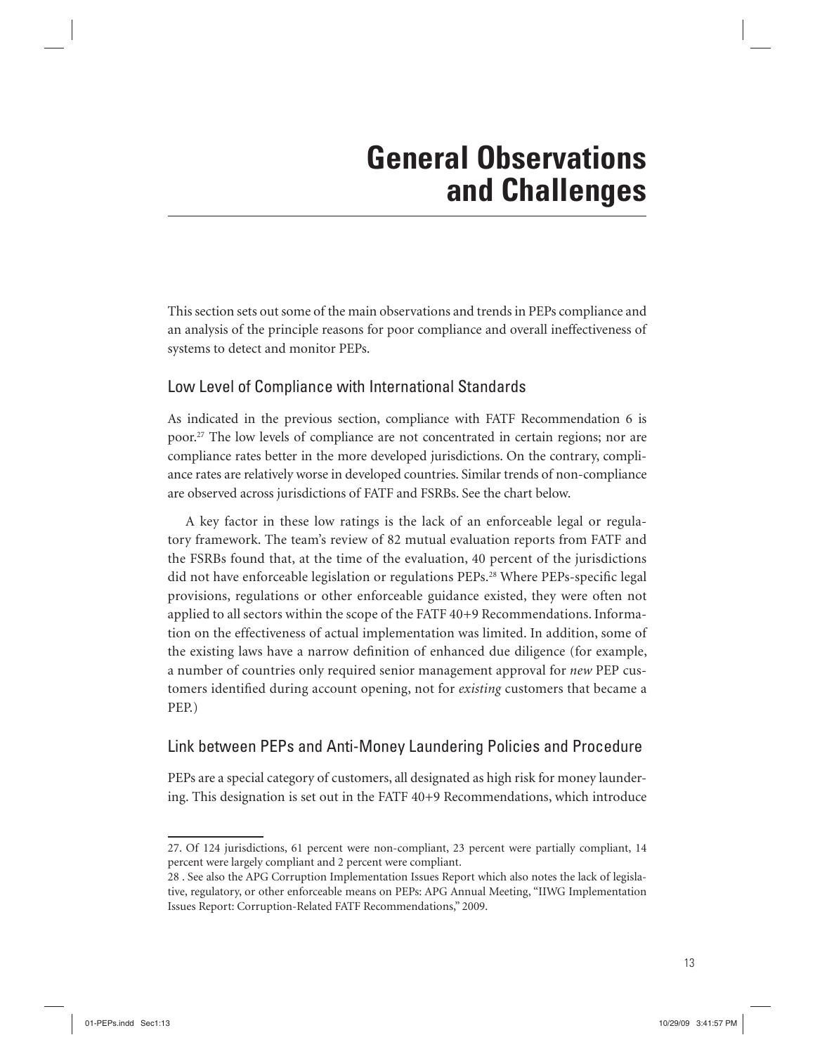# General Observations and Challenges

This section sets out some of the main observations and trends in PEPs compliance and an analysis of the principle reasons for poor compliance and overall ineffectiveness of systems to detect and monitor PEPs.

## Low Level of Compliance with International Standards

As indicated in the previous section, compliance with FATF Recommendation 6 is poor.[27] The low levels of compliance are not concentrated in certain regions; nor are compliance rates better in the more developed jurisdictions. On the contrary, compliance rates are relatively worse in developed countries. Similar trends of non-compliance are observed across jurisdictions of FATF and FSRBs. See the chart below.

A key factor in these low ratings is the lack of an enforceable legal or regulatory framework. The team's review of 82 mutual evaluation reports from FATF and the FSRBs found that, at the time of the evaluation, 40 percent of the jurisdictions did not have enforceable legislation or regulations PEPs.[28] Where PEPs-specific legal provisions, regulations or other enforceable guidance existed, they were often not applied to all sectors within the scope of the FATF 40+9 Recommendations. Information on the effectiveness of actual implementation was limited. In addition, some of the existing laws have a narrow definition of enhanced due diligence (for example, a number of countries only required senior management approval for *new* PEP customers identified during account opening, not for *existing* customers that became a PEP.)

## Link between PEPs and Anti-Money Laundering Policies and Procedure

PEPs are a special category of customers, all designated as high risk for money laundering. This designation is set out in the FATF 40+9 Recommendations, which introduce

---

27. Of 124 jurisdictions, 61 percent were non-compliant, 23 percent were partially compliant, 14 percent were largely compliant and 2 percent were compliant.

28 . See also the APG Corruption Implementation Issues Report which also notes the lack of legislative, regulatory, or other enforceable means on PEPs: APG Annual Meeting, "IIWG Implementation Issues Report: Corruption-Related FATF Recommendations," 2009.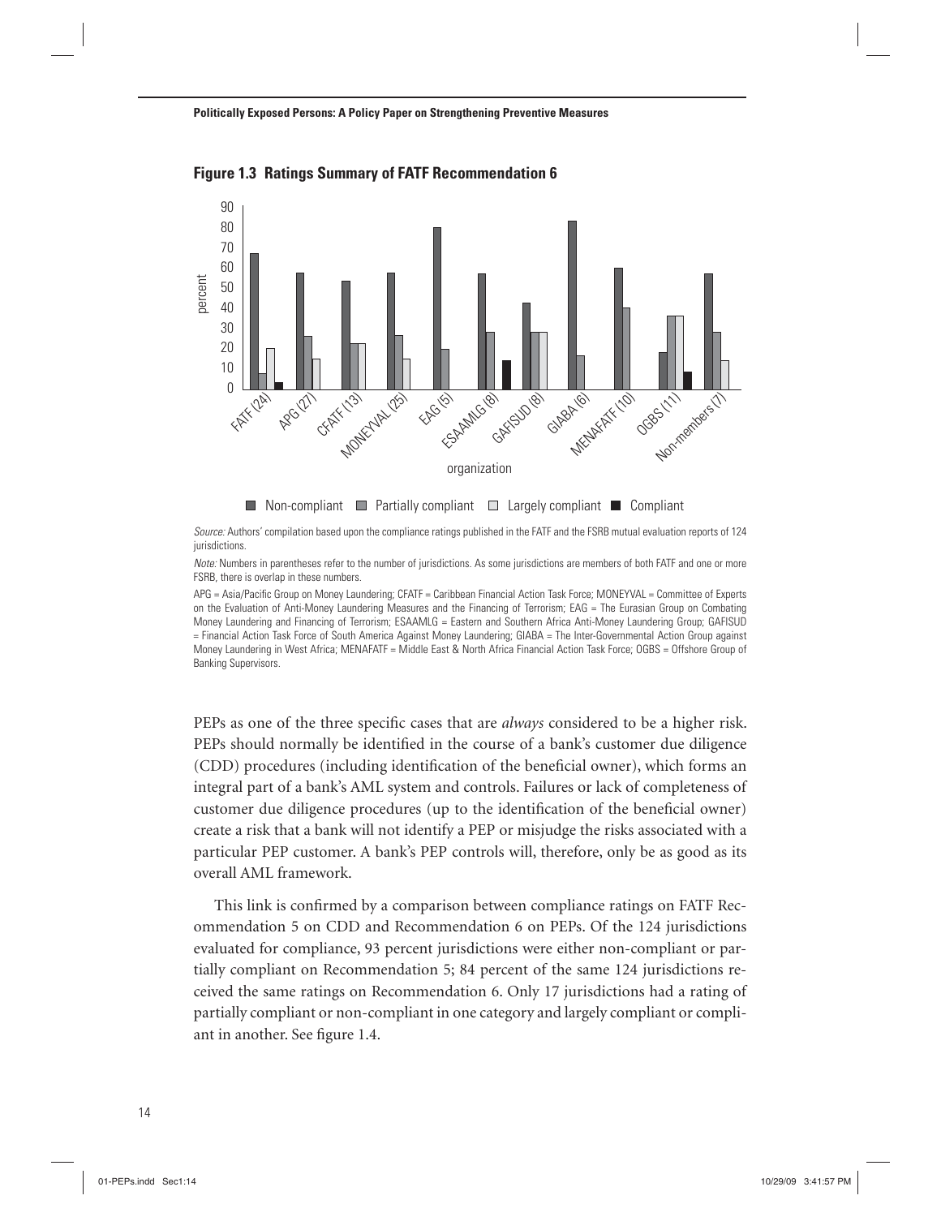**Figure 1.3 Ratings Summary of FATF Recommendation 6**

percent

90
80
70
60
50
40
30
20
10
0

FATF (24)
APG (27)
CFATF (13)
MONEYVAL (25)
EAG (5)
ESAAMLG (8)
GAFISUD (8)
GIABA (6)
MENAFATF (10)
OGBS (11)
Non-members (7)

organization

Non-compliant  Partially compliant  Largely compliant  Compliant

*Source:* Authors' compilation based upon the compliance ratings published in the FATF and the FSRB mutual evaluation reports of 124 jurisdictions.

*Note:* Numbers in parentheses refer to the number of jurisdictions. As some jurisdictions are members of both FATF and one or more FSRB, there is overlap in these numbers.

APG = Asia/Pacific Group on Money Laundering; CFATF = Caribbean Financial Action Task Force; MONEYVAL = Committee of Experts on the Evaluation of Anti-Money Laundering Measures and the Financing of Terrorism; EAG = The Eurasian Group on Combating Money Laundering and Financing of Terrorism; ESAAMLG = Eastern and Southern Africa Anti-Money Laundering Group; GAFISUD = Financial Action Task Force of South America Against Money Laundering; GIABA = The Inter-Governmental Action Group against Money Laundering in West Africa; MENAFATF = Middle East & North Africa Financial Action Task Force; OGBS = Offshore Group of Banking Supervisors.

PEPs as one of the three specific cases that are *always* considered to be a higher risk. PEPs should normally be identified in the course of a bank's customer due diligence (CDD) procedures (including identification of the beneficial owner), which forms an integral part of a bank's AML system and controls. Failures or lack of completeness of customer due diligence procedures (up to the identification of the beneficial owner) create a risk that a bank will not identify a PEP or misjudge the risks associated with a particular PEP customer. A bank's PEP controls will, therefore, only be as good as its overall AML framework.

This link is confirmed by a comparison between compliance ratings on FATF Recommendation 5 on CDD and Recommendation 6 on PEPs. Of the 124 jurisdictions evaluated for compliance, 93 percent jurisdictions were either non-compliant or partially compliant on Recommendation 5; 84 percent of the same 124 jurisdictions received the same ratings on Recommendation 6. Only 17 jurisdictions had a rating of partially compliant or non-compliant in one category and largely compliant or compliant in another. See figure 1.4.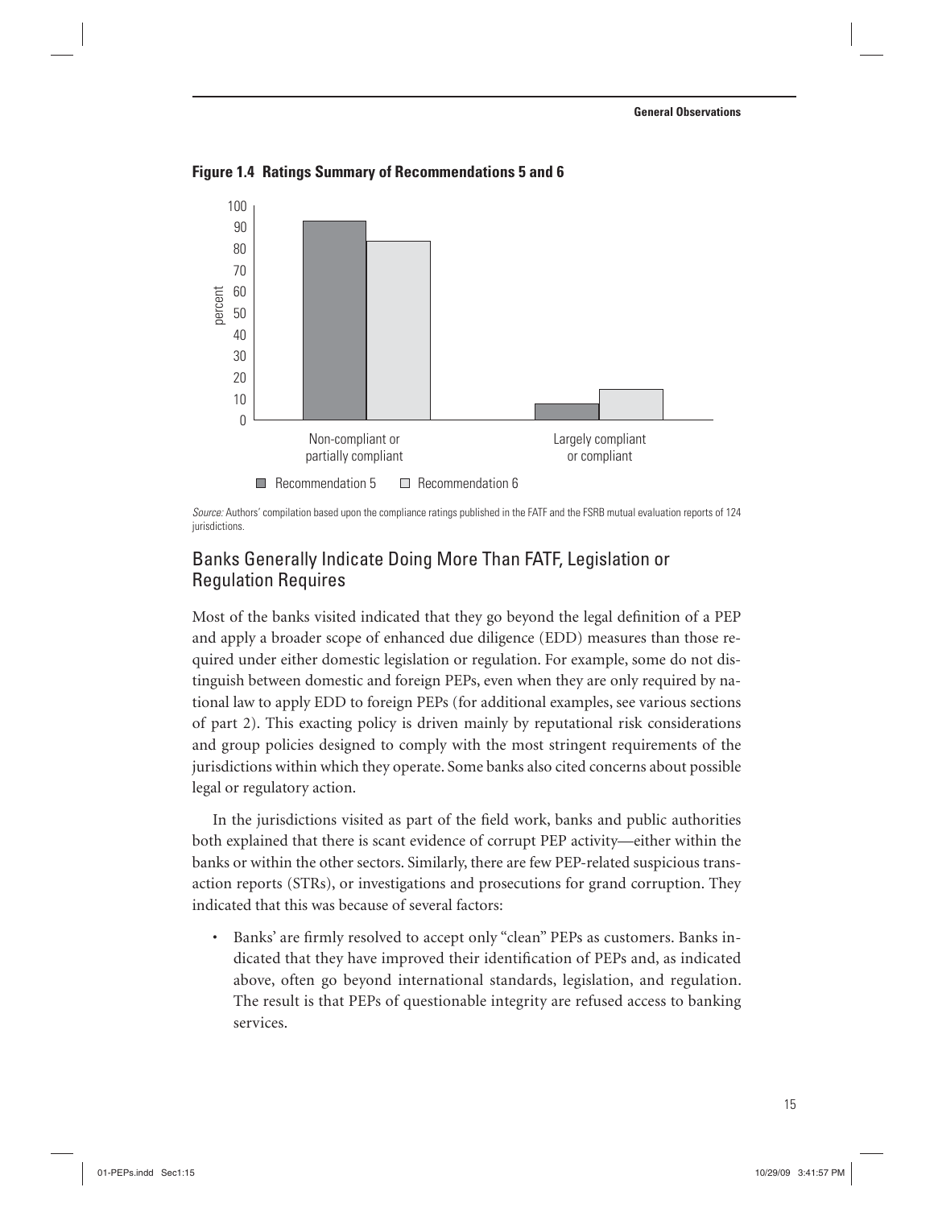**Figure 1.4 Ratings Summary of Recommendations 5 and 6**

*Source:* Authors' compilation based upon the compliance ratings published in the FATF and the FSRB mutual evaluation reports of 124 jurisdictions.

## Banks Generally Indicate Doing More Than FATF, Legislation or Regulation Requires

Most of the banks visited indicated that they go beyond the legal definition of a PEP and apply a broader scope of enhanced due diligence (EDD) measures than those required under either domestic legislation or regulation. For example, some do not distinguish between domestic and foreign PEPs, even when they are only required by national law to apply EDD to foreign PEPs (for additional examples, see various sections of part 2). This exacting policy is driven mainly by reputational risk considerations and group policies designed to comply with the most stringent requirements of the jurisdictions within which they operate. Some banks also cited concerns about possible legal or regulatory action.

In the jurisdictions visited as part of the field work, banks and public authorities both explained that there is scant evidence of corrupt PEP activity—either within the banks or within the other sectors. Similarly, there are few PEP-related suspicious transaction reports (STRs), or investigations and prosecutions for grand corruption. They indicated that this was because of several factors:

- Banks' are firmly resolved to accept only "clean" PEPs as customers. Banks indicated that they have improved their identification of PEPs and, as indicated above, often go beyond international standards, legislation, and regulation. The result is that PEPs of questionable integrity are refused access to banking services.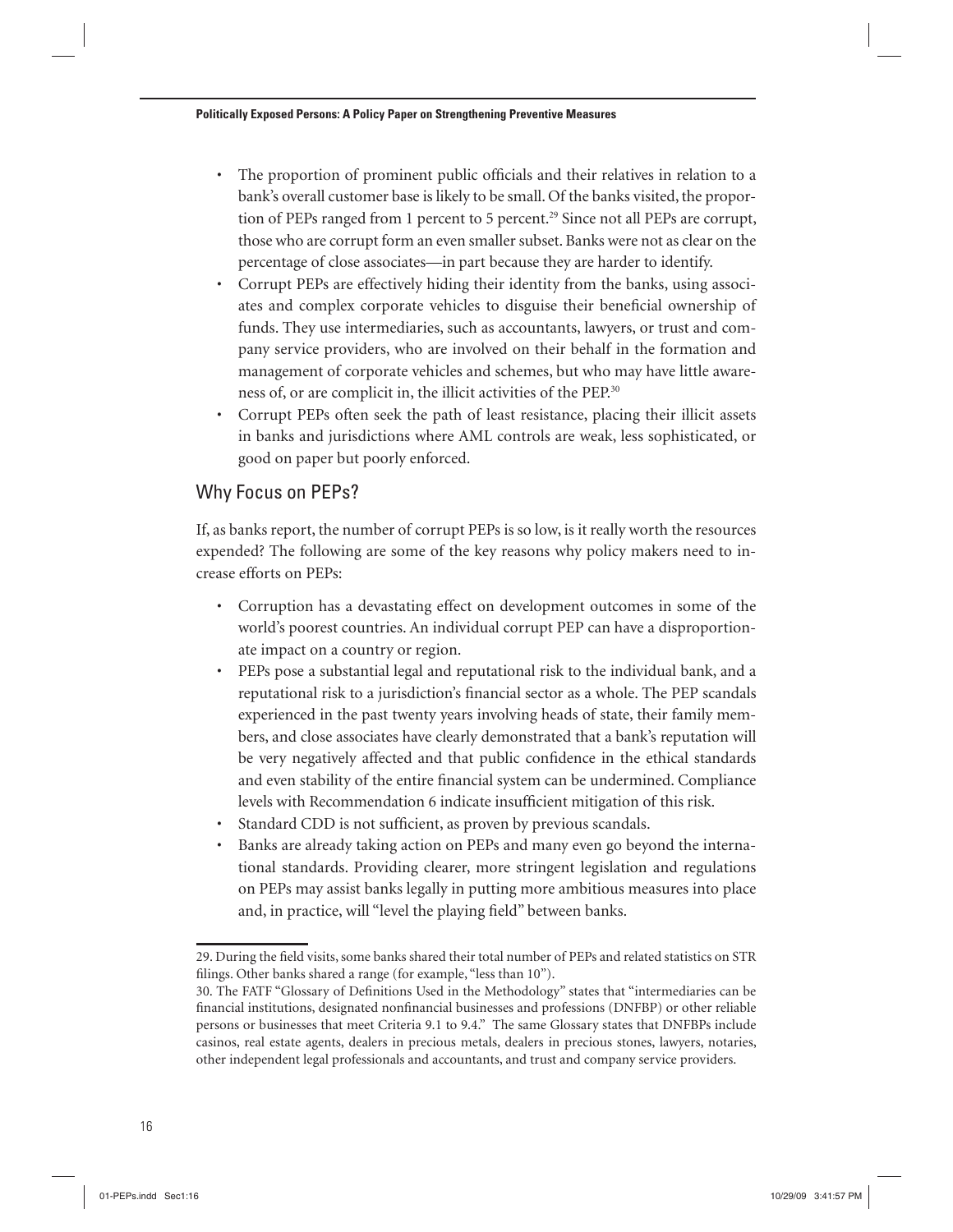- The proportion of prominent public officials and their relatives in relation to a bank's overall customer base is likely to be small. Of the banks visited, the proportion of PEPs ranged from 1 percent to 5 percent.[29] Since not all PEPs are corrupt, those who are corrupt form an even smaller subset. Banks were not as clear on the percentage of close associates—in part because they are harder to identify.
- Corrupt PEPs are effectively hiding their identity from the banks, using associates and complex corporate vehicles to disguise their beneficial ownership of funds. They use intermediaries, such as accountants, lawyers, or trust and company service providers, who are involved on their behalf in the formation and management of corporate vehicles and schemes, but who may have little awareness of, or are complicit in, the illicit activities of the PEP.[30]
- Corrupt PEPs often seek the path of least resistance, placing their illicit assets in banks and jurisdictions where AML controls are weak, less sophisticated, or good on paper but poorly enforced.

## Why Focus on PEPs?

If, as banks report, the number of corrupt PEPs is so low, is it really worth the resources expended? The following are some of the key reasons why policy makers need to increase efforts on PEPs:

- Corruption has a devastating effect on development outcomes in some of the world's poorest countries. An individual corrupt PEP can have a disproportionate impact on a country or region.
- PEPs pose a substantial legal and reputational risk to the individual bank, and a reputational risk to a jurisdiction's financial sector as a whole. The PEP scandals experienced in the past twenty years involving heads of state, their family members, and close associates have clearly demonstrated that a bank's reputation will be very negatively affected and that public confidence in the ethical standards and even stability of the entire financial system can be undermined. Compliance levels with Recommendation 6 indicate insufficient mitigation of this risk.
- Standard CDD is not sufficient, as proven by previous scandals.
- Banks are already taking action on PEPs and many even go beyond the international standards. Providing clearer, more stringent legislation and regulations on PEPs may assist banks legally in putting more ambitious measures into place and, in practice, will "level the playing field" between banks.

---

29. During the field visits, some banks shared their total number of PEPs and related statistics on STR filings. Other banks shared a range (for example, "less than 10").

30. The FATF "Glossary of Definitions Used in the Methodology" states that "intermediaries can be financial institutions, designated nonfinancial businesses and professions (DNFBP) or other reliable persons or businesses that meet Criteria 9.1 to 9.4." The same Glossary states that DNFBPs include casinos, real estate agents, dealers in precious metals, dealers in precious stones, lawyers, notaries, other independent legal professionals and accountants, and trust and company service providers.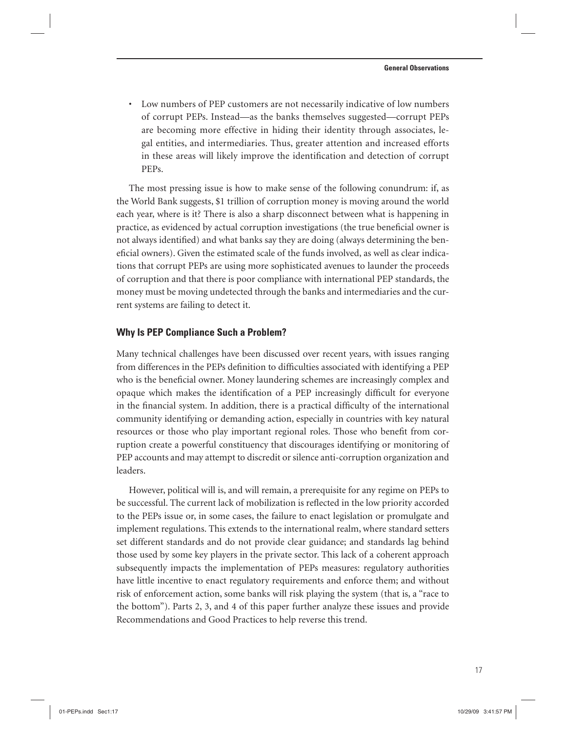- Low numbers of PEP customers are not necessarily indicative of low numbers of corrupt PEPs. Instead—as the banks themselves suggested—corrupt PEPs are becoming more effective in hiding their identity through associates, legal entities, and intermediaries. Thus, greater attention and increased efforts in these areas will likely improve the identification and detection of corrupt PEPs.

The most pressing issue is how to make sense of the following conundrum: if, as the World Bank suggests, $1 trillion of corruption money is moving around the world each year, where is it? There is also a sharp disconnect between what is happening in practice, as evidenced by actual corruption investigations (the true beneficial owner is not always identified) and what banks say they are doing (always determining the beneficial owners). Given the estimated scale of the funds involved, as well as clear indications that corrupt PEPs are using more sophisticated avenues to launder the proceeds of corruption and that there is poor compliance with international PEP standards, the money must be moving undetected through the banks and intermediaries and the current systems are failing to detect it.

### Why Is PEP Compliance Such a Problem?

Many technical challenges have been discussed over recent years, with issues ranging from differences in the PEPs definition to difficulties associated with identifying a PEP who is the beneficial owner. Money laundering schemes are increasingly complex and opaque which makes the identification of a PEP increasingly difficult for everyone in the financial system. In addition, there is a practical difficulty of the international community identifying or demanding action, especially in countries with key natural resources or those who play important regional roles. Those who benefit from corruption create a powerful constituency that discourages identifying or monitoring of PEP accounts and may attempt to discredit or silence anti-corruption organization and leaders.

However, political will is, and will remain, a prerequisite for any regime on PEPs to be successful. The current lack of mobilization is reflected in the low priority accorded to the PEPs issue or, in some cases, the failure to enact legislation or promulgate and implement regulations. This extends to the international realm, where standard setters set different standards and do not provide clear guidance; and standards lag behind those used by some key players in the private sector. This lack of a coherent approach subsequently impacts the implementation of PEPs measures: regulatory authorities have little incentive to enact regulatory requirements and enforce them; and without risk of enforcement action, some banks will risk playing the system (that is, a "race to the bottom"). Parts 2, 3, and 4 of this paper further analyze these issues and provide Recommendations and Good Practices to help reverse this trend.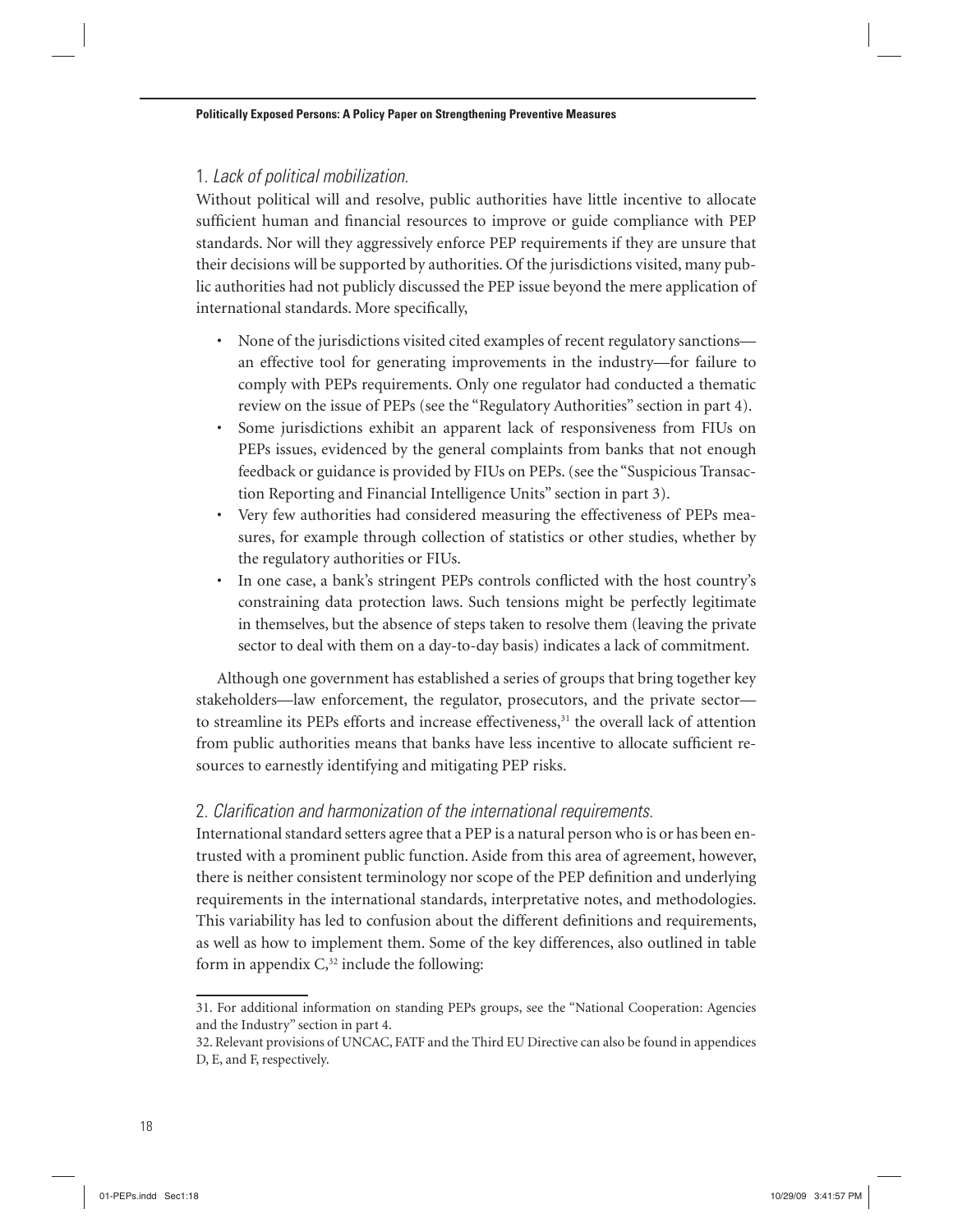### 1. *Lack of political mobilization.*

Without political will and resolve, public authorities have little incentive to allocate sufficient human and financial resources to improve or guide compliance with PEP standards. Nor will they aggressively enforce PEP requirements if they are unsure that their decisions will be supported by authorities. Of the jurisdictions visited, many public authorities had not publicly discussed the PEP issue beyond the mere application of international standards. More specifically,

- None of the jurisdictions visited cited examples of recent regulatory sanctions—an effective tool for generating improvements in the industry—for failure to comply with PEPs requirements. Only one regulator had conducted a thematic review on the issue of PEPs (see the "Regulatory Authorities" section in part 4).
- Some jurisdictions exhibit an apparent lack of responsiveness from FIUs on PEPs issues, evidenced by the general complaints from banks that not enough feedback or guidance is provided by FIUs on PEPs. (see the "Suspicious Transaction Reporting and Financial Intelligence Units" section in part 3).
- Very few authorities had considered measuring the effectiveness of PEPs measures, for example through collection of statistics or other studies, whether by the regulatory authorities or FIUs.
- In one case, a bank's stringent PEPs controls conflicted with the host country's constraining data protection laws. Such tensions might be perfectly legitimate in themselves, but the absence of steps taken to resolve them (leaving the private sector to deal with them on a day-to-day basis) indicates a lack of commitment.

Although one government has established a series of groups that bring together key stakeholders—law enforcement, the regulator, prosecutors, and the private sector—to streamline its PEPs efforts and increase effectiveness,[31] the overall lack of attention from public authorities means that banks have less incentive to allocate sufficient resources to earnestly identifying and mitigating PEP risks.

### 2. *Clarification and harmonization of the international requirements.*

International standard setters agree that a PEP is a natural person who is or has been entrusted with a prominent public function. Aside from this area of agreement, however, there is neither consistent terminology nor scope of the PEP definition and underlying requirements in the international standards, interpretative notes, and methodologies. This variability has led to confusion about the different definitions and requirements, as well as how to implement them. Some of the key differences, also outlined in table form in appendix C,[32] include the following:

---

31. For additional information on standing PEPs groups, see the "National Cooperation: Agencies and the Industry" section in part 4.

32. Relevant provisions of UNCAC, FATF and the Third EU Directive can also be found in appendices D, E, and F, respectively.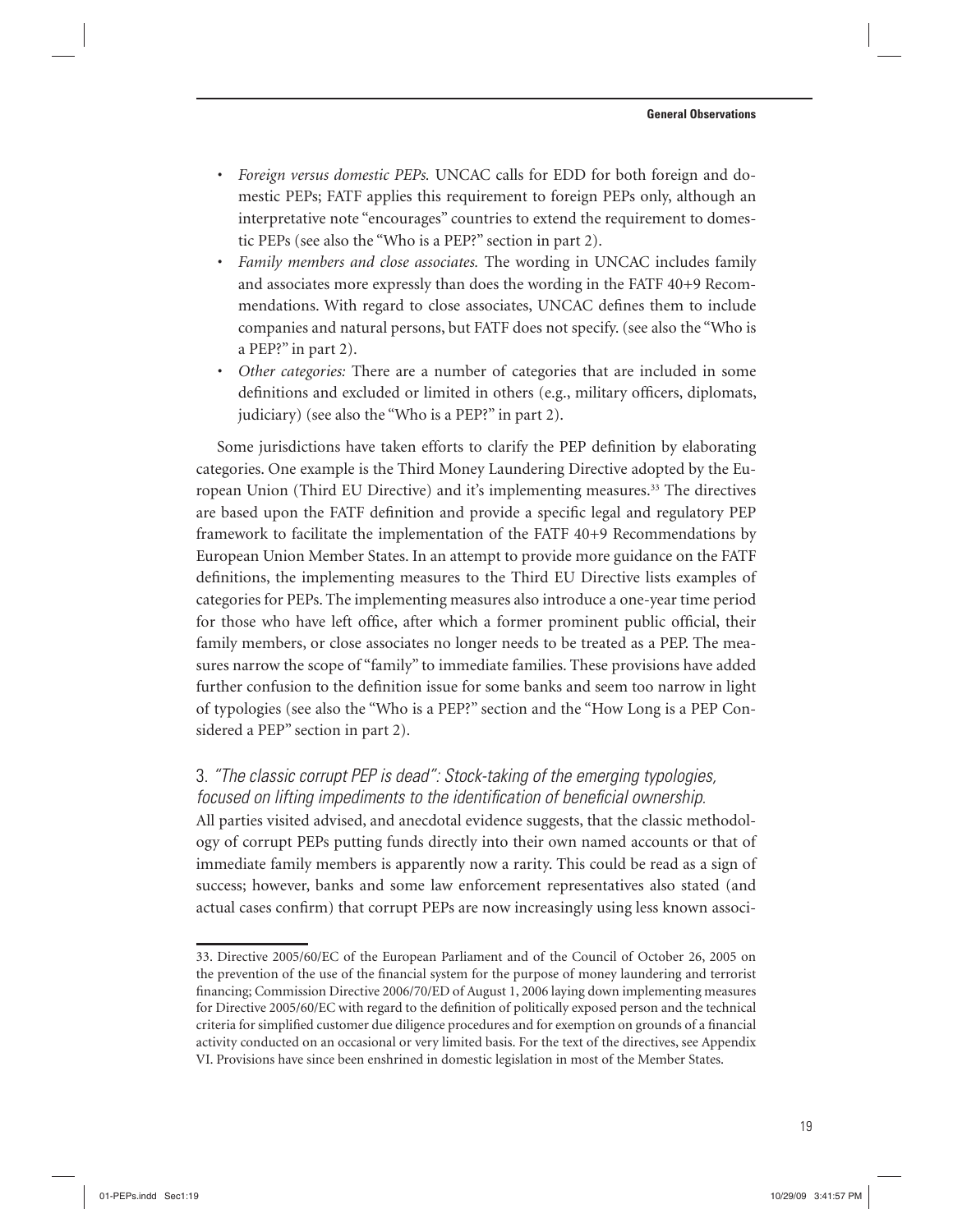- *Foreign versus domestic PEPs.* UNCAC calls for EDD for both foreign and domestic PEPs; FATF applies this requirement to foreign PEPs only, although an interpretative note "encourages" countries to extend the requirement to domestic PEPs (see also the "Who is a PEP?" section in part 2).
- *Family members and close associates.* The wording in UNCAC includes family and associates more expressly than does the wording in the FATF 40+9 Recommendations. With regard to close associates, UNCAC defines them to include companies and natural persons, but FATF does not specify. (see also the "Who is a PEP?" in part 2).
- *Other categories:* There are a number of categories that are included in some definitions and excluded or limited in others (e.g., military officers, diplomats, judiciary) (see also the "Who is a PEP?" in part 2).

Some jurisdictions have taken efforts to clarify the PEP definition by elaborating categories. One example is the Third Money Laundering Directive adopted by the European Union (Third EU Directive) and it's implementing measures.[33] The directives are based upon the FATF definition and provide a specific legal and regulatory PEP framework to facilitate the implementation of the FATF 40+9 Recommendations by European Union Member States. In an attempt to provide more guidance on the FATF definitions, the implementing measures to the Third EU Directive lists examples of categories for PEPs. The implementing measures also introduce a one-year time period for those who have left office, after which a former prominent public official, their family members, or close associates no longer needs to be treated as a PEP. The measures narrow the scope of "family" to immediate families. These provisions have added further confusion to the definition issue for some banks and seem too narrow in light of typologies (see also the "Who is a PEP?" section and the "How Long is a PEP Considered a PEP" section in part 2).

### 3. *"The classic corrupt PEP is dead": Stock-taking of the emerging typologies, focused on lifting impediments to the identification of beneficial ownership.*

All parties visited advised, and anecdotal evidence suggests, that the classic methodology of corrupt PEPs putting funds directly into their own named accounts or that of immediate family members is apparently now a rarity. This could be read as a sign of success; however, banks and some law enforcement representatives also stated (and actual cases confirm) that corrupt PEPs are now increasingly using less known associ-

---

33. Directive 2005/60/EC of the European Parliament and of the Council of October 26, 2005 on the prevention of the use of the financial system for the purpose of money laundering and terrorist financing; Commission Directive 2006/70/ED of August 1, 2006 laying down implementing measures for Directive 2005/60/EC with regard to the definition of politically exposed person and the technical criteria for simplified customer due diligence procedures and for exemption on grounds of a financial activity conducted on an occasional or very limited basis. For the text of the directives, see Appendix VI. Provisions have since been enshrined in domestic legislation in most of the Member States.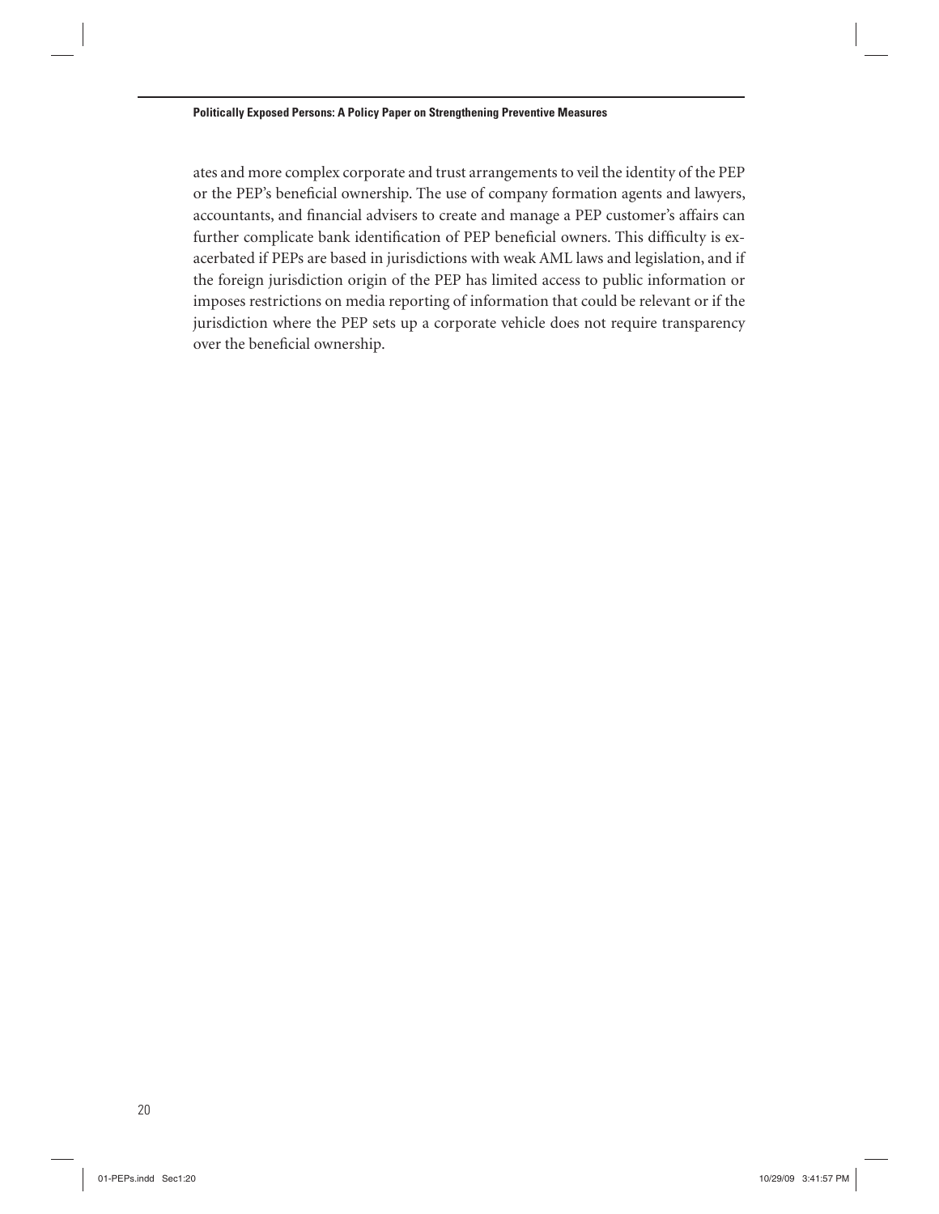ates and more complex corporate and trust arrangements to veil the identity of the PEP or the PEP's beneficial ownership. The use of company formation agents and lawyers, accountants, and financial advisers to create and manage a PEP customer's affairs can further complicate bank identification of PEP beneficial owners. This difficulty is exacerbated if PEPs are based in jurisdictions with weak AML laws and legislation, and if the foreign jurisdiction origin of the PEP has limited access to public information or imposes restrictions on media reporting of information that could be relevant or if the jurisdiction where the PEP sets up a corporate vehicle does not require transparency over the beneficial ownership.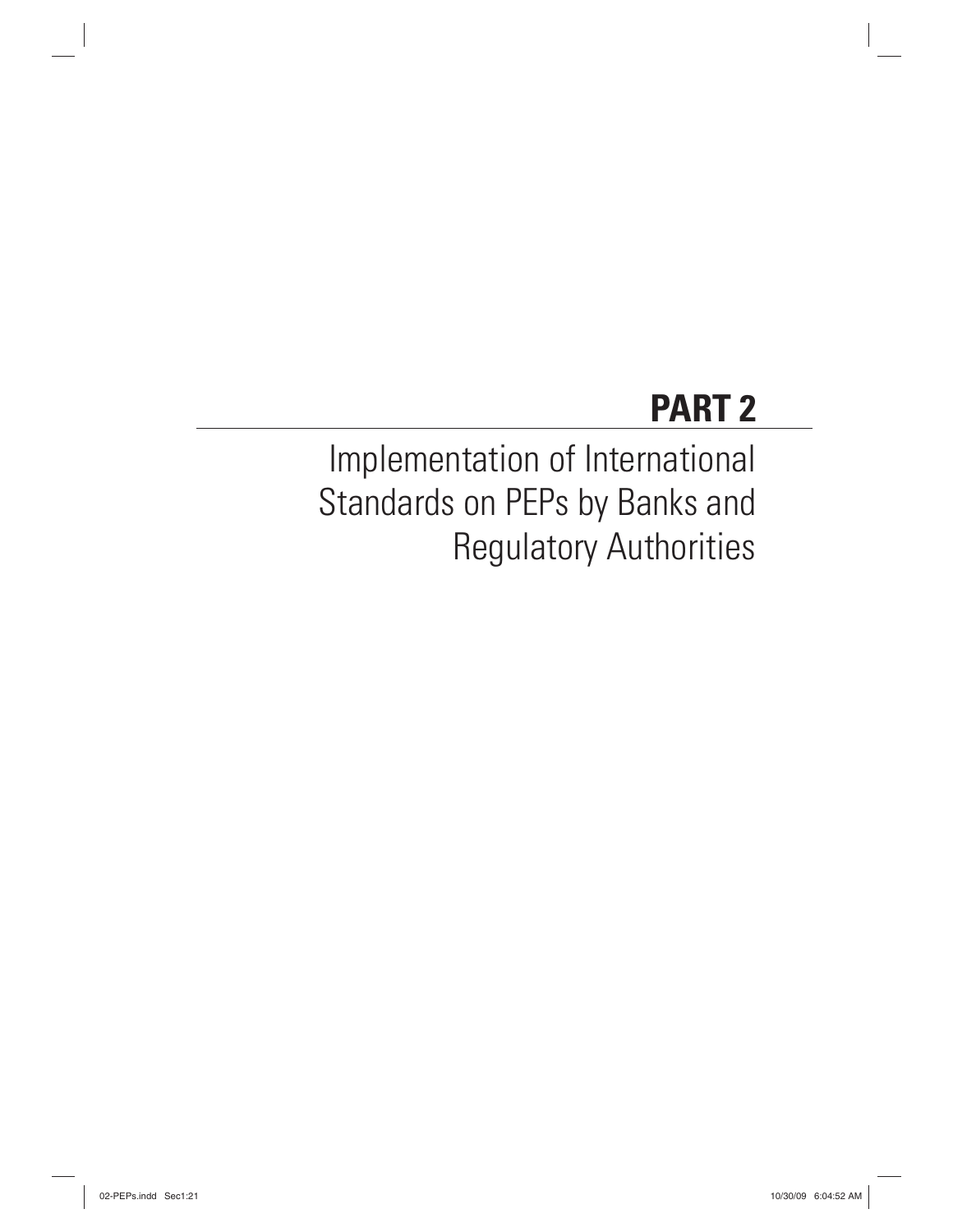# PART 2

## Implementation of International Standards on PEPs by Banks and Regulatory Authorities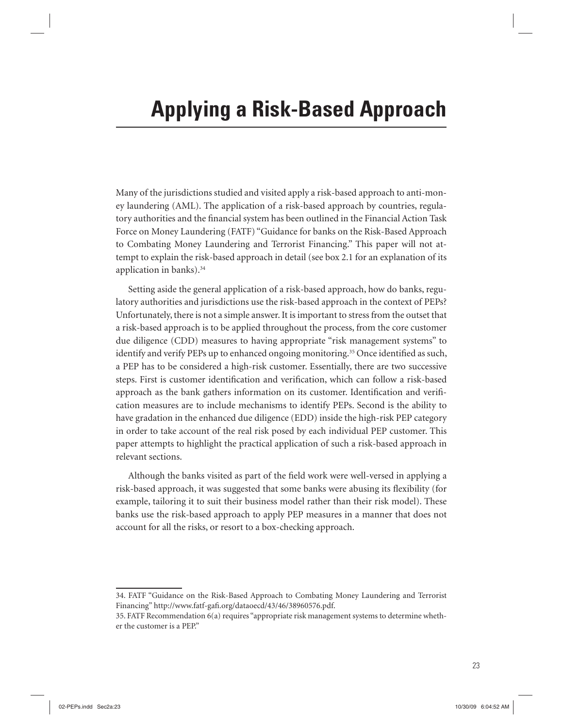# Applying a Risk-Based Approach

Many of the jurisdictions studied and visited apply a risk-based approach to anti-money laundering (AML). The application of a risk-based approach by countries, regulatory authorities and the financial system has been outlined in the Financial Action Task Force on Money Laundering (FATF) "Guidance for banks on the Risk-Based Approach to Combating Money Laundering and Terrorist Financing." This paper will not attempt to explain the risk-based approach in detail (see box 2.1 for an explanation of its application in banks).[34]

Setting aside the general application of a risk-based approach, how do banks, regulatory authorities and jurisdictions use the risk-based approach in the context of PEPs? Unfortunately, there is not a simple answer. It is important to stress from the outset that a risk-based approach is to be applied throughout the process, from the core customer due diligence (CDD) measures to having appropriate "risk management systems" to identify and verify PEPs up to enhanced ongoing monitoring.[35] Once identified as such, a PEP has to be considered a high-risk customer. Essentially, there are two successive steps. First is customer identification and verification, which can follow a risk-based approach as the bank gathers information on its customer. Identification and verification measures are to include mechanisms to identify PEPs. Second is the ability to have gradation in the enhanced due diligence (EDD) inside the high-risk PEP category in order to take account of the real risk posed by each individual PEP customer. This paper attempts to highlight the practical application of such a risk-based approach in relevant sections.

Although the banks visited as part of the field work were well-versed in applying a risk-based approach, it was suggested that some banks were abusing its flexibility (for example, tailoring it to suit their business model rather than their risk model). These banks use the risk-based approach to apply PEP measures in a manner that does not account for all the risks, or resort to a box-checking approach.

---

34. FATF "Guidance on the Risk-Based Approach to Combating Money Laundering and Terrorist Financing" http://www.fatf-gafi.org/dataoecd/43/46/38960576.pdf.

35. FATF Recommendation 6(a) requires "appropriate risk management systems to determine whether the customer is a PEP."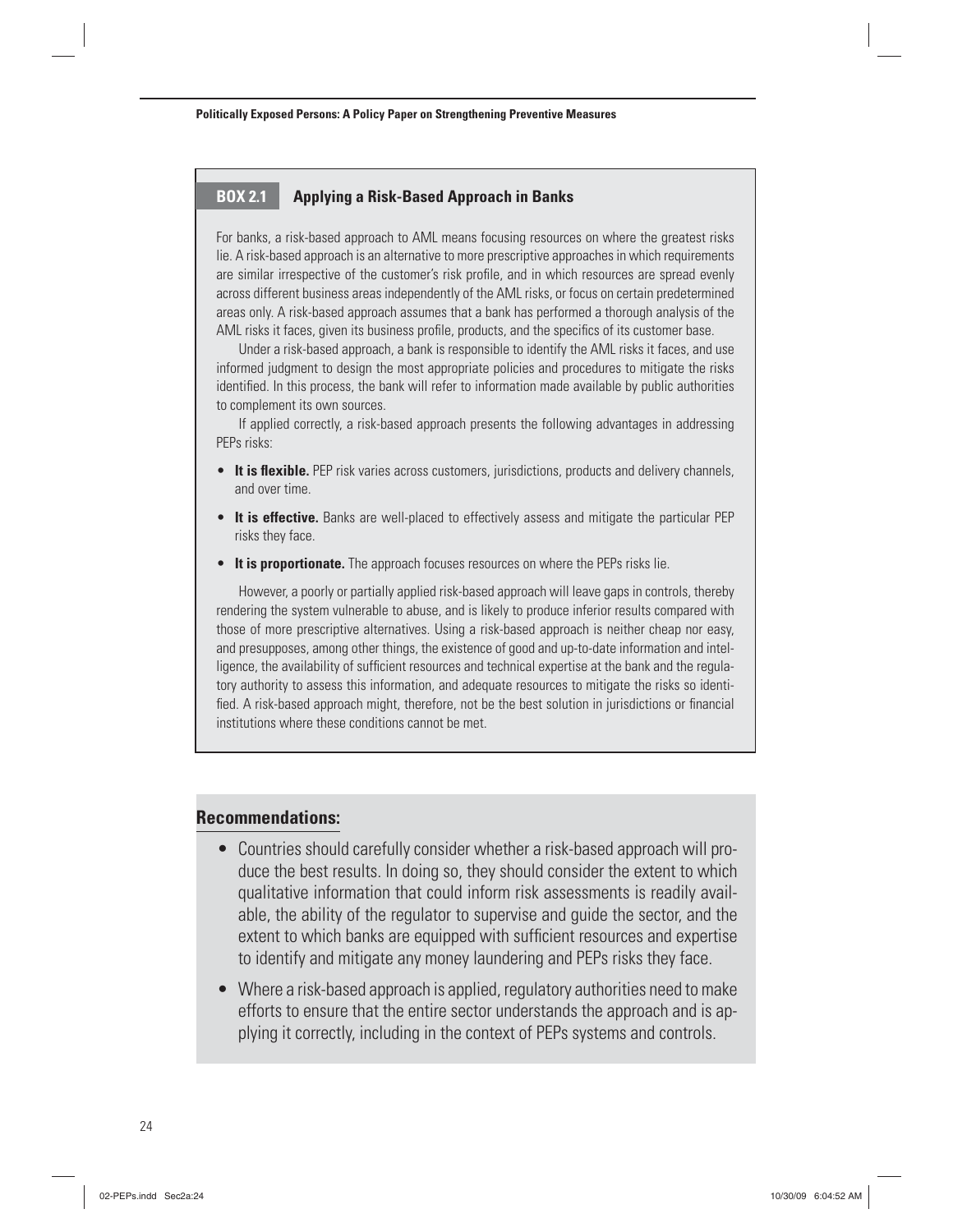### BOX 2.1 Applying a Risk-Based Approach in Banks

For banks, a risk-based approach to AML means focusing resources on where the greatest risks lie. A risk-based approach is an alternative to more prescriptive approaches in which requirements are similar irrespective of the customer's risk profile, and in which resources are spread evenly across different business areas independently of the AML risks, or focus on certain predetermined areas only. A risk-based approach assumes that a bank has performed a thorough analysis of the AML risks it faces, given its business profile, products, and the specifics of its customer base.

Under a risk-based approach, a bank is responsible to identify the AML risks it faces, and use informed judgment to design the most appropriate policies and procedures to mitigate the risks identified. In this process, the bank will refer to information made available by public authorities to complement its own sources.

If applied correctly, a risk-based approach presents the following advantages in addressing PEPs risks:

- **It is flexible.** PEP risk varies across customers, jurisdictions, products and delivery channels, and over time.
- **It is effective.** Banks are well-placed to effectively assess and mitigate the particular PEP risks they face.
- **It is proportionate.** The approach focuses resources on where the PEPs risks lie.

However, a poorly or partially applied risk-based approach will leave gaps in controls, thereby rendering the system vulnerable to abuse, and is likely to produce inferior results compared with those of more prescriptive alternatives. Using a risk-based approach is neither cheap nor easy, and presupposes, among other things, the existence of good and up-to-date information and intelligence, the availability of sufficient resources and technical expertise at the bank and the regulatory authority to assess this information, and adequate resources to mitigate the risks so identified. A risk-based approach might, therefore, not be the best solution in jurisdictions or financial institutions where these conditions cannot be met.

## Recommendations:

- Countries should carefully consider whether a risk-based approach will produce the best results. In doing so, they should consider the extent to which qualitative information that could inform risk assessments is readily available, the ability of the regulator to supervise and guide the sector, and the extent to which banks are equipped with sufficient resources and expertise to identify and mitigate any money laundering and PEPs risks they face.
- Where a risk-based approach is applied, regulatory authorities need to make efforts to ensure that the entire sector understands the approach and is applying it correctly, including in the context of PEPs systems and controls.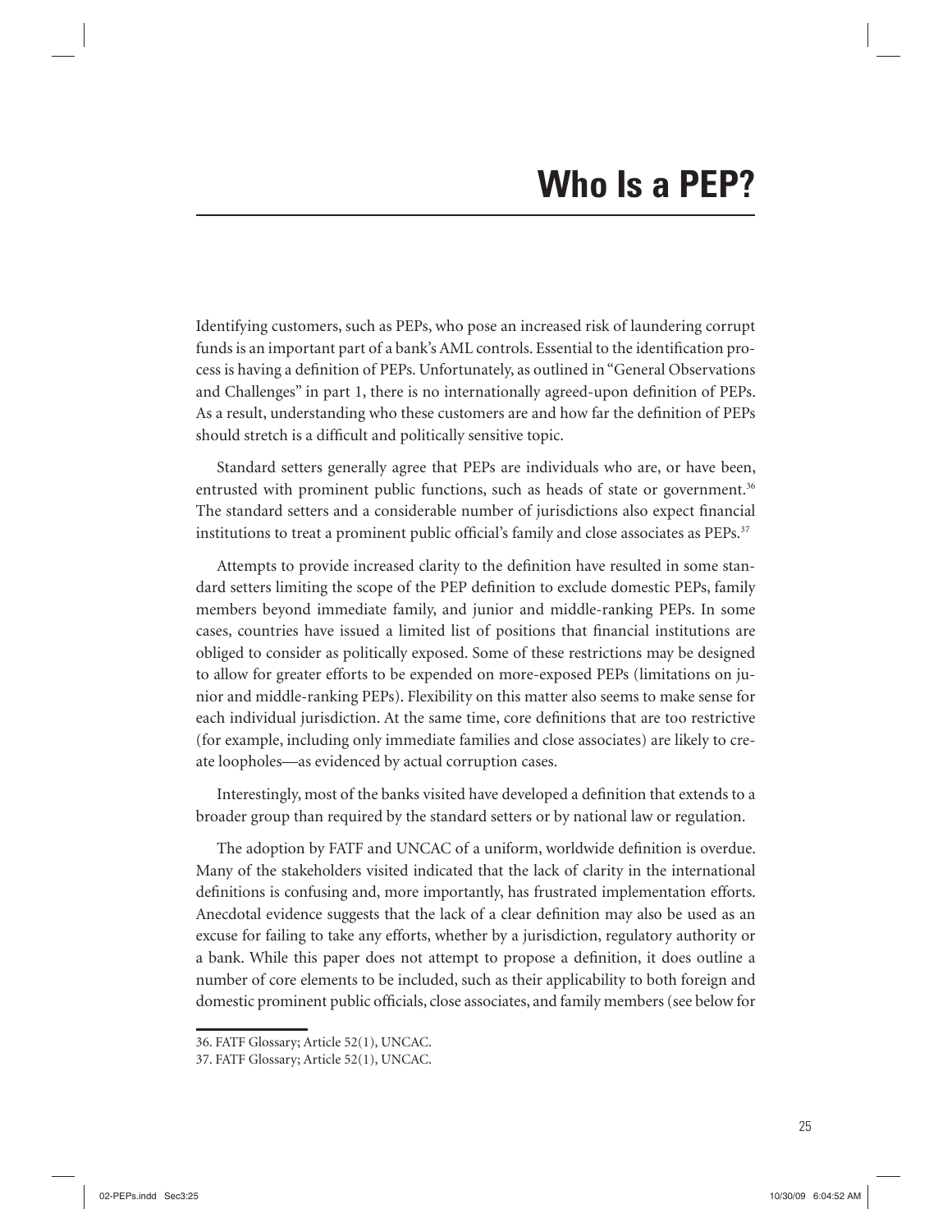# Who Is a PEP?

Identifying customers, such as PEPs, who pose an increased risk of laundering corrupt funds is an important part of a bank's AML controls. Essential to the identification process is having a definition of PEPs. Unfortunately, as outlined in "General Observations and Challenges" in part 1, there is no internationally agreed-upon definition of PEPs. As a result, understanding who these customers are and how far the definition of PEPs should stretch is a difficult and politically sensitive topic.

Standard setters generally agree that PEPs are individuals who are, or have been, entrusted with prominent public functions, such as heads of state or government.[36] The standard setters and a considerable number of jurisdictions also expect financial institutions to treat a prominent public official's family and close associates as PEPs.[37]

Attempts to provide increased clarity to the definition have resulted in some standard setters limiting the scope of the PEP definition to exclude domestic PEPs, family members beyond immediate family, and junior and middle-ranking PEPs. In some cases, countries have issued a limited list of positions that financial institutions are obliged to consider as politically exposed. Some of these restrictions may be designed to allow for greater efforts to be expended on more-exposed PEPs (limitations on junior and middle-ranking PEPs). Flexibility on this matter also seems to make sense for each individual jurisdiction. At the same time, core definitions that are too restrictive (for example, including only immediate families and close associates) are likely to create loopholes—as evidenced by actual corruption cases.

Interestingly, most of the banks visited have developed a definition that extends to a broader group than required by the standard setters or by national law or regulation.

The adoption by FATF and UNCAC of a uniform, worldwide definition is overdue. Many of the stakeholders visited indicated that the lack of clarity in the international definitions is confusing and, more importantly, has frustrated implementation efforts. Anecdotal evidence suggests that the lack of a clear definition may also be used as an excuse for failing to take any efforts, whether by a jurisdiction, regulatory authority or a bank. While this paper does not attempt to propose a definition, it does outline a number of core elements to be included, such as their applicability to both foreign and domestic prominent public officials, close associates, and family members (see below for

36. FATF Glossary; Article 52(1), UNCAC.

37. FATF Glossary; Article 52(1), UNCAC.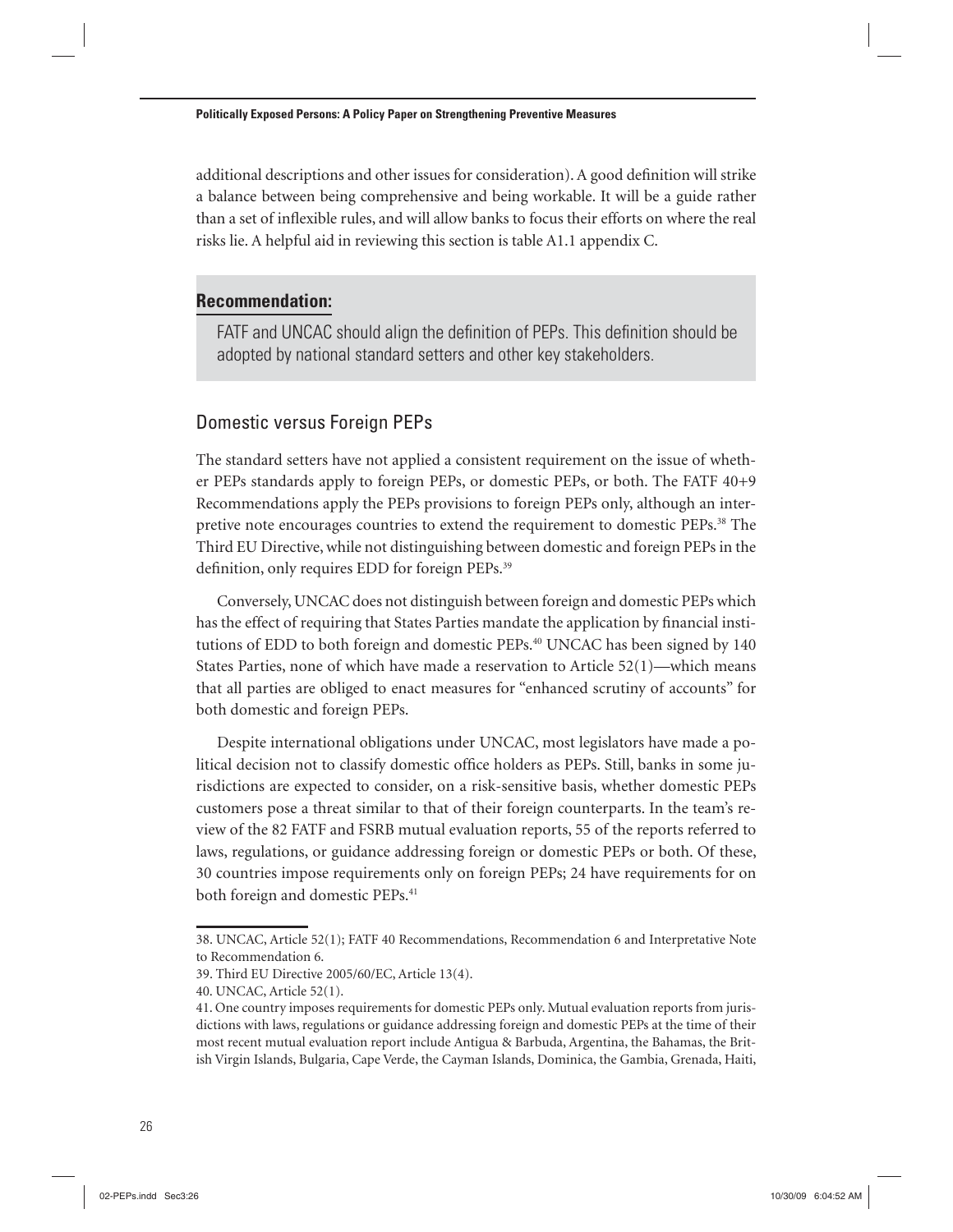additional descriptions and other issues for consideration). A good definition will strike a balance between being comprehensive and being workable. It will be a guide rather than a set of inflexible rules, and will allow banks to focus their efforts on where the real risks lie. A helpful aid in reviewing this section is table A1.1 appendix C.

**Recommendation:**

FATF and UNCAC should align the definition of PEPs. This definition should be adopted by national standard setters and other key stakeholders.

## Domestic versus Foreign PEPs

The standard setters have not applied a consistent requirement on the issue of whether PEPs standards apply to foreign PEPs, or domestic PEPs, or both. The FATF 40+9 Recommendations apply the PEPs provisions to foreign PEPs only, although an interpretive note encourages countries to extend the requirement to domestic PEPs.[38] The Third EU Directive, while not distinguishing between domestic and foreign PEPs in the definition, only requires EDD for foreign PEPs.[39]

Conversely, UNCAC does not distinguish between foreign and domestic PEPs which has the effect of requiring that States Parties mandate the application by financial institutions of EDD to both foreign and domestic PEPs.[40] UNCAC has been signed by 140 States Parties, none of which have made a reservation to Article 52(1)—which means that all parties are obliged to enact measures for "enhanced scrutiny of accounts" for both domestic and foreign PEPs.

Despite international obligations under UNCAC, most legislators have made a political decision not to classify domestic office holders as PEPs. Still, banks in some jurisdictions are expected to consider, on a risk-sensitive basis, whether domestic PEPs customers pose a threat similar to that of their foreign counterparts. In the team's review of the 82 FATF and FSRB mutual evaluation reports, 55 of the reports referred to laws, regulations, or guidance addressing foreign or domestic PEPs or both. Of these, 30 countries impose requirements only on foreign PEPs; 24 have requirements for on both foreign and domestic PEPs.[41]

38. UNCAC, Article 52(1); FATF 40 Recommendations, Recommendation 6 and Interpretative Note to Recommendation 6.

39. Third EU Directive 2005/60/EC, Article 13(4).

40. UNCAC, Article 52(1).

41. One country imposes requirements for domestic PEPs only. Mutual evaluation reports from jurisdictions with laws, regulations or guidance addressing foreign and domestic PEPs at the time of their most recent mutual evaluation report include Antigua & Barbuda, Argentina, the Bahamas, the British Virgin Islands, Bulgaria, Cape Verde, the Cayman Islands, Dominica, the Gambia, Grenada, Haiti,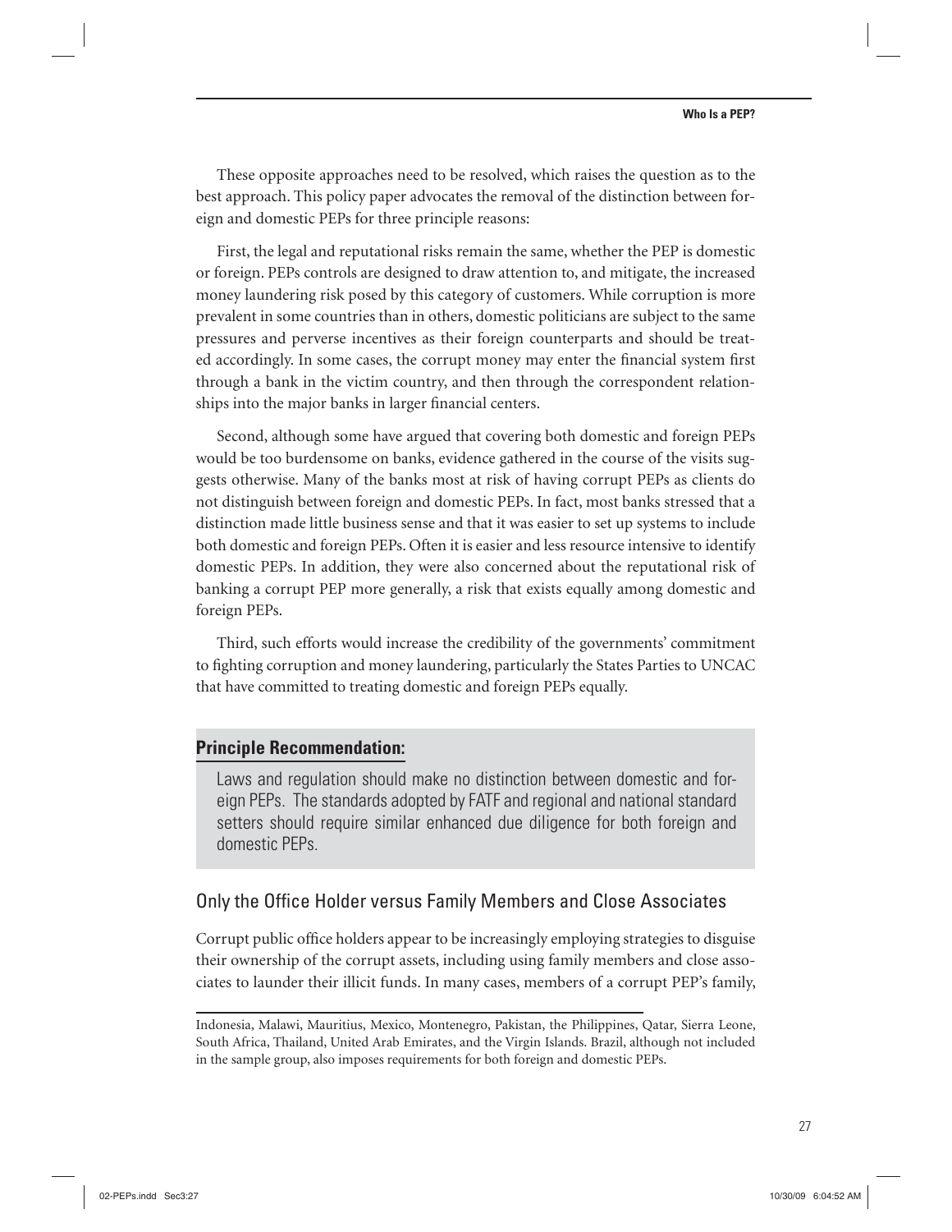These opposite approaches need to be resolved, which raises the question as to the best approach. This policy paper advocates the removal of the distinction between foreign and domestic PEPs for three principle reasons:

First, the legal and reputational risks remain the same, whether the PEP is domestic or foreign. PEPs controls are designed to draw attention to, and mitigate, the increased money laundering risk posed by this category of customers. While corruption is more prevalent in some countries than in others, domestic politicians are subject to the same pressures and perverse incentives as their foreign counterparts and should be treated accordingly. In some cases, the corrupt money may enter the financial system first through a bank in the victim country, and then through the correspondent relationships into the major banks in larger financial centers.

Second, although some have argued that covering both domestic and foreign PEPs would be too burdensome on banks, evidence gathered in the course of the visits suggests otherwise. Many of the banks most at risk of having corrupt PEPs as clients do not distinguish between foreign and domestic PEPs. In fact, most banks stressed that a distinction made little business sense and that it was easier to set up systems to include both domestic and foreign PEPs. Often it is easier and less resource intensive to identify domestic PEPs. In addition, they were also concerned about the reputational risk of banking a corrupt PEP more generally, a risk that exists equally among domestic and foreign PEPs.

Third, such efforts would increase the credibility of the governments' commitment to fighting corruption and money laundering, particularly the States Parties to UNCAC that have committed to treating domestic and foreign PEPs equally.

**Principle Recommendation:**

Laws and regulation should make no distinction between domestic and foreign PEPs. The standards adopted by FATF and regional and national standard setters should require similar enhanced due diligence for both foreign and domestic PEPs.

## Only the Office Holder versus Family Members and Close Associates

Corrupt public office holders appear to be increasingly employing strategies to disguise their ownership of the corrupt assets, including using family members and close associates to launder their illicit funds. In many cases, members of a corrupt PEP's family,

Indonesia, Malawi, Mauritius, Mexico, Montenegro, Pakistan, the Philippines, Qatar, Sierra Leone, South Africa, Thailand, United Arab Emirates, and the Virgin Islands. Brazil, although not included in the sample group, also imposes requirements for both foreign and domestic PEPs.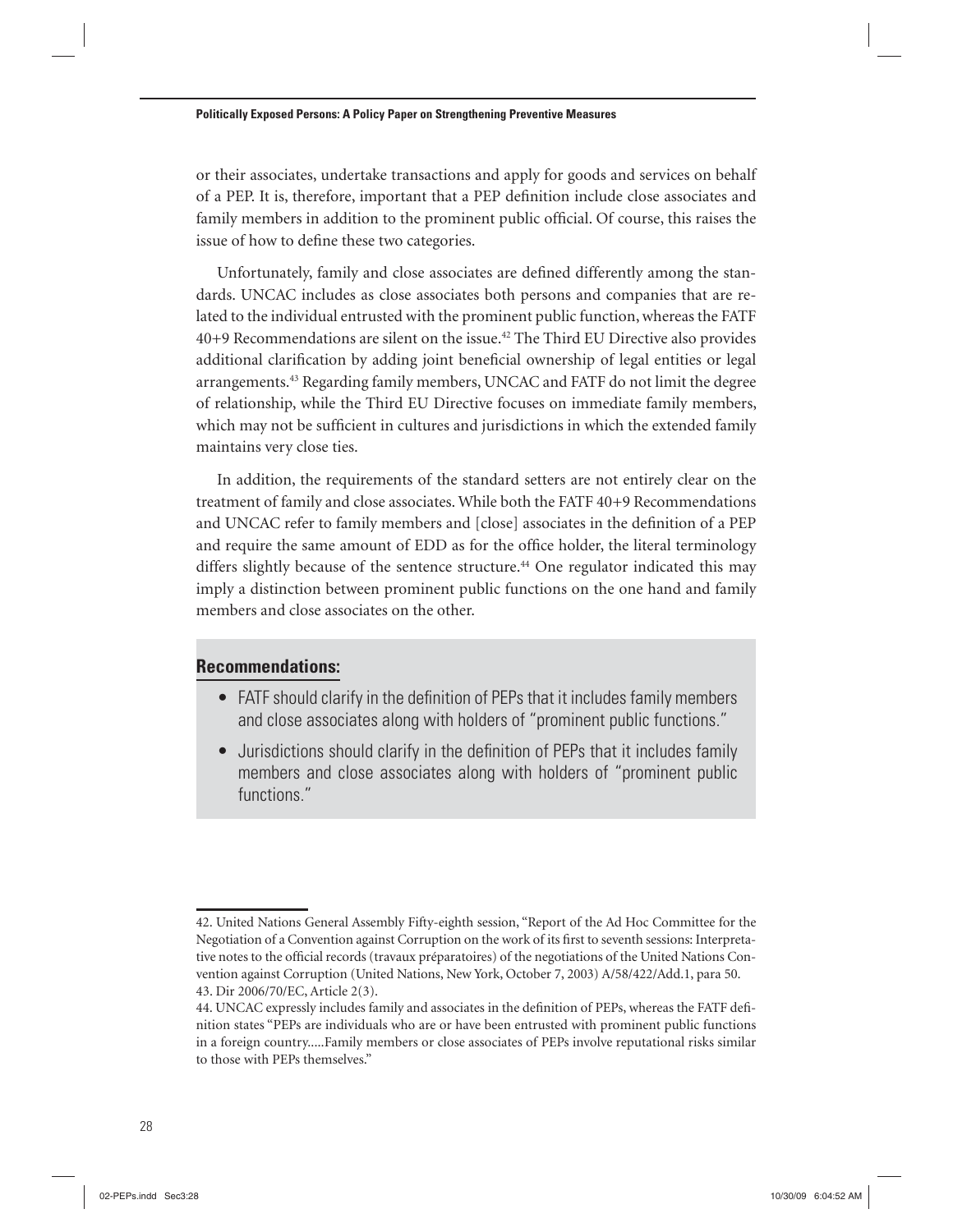or their associates, undertake transactions and apply for goods and services on behalf of a PEP. It is, therefore, important that a PEP definition include close associates and family members in addition to the prominent public official. Of course, this raises the issue of how to define these two categories.

Unfortunately, family and close associates are defined differently among the standards. UNCAC includes as close associates both persons and companies that are related to the individual entrusted with the prominent public function, whereas the FATF 40+9 Recommendations are silent on the issue.[42] The Third EU Directive also provides additional clarification by adding joint beneficial ownership of legal entities or legal arrangements.[43] Regarding family members, UNCAC and FATF do not limit the degree of relationship, while the Third EU Directive focuses on immediate family members, which may not be sufficient in cultures and jurisdictions in which the extended family maintains very close ties.

In addition, the requirements of the standard setters are not entirely clear on the treatment of family and close associates. While both the FATF 40+9 Recommendations and UNCAC refer to family members and [close] associates in the definition of a PEP and require the same amount of EDD as for the office holder, the literal terminology differs slightly because of the sentence structure.[44] One regulator indicated this may imply a distinction between prominent public functions on the one hand and family members and close associates on the other.

**Recommendations:**

- FATF should clarify in the definition of PEPs that it includes family members and close associates along with holders of "prominent public functions."
- Jurisdictions should clarify in the definition of PEPs that it includes family members and close associates along with holders of "prominent public functions."

---

42. United Nations General Assembly Fifty-eighth session, "Report of the Ad Hoc Committee for the Negotiation of a Convention against Corruption on the work of its first to seventh sessions: Interpretative notes to the official records (travaux préparatoires) of the negotiations of the United Nations Convention against Corruption (United Nations, New York, October 7, 2003) A/58/422/Add.1, para 50.

43. Dir 2006/70/EC, Article 2(3).

44. UNCAC expressly includes family and associates in the definition of PEPs, whereas the FATF definition states "PEPs are individuals who are or have been entrusted with prominent public functions in a foreign country.....Family members or close associates of PEPs involve reputational risks similar to those with PEPs themselves."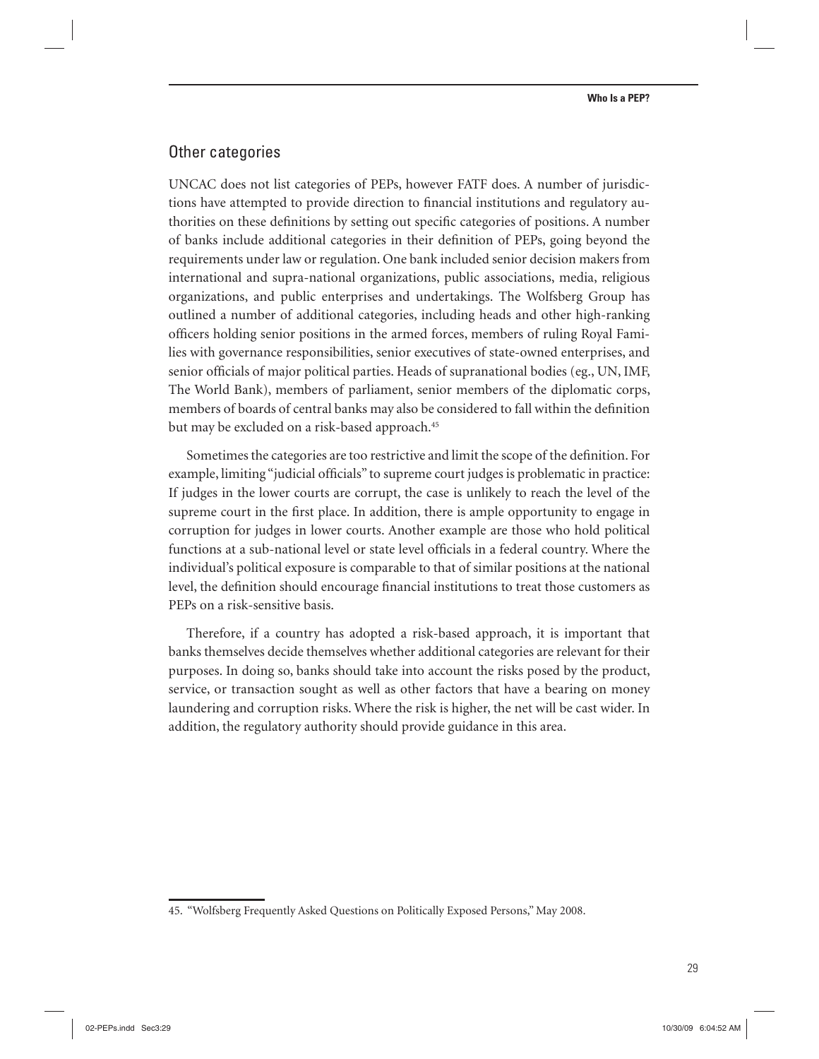## Other categories

UNCAC does not list categories of PEPs, however FATF does. A number of jurisdictions have attempted to provide direction to financial institutions and regulatory authorities on these definitions by setting out specific categories of positions. A number of banks include additional categories in their definition of PEPs, going beyond the requirements under law or regulation. One bank included senior decision makers from international and supra-national organizations, public associations, media, religious organizations, and public enterprises and undertakings. The Wolfsberg Group has outlined a number of additional categories, including heads and other high-ranking officers holding senior positions in the armed forces, members of ruling Royal Families with governance responsibilities, senior executives of state-owned enterprises, and senior officials of major political parties. Heads of supranational bodies (eg., UN, IMF, The World Bank), members of parliament, senior members of the diplomatic corps, members of boards of central banks may also be considered to fall within the definition but may be excluded on a risk-based approach.[45]

Sometimes the categories are too restrictive and limit the scope of the definition. For example, limiting "judicial officials" to supreme court judges is problematic in practice: If judges in the lower courts are corrupt, the case is unlikely to reach the level of the supreme court in the first place. In addition, there is ample opportunity to engage in corruption for judges in lower courts. Another example are those who hold political functions at a sub-national level or state level officials in a federal country. Where the individual's political exposure is comparable to that of similar positions at the national level, the definition should encourage financial institutions to treat those customers as PEPs on a risk-sensitive basis.

Therefore, if a country has adopted a risk-based approach, it is important that banks themselves decide themselves whether additional categories are relevant for their purposes. In doing so, banks should take into account the risks posed by the product, service, or transaction sought as well as other factors that have a bearing on money laundering and corruption risks. Where the risk is higher, the net will be cast wider. In addition, the regulatory authority should provide guidance in this area.

45. "Wolfsberg Frequently Asked Questions on Politically Exposed Persons," May 2008.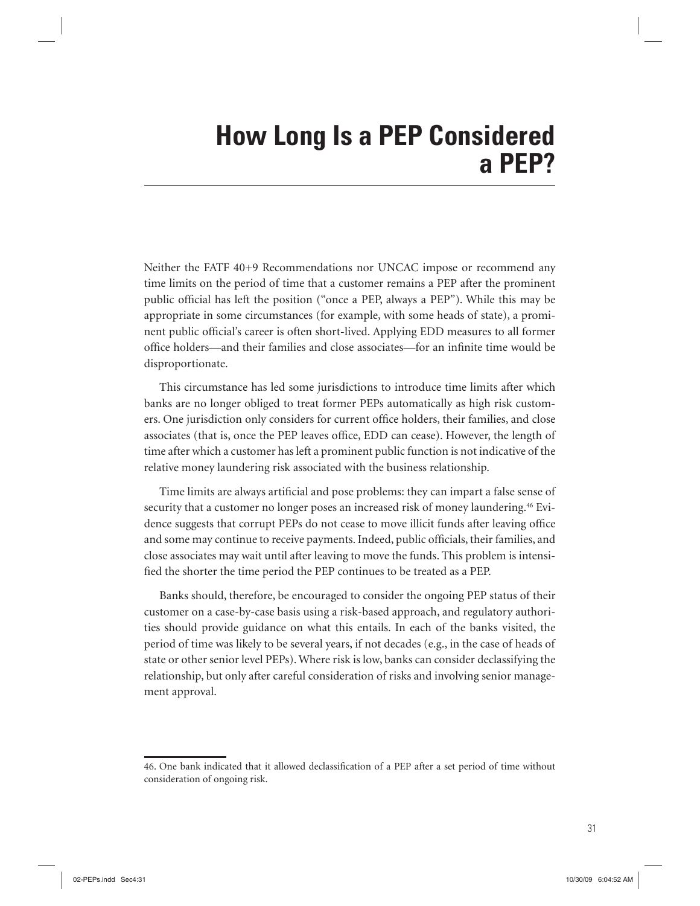# How Long Is a PEP Considered a PEP?

Neither the FATF 40+9 Recommendations nor UNCAC impose or recommend any time limits on the period of time that a customer remains a PEP after the prominent public official has left the position ("once a PEP, always a PEP"). While this may be appropriate in some circumstances (for example, with some heads of state), a prominent public official's career is often short-lived. Applying EDD measures to all former office holders—and their families and close associates—for an infinite time would be disproportionate.

This circumstance has led some jurisdictions to introduce time limits after which banks are no longer obliged to treat former PEPs automatically as high risk customers. One jurisdiction only considers for current office holders, their families, and close associates (that is, once the PEP leaves office, EDD can cease). However, the length of time after which a customer has left a prominent public function is not indicative of the relative money laundering risk associated with the business relationship.

Time limits are always artificial and pose problems: they can impart a false sense of security that a customer no longer poses an increased risk of money laundering.[46] Evidence suggests that corrupt PEPs do not cease to move illicit funds after leaving office and some may continue to receive payments. Indeed, public officials, their families, and close associates may wait until after leaving to move the funds. This problem is intensified the shorter the time period the PEP continues to be treated as a PEP.

Banks should, therefore, be encouraged to consider the ongoing PEP status of their customer on a case-by-case basis using a risk-based approach, and regulatory authorities should provide guidance on what this entails. In each of the banks visited, the period of time was likely to be several years, if not decades (e.g., in the case of heads of state or other senior level PEPs). Where risk is low, banks can consider declassifying the relationship, but only after careful consideration of risks and involving senior management approval.

---

46. One bank indicated that it allowed declassification of a PEP after a set period of time without consideration of ongoing risk.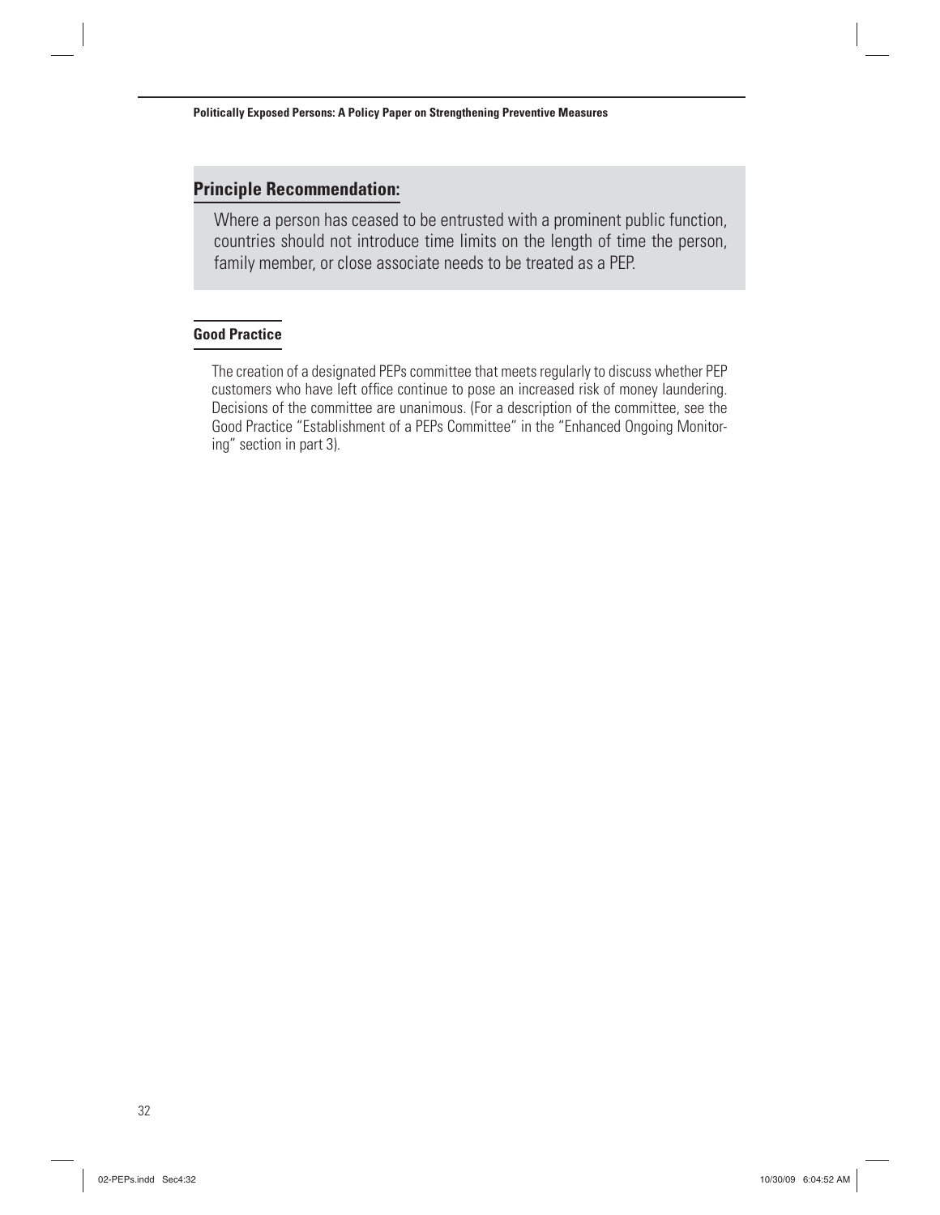## Principle Recommendation:

Where a person has ceased to be entrusted with a prominent public function, countries should not introduce time limits on the length of time the person, family member, or close associate needs to be treated as a PEP.

### Good Practice

The creation of a designated PEPs committee that meets regularly to discuss whether PEP customers who have left office continue to pose an increased risk of money laundering. Decisions of the committee are unanimous. (For a description of the committee, see the Good Practice "Establishment of a PEPs Committee" in the "Enhanced Ongoing Monitoring" section in part 3).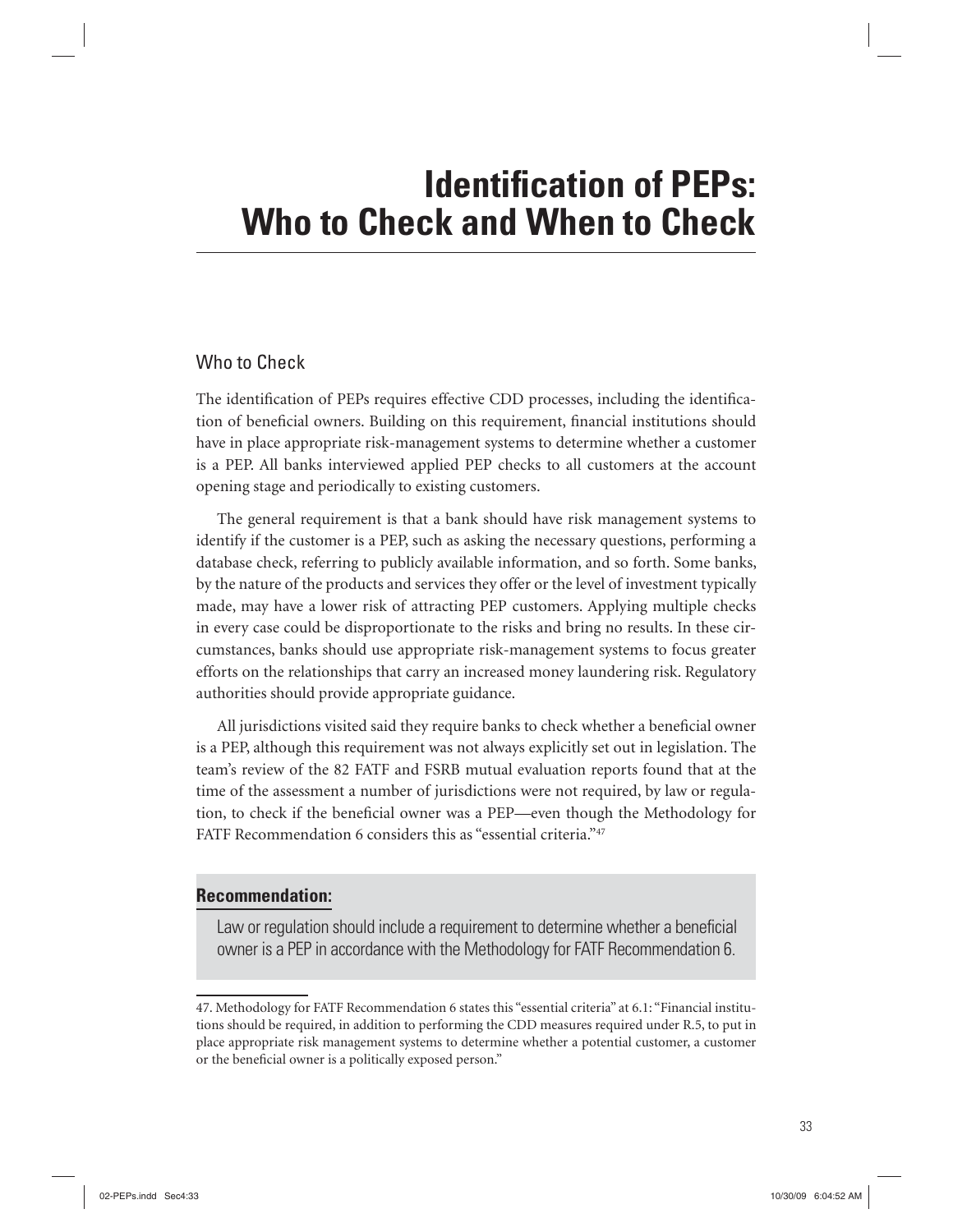# Identification of PEPs: Who to Check and When to Check

## Who to Check

The identification of PEPs requires effective CDD processes, including the identification of beneficial owners. Building on this requirement, financial institutions should have in place appropriate risk-management systems to determine whether a customer is a PEP. All banks interviewed applied PEP checks to all customers at the account opening stage and periodically to existing customers.

The general requirement is that a bank should have risk management systems to identify if the customer is a PEP, such as asking the necessary questions, performing a database check, referring to publicly available information, and so forth. Some banks, by the nature of the products and services they offer or the level of investment typically made, may have a lower risk of attracting PEP customers. Applying multiple checks in every case could be disproportionate to the risks and bring no results. In these circumstances, banks should use appropriate risk-management systems to focus greater efforts on the relationships that carry an increased money laundering risk. Regulatory authorities should provide appropriate guidance.

All jurisdictions visited said they require banks to check whether a beneficial owner is a PEP, although this requirement was not always explicitly set out in legislation. The team's review of the 82 FATF and FSRB mutual evaluation reports found that at the time of the assessment a number of jurisdictions were not required, by law or regulation, to check if the beneficial owner was a PEP—even though the Methodology for FATF Recommendation 6 considers this as "essential criteria."[47]

**Recommendation:**

Law or regulation should include a requirement to determine whether a beneficial owner is a PEP in accordance with the Methodology for FATF Recommendation 6.

---

47. Methodology for FATF Recommendation 6 states this "essential criteria" at 6.1: "Financial institutions should be required, in addition to performing the CDD measures required under R.5, to put in place appropriate risk management systems to determine whether a potential customer, a customer or the beneficial owner is a politically exposed person."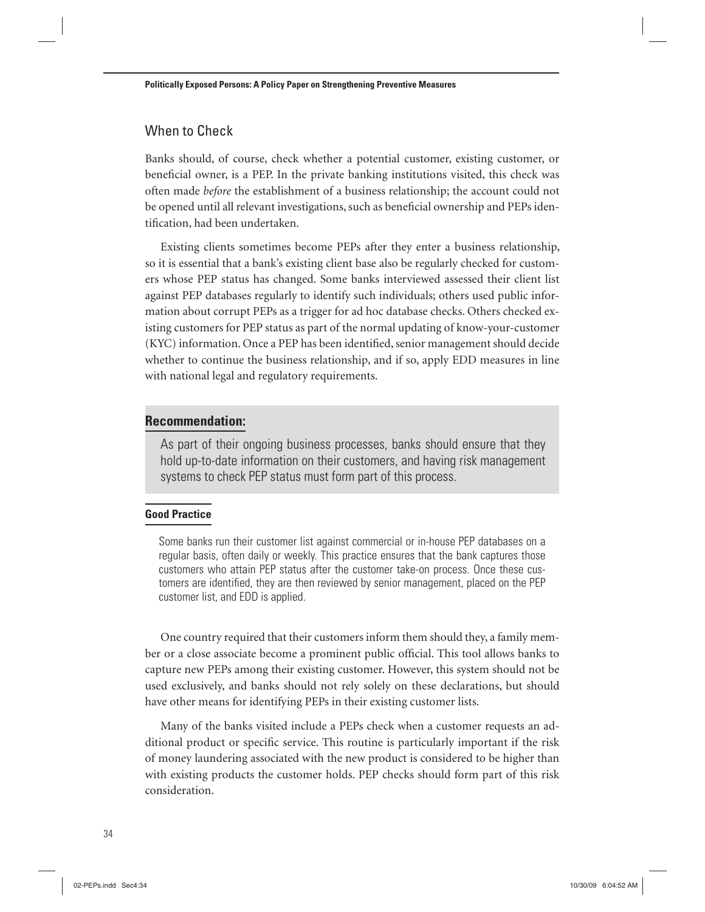## When to Check

Banks should, of course, check whether a potential customer, existing customer, or beneficial owner, is a PEP. In the private banking institutions visited, this check was often made *before* the establishment of a business relationship; the account could not be opened until all relevant investigations, such as beneficial ownership and PEPs identification, had been undertaken.

Existing clients sometimes become PEPs after they enter a business relationship, so it is essential that a bank's existing client base also be regularly checked for customers whose PEP status has changed. Some banks interviewed assessed their client list against PEP databases regularly to identify such individuals; others used public information about corrupt PEPs as a trigger for ad hoc database checks. Others checked existing customers for PEP status as part of the normal updating of know-your-customer (KYC) information. Once a PEP has been identified, senior management should decide whether to continue the business relationship, and if so, apply EDD measures in line with national legal and regulatory requirements.

### Recommendation:

As part of their ongoing business processes, banks should ensure that they hold up-to-date information on their customers, and having risk management systems to check PEP status must form part of this process.

#### Good Practice

Some banks run their customer list against commercial or in-house PEP databases on a regular basis, often daily or weekly. This practice ensures that the bank captures those customers who attain PEP status after the customer take-on process. Once these customers are identified, they are then reviewed by senior management, placed on the PEP customer list, and EDD is applied.

One country required that their customers inform them should they, a family member or a close associate become a prominent public official. This tool allows banks to capture new PEPs among their existing customer. However, this system should not be used exclusively, and banks should not rely solely on these declarations, but should have other means for identifying PEPs in their existing customer lists.

Many of the banks visited include a PEPs check when a customer requests an additional product or specific service. This routine is particularly important if the risk of money laundering associated with the new product is considered to be higher than with existing products the customer holds. PEP checks should form part of this risk consideration.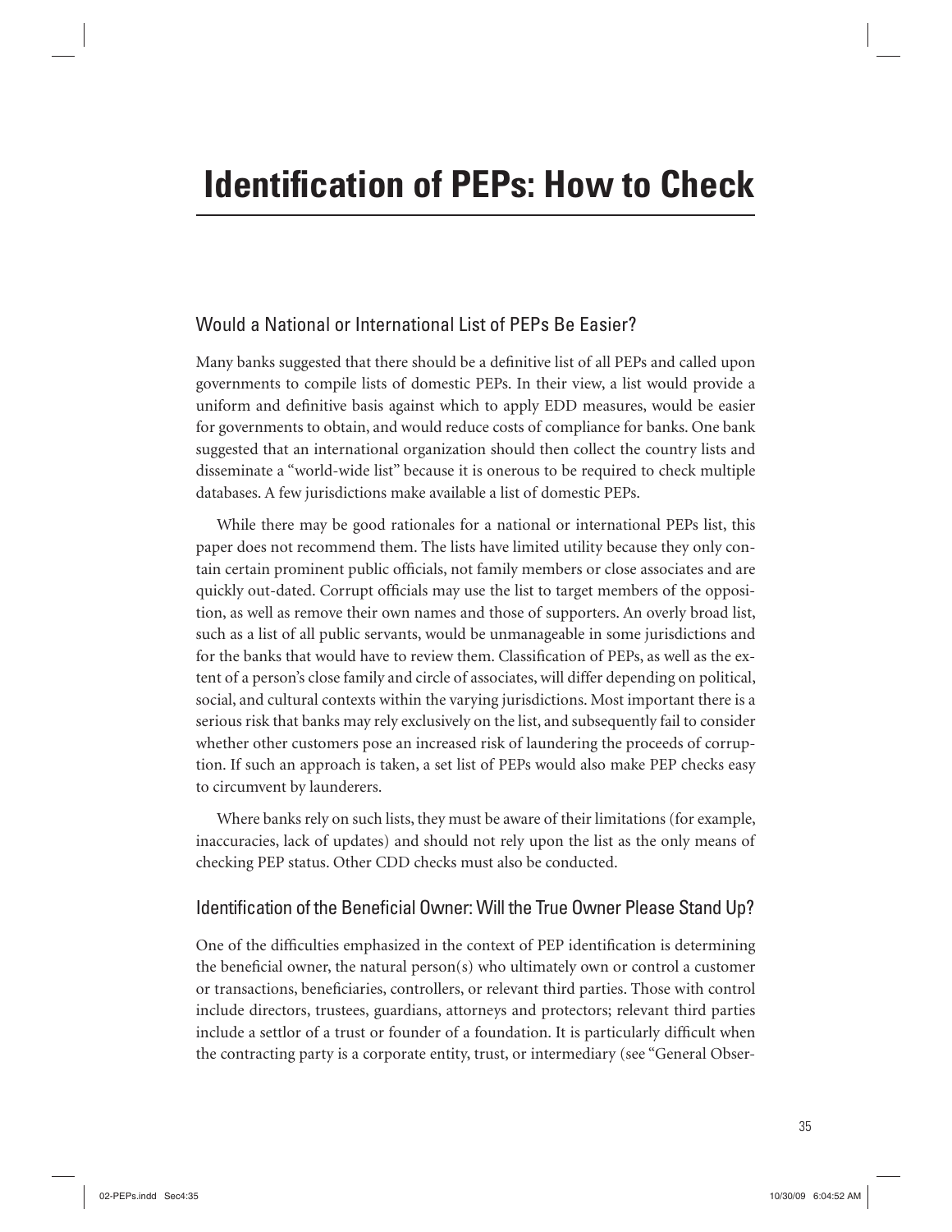# Identification of PEPs: How to Check

## Would a National or International List of PEPs Be Easier?

Many banks suggested that there should be a definitive list of all PEPs and called upon governments to compile lists of domestic PEPs. In their view, a list would provide a uniform and definitive basis against which to apply EDD measures, would be easier for governments to obtain, and would reduce costs of compliance for banks. One bank suggested that an international organization should then collect the country lists and disseminate a "world-wide list" because it is onerous to be required to check multiple databases. A few jurisdictions make available a list of domestic PEPs.

While there may be good rationales for a national or international PEPs list, this paper does not recommend them. The lists have limited utility because they only contain certain prominent public officials, not family members or close associates and are quickly out-dated. Corrupt officials may use the list to target members of the opposition, as well as remove their own names and those of supporters. An overly broad list, such as a list of all public servants, would be unmanageable in some jurisdictions and for the banks that would have to review them. Classification of PEPs, as well as the extent of a person's close family and circle of associates, will differ depending on political, social, and cultural contexts within the varying jurisdictions. Most important there is a serious risk that banks may rely exclusively on the list, and subsequently fail to consider whether other customers pose an increased risk of laundering the proceeds of corruption. If such an approach is taken, a set list of PEPs would also make PEP checks easy to circumvent by launderers.

Where banks rely on such lists, they must be aware of their limitations (for example, inaccuracies, lack of updates) and should not rely upon the list as the only means of checking PEP status. Other CDD checks must also be conducted.

## Identification of the Beneficial Owner: Will the True Owner Please Stand Up?

One of the difficulties emphasized in the context of PEP identification is determining the beneficial owner, the natural person(s) who ultimately own or control a customer or transactions, beneficiaries, controllers, or relevant third parties. Those with control include directors, trustees, guardians, attorneys and protectors; relevant third parties include a settlor of a trust or founder of a foundation. It is particularly difficult when the contracting party is a corporate entity, trust, or intermediary (see "General Obser-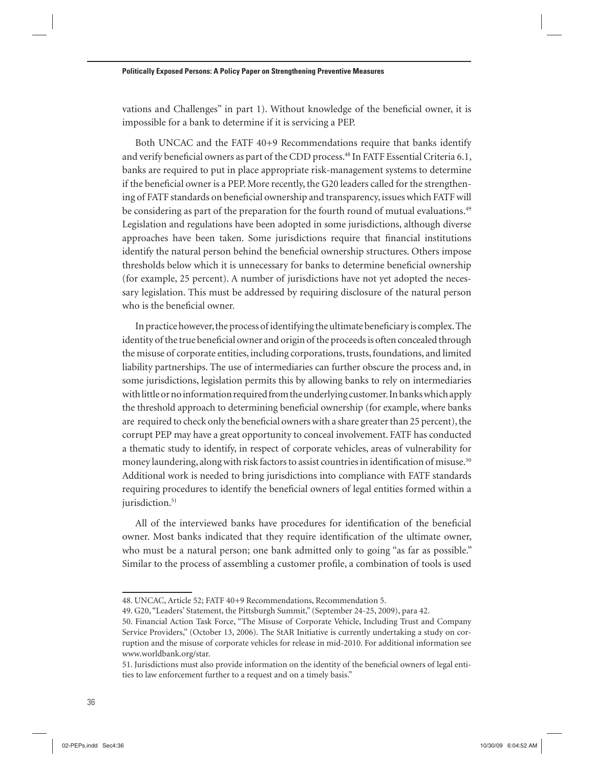vations and Challenges" in part 1). Without knowledge of the beneficial owner, it is impossible for a bank to determine if it is servicing a PEP.

Both UNCAC and the FATF 40+9 Recommendations require that banks identify and verify beneficial owners as part of the CDD process.[48] In FATF Essential Criteria 6.1, banks are required to put in place appropriate risk-management systems to determine if the beneficial owner is a PEP. More recently, the G20 leaders called for the strengthening of FATF standards on beneficial ownership and transparency, issues which FATF will be considering as part of the preparation for the fourth round of mutual evaluations.[49] Legislation and regulations have been adopted in some jurisdictions, although diverse approaches have been taken. Some jurisdictions require that financial institutions identify the natural person behind the beneficial ownership structures. Others impose thresholds below which it is unnecessary for banks to determine beneficial ownership (for example, 25 percent). A number of jurisdictions have not yet adopted the necessary legislation. This must be addressed by requiring disclosure of the natural person who is the beneficial owner.

In practice however, the process of identifying the ultimate beneficiary is complex. The identity of the true beneficial owner and origin of the proceeds is often concealed through the misuse of corporate entities, including corporations, trusts, foundations, and limited liability partnerships. The use of intermediaries can further obscure the process and, in some jurisdictions, legislation permits this by allowing banks to rely on intermediaries with little or no information required from the underlying customer. In banks which apply the threshold approach to determining beneficial ownership (for example, where banks are required to check only the beneficial owners with a share greater than 25 percent), the corrupt PEP may have a great opportunity to conceal involvement. FATF has conducted a thematic study to identify, in respect of corporate vehicles, areas of vulnerability for money laundering, along with risk factors to assist countries in identification of misuse.[50] Additional work is needed to bring jurisdictions into compliance with FATF standards requiring procedures to identify the beneficial owners of legal entities formed within a jurisdiction.[51]

All of the interviewed banks have procedures for identification of the beneficial owner. Most banks indicated that they require identification of the ultimate owner, who must be a natural person; one bank admitted only to going "as far as possible." Similar to the process of assembling a customer profile, a combination of tools is used

---

48. UNCAC, Article 52; FATF 40+9 Recommendations, Recommendation 5.

49. G20, "Leaders' Statement, the Pittsburgh Summit," (September 24-25, 2009), para 42.

50. Financial Action Task Force, "The Misuse of Corporate Vehicle, Including Trust and Company Service Providers," (October 13, 2006). The StAR Initiative is currently undertaking a study on corruption and the misuse of corporate vehicles for release in mid-2010. For additional information see www.worldbank.org/star.

51. Jurisdictions must also provide information on the identity of the beneficial owners of legal entities to law enforcement further to a request and on a timely basis."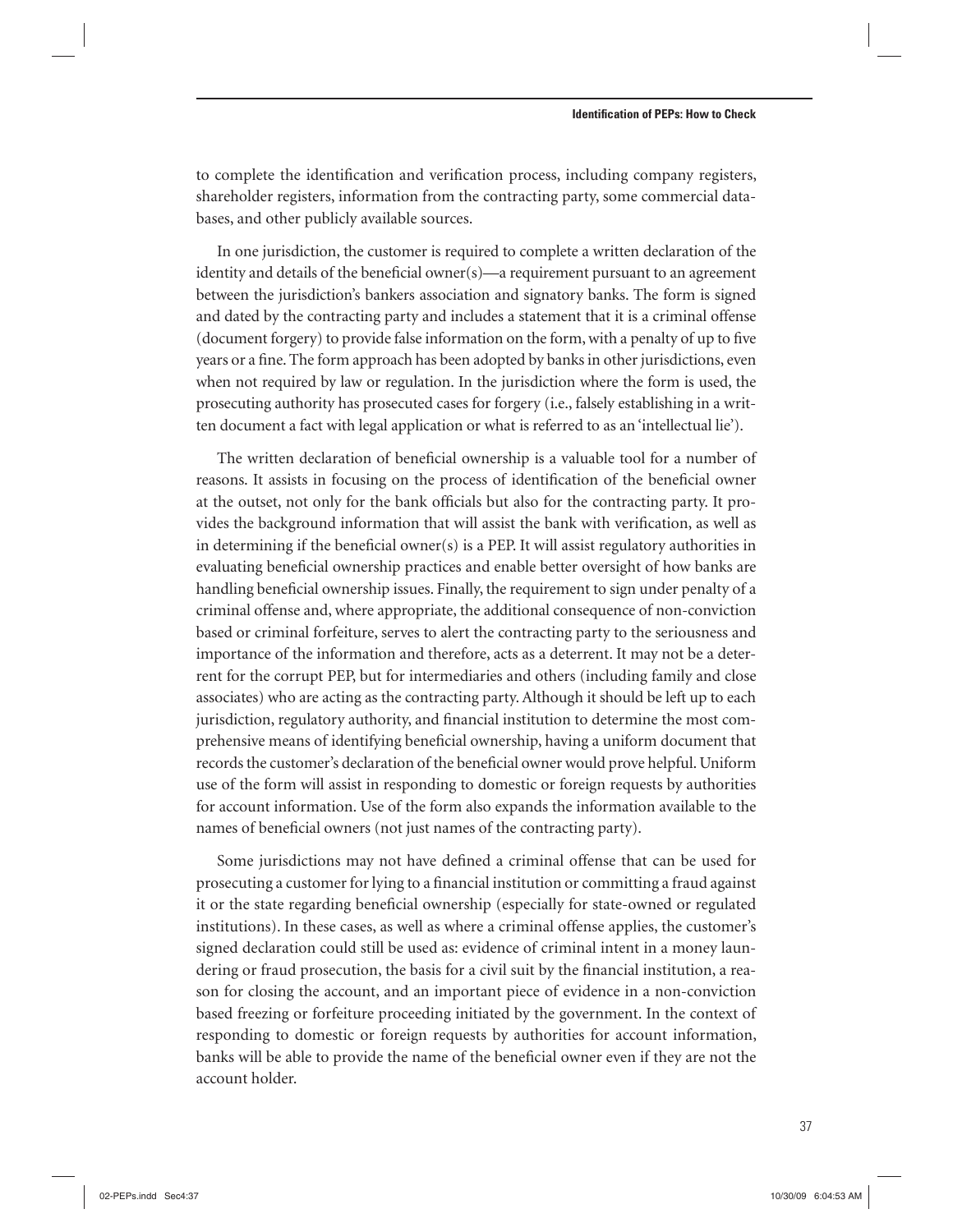to complete the identification and verification process, including company registers, shareholder registers, information from the contracting party, some commercial databases, and other publicly available sources.

In one jurisdiction, the customer is required to complete a written declaration of the identity and details of the beneficial owner(s)—a requirement pursuant to an agreement between the jurisdiction's bankers association and signatory banks. The form is signed and dated by the contracting party and includes a statement that it is a criminal offense (document forgery) to provide false information on the form, with a penalty of up to five years or a fine. The form approach has been adopted by banks in other jurisdictions, even when not required by law or regulation. In the jurisdiction where the form is used, the prosecuting authority has prosecuted cases for forgery (i.e., falsely establishing in a written document a fact with legal application or what is referred to as an 'intellectual lie').

The written declaration of beneficial ownership is a valuable tool for a number of reasons. It assists in focusing on the process of identification of the beneficial owner at the outset, not only for the bank officials but also for the contracting party. It provides the background information that will assist the bank with verification, as well as in determining if the beneficial owner(s) is a PEP. It will assist regulatory authorities in evaluating beneficial ownership practices and enable better oversight of how banks are handling beneficial ownership issues. Finally, the requirement to sign under penalty of a criminal offense and, where appropriate, the additional consequence of non-conviction based or criminal forfeiture, serves to alert the contracting party to the seriousness and importance of the information and therefore, acts as a deterrent. It may not be a deterrent for the corrupt PEP, but for intermediaries and others (including family and close associates) who are acting as the contracting party. Although it should be left up to each jurisdiction, regulatory authority, and financial institution to determine the most comprehensive means of identifying beneficial ownership, having a uniform document that records the customer's declaration of the beneficial owner would prove helpful. Uniform use of the form will assist in responding to domestic or foreign requests by authorities for account information. Use of the form also expands the information available to the names of beneficial owners (not just names of the contracting party).

Some jurisdictions may not have defined a criminal offense that can be used for prosecuting a customer for lying to a financial institution or committing a fraud against it or the state regarding beneficial ownership (especially for state-owned or regulated institutions). In these cases, as well as where a criminal offense applies, the customer's signed declaration could still be used as: evidence of criminal intent in a money laundering or fraud prosecution, the basis for a civil suit by the financial institution, a reason for closing the account, and an important piece of evidence in a non-conviction based freezing or forfeiture proceeding initiated by the government. In the context of responding to domestic or foreign requests by authorities for account information, banks will be able to provide the name of the beneficial owner even if they are not the account holder.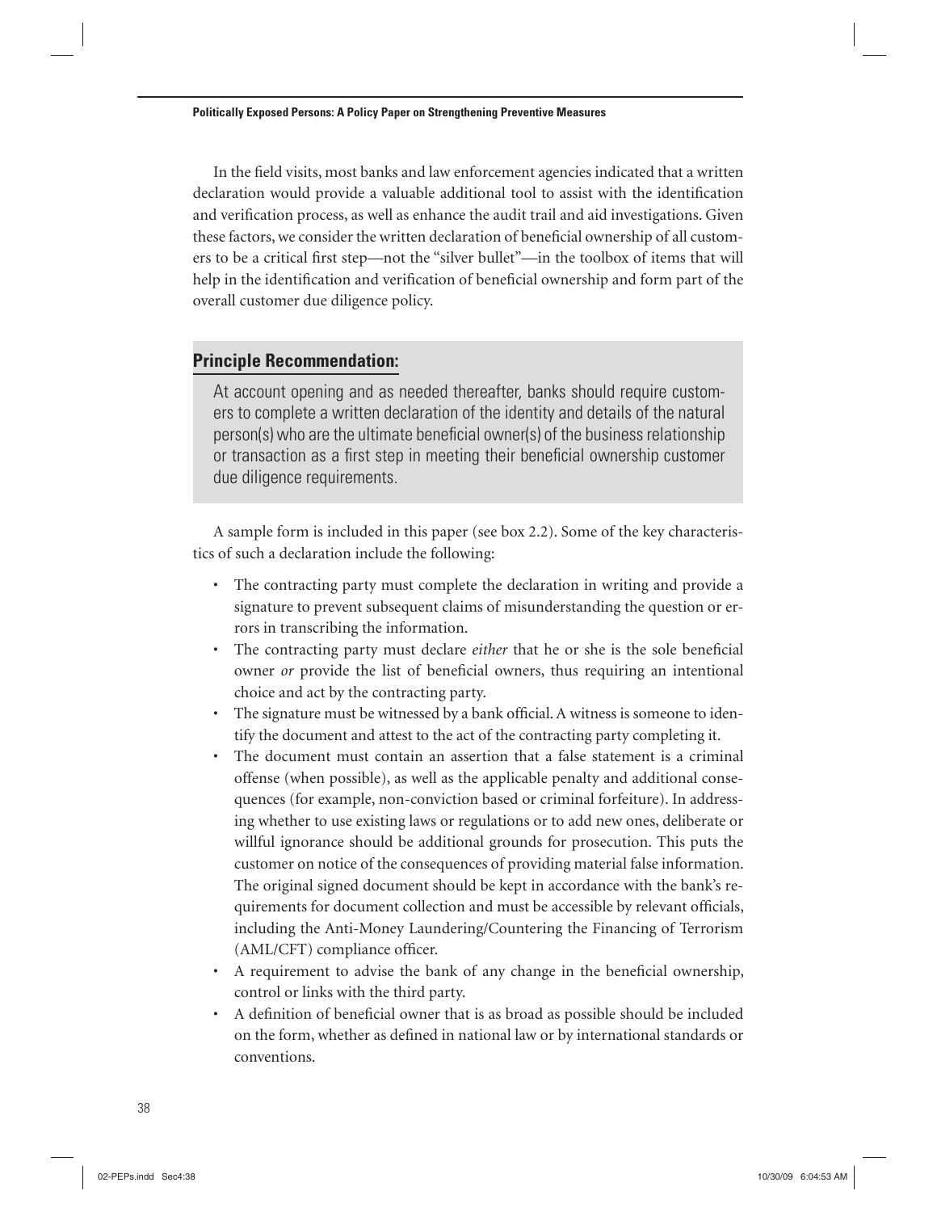In the field visits, most banks and law enforcement agencies indicated that a written declaration would provide a valuable additional tool to assist with the identification and verification process, as well as enhance the audit trail and aid investigations. Given these factors, we consider the written declaration of beneficial ownership of all customers to be a critical first step—not the "silver bullet"—in the toolbox of items that will help in the identification and verification of beneficial ownership and form part of the overall customer due diligence policy.

## Principle Recommendation:

At account opening and as needed thereafter, banks should require customers to complete a written declaration of the identity and details of the natural person(s) who are the ultimate beneficial owner(s) of the business relationship or transaction as a first step in meeting their beneficial ownership customer due diligence requirements.

A sample form is included in this paper (see box 2.2). Some of the key characteristics of such a declaration include the following:

- The contracting party must complete the declaration in writing and provide a signature to prevent subsequent claims of misunderstanding the question or errors in transcribing the information.
- The contracting party must declare *either* that he or she is the sole beneficial owner *or* provide the list of beneficial owners, thus requiring an intentional choice and act by the contracting party.
- The signature must be witnessed by a bank official. A witness is someone to identify the document and attest to the act of the contracting party completing it.
- The document must contain an assertion that a false statement is a criminal offense (when possible), as well as the applicable penalty and additional consequences (for example, non-conviction based or criminal forfeiture). In addressing whether to use existing laws or regulations or to add new ones, deliberate or willful ignorance should be additional grounds for prosecution. This puts the customer on notice of the consequences of providing material false information. The original signed document should be kept in accordance with the bank's requirements for document collection and must be accessible by relevant officials, including the Anti-Money Laundering/Countering the Financing of Terrorism (AML/CFT) compliance officer.
- A requirement to advise the bank of any change in the beneficial ownership, control or links with the third party.
- A definition of beneficial owner that is as broad as possible should be included on the form, whether as defined in national law or by international standards or conventions.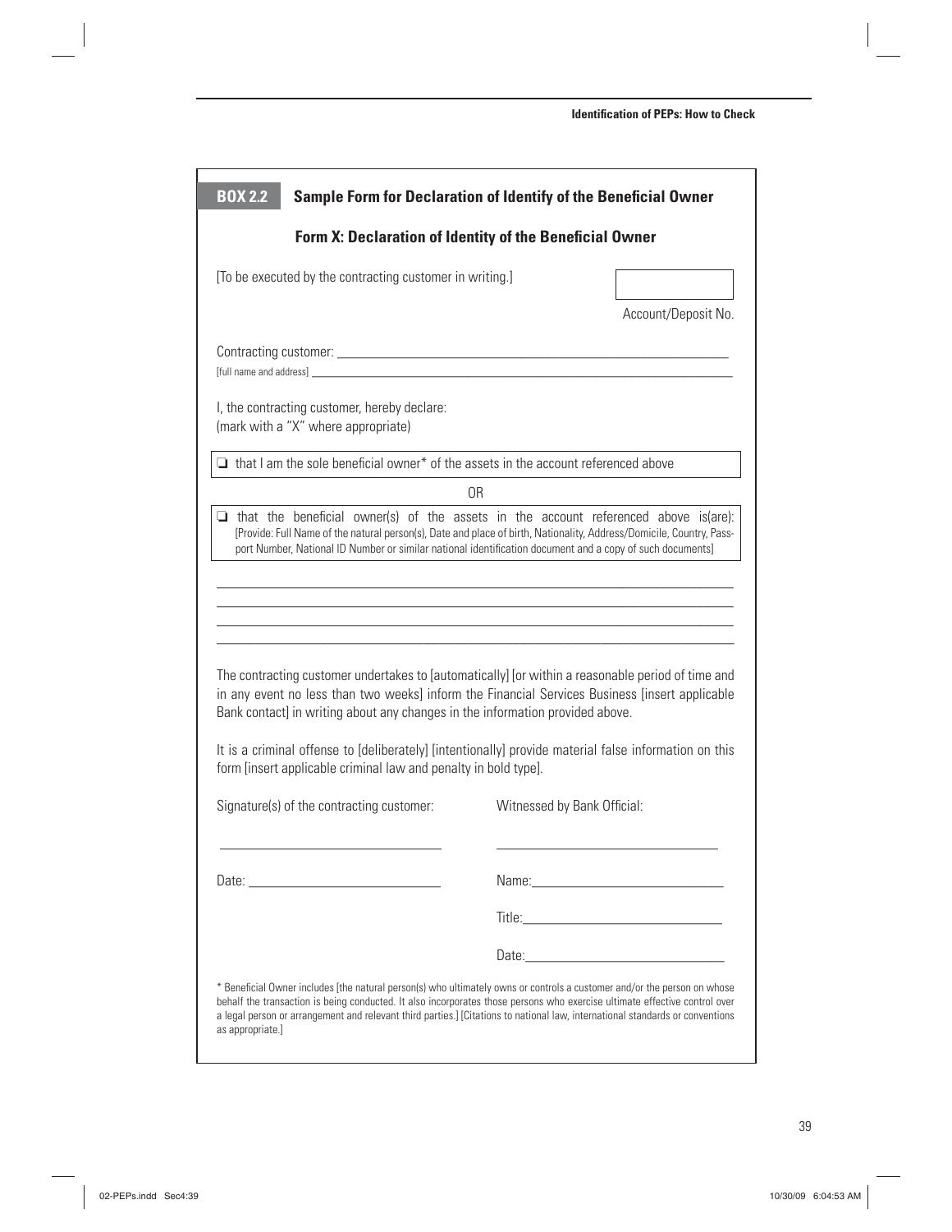## BOX 2.2 Sample Form for Declaration of Identify of the Beneficial Owner

### Form X: Declaration of Identity of the Beneficial Owner

[To be executed by the contracting customer in writing.]

Account/Deposit No. ______________

Contracting customer: ______________________________________________

[full name and address] ______________________________________________

I, the contracting customer, hereby declare:
(mark with a "X" where appropriate)

❑ that I am the sole beneficial owner* of the assets in the account referenced above

OR

❑ that the beneficial owner(s) of the assets in the account referenced above is(are): [Provide: Full Name of the natural person(s), Date and place of birth, Nationality, Address/Domicile, Country, Passport Number, National ID Number or similar national identification document and a copy of such documents]

______________________________________________

______________________________________________

______________________________________________

______________________________________________

The contracting customer undertakes to [automatically] [or within a reasonable period of time and in any event no less than two weeks] inform the Financial Services Business [insert applicable Bank contact] in writing about any changes in the information provided above.

It is a criminal offense to [deliberately] [intentionally] provide material false information on this form [insert applicable criminal law and penalty in bold type].

Signature(s) of the contracting customer: ______________________

Date: ______________________

Witnessed by Bank Official: ______________________

Name: ______________________

Title: ______________________

Date: ______________________

* Beneficial Owner includes [the natural person(s) who ultimately owns or controls a customer and/or the person on whose behalf the transaction is being conducted. It also incorporates those persons who exercise ultimate effective control over a legal person or arrangement and relevant third parties.] [Citations to national law, international standards or conventions as appropriate.]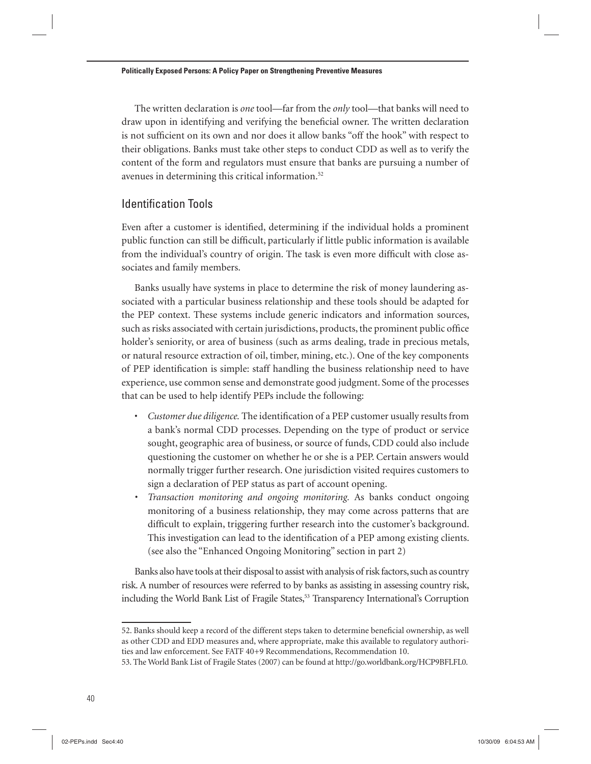The written declaration is *one* tool—far from the *only* tool—that banks will need to draw upon in identifying and verifying the beneficial owner. The written declaration is not sufficient on its own and nor does it allow banks "off the hook" with respect to their obligations. Banks must take other steps to conduct CDD as well as to verify the content of the form and regulators must ensure that banks are pursuing a number of avenues in determining this critical information.[52]

## Identification Tools

Even after a customer is identified, determining if the individual holds a prominent public function can still be difficult, particularly if little public information is available from the individual's country of origin. The task is even more difficult with close associates and family members.

Banks usually have systems in place to determine the risk of money laundering associated with a particular business relationship and these tools should be adapted for the PEP context. These systems include generic indicators and information sources, such as risks associated with certain jurisdictions, products, the prominent public office holder's seniority, or area of business (such as arms dealing, trade in precious metals, or natural resource extraction of oil, timber, mining, etc.). One of the key components of PEP identification is simple: staff handling the business relationship need to have experience, use common sense and demonstrate good judgment. Some of the processes that can be used to help identify PEPs include the following:

- *Customer due diligence.* The identification of a PEP customer usually results from a bank's normal CDD processes. Depending on the type of product or service sought, geographic area of business, or source of funds, CDD could also include questioning the customer on whether he or she is a PEP. Certain answers would normally trigger further research. One jurisdiction visited requires customers to sign a declaration of PEP status as part of account opening.
- *Transaction monitoring and ongoing monitoring.* As banks conduct ongoing monitoring of a business relationship, they may come across patterns that are difficult to explain, triggering further research into the customer's background. This investigation can lead to the identification of a PEP among existing clients. (see also the "Enhanced Ongoing Monitoring" section in part 2)

Banks also have tools at their disposal to assist with analysis of risk factors, such as country risk. A number of resources were referred to by banks as assisting in assessing country risk, including the World Bank List of Fragile States,[53] Transparency International's Corruption

52. Banks should keep a record of the different steps taken to determine beneficial ownership, as well as other CDD and EDD measures and, where appropriate, make this available to regulatory authorities and law enforcement. See FATF 40+9 Recommendations, Recommendation 10.

53. The World Bank List of Fragile States (2007) can be found at http://go.worldbank.org/HCP9BFLFL0.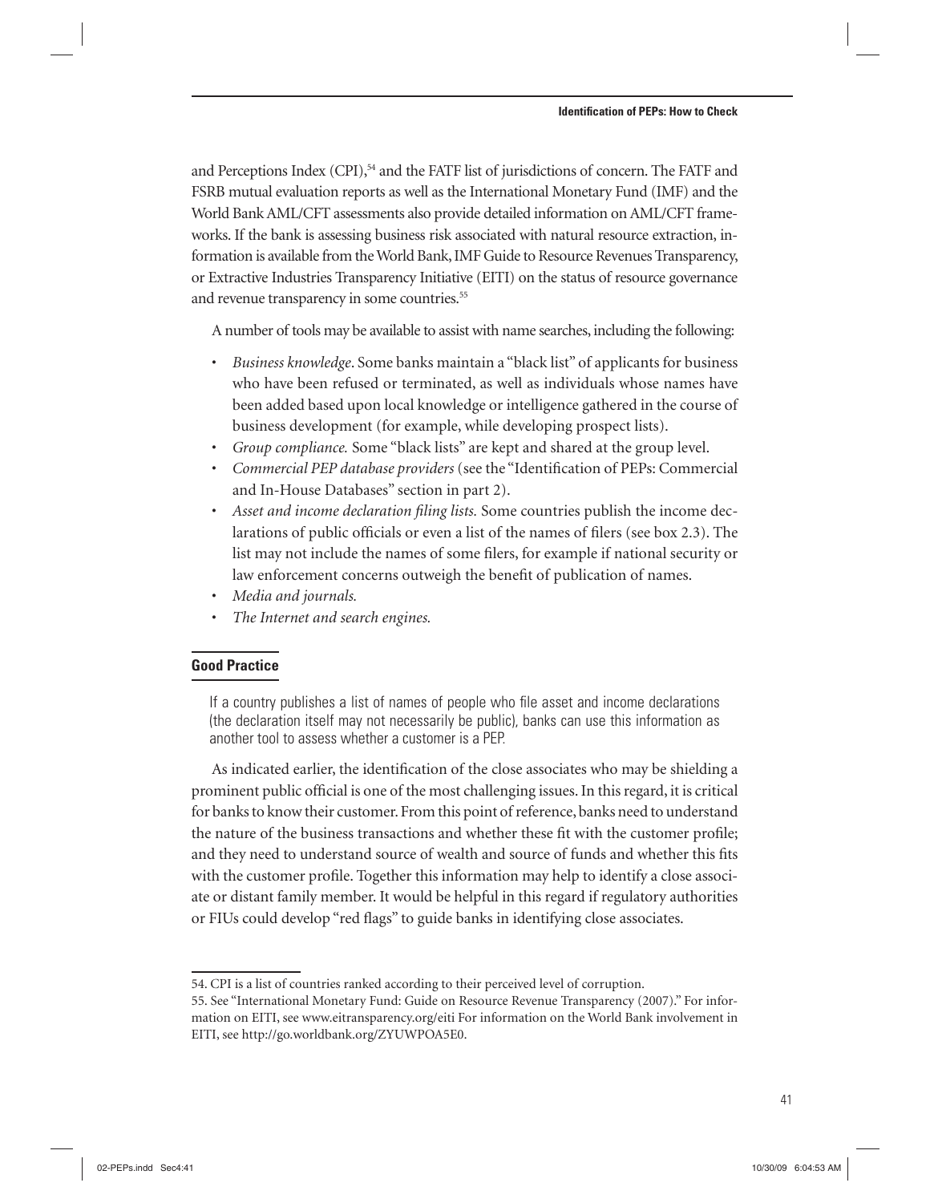and Perceptions Index (CPI),[54] and the FATF list of jurisdictions of concern. The FATF and FSRB mutual evaluation reports as well as the International Monetary Fund (IMF) and the World Bank AML/CFT assessments also provide detailed information on AML/CFT frameworks. If the bank is assessing business risk associated with natural resource extraction, information is available from the World Bank, IMF Guide to Resource Revenues Transparency, or Extractive Industries Transparency Initiative (EITI) on the status of resource governance and revenue transparency in some countries.[55]

A number of tools may be available to assist with name searches, including the following:

- *Business knowledge*. Some banks maintain a "black list" of applicants for business who have been refused or terminated, as well as individuals whose names have been added based upon local knowledge or intelligence gathered in the course of business development (for example, while developing prospect lists).
- *Group compliance.* Some "black lists" are kept and shared at the group level.
- *Commercial PEP database providers* (see the "Identification of PEPs: Commercial and In-House Databases" section in part 2).
- *Asset and income declaration filing lists.* Some countries publish the income declarations of public officials or even a list of the names of filers (see box 2.3). The list may not include the names of some filers, for example if national security or law enforcement concerns outweigh the benefit of publication of names.
- *Media and journals.*
- *The Internet and search engines.*

**Good Practice**

If a country publishes a list of names of people who file asset and income declarations (the declaration itself may not necessarily be public), banks can use this information as another tool to assess whether a customer is a PEP.

As indicated earlier, the identification of the close associates who may be shielding a prominent public official is one of the most challenging issues. In this regard, it is critical for banks to know their customer. From this point of reference, banks need to understand the nature of the business transactions and whether these fit with the customer profile; and they need to understand source of wealth and source of funds and whether this fits with the customer profile. Together this information may help to identify a close associate or distant family member. It would be helpful in this regard if regulatory authorities or FIUs could develop "red flags" to guide banks in identifying close associates.

54. CPI is a list of countries ranked according to their perceived level of corruption.

55. See "International Monetary Fund: Guide on Resource Revenue Transparency (2007)." For information on EITI, see www.eitransparency.org/eiti For information on the World Bank involvement in EITI, see http://go.worldbank.org/ZYUWPOA5E0.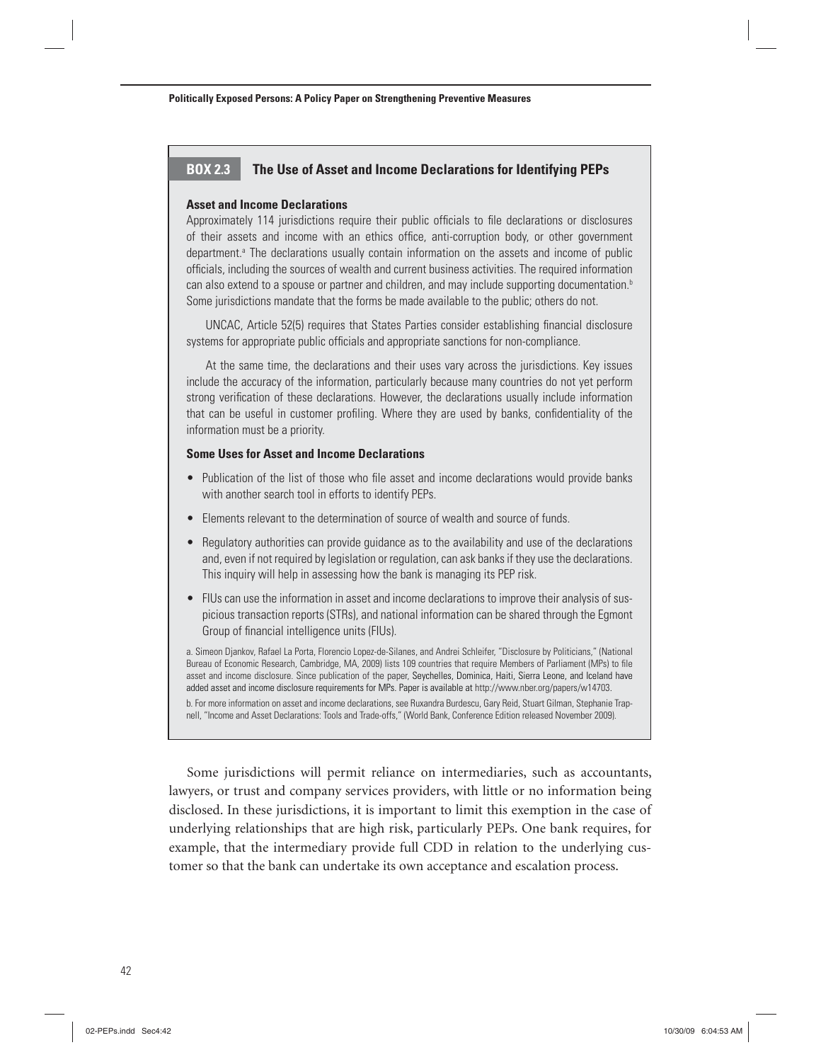### BOX 2.3 The Use of Asset and Income Declarations for Identifying PEPs

**Asset and Income Declarations**

Approximately 114 jurisdictions require their public officials to file declarations or disclosures of their assets and income with an ethics office, anti-corruption body, or other government department.[a] The declarations usually contain information on the assets and income of public officials, including the sources of wealth and current business activities. The required information can also extend to a spouse or partner and children, and may include supporting documentation.[b] Some jurisdictions mandate that the forms be made available to the public; others do not.

UNCAC, Article 52(5) requires that States Parties consider establishing financial disclosure systems for appropriate public officials and appropriate sanctions for non-compliance.

At the same time, the declarations and their uses vary across the jurisdictions. Key issues include the accuracy of the information, particularly because many countries do not yet perform strong verification of these declarations. However, the declarations usually include information that can be useful in customer profiling. Where they are used by banks, confidentiality of the information must be a priority.

**Some Uses for Asset and Income Declarations**

- Publication of the list of those who file asset and income declarations would provide banks with another search tool in efforts to identify PEPs.
- Elements relevant to the determination of source of wealth and source of funds.
- Regulatory authorities can provide guidance as to the availability and use of the declarations and, even if not required by legislation or regulation, can ask banks if they use the declarations. This inquiry will help in assessing how the bank is managing its PEP risk.
- FIUs can use the information in asset and income declarations to improve their analysis of suspicious transaction reports (STRs), and national information can be shared through the Egmont Group of financial intelligence units (FIUs).

a. Simeon Djankov, Rafael La Porta, Florencio Lopez-de-Silanes, and Andrei Schleifer, "Disclosure by Politicians," (National Bureau of Economic Research, Cambridge, MA, 2009) lists 109 countries that require Members of Parliament (MPs) to file asset and income disclosure. Since publication of the paper, Seychelles, Dominica, Haiti, Sierra Leone, and Iceland have added asset and income disclosure requirements for MPs. Paper is available at http://www.nber.org/papers/w14703.

b. For more information on asset and income declarations, see Ruxandra Burdescu, Gary Reid, Stuart Gilman, Stephanie Trapnell, "Income and Asset Declarations: Tools and Trade-offs," (World Bank, Conference Edition released November 2009).

Some jurisdictions will permit reliance on intermediaries, such as accountants, lawyers, or trust and company services providers, with little or no information being disclosed. In these jurisdictions, it is important to limit this exemption in the case of underlying relationships that are high risk, particularly PEPs. One bank requires, for example, that the intermediary provide full CDD in relation to the underlying customer so that the bank can undertake its own acceptance and escalation process.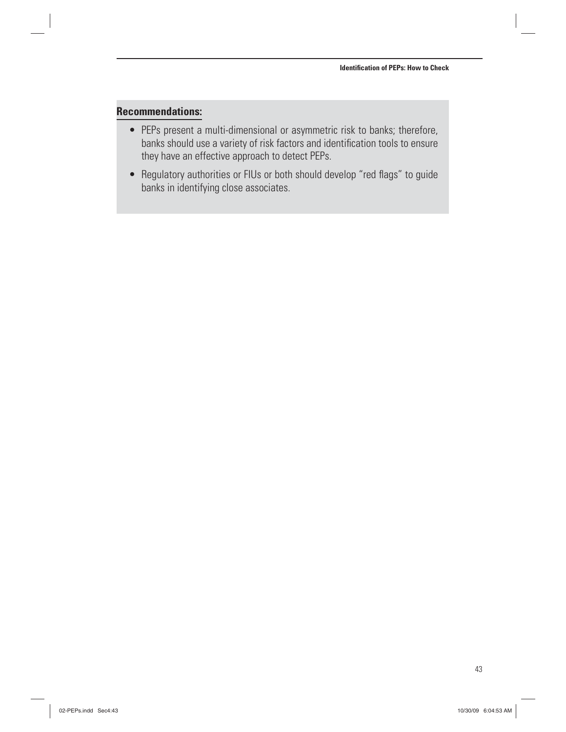**Recommendations:**

- PEPs present a multi-dimensional or asymmetric risk to banks; therefore, banks should use a variety of risk factors and identification tools to ensure they have an effective approach to detect PEPs.
- Regulatory authorities or FIUs or both should develop "red flags" to guide banks in identifying close associates.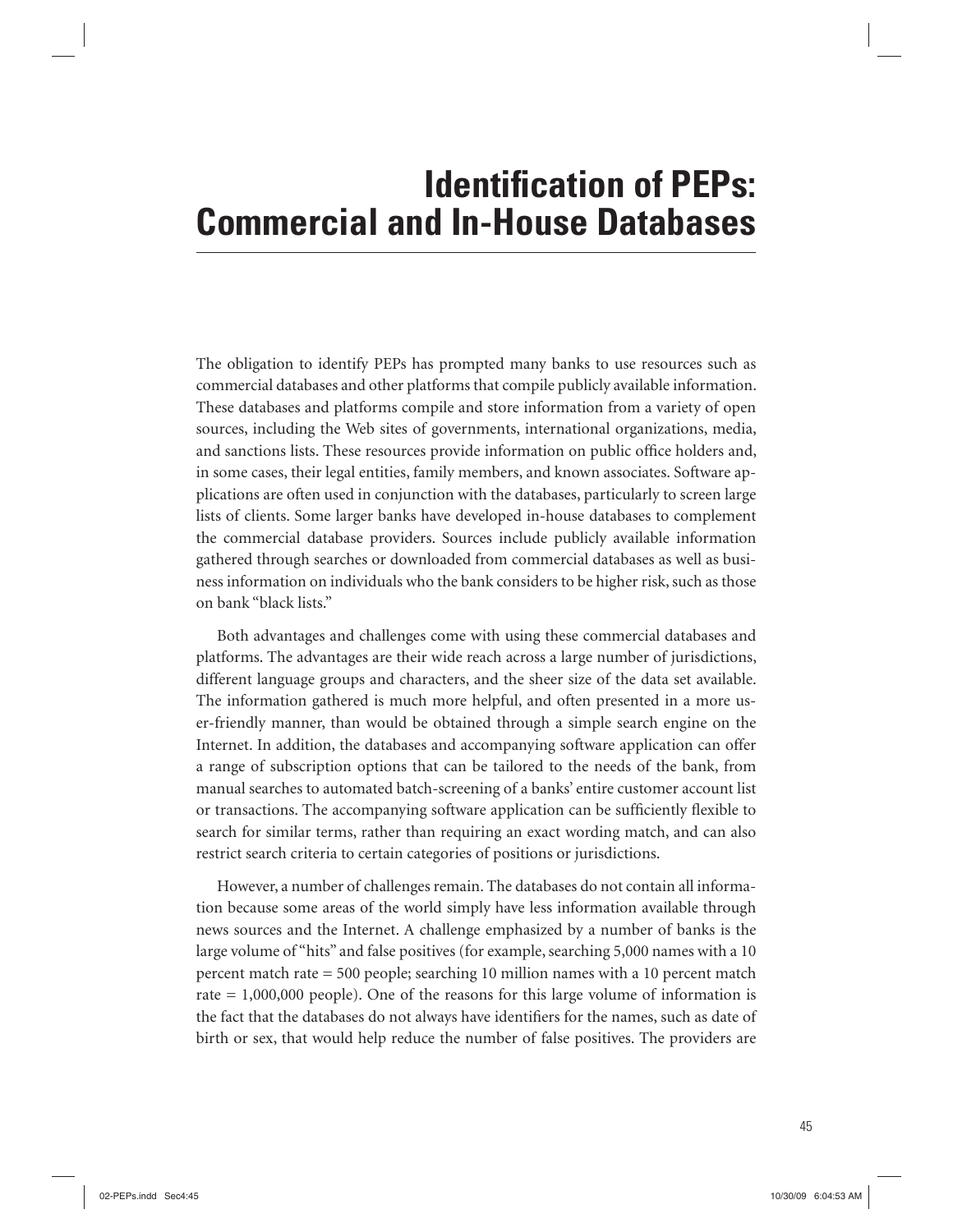# Identification of PEPs: Commercial and In-House Databases

The obligation to identify PEPs has prompted many banks to use resources such as commercial databases and other platforms that compile publicly available information. These databases and platforms compile and store information from a variety of open sources, including the Web sites of governments, international organizations, media, and sanctions lists. These resources provide information on public office holders and, in some cases, their legal entities, family members, and known associates. Software applications are often used in conjunction with the databases, particularly to screen large lists of clients. Some larger banks have developed in-house databases to complement the commercial database providers. Sources include publicly available information gathered through searches or downloaded from commercial databases as well as business information on individuals who the bank considers to be higher risk, such as those on bank "black lists."

Both advantages and challenges come with using these commercial databases and platforms. The advantages are their wide reach across a large number of jurisdictions, different language groups and characters, and the sheer size of the data set available. The information gathered is much more helpful, and often presented in a more user-friendly manner, than would be obtained through a simple search engine on the Internet. In addition, the databases and accompanying software application can offer a range of subscription options that can be tailored to the needs of the bank, from manual searches to automated batch-screening of a banks' entire customer account list or transactions. The accompanying software application can be sufficiently flexible to search for similar terms, rather than requiring an exact wording match, and can also restrict search criteria to certain categories of positions or jurisdictions.

However, a number of challenges remain. The databases do not contain all information because some areas of the world simply have less information available through news sources and the Internet. A challenge emphasized by a number of banks is the large volume of "hits" and false positives (for example, searching 5,000 names with a 10 percent match rate = 500 people; searching 10 million names with a 10 percent match rate = 1,000,000 people). One of the reasons for this large volume of information is the fact that the databases do not always have identifiers for the names, such as date of birth or sex, that would help reduce the number of false positives. The providers are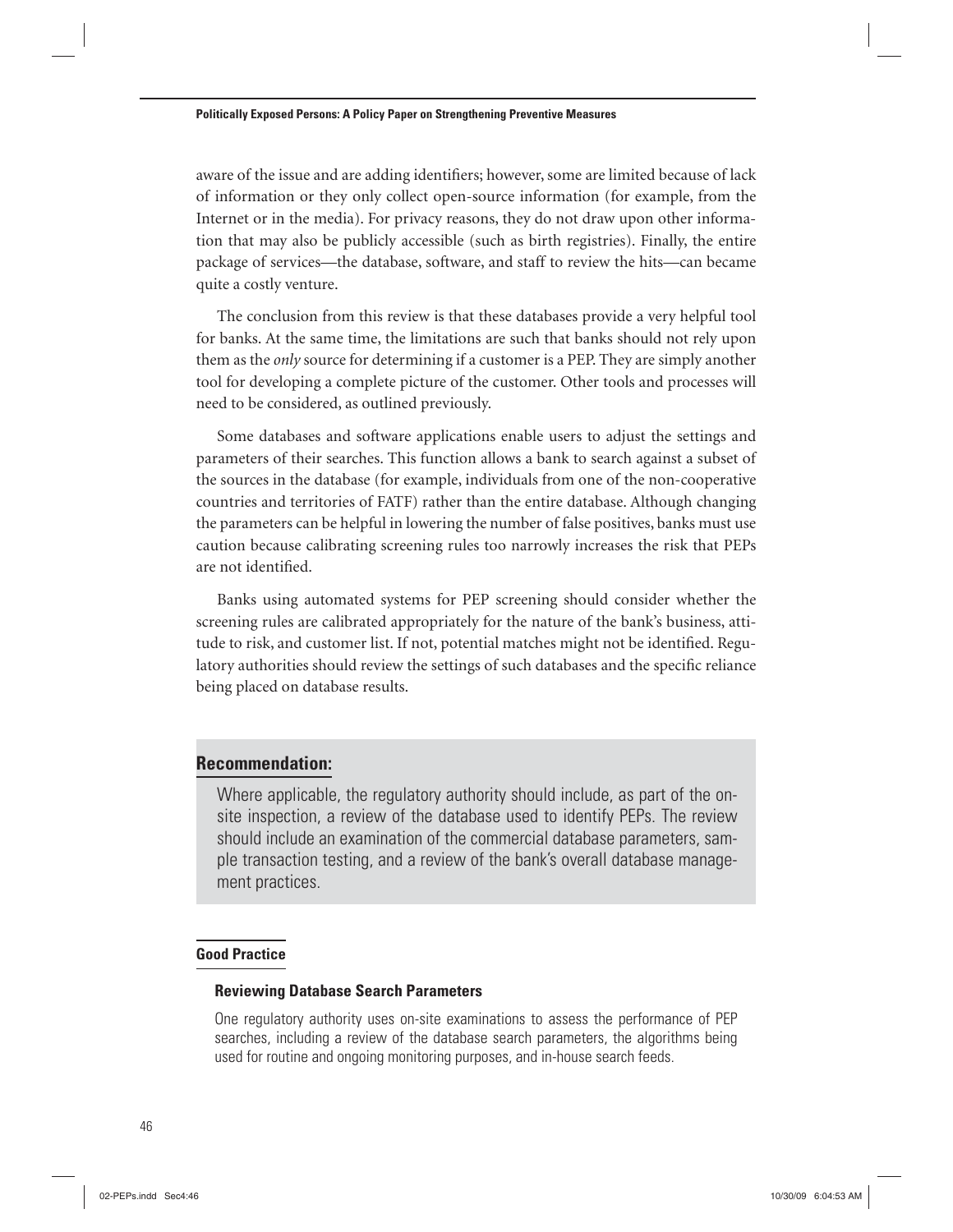aware of the issue and are adding identifiers; however, some are limited because of lack of information or they only collect open-source information (for example, from the Internet or in the media). For privacy reasons, they do not draw upon other information that may also be publicly accessible (such as birth registries). Finally, the entire package of services—the database, software, and staff to review the hits—can became quite a costly venture.

The conclusion from this review is that these databases provide a very helpful tool for banks. At the same time, the limitations are such that banks should not rely upon them as the *only* source for determining if a customer is a PEP. They are simply another tool for developing a complete picture of the customer. Other tools and processes will need to be considered, as outlined previously.

Some databases and software applications enable users to adjust the settings and parameters of their searches. This function allows a bank to search against a subset of the sources in the database (for example, individuals from one of the non-cooperative countries and territories of FATF) rather than the entire database. Although changing the parameters can be helpful in lowering the number of false positives, banks must use caution because calibrating screening rules too narrowly increases the risk that PEPs are not identified.

Banks using automated systems for PEP screening should consider whether the screening rules are calibrated appropriately for the nature of the bank's business, attitude to risk, and customer list. If not, potential matches might not be identified. Regulatory authorities should review the settings of such databases and the specific reliance being placed on database results.

## Recommendation:

Where applicable, the regulatory authority should include, as part of the on-site inspection, a review of the database used to identify PEPs. The review should include an examination of the commercial database parameters, sample transaction testing, and a review of the bank's overall database management practices.

### Good Practice

#### Reviewing Database Search Parameters

One regulatory authority uses on-site examinations to assess the performance of PEP searches, including a review of the database search parameters, the algorithms being used for routine and ongoing monitoring purposes, and in-house search feeds.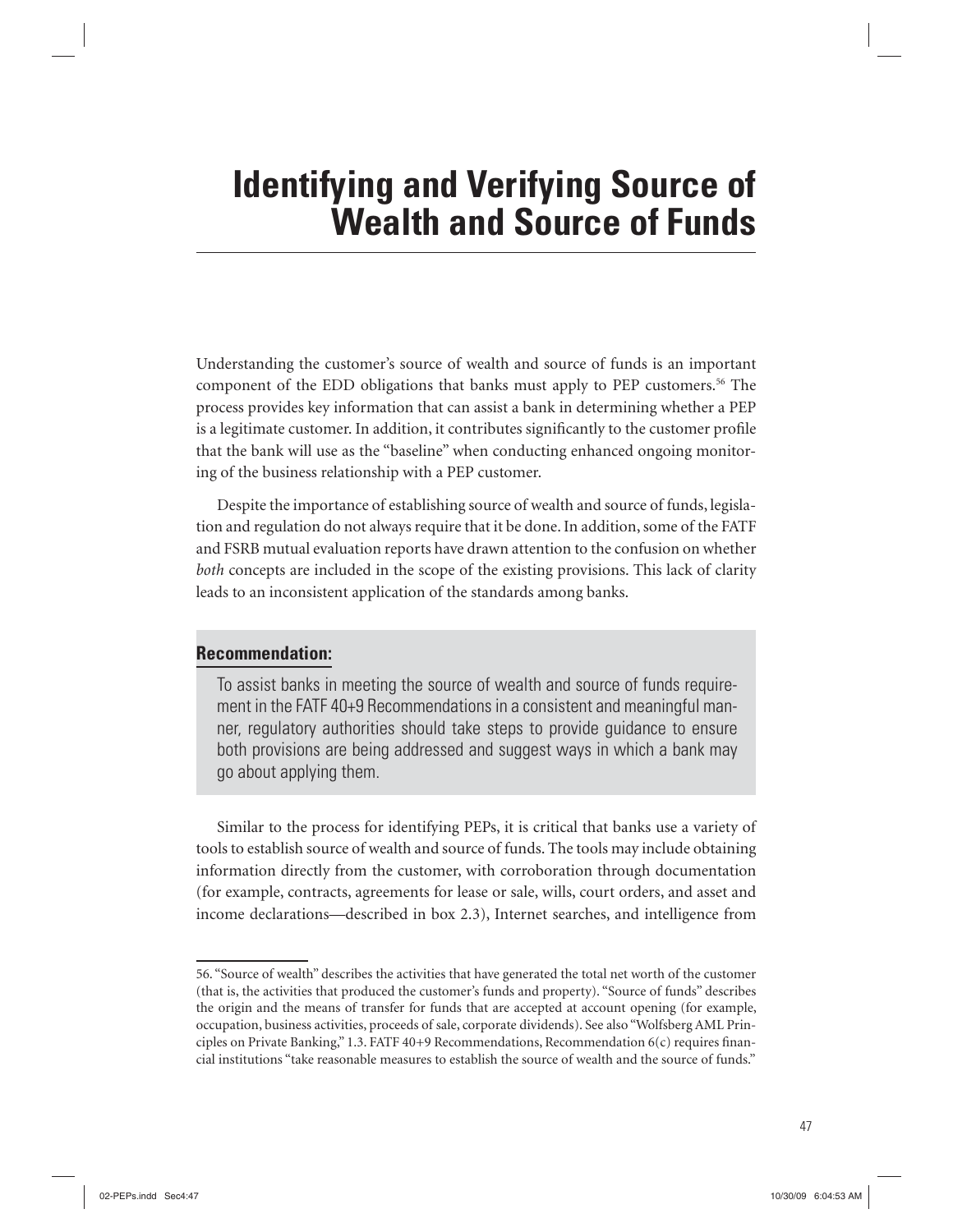# Identifying and Verifying Source of Wealth and Source of Funds

Understanding the customer's source of wealth and source of funds is an important component of the EDD obligations that banks must apply to PEP customers.[56] The process provides key information that can assist a bank in determining whether a PEP is a legitimate customer. In addition, it contributes significantly to the customer profile that the bank will use as the "baseline" when conducting enhanced ongoing monitoring of the business relationship with a PEP customer.

Despite the importance of establishing source of wealth and source of funds, legislation and regulation do not always require that it be done. In addition, some of the FATF and FSRB mutual evaluation reports have drawn attention to the confusion on whether *both* concepts are included in the scope of the existing provisions. This lack of clarity leads to an inconsistent application of the standards among banks.

> **Recommendation:**
>
> To assist banks in meeting the source of wealth and source of funds requirement in the FATF 40+9 Recommendations in a consistent and meaningful manner, regulatory authorities should take steps to provide guidance to ensure both provisions are being addressed and suggest ways in which a bank may go about applying them.

Similar to the process for identifying PEPs, it is critical that banks use a variety of tools to establish source of wealth and source of funds. The tools may include obtaining information directly from the customer, with corroboration through documentation (for example, contracts, agreements for lease or sale, wills, court orders, and asset and income declarations—described in box 2.3), Internet searches, and intelligence from

---

56. "Source of wealth" describes the activities that have generated the total net worth of the customer (that is, the activities that produced the customer's funds and property). "Source of funds" describes the origin and the means of transfer for funds that are accepted at account opening (for example, occupation, business activities, proceeds of sale, corporate dividends). See also "Wolfsberg AML Principles on Private Banking," 1.3. FATF 40+9 Recommendations, Recommendation 6(c) requires financial institutions "take reasonable measures to establish the source of wealth and the source of funds."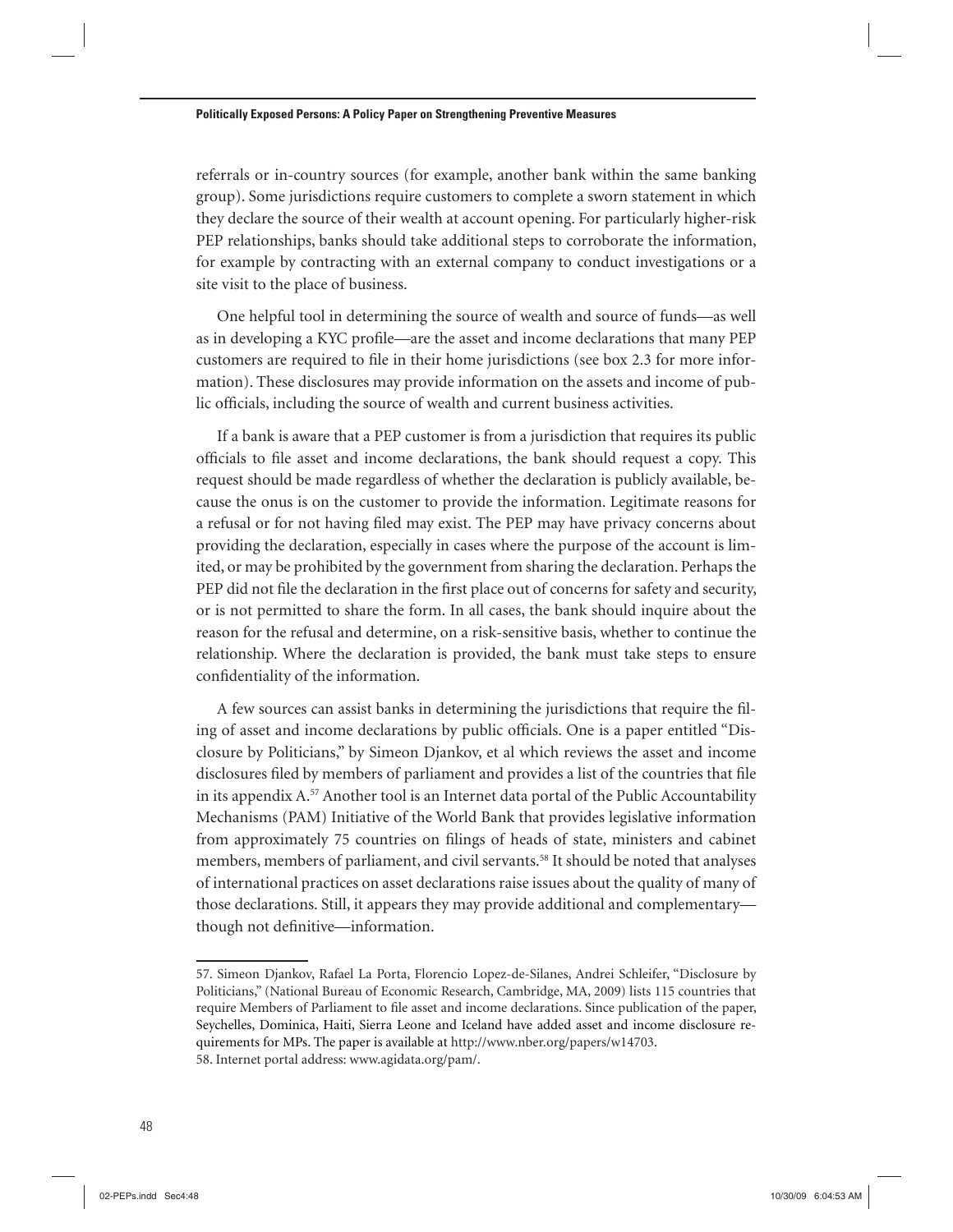referrals or in-country sources (for example, another bank within the same banking group). Some jurisdictions require customers to complete a sworn statement in which they declare the source of their wealth at account opening. For particularly higher-risk PEP relationships, banks should take additional steps to corroborate the information, for example by contracting with an external company to conduct investigations or a site visit to the place of business.

One helpful tool in determining the source of wealth and source of funds—as well as in developing a KYC profile—are the asset and income declarations that many PEP customers are required to file in their home jurisdictions (see box 2.3 for more information). These disclosures may provide information on the assets and income of public officials, including the source of wealth and current business activities.

If a bank is aware that a PEP customer is from a jurisdiction that requires its public officials to file asset and income declarations, the bank should request a copy. This request should be made regardless of whether the declaration is publicly available, because the onus is on the customer to provide the information. Legitimate reasons for a refusal or for not having filed may exist. The PEP may have privacy concerns about providing the declaration, especially in cases where the purpose of the account is limited, or may be prohibited by the government from sharing the declaration. Perhaps the PEP did not file the declaration in the first place out of concerns for safety and security, or is not permitted to share the form. In all cases, the bank should inquire about the reason for the refusal and determine, on a risk-sensitive basis, whether to continue the relationship. Where the declaration is provided, the bank must take steps to ensure confidentiality of the information.

A few sources can assist banks in determining the jurisdictions that require the filing of asset and income declarations by public officials. One is a paper entitled "Disclosure by Politicians," by Simeon Djankov, et al which reviews the asset and income disclosures filed by members of parliament and provides a list of the countries that file in its appendix A.[57] Another tool is an Internet data portal of the Public Accountability Mechanisms (PAM) Initiative of the World Bank that provides legislative information from approximately 75 countries on filings of heads of state, ministers and cabinet members, members of parliament, and civil servants.[58] It should be noted that analyses of international practices on asset declarations raise issues about the quality of many of those declarations. Still, it appears they may provide additional and complementary—though not definitive—information.

---

57. Simeon Djankov, Rafael La Porta, Florencio Lopez-de-Silanes, Andrei Schleifer, "Disclosure by Politicians," (National Bureau of Economic Research, Cambridge, MA, 2009) lists 115 countries that require Members of Parliament to file asset and income declarations. Since publication of the paper, Seychelles, Dominica, Haiti, Sierra Leone and Iceland have added asset and income disclosure requirements for MPs. The paper is available at http://www.nber.org/papers/w14703.

58. Internet portal address: www.agidata.org/pam/.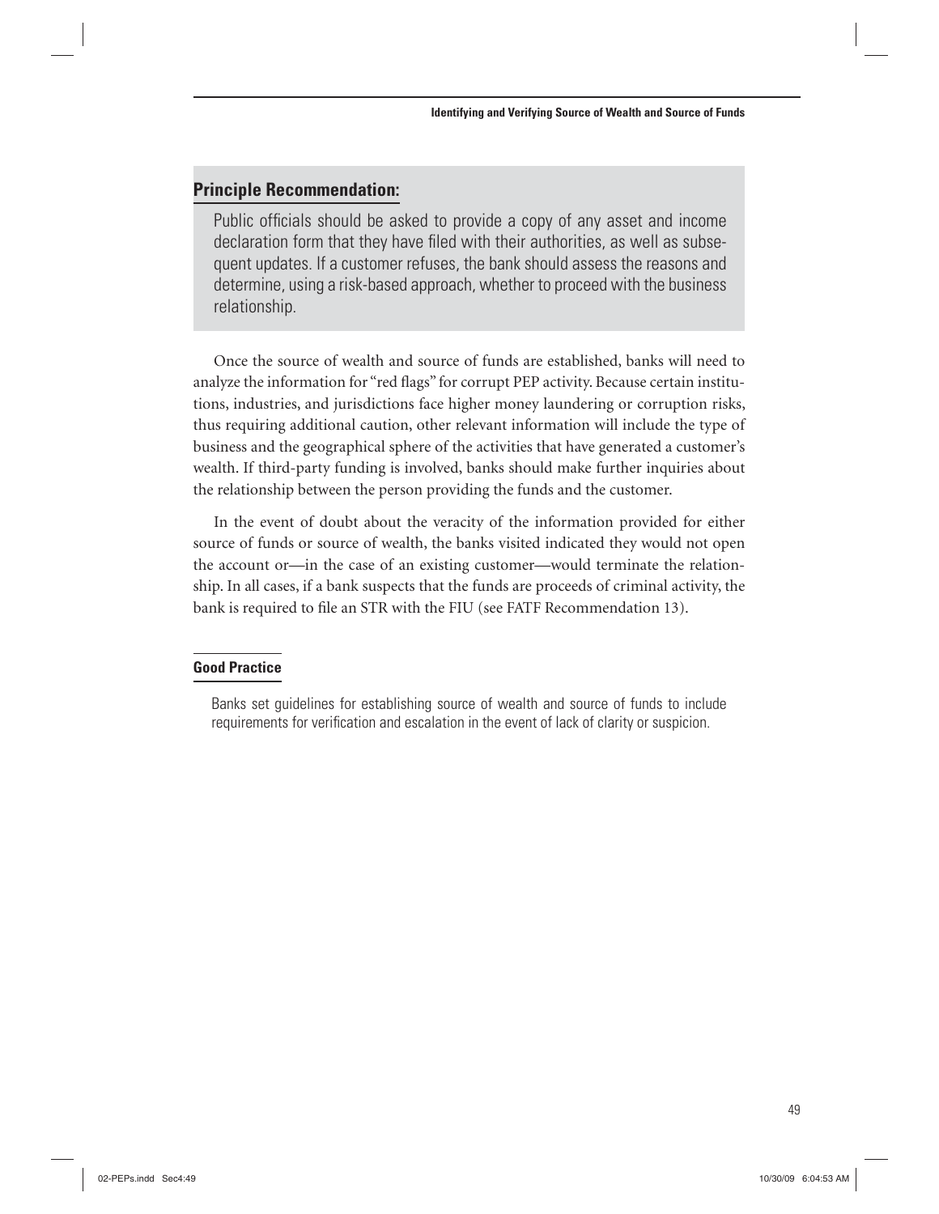## Principle Recommendation:

Public officials should be asked to provide a copy of any asset and income declaration form that they have filed with their authorities, as well as subsequent updates. If a customer refuses, the bank should assess the reasons and determine, using a risk-based approach, whether to proceed with the business relationship.

Once the source of wealth and source of funds are established, banks will need to analyze the information for "red flags" for corrupt PEP activity. Because certain institutions, industries, and jurisdictions face higher money laundering or corruption risks, thus requiring additional caution, other relevant information will include the type of business and the geographical sphere of the activities that have generated a customer's wealth. If third-party funding is involved, banks should make further inquiries about the relationship between the person providing the funds and the customer.

In the event of doubt about the veracity of the information provided for either source of funds or source of wealth, the banks visited indicated they would not open the account or—in the case of an existing customer—would terminate the relationship. In all cases, if a bank suspects that the funds are proceeds of criminal activity, the bank is required to file an STR with the FIU (see FATF Recommendation 13).

### Good Practice

Banks set guidelines for establishing source of wealth and source of funds to include requirements for verification and escalation in the event of lack of clarity or suspicion.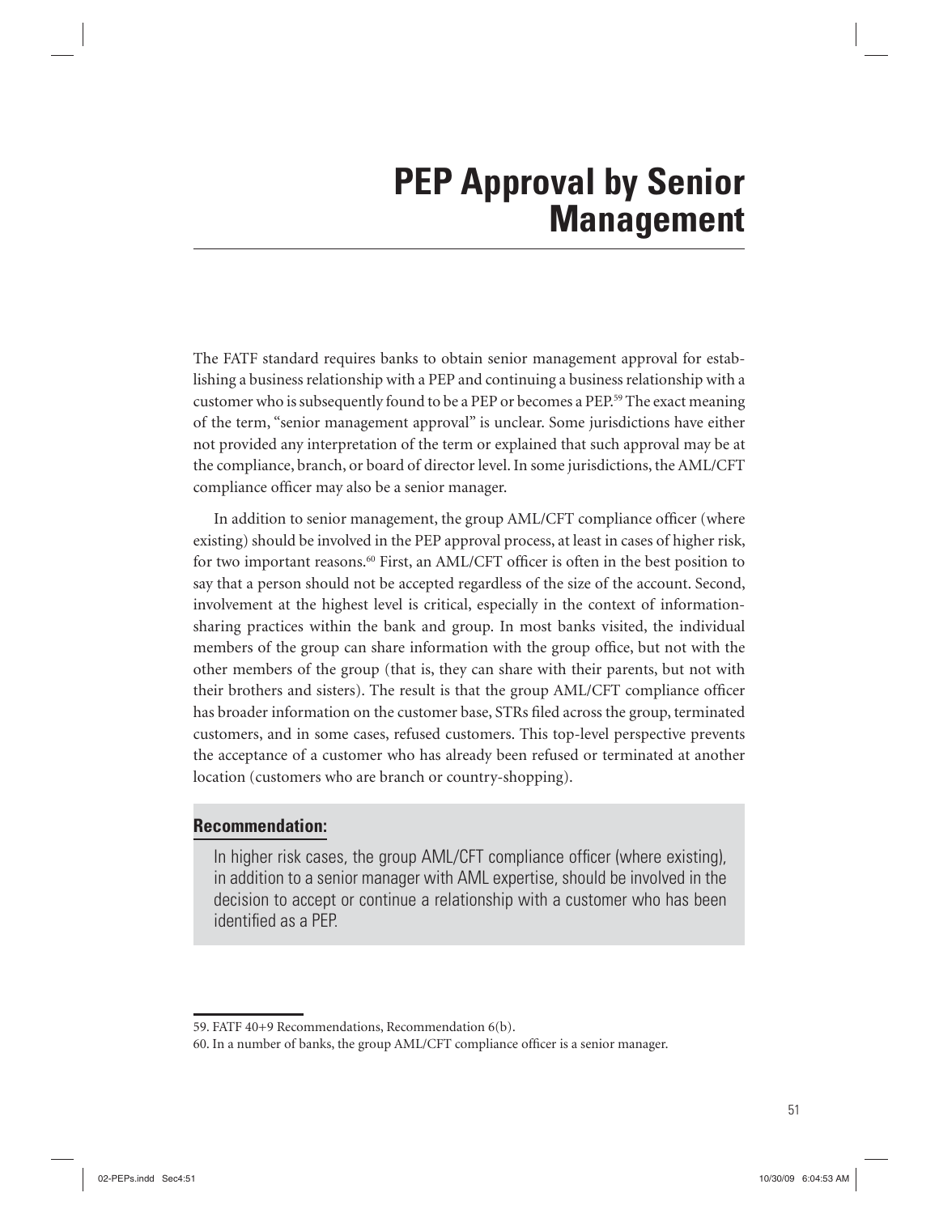# PEP Approval by Senior Management

The FATF standard requires banks to obtain senior management approval for establishing a business relationship with a PEP and continuing a business relationship with a customer who is subsequently found to be a PEP or becomes a PEP.[59] The exact meaning of the term, "senior management approval" is unclear. Some jurisdictions have either not provided any interpretation of the term or explained that such approval may be at the compliance, branch, or board of director level. In some jurisdictions, the AML/CFT compliance officer may also be a senior manager.

In addition to senior management, the group AML/CFT compliance officer (where existing) should be involved in the PEP approval process, at least in cases of higher risk, for two important reasons.[60] First, an AML/CFT officer is often in the best position to say that a person should not be accepted regardless of the size of the account. Second, involvement at the highest level is critical, especially in the context of information-sharing practices within the bank and group. In most banks visited, the individual members of the group can share information with the group office, but not with the other members of the group (that is, they can share with their parents, but not with their brothers and sisters). The result is that the group AML/CFT compliance officer has broader information on the customer base, STRs filed across the group, terminated customers, and in some cases, refused customers. This top-level perspective prevents the acceptance of a customer who has already been refused or terminated at another location (customers who are branch or country-shopping).

**Recommendation:**

In higher risk cases, the group AML/CFT compliance officer (where existing), in addition to a senior manager with AML expertise, should be involved in the decision to accept or continue a relationship with a customer who has been identified as a PEP.

59. FATF 40+9 Recommendations, Recommendation 6(b).

60. In a number of banks, the group AML/CFT compliance officer is a senior manager.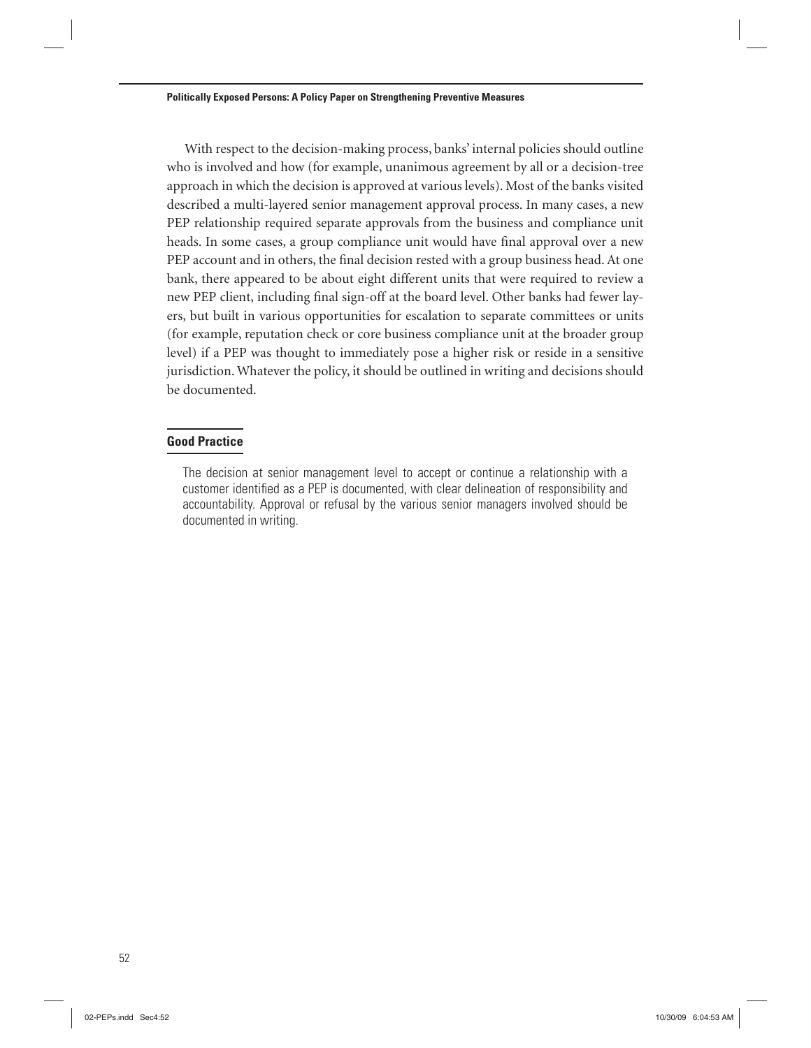With respect to the decision-making process, banks' internal policies should outline who is involved and how (for example, unanimous agreement by all or a decision-tree approach in which the decision is approved at various levels). Most of the banks visited described a multi-layered senior management approval process. In many cases, a new PEP relationship required separate approvals from the business and compliance unit heads. In some cases, a group compliance unit would have final approval over a new PEP account and in others, the final decision rested with a group business head. At one bank, there appeared to be about eight different units that were required to review a new PEP client, including final sign-off at the board level. Other banks had fewer layers, but built in various opportunities for escalation to separate committees or units (for example, reputation check or core business compliance unit at the broader group level) if a PEP was thought to immediately pose a higher risk or reside in a sensitive jurisdiction. Whatever the policy, it should be outlined in writing and decisions should be documented.

### Good Practice

The decision at senior management level to accept or continue a relationship with a customer identified as a PEP is documented, with clear delineation of responsibility and accountability. Approval or refusal by the various senior managers involved should be documented in writing.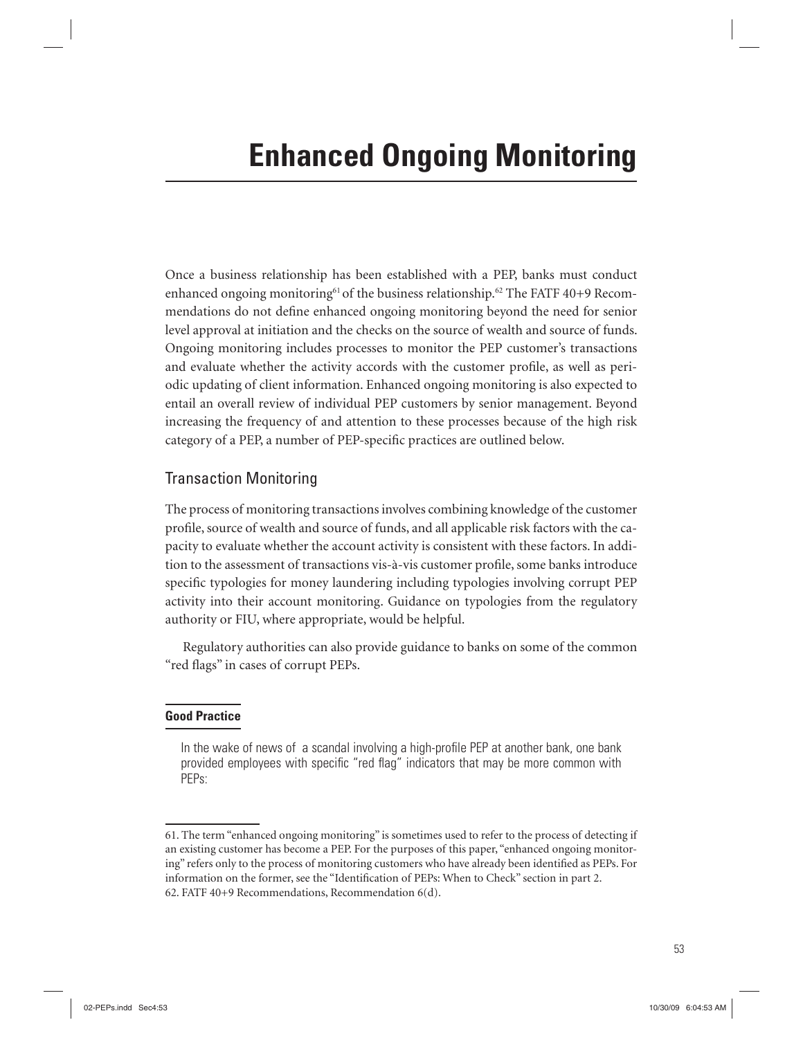# Enhanced Ongoing Monitoring

Once a business relationship has been established with a PEP, banks must conduct enhanced ongoing monitoring[61] of the business relationship.[62] The FATF 40+9 Recommendations do not define enhanced ongoing monitoring beyond the need for senior level approval at initiation and the checks on the source of wealth and source of funds. Ongoing monitoring includes processes to monitor the PEP customer's transactions and evaluate whether the activity accords with the customer profile, as well as periodic updating of client information. Enhanced ongoing monitoring is also expected to entail an overall review of individual PEP customers by senior management. Beyond increasing the frequency of and attention to these processes because of the high risk category of a PEP, a number of PEP-specific practices are outlined below.

## Transaction Monitoring

The process of monitoring transactions involves combining knowledge of the customer profile, source of wealth and source of funds, and all applicable risk factors with the capacity to evaluate whether the account activity is consistent with these factors. In addition to the assessment of transactions vis-à-vis customer profile, some banks introduce specific typologies for money laundering including typologies involving corrupt PEP activity into their account monitoring. Guidance on typologies from the regulatory authority or FIU, where appropriate, would be helpful.

Regulatory authorities can also provide guidance to banks on some of the common "red flags" in cases of corrupt PEPs.

**Good Practice**

In the wake of news of a scandal involving a high-profile PEP at another bank, one bank provided employees with specific "red flag" indicators that may be more common with PEPs:

---

61. The term "enhanced ongoing monitoring" is sometimes used to refer to the process of detecting if an existing customer has become a PEP. For the purposes of this paper, "enhanced ongoing monitoring" refers only to the process of monitoring customers who have already been identified as PEPs. For information on the former, see the "Identification of PEPs: When to Check" section in part 2.

62. FATF 40+9 Recommendations, Recommendation 6(d).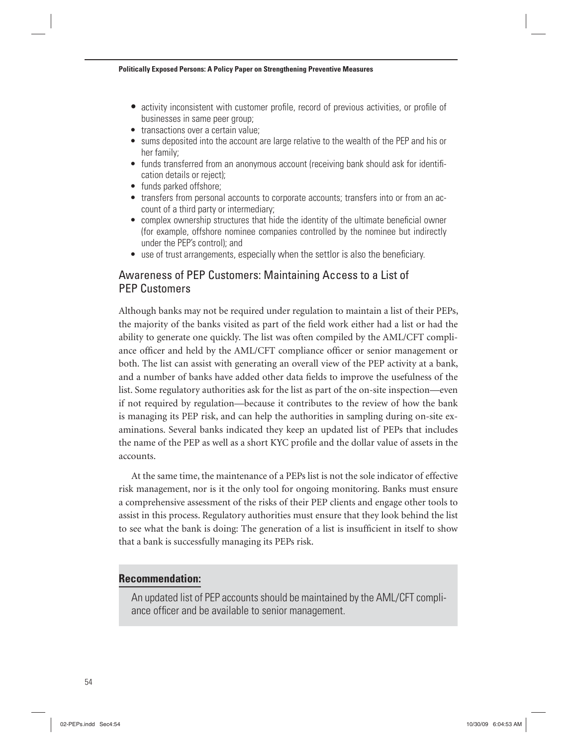- activity inconsistent with customer profile, record of previous activities, or profile of businesses in same peer group;
- transactions over a certain value;
- sums deposited into the account are large relative to the wealth of the PEP and his or her family;
- funds transferred from an anonymous account (receiving bank should ask for identification details or reject);
- funds parked offshore;
- transfers from personal accounts to corporate accounts; transfers into or from an account of a third party or intermediary;
- complex ownership structures that hide the identity of the ultimate beneficial owner (for example, offshore nominee companies controlled by the nominee but indirectly under the PEP's control); and
- use of trust arrangements, especially when the settlor is also the beneficiary.

## Awareness of PEP Customers: Maintaining Access to a List of PEP Customers

Although banks may not be required under regulation to maintain a list of their PEPs, the majority of the banks visited as part of the field work either had a list or had the ability to generate one quickly. The list was often compiled by the AML/CFT compliance officer and held by the AML/CFT compliance officer or senior management or both. The list can assist with generating an overall view of the PEP activity at a bank, and a number of banks have added other data fields to improve the usefulness of the list. Some regulatory authorities ask for the list as part of the on-site inspection—even if not required by regulation—because it contributes to the review of how the bank is managing its PEP risk, and can help the authorities in sampling during on-site examinations. Several banks indicated they keep an updated list of PEPs that includes the name of the PEP as well as a short KYC profile and the dollar value of assets in the accounts.

At the same time, the maintenance of a PEPs list is not the sole indicator of effective risk management, nor is it the only tool for ongoing monitoring. Banks must ensure a comprehensive assessment of the risks of their PEP clients and engage other tools to assist in this process. Regulatory authorities must ensure that they look behind the list to see what the bank is doing: The generation of a list is insufficient in itself to show that a bank is successfully managing its PEPs risk.

**Recommendation:**

An updated list of PEP accounts should be maintained by the AML/CFT compliance officer and be available to senior management.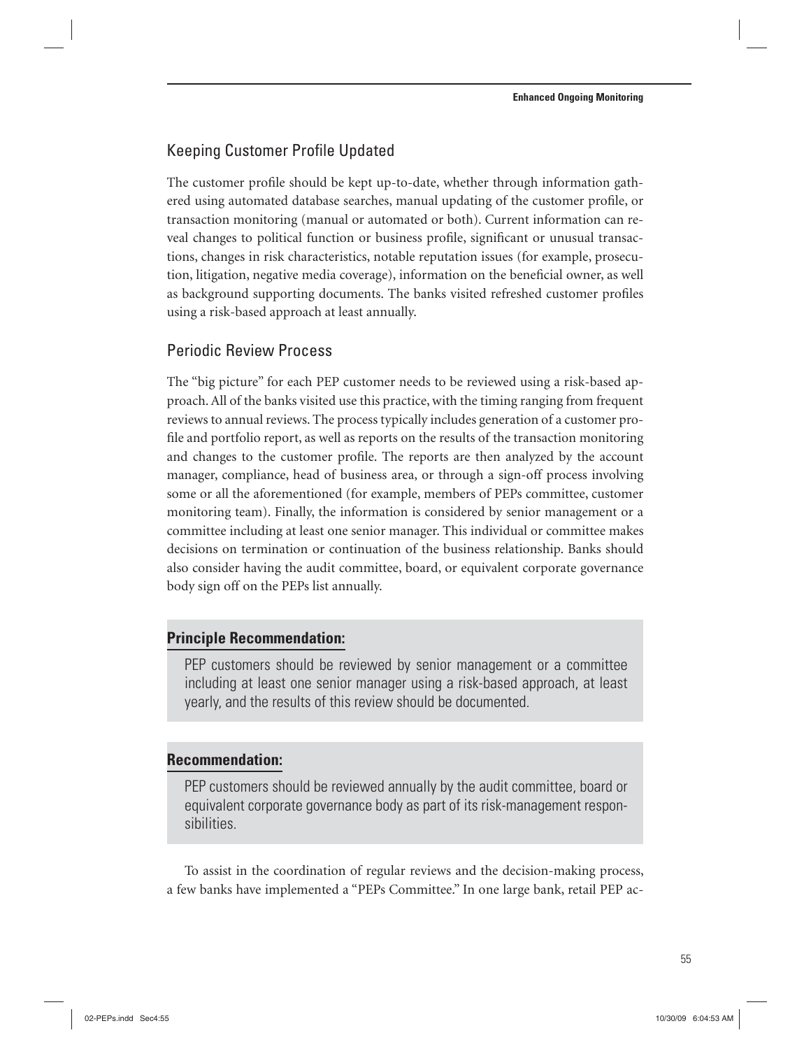## Keeping Customer Profile Updated

The customer profile should be kept up-to-date, whether through information gathered using automated database searches, manual updating of the customer profile, or transaction monitoring (manual or automated or both). Current information can reveal changes to political function or business profile, significant or unusual transactions, changes in risk characteristics, notable reputation issues (for example, prosecution, litigation, negative media coverage), information on the beneficial owner, as well as background supporting documents. The banks visited refreshed customer profiles using a risk-based approach at least annually.

## Periodic Review Process

The "big picture" for each PEP customer needs to be reviewed using a risk-based approach. All of the banks visited use this practice, with the timing ranging from frequent reviews to annual reviews. The process typically includes generation of a customer profile and portfolio report, as well as reports on the results of the transaction monitoring and changes to the customer profile. The reports are then analyzed by the account manager, compliance, head of business area, or through a sign-off process involving some or all the aforementioned (for example, members of PEPs committee, customer monitoring team). Finally, the information is considered by senior management or a committee including at least one senior manager. This individual or committee makes decisions on termination or continuation of the business relationship. Banks should also consider having the audit committee, board, or equivalent corporate governance body sign off on the PEPs list annually.

**Principle Recommendation:**

PEP customers should be reviewed by senior management or a committee including at least one senior manager using a risk-based approach, at least yearly, and the results of this review should be documented.

**Recommendation:**

PEP customers should be reviewed annually by the audit committee, board or equivalent corporate governance body as part of its risk-management responsibilities.

To assist in the coordination of regular reviews and the decision-making process, a few banks have implemented a "PEPs Committee." In one large bank, retail PEP ac-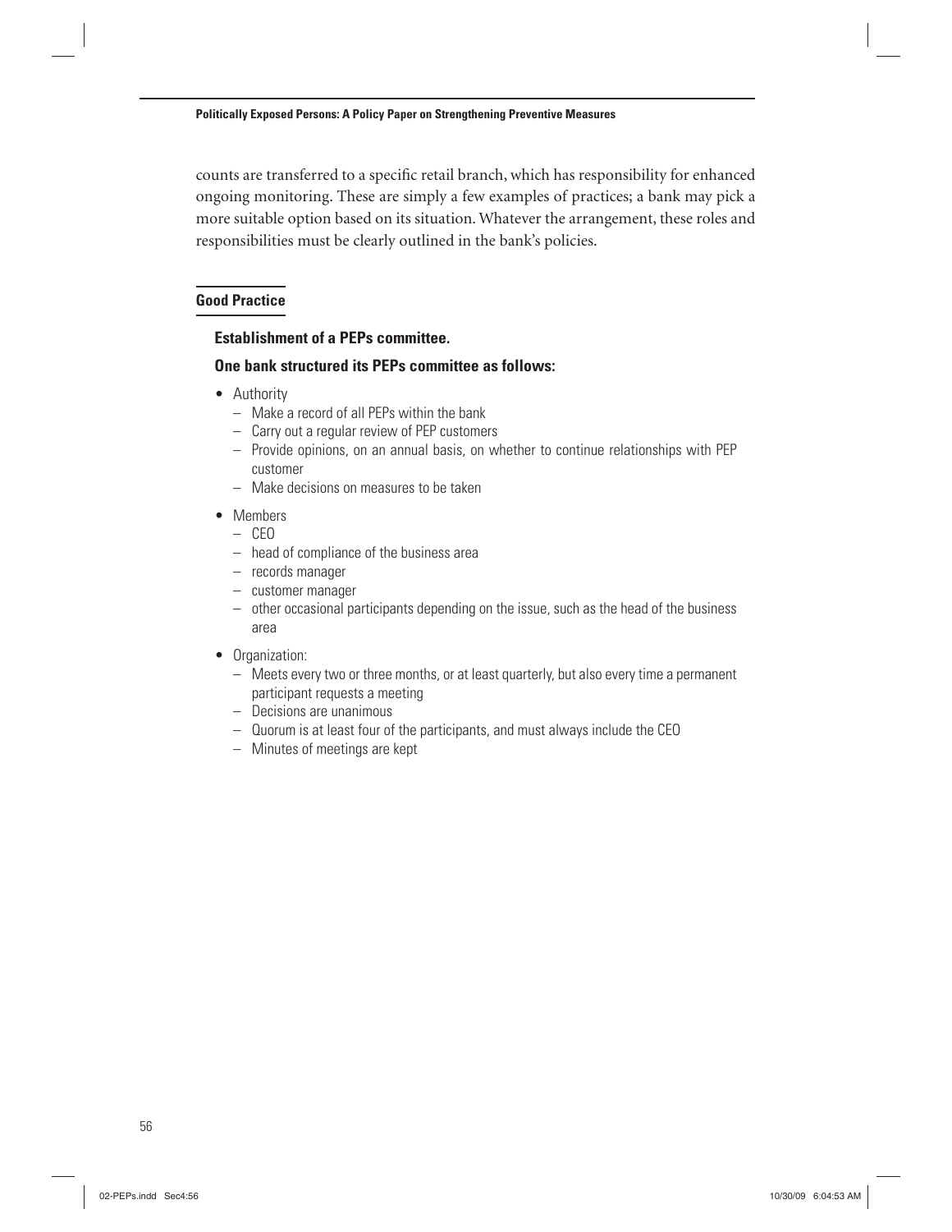counts are transferred to a specific retail branch, which has responsibility for enhanced ongoing monitoring. These are simply a few examples of practices; a bank may pick a more suitable option based on its situation. Whatever the arrangement, these roles and responsibilities must be clearly outlined in the bank's policies.

### Good Practice

**Establishment of a PEPs committee.**

**One bank structured its PEPs committee as follows:**

- Authority
  - Make a record of all PEPs within the bank
  - Carry out a regular review of PEP customers
  - Provide opinions, on an annual basis, on whether to continue relationships with PEP customer
  - Make decisions on measures to be taken
- Members
  - CEO
  - head of compliance of the business area
  - records manager
  - customer manager
  - other occasional participants depending on the issue, such as the head of the business area
- Organization:
  - Meets every two or three months, or at least quarterly, but also every time a permanent participant requests a meeting
  - Decisions are unanimous
  - Quorum is at least four of the participants, and must always include the CEO
  - Minutes of meetings are kept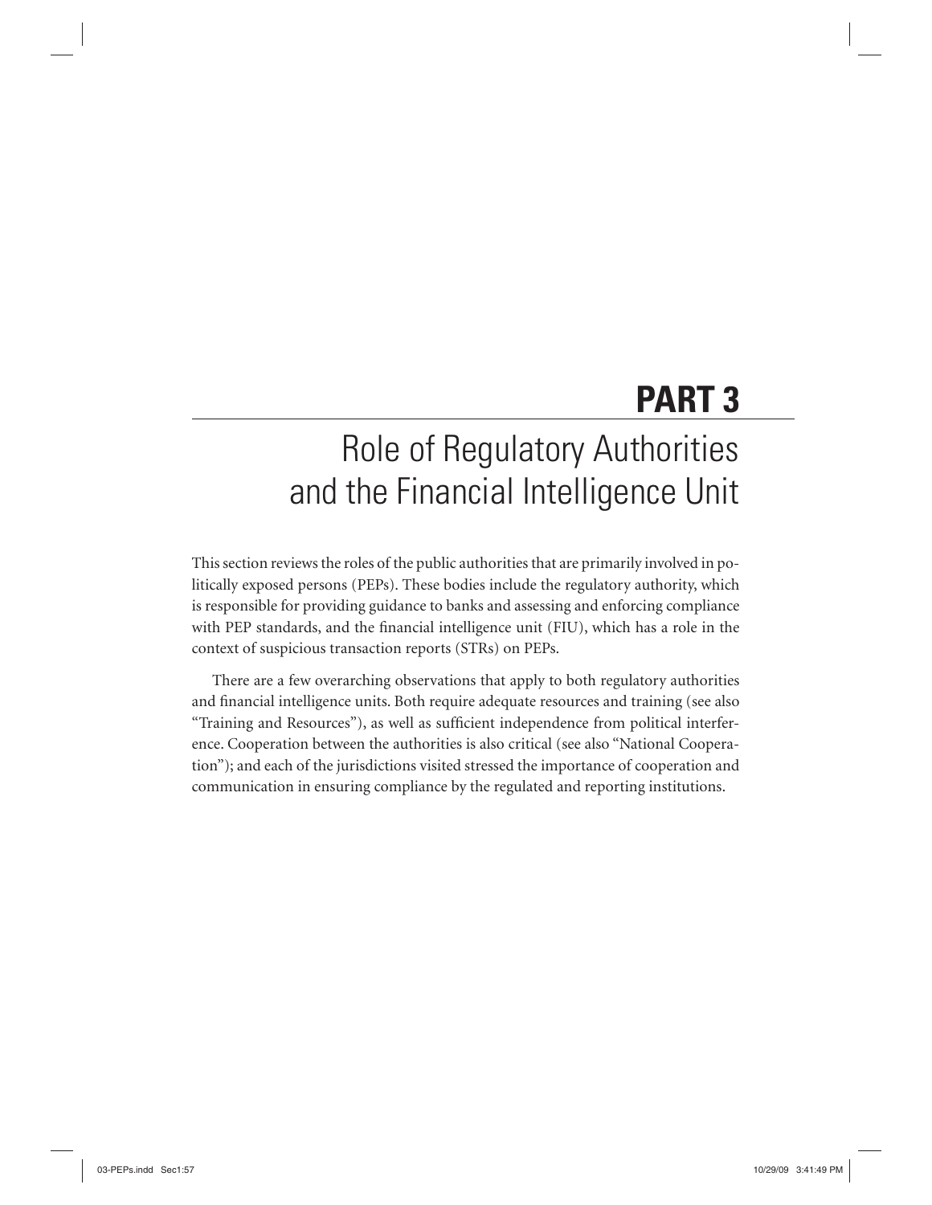# PART 3

# Role of Regulatory Authorities and the Financial Intelligence Unit

This section reviews the roles of the public authorities that are primarily involved in politically exposed persons (PEPs). These bodies include the regulatory authority, which is responsible for providing guidance to banks and assessing and enforcing compliance with PEP standards, and the financial intelligence unit (FIU), which has a role in the context of suspicious transaction reports (STRs) on PEPs.

There are a few overarching observations that apply to both regulatory authorities and financial intelligence units. Both require adequate resources and training (see also "Training and Resources"), as well as sufficient independence from political interference. Cooperation between the authorities is also critical (see also "National Cooperation"); and each of the jurisdictions visited stressed the importance of cooperation and communication in ensuring compliance by the regulated and reporting institutions.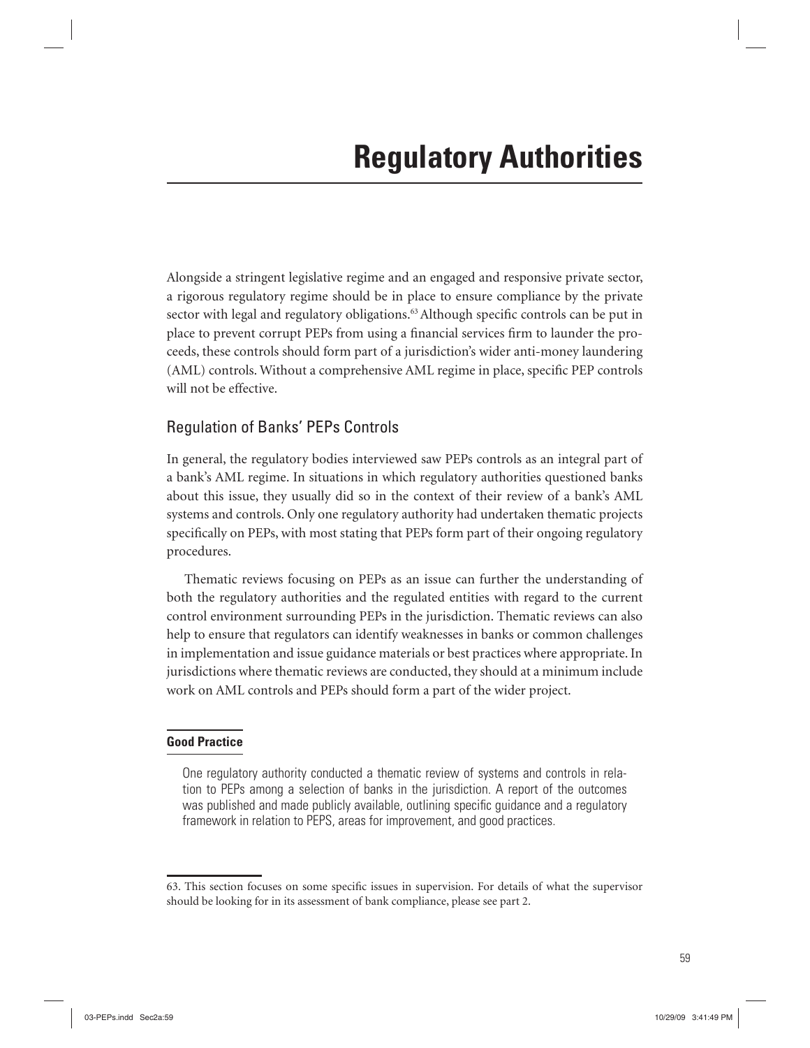# Regulatory Authorities

Alongside a stringent legislative regime and an engaged and responsive private sector, a rigorous regulatory regime should be in place to ensure compliance by the private sector with legal and regulatory obligations.[63] Although specific controls can be put in place to prevent corrupt PEPs from using a financial services firm to launder the proceeds, these controls should form part of a jurisdiction's wider anti-money laundering (AML) controls. Without a comprehensive AML regime in place, specific PEP controls will not be effective.

## Regulation of Banks' PEPs Controls

In general, the regulatory bodies interviewed saw PEPs controls as an integral part of a bank's AML regime. In situations in which regulatory authorities questioned banks about this issue, they usually did so in the context of their review of a bank's AML systems and controls. Only one regulatory authority had undertaken thematic projects specifically on PEPs, with most stating that PEPs form part of their ongoing regulatory procedures.

Thematic reviews focusing on PEPs as an issue can further the understanding of both the regulatory authorities and the regulated entities with regard to the current control environment surrounding PEPs in the jurisdiction. Thematic reviews can also help to ensure that regulators can identify weaknesses in banks or common challenges in implementation and issue guidance materials or best practices where appropriate. In jurisdictions where thematic reviews are conducted, they should at a minimum include work on AML controls and PEPs should form a part of the wider project.

**Good Practice**

One regulatory authority conducted a thematic review of systems and controls in relation to PEPs among a selection of banks in the jurisdiction. A report of the outcomes was published and made publicly available, outlining specific guidance and a regulatory framework in relation to PEPS, areas for improvement, and good practices.

63. This section focuses on some specific issues in supervision. For details of what the supervisor should be looking for in its assessment of bank compliance, please see part 2.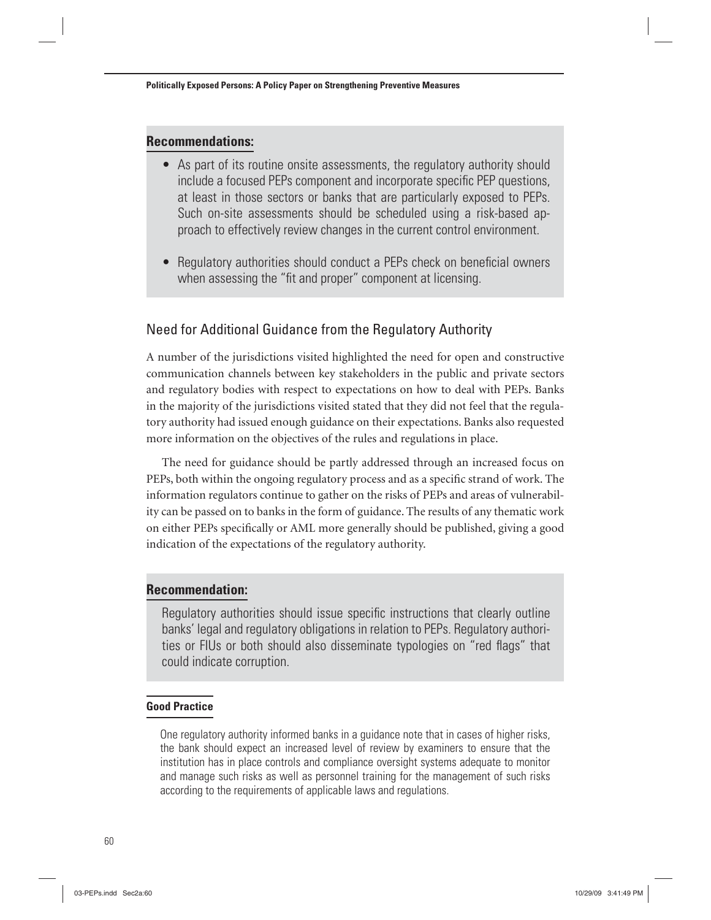**Recommendations:**

- As part of its routine onsite assessments, the regulatory authority should include a focused PEPs component and incorporate specific PEP questions, at least in those sectors or banks that are particularly exposed to PEPs. Such on-site assessments should be scheduled using a risk-based approach to effectively review changes in the current control environment.
- Regulatory authorities should conduct a PEPs check on beneficial owners when assessing the "fit and proper" component at licensing.

## Need for Additional Guidance from the Regulatory Authority

A number of the jurisdictions visited highlighted the need for open and constructive communication channels between key stakeholders in the public and private sectors and regulatory bodies with respect to expectations on how to deal with PEPs. Banks in the majority of the jurisdictions visited stated that they did not feel that the regulatory authority had issued enough guidance on their expectations. Banks also requested more information on the objectives of the rules and regulations in place.

The need for guidance should be partly addressed through an increased focus on PEPs, both within the ongoing regulatory process and as a specific strand of work. The information regulators continue to gather on the risks of PEPs and areas of vulnerability can be passed on to banks in the form of guidance. The results of any thematic work on either PEPs specifically or AML more generally should be published, giving a good indication of the expectations of the regulatory authority.

**Recommendation:**

Regulatory authorities should issue specific instructions that clearly outline banks' legal and regulatory obligations in relation to PEPs. Regulatory authorities or FIUs or both should also disseminate typologies on "red flags" that could indicate corruption.

**Good Practice**

One regulatory authority informed banks in a guidance note that in cases of higher risks, the bank should expect an increased level of review by examiners to ensure that the institution has in place controls and compliance oversight systems adequate to monitor and manage such risks as well as personnel training for the management of such risks according to the requirements of applicable laws and regulations.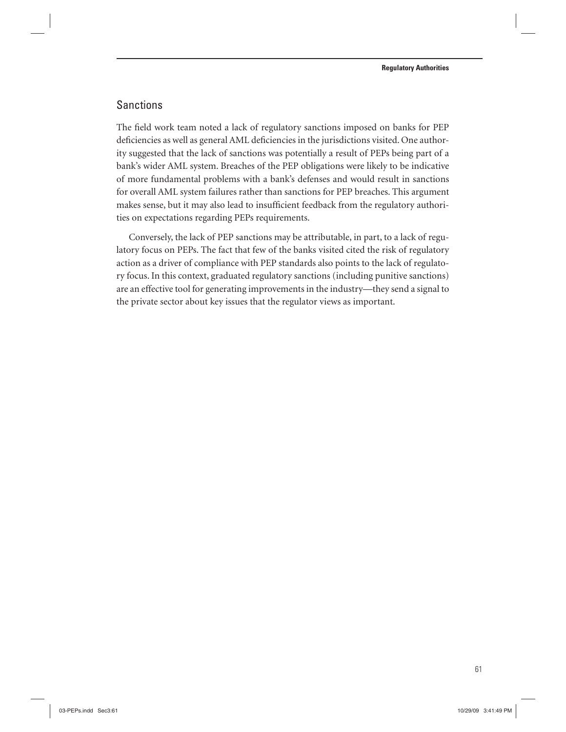## Sanctions

The field work team noted a lack of regulatory sanctions imposed on banks for PEP deficiencies as well as general AML deficiencies in the jurisdictions visited. One authority suggested that the lack of sanctions was potentially a result of PEPs being part of a bank's wider AML system. Breaches of the PEP obligations were likely to be indicative of more fundamental problems with a bank's defenses and would result in sanctions for overall AML system failures rather than sanctions for PEP breaches. This argument makes sense, but it may also lead to insufficient feedback from the regulatory authorities on expectations regarding PEPs requirements.

Conversely, the lack of PEP sanctions may be attributable, in part, to a lack of regulatory focus on PEPs. The fact that few of the banks visited cited the risk of regulatory action as a driver of compliance with PEP standards also points to the lack of regulatory focus. In this context, graduated regulatory sanctions (including punitive sanctions) are an effective tool for generating improvements in the industry—they send a signal to the private sector about key issues that the regulator views as important.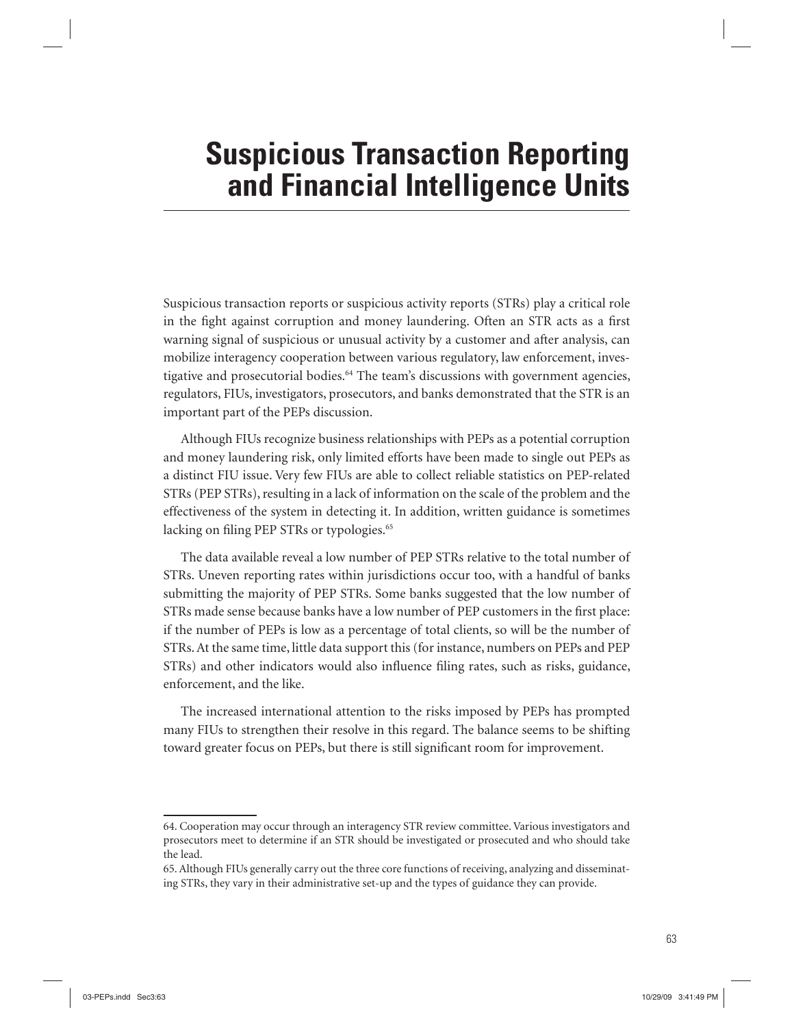# Suspicious Transaction Reporting and Financial Intelligence Units

Suspicious transaction reports or suspicious activity reports (STRs) play a critical role in the fight against corruption and money laundering. Often an STR acts as a first warning signal of suspicious or unusual activity by a customer and after analysis, can mobilize interagency cooperation between various regulatory, law enforcement, investigative and prosecutorial bodies.[64] The team's discussions with government agencies, regulators, FIUs, investigators, prosecutors, and banks demonstrated that the STR is an important part of the PEPs discussion.

Although FIUs recognize business relationships with PEPs as a potential corruption and money laundering risk, only limited efforts have been made to single out PEPs as a distinct FIU issue. Very few FIUs are able to collect reliable statistics on PEP-related STRs (PEP STRs), resulting in a lack of information on the scale of the problem and the effectiveness of the system in detecting it. In addition, written guidance is sometimes lacking on filing PEP STRs or typologies.[65]

The data available reveal a low number of PEP STRs relative to the total number of STRs. Uneven reporting rates within jurisdictions occur too, with a handful of banks submitting the majority of PEP STRs. Some banks suggested that the low number of STRs made sense because banks have a low number of PEP customers in the first place: if the number of PEPs is low as a percentage of total clients, so will be the number of STRs. At the same time, little data support this (for instance, numbers on PEPs and PEP STRs) and other indicators would also influence filing rates, such as risks, guidance, enforcement, and the like.

The increased international attention to the risks imposed by PEPs has prompted many FIUs to strengthen their resolve in this regard. The balance seems to be shifting toward greater focus on PEPs, but there is still significant room for improvement.

---

64. Cooperation may occur through an interagency STR review committee. Various investigators and prosecutors meet to determine if an STR should be investigated or prosecuted and who should take the lead.

65. Although FIUs generally carry out the three core functions of receiving, analyzing and disseminating STRs, they vary in their administrative set-up and the types of guidance they can provide.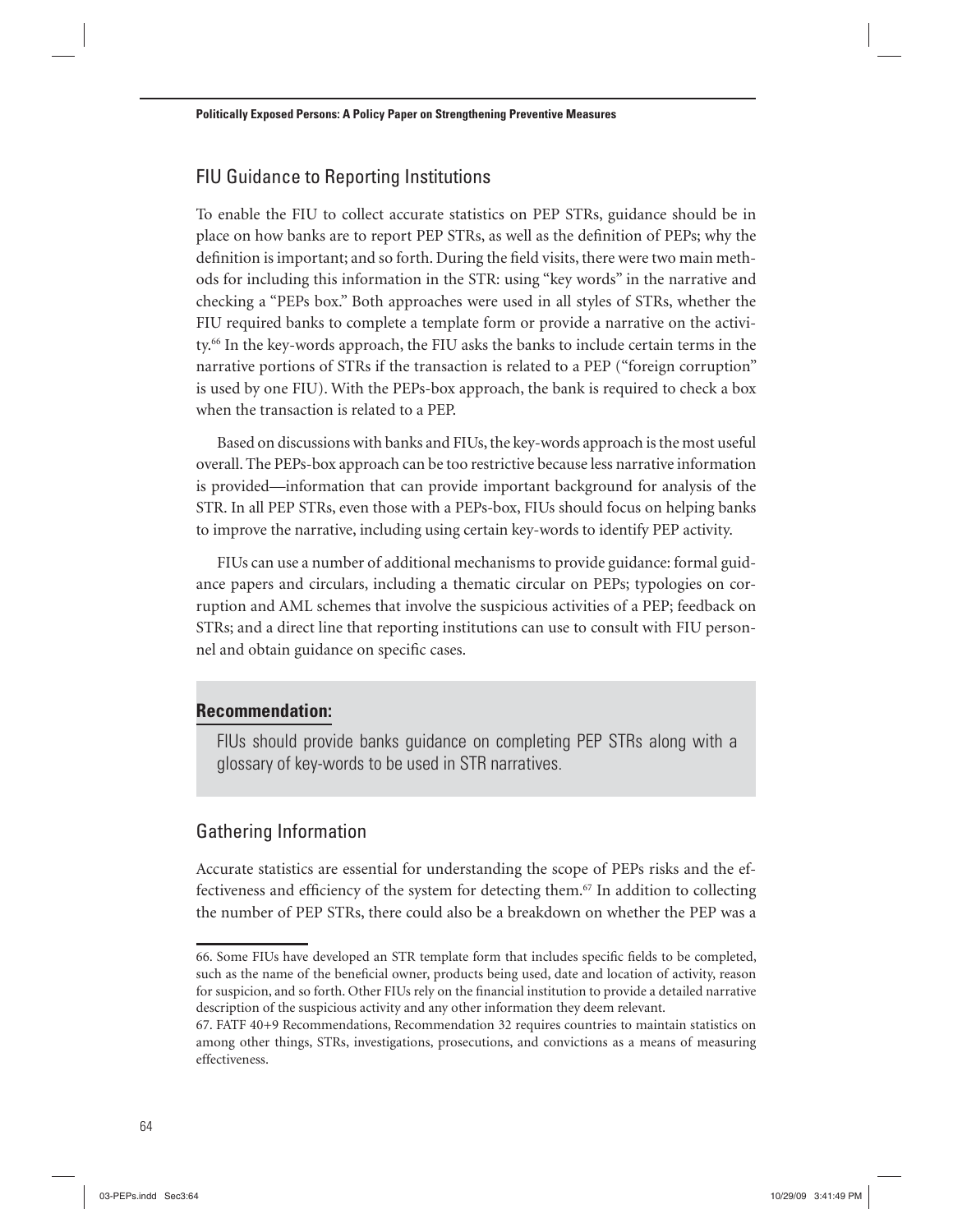## FIU Guidance to Reporting Institutions

To enable the FIU to collect accurate statistics on PEP STRs, guidance should be in place on how banks are to report PEP STRs, as well as the definition of PEPs; why the definition is important; and so forth. During the field visits, there were two main methods for including this information in the STR: using "key words" in the narrative and checking a "PEPs box." Both approaches were used in all styles of STRs, whether the FIU required banks to complete a template form or provide a narrative on the activity.[66] In the key-words approach, the FIU asks the banks to include certain terms in the narrative portions of STRs if the transaction is related to a PEP ("foreign corruption" is used by one FIU). With the PEPs-box approach, the bank is required to check a box when the transaction is related to a PEP.

Based on discussions with banks and FIUs, the key-words approach is the most useful overall. The PEPs-box approach can be too restrictive because less narrative information is provided—information that can provide important background for analysis of the STR. In all PEP STRs, even those with a PEPs-box, FIUs should focus on helping banks to improve the narrative, including using certain key-words to identify PEP activity.

FIUs can use a number of additional mechanisms to provide guidance: formal guidance papers and circulars, including a thematic circular on PEPs; typologies on corruption and AML schemes that involve the suspicious activities of a PEP; feedback on STRs; and a direct line that reporting institutions can use to consult with FIU personnel and obtain guidance on specific cases.

**Recommendation:**

FIUs should provide banks guidance on completing PEP STRs along with a glossary of key-words to be used in STR narratives.

## Gathering Information

Accurate statistics are essential for understanding the scope of PEPs risks and the effectiveness and efficiency of the system for detecting them.[67] In addition to collecting the number of PEP STRs, there could also be a breakdown on whether the PEP was a

---

66. Some FIUs have developed an STR template form that includes specific fields to be completed, such as the name of the beneficial owner, products being used, date and location of activity, reason for suspicion, and so forth. Other FIUs rely on the financial institution to provide a detailed narrative description of the suspicious activity and any other information they deem relevant.

67. FATF 40+9 Recommendations, Recommendation 32 requires countries to maintain statistics on among other things, STRs, investigations, prosecutions, and convictions as a means of measuring effectiveness.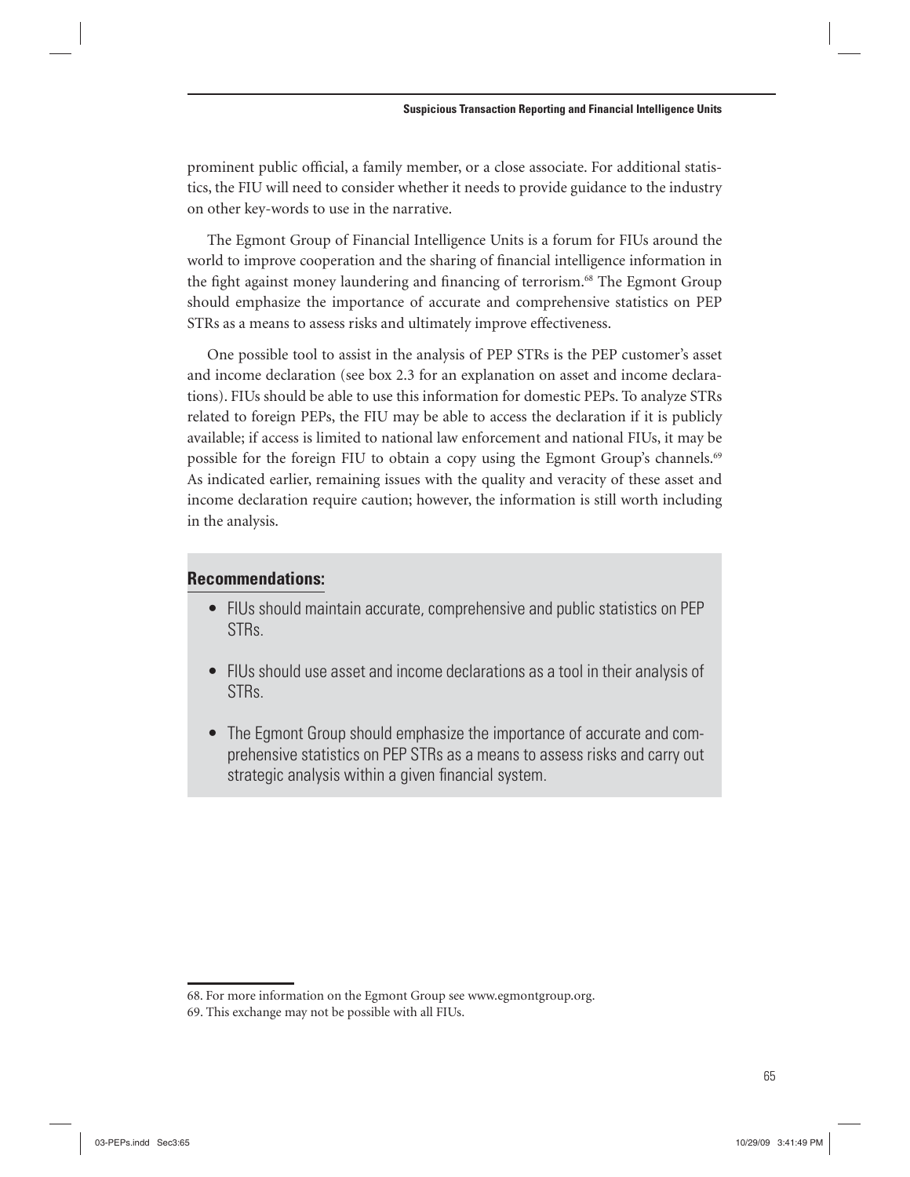prominent public official, a family member, or a close associate. For additional statistics, the FIU will need to consider whether it needs to provide guidance to the industry on other key-words to use in the narrative.

The Egmont Group of Financial Intelligence Units is a forum for FIUs around the world to improve cooperation and the sharing of financial intelligence information in the fight against money laundering and financing of terrorism.[68] The Egmont Group should emphasize the importance of accurate and comprehensive statistics on PEP STRs as a means to assess risks and ultimately improve effectiveness.

One possible tool to assist in the analysis of PEP STRs is the PEP customer's asset and income declaration (see box 2.3 for an explanation on asset and income declarations). FIUs should be able to use this information for domestic PEPs. To analyze STRs related to foreign PEPs, the FIU may be able to access the declaration if it is publicly available; if access is limited to national law enforcement and national FIUs, it may be possible for the foreign FIU to obtain a copy using the Egmont Group's channels.[69] As indicated earlier, remaining issues with the quality and veracity of these asset and income declaration require caution; however, the information is still worth including in the analysis.

## Recommendations:

- FIUs should maintain accurate, comprehensive and public statistics on PEP STRs.
- FIUs should use asset and income declarations as a tool in their analysis of STRs.
- The Egmont Group should emphasize the importance of accurate and comprehensive statistics on PEP STRs as a means to assess risks and carry out strategic analysis within a given financial system.

68. For more information on the Egmont Group see www.egmontgroup.org.

69. This exchange may not be possible with all FIUs.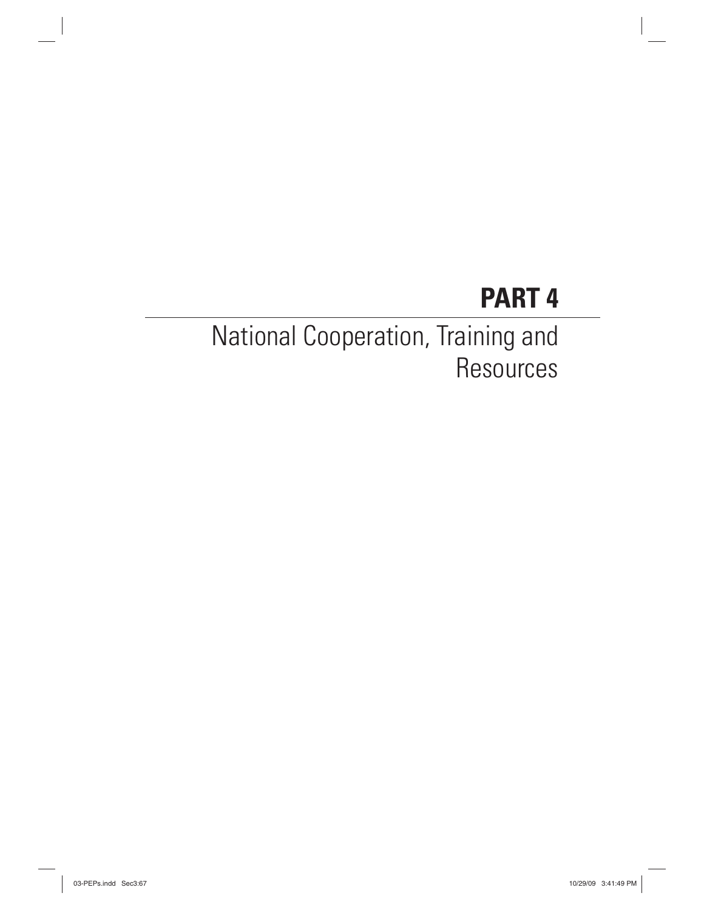# PART 4

## National Cooperation, Training and Resources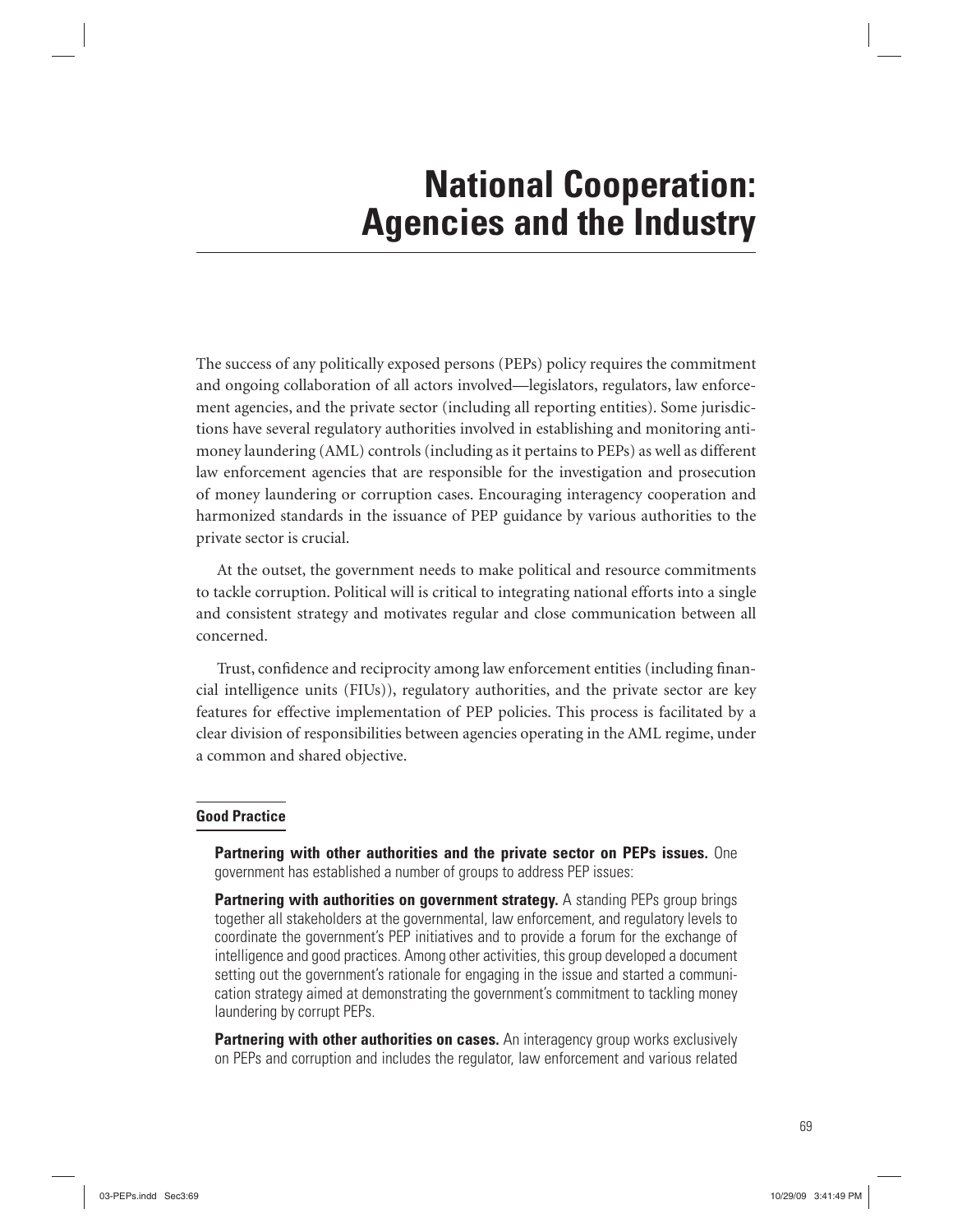# National Cooperation: Agencies and the Industry

The success of any politically exposed persons (PEPs) policy requires the commitment and ongoing collaboration of all actors involved—legislators, regulators, law enforcement agencies, and the private sector (including all reporting entities). Some jurisdictions have several regulatory authorities involved in establishing and monitoring anti-money laundering (AML) controls (including as it pertains to PEPs) as well as different law enforcement agencies that are responsible for the investigation and prosecution of money laundering or corruption cases. Encouraging interagency cooperation and harmonized standards in the issuance of PEP guidance by various authorities to the private sector is crucial.

At the outset, the government needs to make political and resource commitments to tackle corruption. Political will is critical to integrating national efforts into a single and consistent strategy and motivates regular and close communication between all concerned.

Trust, confidence and reciprocity among law enforcement entities (including financial intelligence units (FIUs)), regulatory authorities, and the private sector are key features for effective implementation of PEP policies. This process is facilitated by a clear division of responsibilities between agencies operating in the AML regime, under a common and shared objective.

**Good Practice**

**Partnering with other authorities and the private sector on PEPs issues.** One government has established a number of groups to address PEP issues:

**Partnering with authorities on government strategy.** A standing PEPs group brings together all stakeholders at the governmental, law enforcement, and regulatory levels to coordinate the government's PEP initiatives and to provide a forum for the exchange of intelligence and good practices. Among other activities, this group developed a document setting out the government's rationale for engaging in the issue and started a communication strategy aimed at demonstrating the government's commitment to tackling money laundering by corrupt PEPs.

**Partnering with other authorities on cases.** An interagency group works exclusively on PEPs and corruption and includes the regulator, law enforcement and various related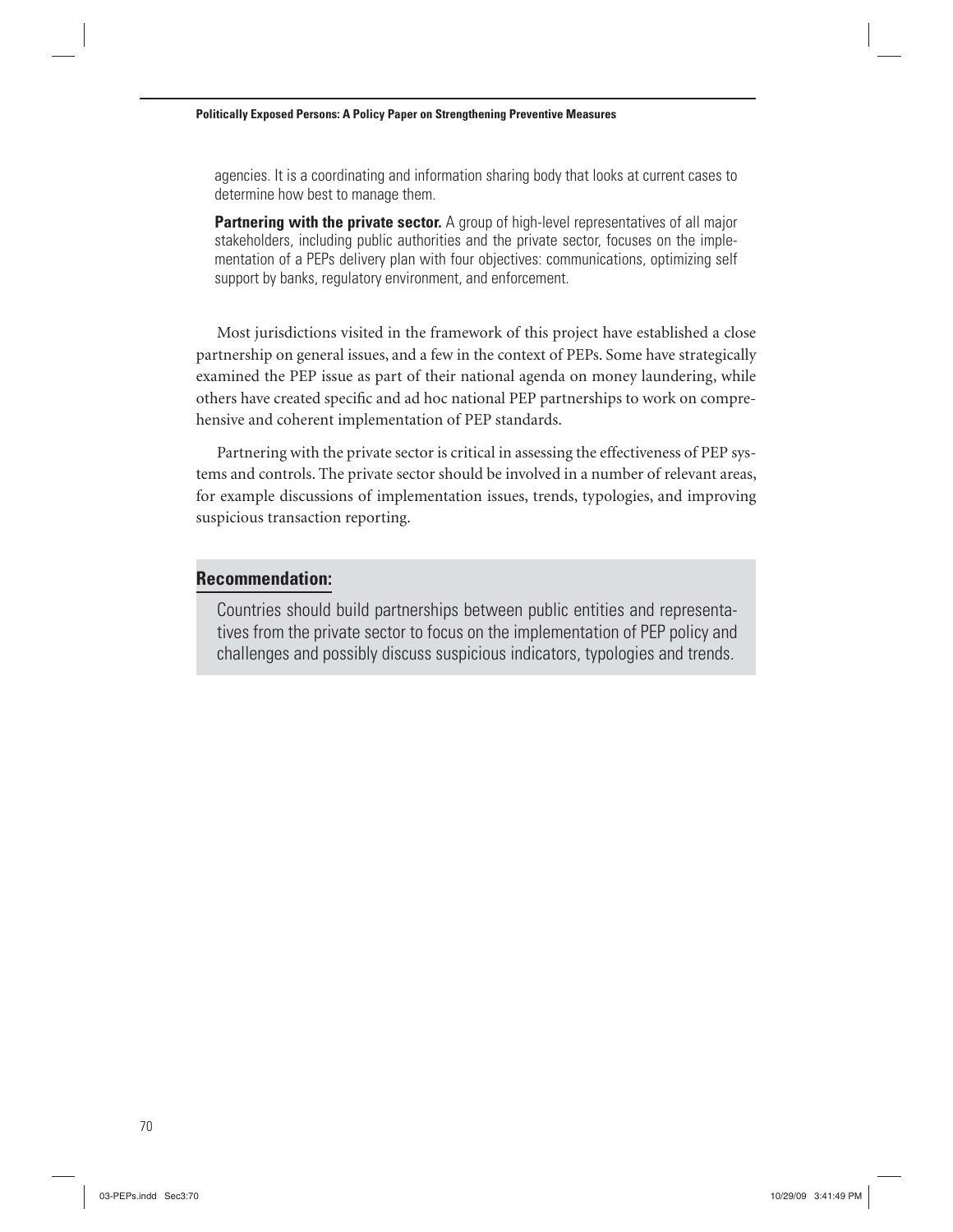agencies. It is a coordinating and information sharing body that looks at current cases to determine how best to manage them.

**Partnering with the private sector.** A group of high-level representatives of all major stakeholders, including public authorities and the private sector, focuses on the implementation of a PEPs delivery plan with four objectives: communications, optimizing self support by banks, regulatory environment, and enforcement.

Most jurisdictions visited in the framework of this project have established a close partnership on general issues, and a few in the context of PEPs. Some have strategically examined the PEP issue as part of their national agenda on money laundering, while others have created specific and ad hoc national PEP partnerships to work on comprehensive and coherent implementation of PEP standards.

Partnering with the private sector is critical in assessing the effectiveness of PEP systems and controls. The private sector should be involved in a number of relevant areas, for example discussions of implementation issues, trends, typologies, and improving suspicious transaction reporting.

## Recommendation:

Countries should build partnerships between public entities and representatives from the private sector to focus on the implementation of PEP policy and challenges and possibly discuss suspicious indicators, typologies and trends.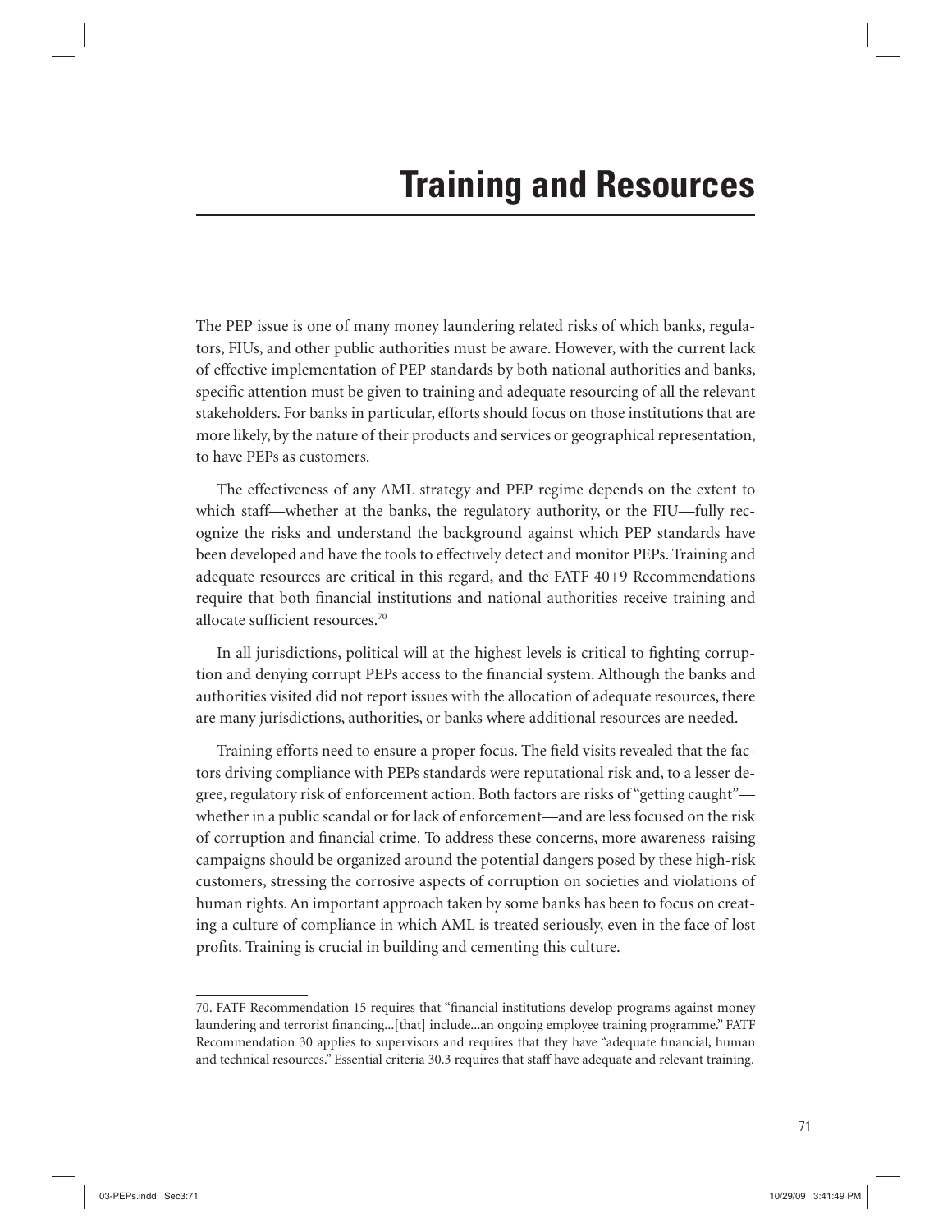# Training and Resources

The PEP issue is one of many money laundering related risks of which banks, regulators, FIUs, and other public authorities must be aware. However, with the current lack of effective implementation of PEP standards by both national authorities and banks, specific attention must be given to training and adequate resourcing of all the relevant stakeholders. For banks in particular, efforts should focus on those institutions that are more likely, by the nature of their products and services or geographical representation, to have PEPs as customers.

The effectiveness of any AML strategy and PEP regime depends on the extent to which staff—whether at the banks, the regulatory authority, or the FIU—fully recognize the risks and understand the background against which PEP standards have been developed and have the tools to effectively detect and monitor PEPs. Training and adequate resources are critical in this regard, and the FATF 40+9 Recommendations require that both financial institutions and national authorities receive training and allocate sufficient resources.[70]

In all jurisdictions, political will at the highest levels is critical to fighting corruption and denying corrupt PEPs access to the financial system. Although the banks and authorities visited did not report issues with the allocation of adequate resources, there are many jurisdictions, authorities, or banks where additional resources are needed.

Training efforts need to ensure a proper focus. The field visits revealed that the factors driving compliance with PEPs standards were reputational risk and, to a lesser degree, regulatory risk of enforcement action. Both factors are risks of "getting caught"—whether in a public scandal or for lack of enforcement—and are less focused on the risk of corruption and financial crime. To address these concerns, more awareness-raising campaigns should be organized around the potential dangers posed by these high-risk customers, stressing the corrosive aspects of corruption on societies and violations of human rights. An important approach taken by some banks has been to focus on creating a culture of compliance in which AML is treated seriously, even in the face of lost profits. Training is crucial in building and cementing this culture.

---

70. FATF Recommendation 15 requires that "financial institutions develop programs against money laundering and terrorist financing...[that] include...an ongoing employee training programme." FATF Recommendation 30 applies to supervisors and requires that they have "adequate financial, human and technical resources." Essential criteria 30.3 requires that staff have adequate and relevant training.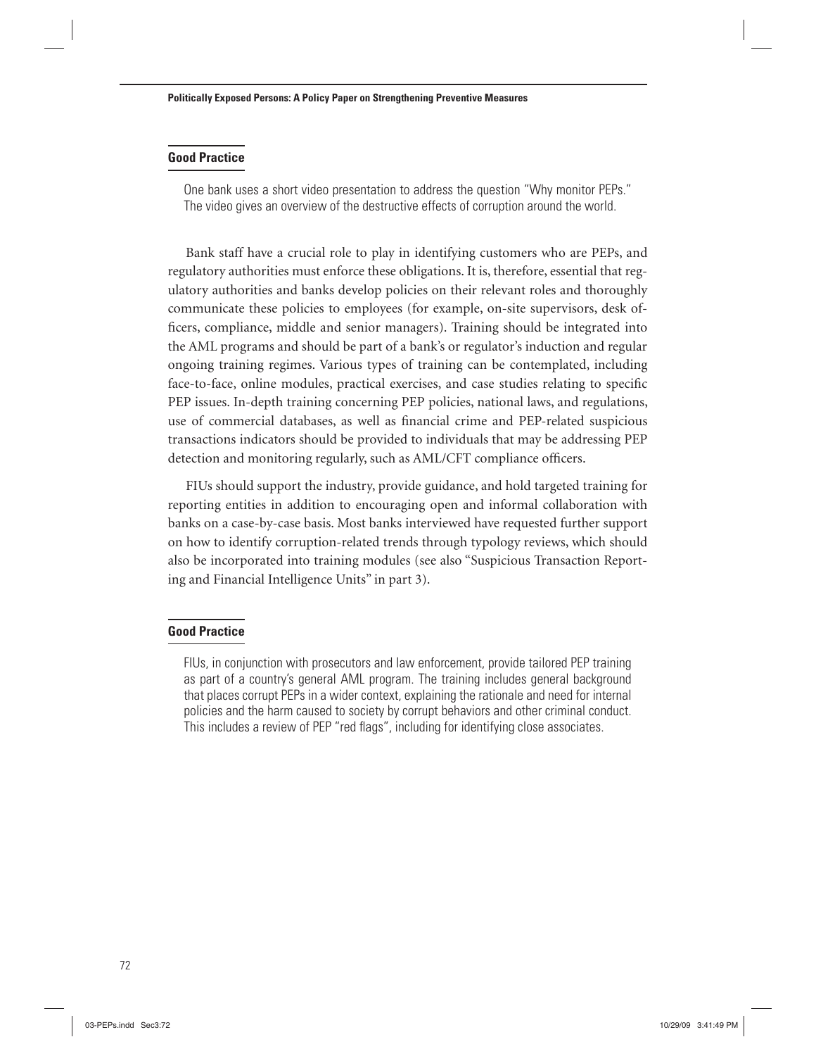### Good Practice

One bank uses a short video presentation to address the question "Why monitor PEPs." The video gives an overview of the destructive effects of corruption around the world.

Bank staff have a crucial role to play in identifying customers who are PEPs, and regulatory authorities must enforce these obligations. It is, therefore, essential that regulatory authorities and banks develop policies on their relevant roles and thoroughly communicate these policies to employees (for example, on-site supervisors, desk officers, compliance, middle and senior managers). Training should be integrated into the AML programs and should be part of a bank's or regulator's induction and regular ongoing training regimes. Various types of training can be contemplated, including face-to-face, online modules, practical exercises, and case studies relating to specific PEP issues. In-depth training concerning PEP policies, national laws, and regulations, use of commercial databases, as well as financial crime and PEP-related suspicious transactions indicators should be provided to individuals that may be addressing PEP detection and monitoring regularly, such as AML/CFT compliance officers.

FIUs should support the industry, provide guidance, and hold targeted training for reporting entities in addition to encouraging open and informal collaboration with banks on a case-by-case basis. Most banks interviewed have requested further support on how to identify corruption-related trends through typology reviews, which should also be incorporated into training modules (see also "Suspicious Transaction Reporting and Financial Intelligence Units" in part 3).

### Good Practice

FIUs, in conjunction with prosecutors and law enforcement, provide tailored PEP training as part of a country's general AML program. The training includes general background that places corrupt PEPs in a wider context, explaining the rationale and need for internal policies and the harm caused to society by corrupt behaviors and other criminal conduct. This includes a review of PEP "red flags", including for identifying close associates.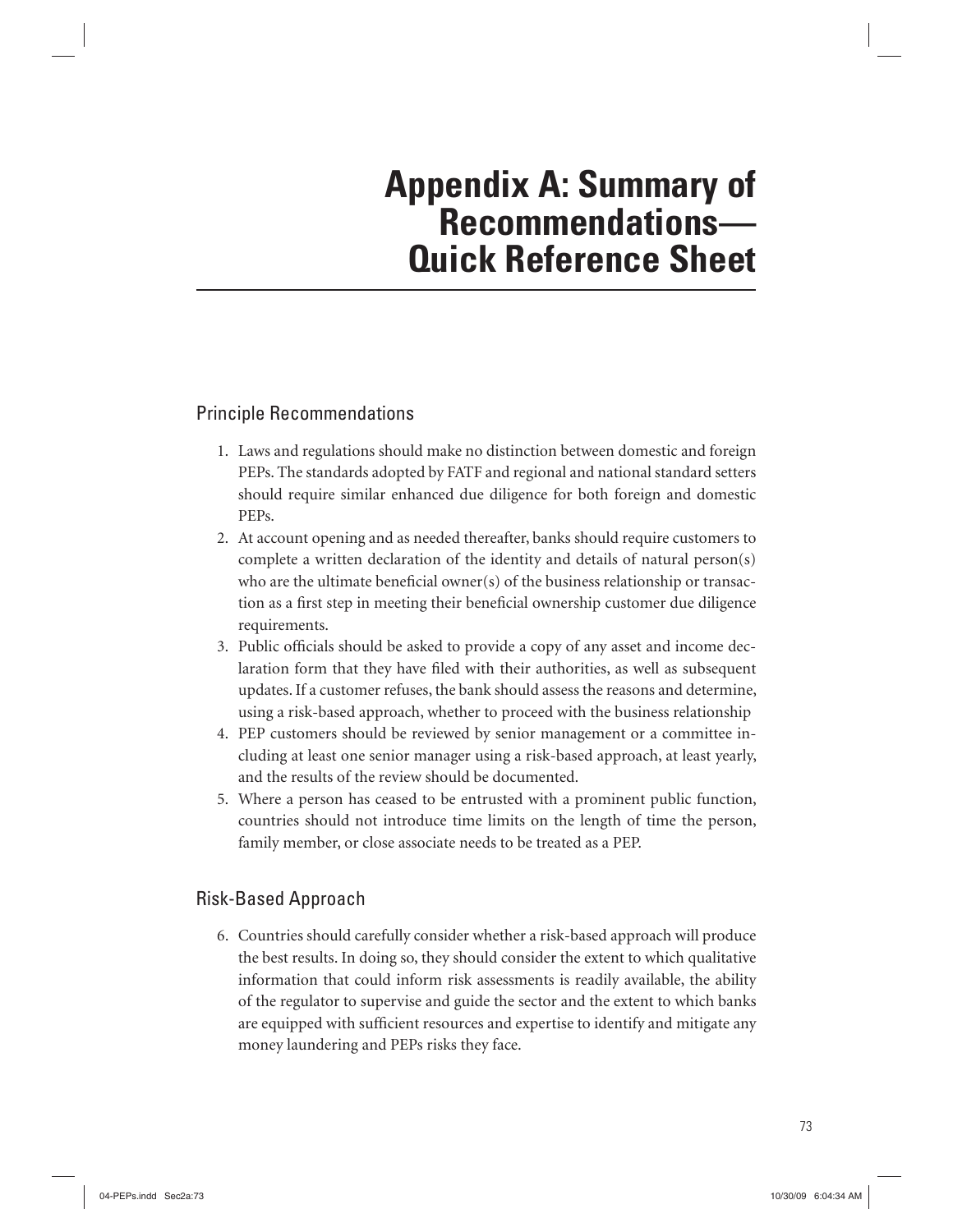# Appendix A: Summary of Recommendations—Quick Reference Sheet

## Principle Recommendations

1. Laws and regulations should make no distinction between domestic and foreign PEPs. The standards adopted by FATF and regional and national standard setters should require similar enhanced due diligence for both foreign and domestic PEPs.
2. At account opening and as needed thereafter, banks should require customers to complete a written declaration of the identity and details of natural person(s) who are the ultimate beneficial owner(s) of the business relationship or transaction as a first step in meeting their beneficial ownership customer due diligence requirements.
3. Public officials should be asked to provide a copy of any asset and income declaration form that they have filed with their authorities, as well as subsequent updates. If a customer refuses, the bank should assess the reasons and determine, using a risk-based approach, whether to proceed with the business relationship
4. PEP customers should be reviewed by senior management or a committee including at least one senior manager using a risk-based approach, at least yearly, and the results of the review should be documented.
5. Where a person has ceased to be entrusted with a prominent public function, countries should not introduce time limits on the length of time the person, family member, or close associate needs to be treated as a PEP.

## Risk-Based Approach

6. Countries should carefully consider whether a risk-based approach will produce the best results. In doing so, they should consider the extent to which qualitative information that could inform risk assessments is readily available, the ability of the regulator to supervise and guide the sector and the extent to which banks are equipped with sufficient resources and expertise to identify and mitigate any money laundering and PEPs risks they face.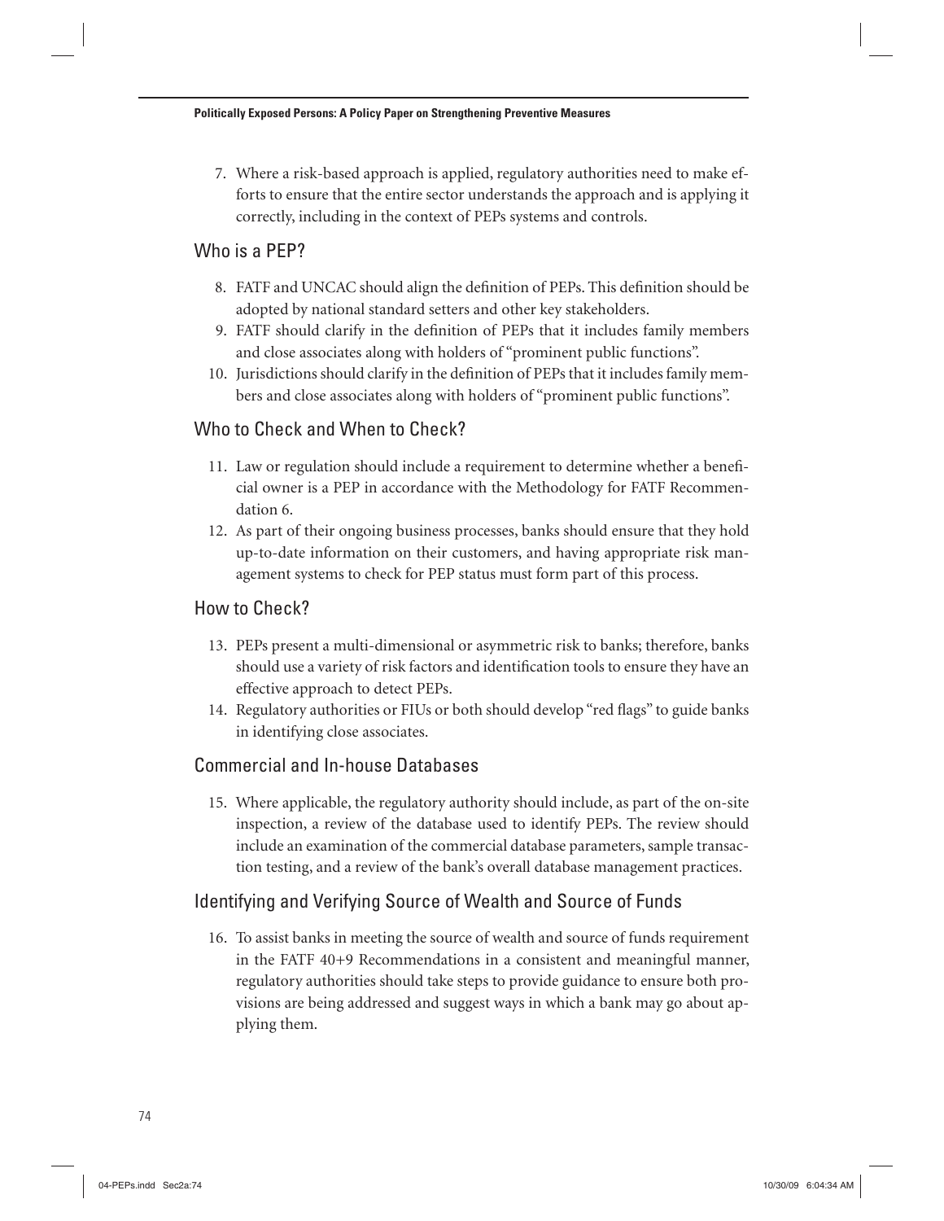7. Where a risk-based approach is applied, regulatory authorities need to make efforts to ensure that the entire sector understands the approach and is applying it correctly, including in the context of PEPs systems and controls.

## Who is a PEP?

8. FATF and UNCAC should align the definition of PEPs. This definition should be adopted by national standard setters and other key stakeholders.
9. FATF should clarify in the definition of PEPs that it includes family members and close associates along with holders of "prominent public functions".
10. Jurisdictions should clarify in the definition of PEPs that it includes family members and close associates along with holders of "prominent public functions".

## Who to Check and When to Check?

11. Law or regulation should include a requirement to determine whether a beneficial owner is a PEP in accordance with the Methodology for FATF Recommendation 6.
12. As part of their ongoing business processes, banks should ensure that they hold up-to-date information on their customers, and having appropriate risk management systems to check for PEP status must form part of this process.

## How to Check?

13. PEPs present a multi-dimensional or asymmetric risk to banks; therefore, banks should use a variety of risk factors and identification tools to ensure they have an effective approach to detect PEPs.
14. Regulatory authorities or FIUs or both should develop "red flags" to guide banks in identifying close associates.

## Commercial and In-house Databases

15. Where applicable, the regulatory authority should include, as part of the on-site inspection, a review of the database used to identify PEPs. The review should include an examination of the commercial database parameters, sample transaction testing, and a review of the bank's overall database management practices.

## Identifying and Verifying Source of Wealth and Source of Funds

16. To assist banks in meeting the source of wealth and source of funds requirement in the FATF 40+9 Recommendations in a consistent and meaningful manner, regulatory authorities should take steps to provide guidance to ensure both provisions are being addressed and suggest ways in which a bank may go about applying them.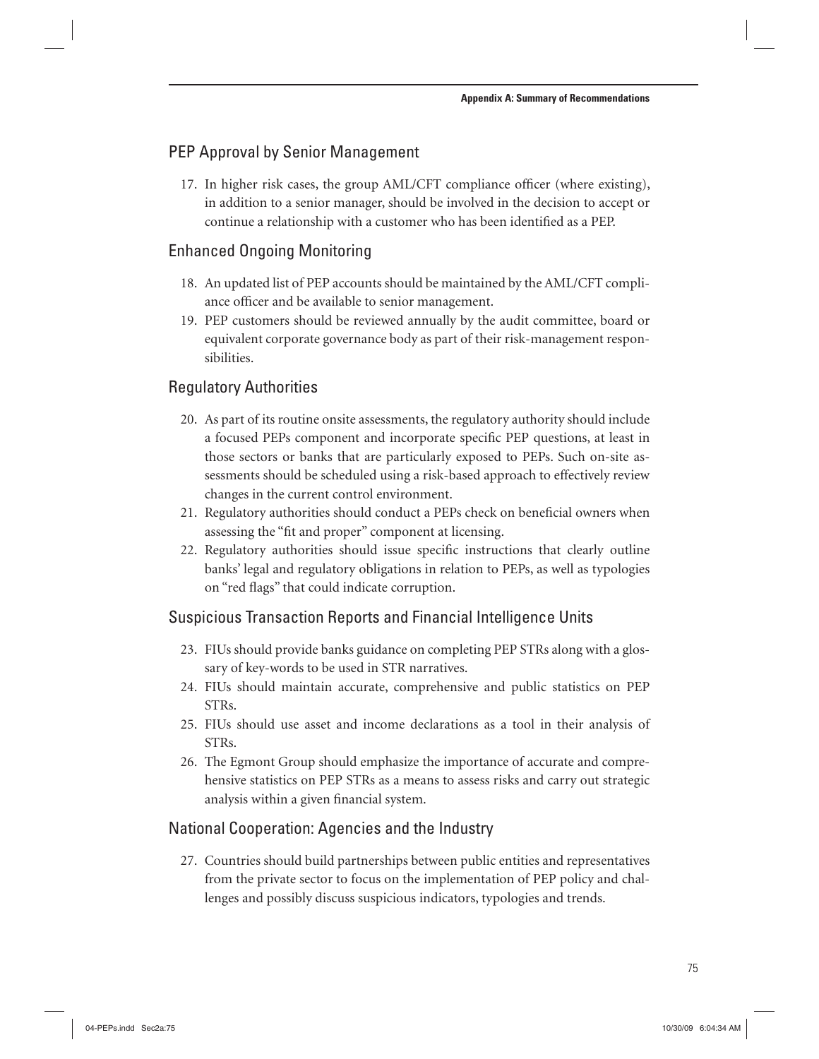## PEP Approval by Senior Management

17. In higher risk cases, the group AML/CFT compliance officer (where existing), in addition to a senior manager, should be involved in the decision to accept or continue a relationship with a customer who has been identified as a PEP.

## Enhanced Ongoing Monitoring

18. An updated list of PEP accounts should be maintained by the AML/CFT compliance officer and be available to senior management.
19. PEP customers should be reviewed annually by the audit committee, board or equivalent corporate governance body as part of their risk-management responsibilities.

## Regulatory Authorities

20. As part of its routine onsite assessments, the regulatory authority should include a focused PEPs component and incorporate specific PEP questions, at least in those sectors or banks that are particularly exposed to PEPs. Such on-site assessments should be scheduled using a risk-based approach to effectively review changes in the current control environment.
21. Regulatory authorities should conduct a PEPs check on beneficial owners when assessing the "fit and proper" component at licensing.
22. Regulatory authorities should issue specific instructions that clearly outline banks' legal and regulatory obligations in relation to PEPs, as well as typologies on "red flags" that could indicate corruption.

## Suspicious Transaction Reports and Financial Intelligence Units

23. FIUs should provide banks guidance on completing PEP STRs along with a glossary of key-words to be used in STR narratives.
24. FIUs should maintain accurate, comprehensive and public statistics on PEP STRs.
25. FIUs should use asset and income declarations as a tool in their analysis of STRs.
26. The Egmont Group should emphasize the importance of accurate and comprehensive statistics on PEP STRs as a means to assess risks and carry out strategic analysis within a given financial system.

## National Cooperation: Agencies and the Industry

27. Countries should build partnerships between public entities and representatives from the private sector to focus on the implementation of PEP policy and challenges and possibly discuss suspicious indicators, typologies and trends.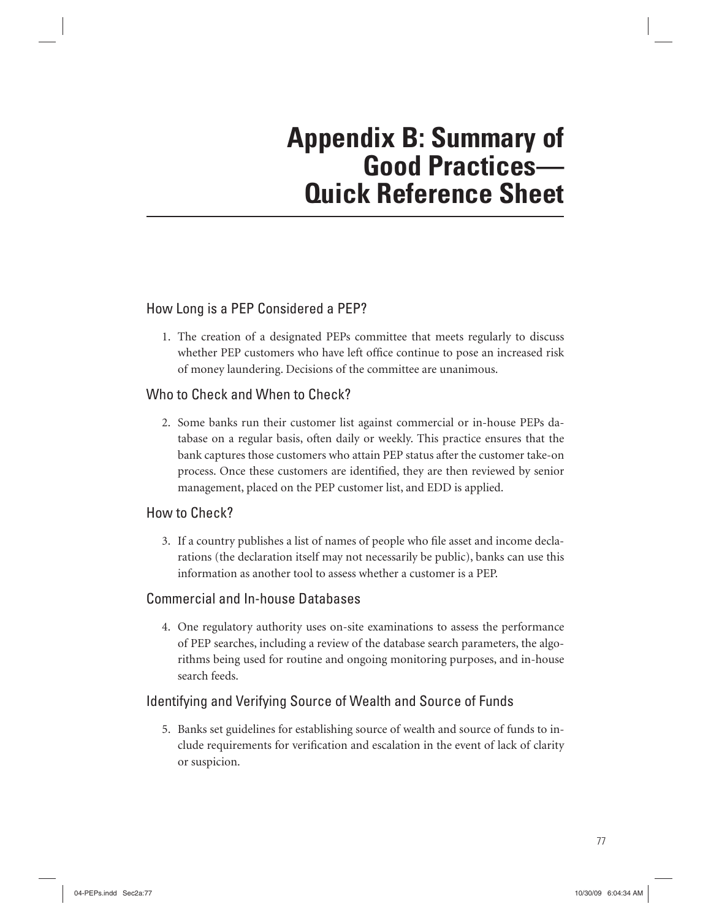# Appendix B: Summary of Good Practices—Quick Reference Sheet

## How Long is a PEP Considered a PEP?

1. The creation of a designated PEPs committee that meets regularly to discuss whether PEP customers who have left office continue to pose an increased risk of money laundering. Decisions of the committee are unanimous.

## Who to Check and When to Check?

2. Some banks run their customer list against commercial or in-house PEPs database on a regular basis, often daily or weekly. This practice ensures that the bank captures those customers who attain PEP status after the customer take-on process. Once these customers are identified, they are then reviewed by senior management, placed on the PEP customer list, and EDD is applied.

## How to Check?

3. If a country publishes a list of names of people who file asset and income declarations (the declaration itself may not necessarily be public), banks can use this information as another tool to assess whether a customer is a PEP.

## Commercial and In-house Databases

4. One regulatory authority uses on-site examinations to assess the performance of PEP searches, including a review of the database search parameters, the algorithms being used for routine and ongoing monitoring purposes, and in-house search feeds.

## Identifying and Verifying Source of Wealth and Source of Funds

5. Banks set guidelines for establishing source of wealth and source of funds to include requirements for verification and escalation in the event of lack of clarity or suspicion.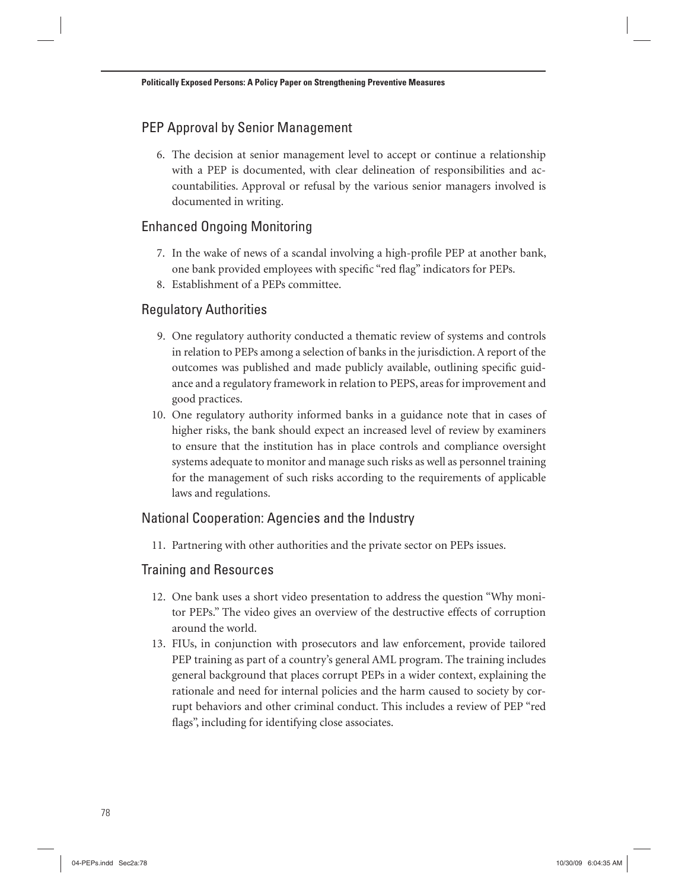## PEP Approval by Senior Management

6. The decision at senior management level to accept or continue a relationship with a PEP is documented, with clear delineation of responsibilities and accountabilities. Approval or refusal by the various senior managers involved is documented in writing.

## Enhanced Ongoing Monitoring

7. In the wake of news of a scandal involving a high-profile PEP at another bank, one bank provided employees with specific "red flag" indicators for PEPs.
8. Establishment of a PEPs committee.

## Regulatory Authorities

9. One regulatory authority conducted a thematic review of systems and controls in relation to PEPs among a selection of banks in the jurisdiction. A report of the outcomes was published and made publicly available, outlining specific guidance and a regulatory framework in relation to PEPS, areas for improvement and good practices.
10. One regulatory authority informed banks in a guidance note that in cases of higher risks, the bank should expect an increased level of review by examiners to ensure that the institution has in place controls and compliance oversight systems adequate to monitor and manage such risks as well as personnel training for the management of such risks according to the requirements of applicable laws and regulations.

## National Cooperation: Agencies and the Industry

11. Partnering with other authorities and the private sector on PEPs issues.

## Training and Resources

12. One bank uses a short video presentation to address the question "Why monitor PEPs." The video gives an overview of the destructive effects of corruption around the world.
13. FIUs, in conjunction with prosecutors and law enforcement, provide tailored PEP training as part of a country's general AML program. The training includes general background that places corrupt PEPs in a wider context, explaining the rationale and need for internal policies and the harm caused to society by corrupt behaviors and other criminal conduct. This includes a review of PEP "red flags", including for identifying close associates.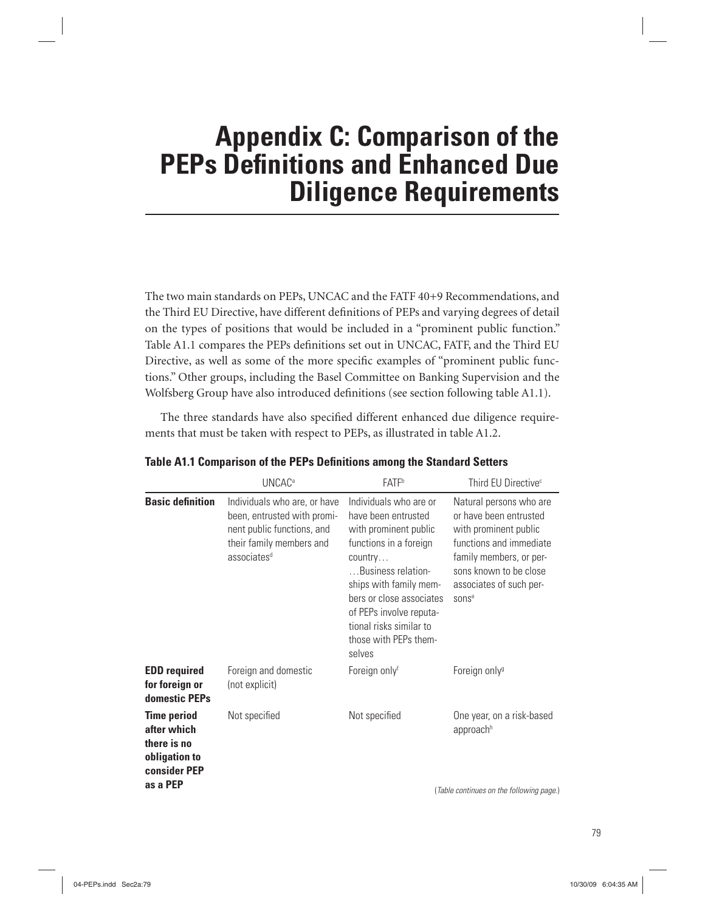# Appendix C: Comparison of the PEPs Definitions and Enhanced Due Diligence Requirements

The two main standards on PEPs, UNCAC and the FATF 40+9 Recommendations, and the Third EU Directive, have different definitions of PEPs and varying degrees of detail on the types of positions that would be included in a "prominent public function." Table A1.1 compares the PEPs definitions set out in UNCAC, FATF, and the Third EU Directive, as well as some of the more specific examples of "prominent public functions." Other groups, including the Basel Committee on Banking Supervision and the Wolfsberg Group have also introduced definitions (see section following table A1.1).

The three standards have also specified different enhanced due diligence requirements that must be taken with respect to PEPs, as illustrated in table A1.2.

**Table A1.1 Comparison of the PEPs Definitions among the Standard Setters**

| | UNCAC[a] | FATF[b] | Third EU Directive[c] |
|---|---|---|---|
| **Basic definition** | Individuals who are, or have been, entrusted with prominent public functions, and their family members and associates[d] | Individuals who are or have been entrusted with prominent public functions in a foreign country… …Business relationships with family members or close associates of PEPs involve reputational risks similar to those with PEPs themselves | Natural persons who are or have been entrusted with prominent public functions and immediate family members, or persons known to be close associates of such persons[e] |
| **EDD required for foreign or domestic PEPs** | Foreign and domestic (not explicit) | Foreign only[f] | Foreign only[g] |
| **Time period after which there is no obligation to consider PEP as a PEP** | Not specified | Not specified | One year, on a risk-based approach[h] |

(*Table continues on the following page.*)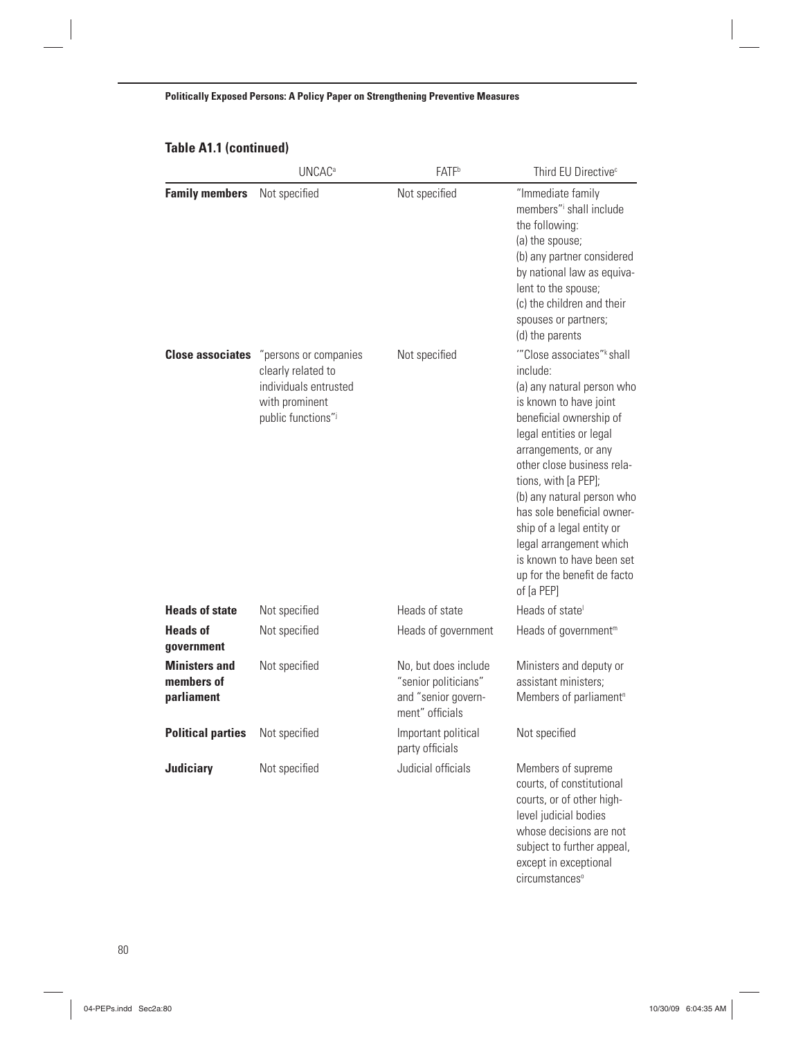**Table A1.1 (continued)**

| | UNCAC[a] | FATF[b] | Third EU Directive[c] |
|---|---|---|---|
| **Family members** | Not specified | Not specified | "Immediate family members"[i] shall include the following: (a) the spouse; (b) any partner considered by national law as equivalent to the spouse; (c) the children and their spouses or partners; (d) the parents |
| **Close associates** | "persons or companies clearly related to individuals entrusted with prominent public functions"[j] | Not specified | '"Close associates"[k] shall include: (a) any natural person who is known to have joint beneficial ownership of legal entities or legal arrangements, or any other close business relations, with [a PEP]; (b) any natural person who has sole beneficial ownership of a legal entity or legal arrangement which is known to have been set up for the benefit de facto of [a PEP] |
| **Heads of state** | Not specified | Heads of state | Heads of state[l] |
| **Heads of government** | Not specified | Heads of government | Heads of government[m] |
| **Ministers and members of parliament** | Not specified | No, but does include "senior politicians" and "senior government" officials | Ministers and deputy or assistant ministers; Members of parliament[n] |
| **Political parties** | Not specified | Important political party officials | Not specified |
| **Judiciary** | Not specified | Judicial officials | Members of supreme courts, of constitutional courts, or of other high-level judicial bodies whose decisions are not subject to further appeal, except in exceptional circumstances[o] |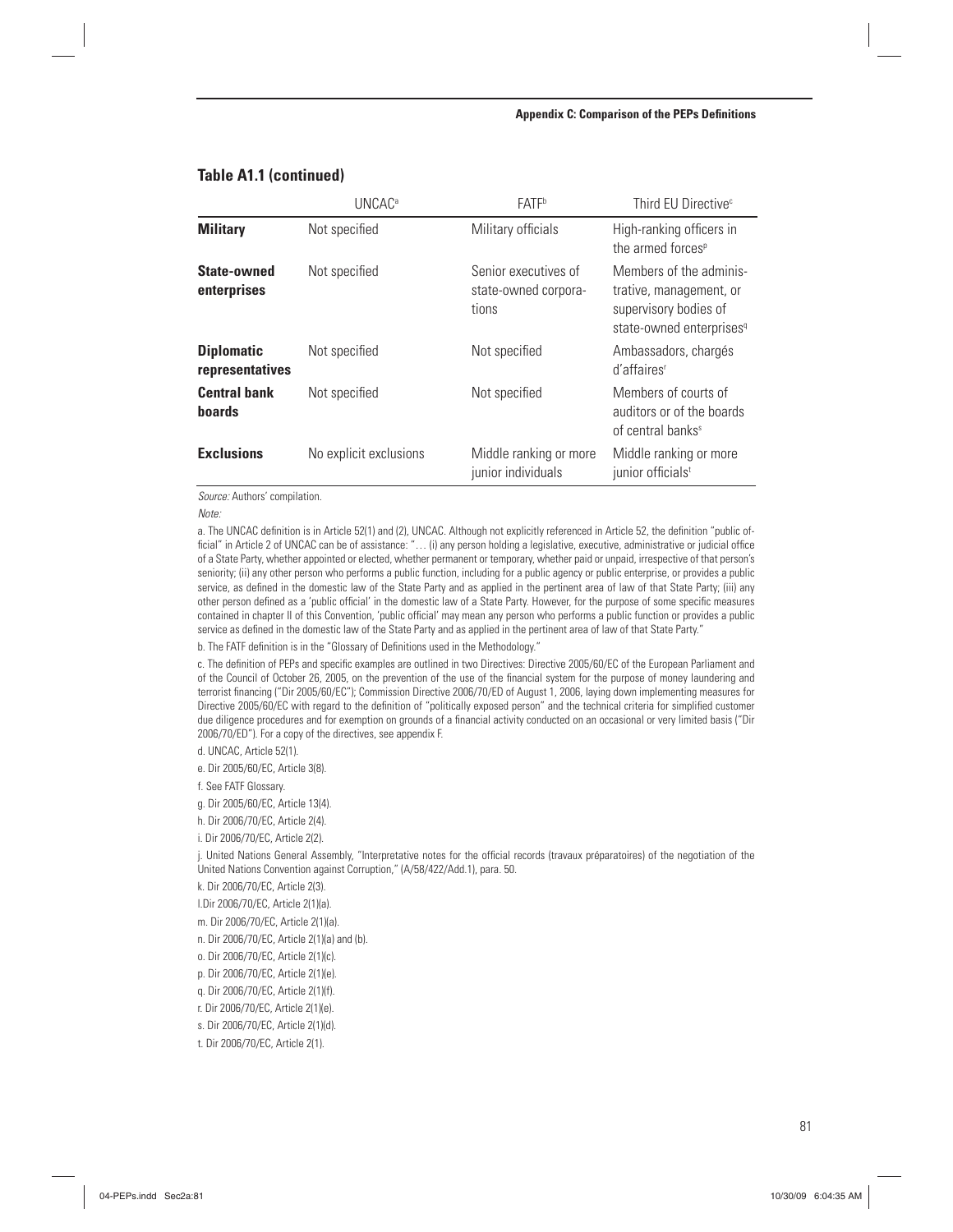## Table A1.1 (continued)

| | UNCAC[a] | FATF[b] | Third EU Directive[c] |
|---|---|---|---|
| **Military** | Not specified | Military officials | High-ranking officers in the armed forces[p] |
| **State-owned enterprises** | Not specified | Senior executives of state-owned corporations | Members of the administrative, management, or supervisory bodies of state-owned enterprises[q] |
| **Diplomatic representatives** | Not specified | Not specified | Ambassadors, chargés d'affaires[r] |
| **Central bank boards** | Not specified | Not specified | Members of courts of auditors or of the boards of central banks[s] |
| **Exclusions** | No explicit exclusions | Middle ranking or more junior individuals | Middle ranking or more junior officials[t] |

*Source:* Authors' compilation.

*Note:*

a. The UNCAC definition is in Article 52(1) and (2), UNCAC. Although not explicitly referenced in Article 52, the definition "public official" in Article 2 of UNCAC can be of assistance: "… (i) any person holding a legislative, executive, administrative or judicial office of a State Party, whether appointed or elected, whether permanent or temporary, whether paid or unpaid, irrespective of that person's seniority; (ii) any other person who performs a public function, including for a public agency or public enterprise, or provides a public service, as defined in the domestic law of the State Party and as applied in the pertinent area of law of that State Party; (iii) any other person defined as a 'public official' in the domestic law of a State Party. However, for the purpose of some specific measures contained in chapter II of this Convention, 'public official' may mean any person who performs a public function or provides a public service as defined in the domestic law of the State Party and as applied in the pertinent area of law of that State Party."

b. The FATF definition is in the "Glossary of Definitions used in the Methodology."

c. The definition of PEPs and specific examples are outlined in two Directives: Directive 2005/60/EC of the European Parliament and of the Council of October 26, 2005, on the prevention of the use of the financial system for the purpose of money laundering and terrorist financing ("Dir 2005/60/EC"); Commission Directive 2006/70/ED of August 1, 2006, laying down implementing measures for Directive 2005/60/EC with regard to the definition of "politically exposed person" and the technical criteria for simplified customer due diligence procedures and for exemption on grounds of a financial activity conducted on an occasional or very limited basis ("Dir 2006/70/ED"). For a copy of the directives, see appendix F.

d. UNCAC, Article 52(1).

e. Dir 2005/60/EC, Article 3(8).

f. See FATF Glossary.

g. Dir 2005/60/EC, Article 13(4).

h. Dir 2006/70/EC, Article 2(4).

i. Dir 2006/70/EC, Article 2(2).

j. United Nations General Assembly, "Interpretative notes for the official records (travaux préparatoires) of the negotiation of the United Nations Convention against Corruption," (A/58/422/Add.1), para. 50.

k. Dir 2006/70/EC, Article 2(3).

l. Dir 2006/70/EC, Article 2(1)(a).

m. Dir 2006/70/EC, Article 2(1)(a).

n. Dir 2006/70/EC, Article 2(1)(a) and (b).

o. Dir 2006/70/EC, Article 2(1)(c).

p. Dir 2006/70/EC, Article 2(1)(e).

q. Dir 2006/70/EC, Article 2(1)(f).

r. Dir 2006/70/EC, Article 2(1)(e).

s. Dir 2006/70/EC, Article 2(1)(d).

t. Dir 2006/70/EC, Article 2(1).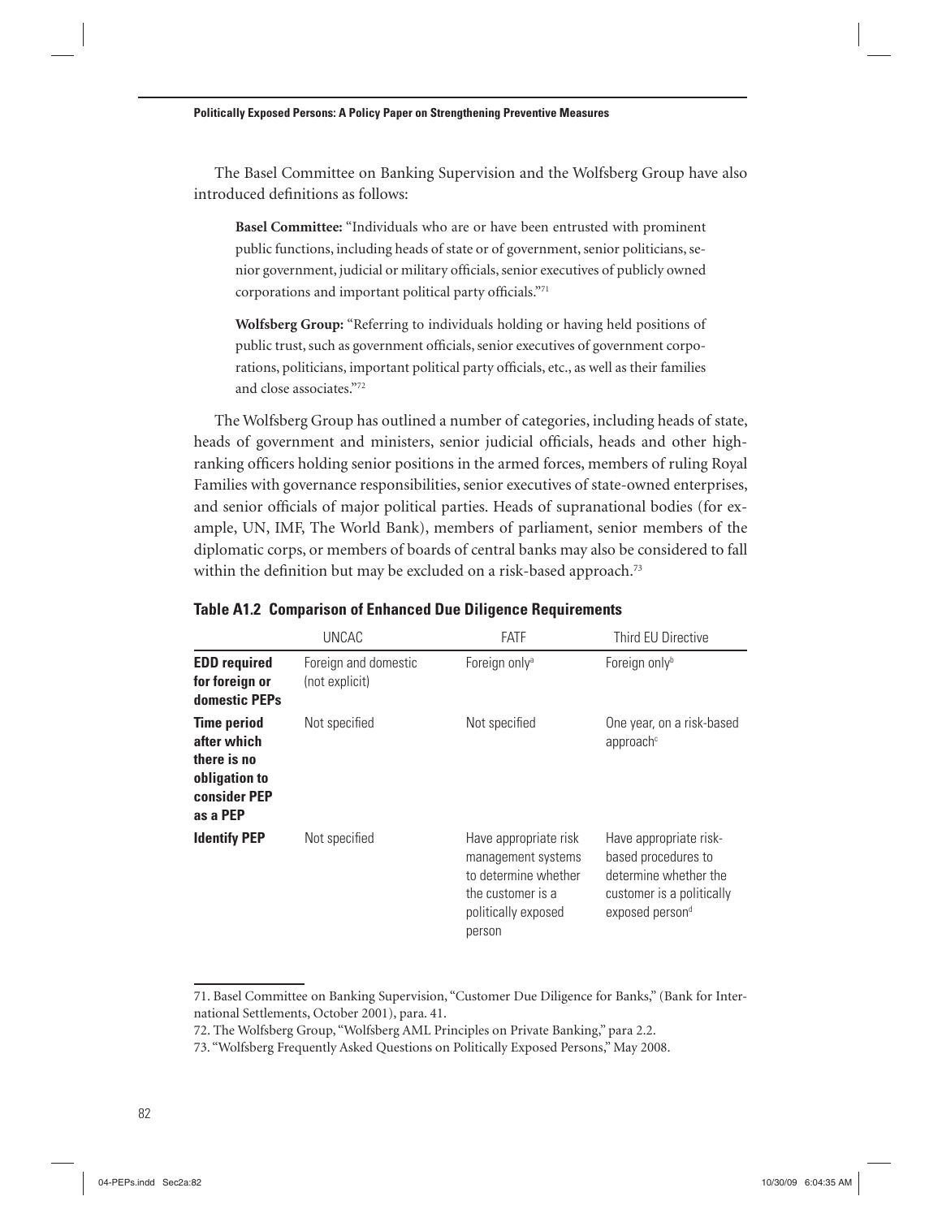The Basel Committee on Banking Supervision and the Wolfsberg Group have also introduced definitions as follows:

> **Basel Committee:** "Individuals who are or have been entrusted with prominent public functions, including heads of state or of government, senior politicians, senior government, judicial or military officials, senior executives of publicly owned corporations and important political party officials."[71]

> **Wolfsberg Group:** "Referring to individuals holding or having held positions of public trust, such as government officials, senior executives of government corporations, politicians, important political party officials, etc., as well as their families and close associates."[72]

The Wolfsberg Group has outlined a number of categories, including heads of state, heads of government and ministers, senior judicial officials, heads and other high-ranking officers holding senior positions in the armed forces, members of ruling Royal Families with governance responsibilities, senior executives of state-owned enterprises, and senior officials of major political parties. Heads of supranational bodies (for example, UN, IMF, The World Bank), members of parliament, senior members of the diplomatic corps, or members of boards of central banks may also be considered to fall within the definition but may be excluded on a risk-based approach.[73]

**Table A1.2 Comparison of Enhanced Due Diligence Requirements**

| | UNCAC | FATF | Third EU Directive |
|---|---|---|---|
| **EDD required for foreign or domestic PEPs** | Foreign and domestic (not explicit) | Foreign only[a] | Foreign only[b] |
| **Time period after which there is no obligation to consider PEP as a PEP** | Not specified | Not specified | One year, on a risk-based approach[c] |
| **Identify PEP** | Not specified | Have appropriate risk management systems to determine whether the customer is a politically exposed person | Have appropriate risk-based procedures to determine whether the customer is a politically exposed person[d] |

71. Basel Committee on Banking Supervision, "Customer Due Diligence for Banks," (Bank for International Settlements, October 2001), para. 41.

72. The Wolfsberg Group, "Wolfsberg AML Principles on Private Banking," para 2.2.

73. "Wolfsberg Frequently Asked Questions on Politically Exposed Persons," May 2008.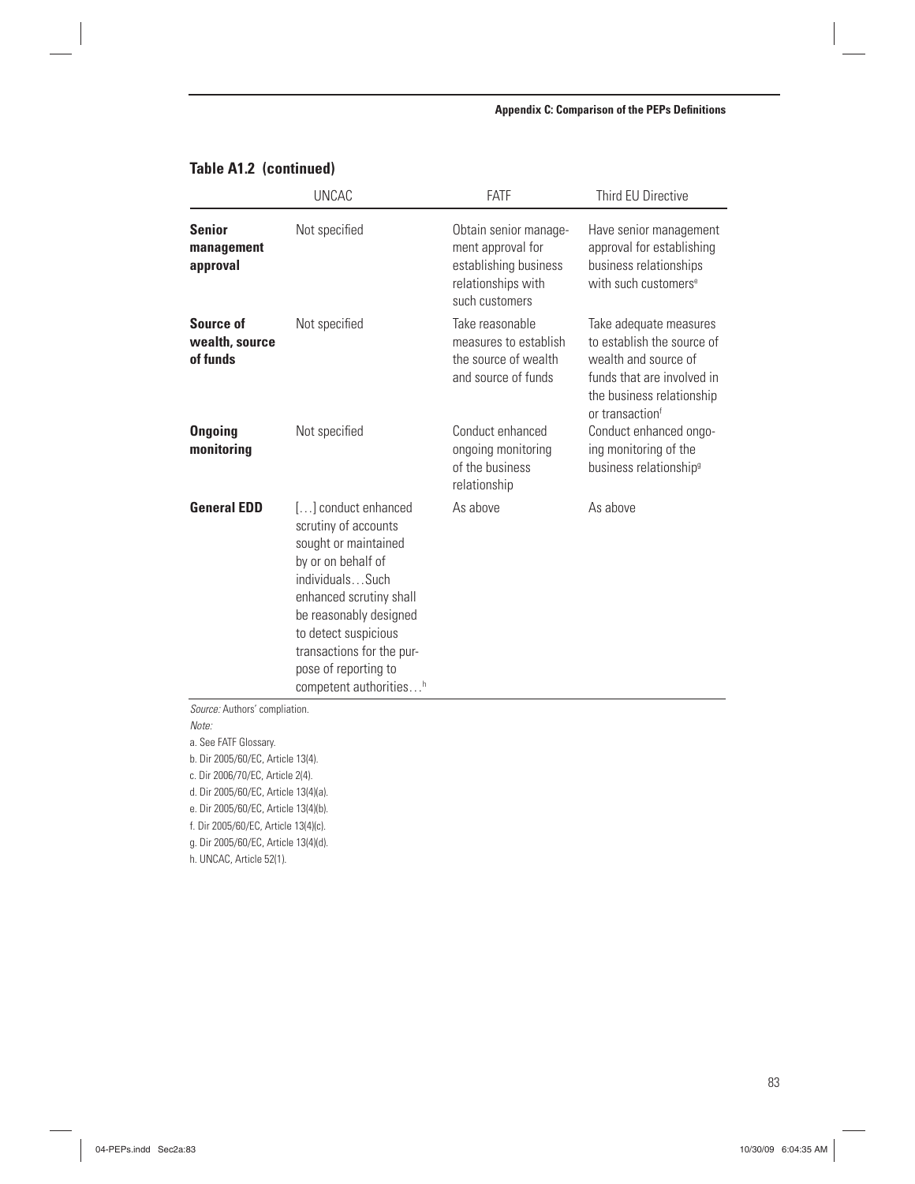**Table A1.2 (continued)**

| | UNCAC | FATF | Third EU Directive |
|---|---|---|---|
| **Senior management approval** | Not specified | Obtain senior management approval for establishing business relationships with such customers | Have senior management approval for establishing business relationships with such customers[e] |
| **Source of wealth, source of funds** | Not specified | Take reasonable measures to establish the source of wealth and source of funds | Take adequate measures to establish the source of wealth and source of funds that are involved in the business relationship or transaction[f] |
| **Ongoing monitoring** | Not specified | Conduct enhanced ongoing monitoring of the business relationship | Conduct enhanced ongoing monitoring of the business relationship[g] |
| **General EDD** | [...] conduct enhanced scrutiny of accounts sought or maintained by or on behalf of individuals...Such enhanced scrutiny shall be reasonably designed to detect suspicious transactions for the purpose of reporting to competent authorities...[h] | As above | As above |

*Source:* Authors' compliation.

*Note:*

a. See FATF Glossary.

b. Dir 2005/60/EC, Article 13(4).

c. Dir 2006/70/EC, Article 2(4).

d. Dir 2005/60/EC, Article 13(4)(a).

e. Dir 2005/60/EC, Article 13(4)(b).

f. Dir 2005/60/EC, Article 13(4)(c).

g. Dir 2005/60/EC, Article 13(4)(d).

h. UNCAC, Article 52(1).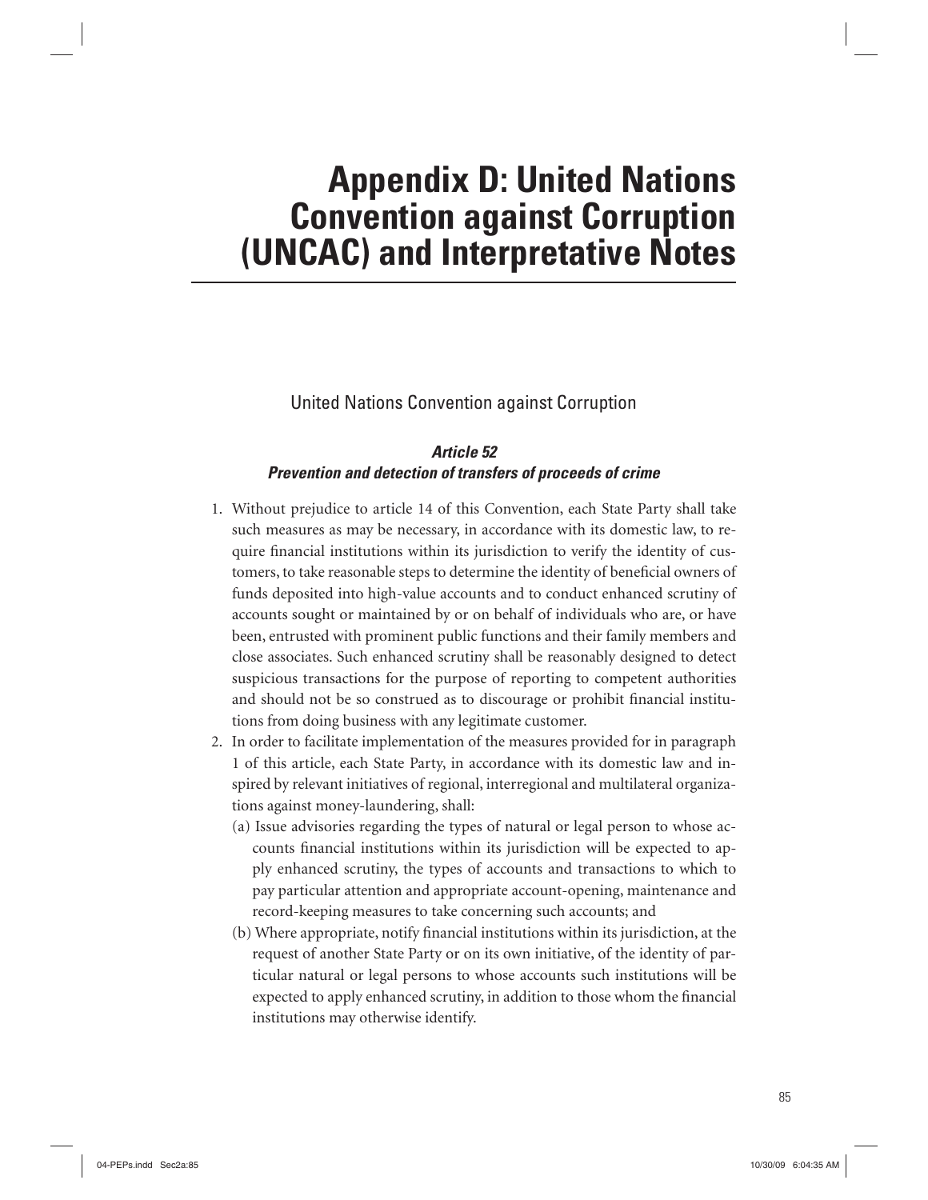# Appendix D: United Nations Convention against Corruption (UNCAC) and Interpretative Notes

## United Nations Convention against Corruption

### *Article 52*
### *Prevention and detection of transfers of proceeds of crime*

1. Without prejudice to article 14 of this Convention, each State Party shall take such measures as may be necessary, in accordance with its domestic law, to require financial institutions within its jurisdiction to verify the identity of customers, to take reasonable steps to determine the identity of beneficial owners of funds deposited into high-value accounts and to conduct enhanced scrutiny of accounts sought or maintained by or on behalf of individuals who are, or have been, entrusted with prominent public functions and their family members and close associates. Such enhanced scrutiny shall be reasonably designed to detect suspicious transactions for the purpose of reporting to competent authorities and should not be so construed as to discourage or prohibit financial institutions from doing business with any legitimate customer.
2. In order to facilitate implementation of the measures provided for in paragraph 1 of this article, each State Party, in accordance with its domestic law and inspired by relevant initiatives of regional, interregional and multilateral organizations against money-laundering, shall:
   (a) Issue advisories regarding the types of natural or legal person to whose accounts financial institutions within its jurisdiction will be expected to apply enhanced scrutiny, the types of accounts and transactions to which to pay particular attention and appropriate account-opening, maintenance and record-keeping measures to take concerning such accounts; and
   (b) Where appropriate, notify financial institutions within its jurisdiction, at the request of another State Party or on its own initiative, of the identity of particular natural or legal persons to whose accounts such institutions will be expected to apply enhanced scrutiny, in addition to those whom the financial institutions may otherwise identify.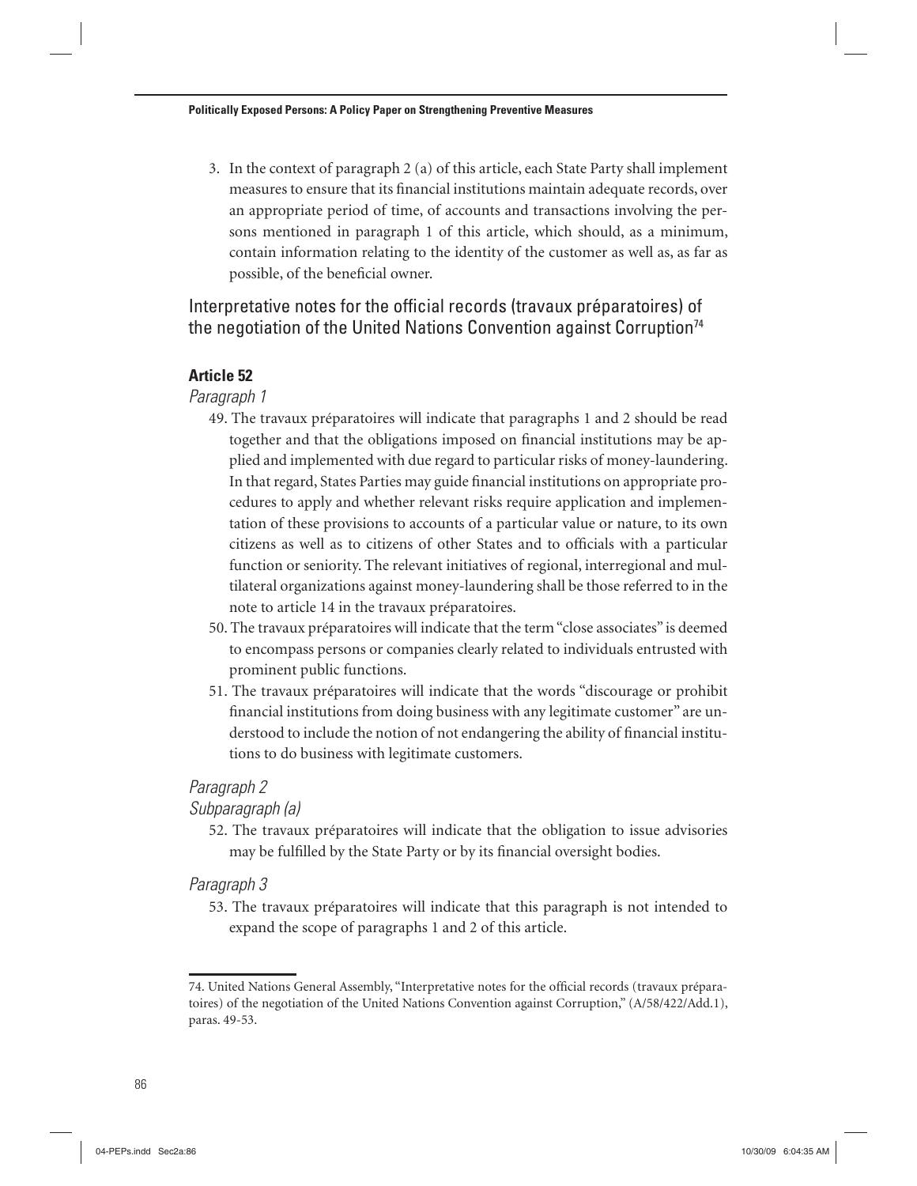3. In the context of paragraph 2 (a) of this article, each State Party shall implement measures to ensure that its financial institutions maintain adequate records, over an appropriate period of time, of accounts and transactions involving the persons mentioned in paragraph 1 of this article, which should, as a minimum, contain information relating to the identity of the customer as well as, as far as possible, of the beneficial owner.

## Interpretative notes for the official records (travaux préparatoires) of the negotiation of the United Nations Convention against Corruption[74]

### Article 52

*Paragraph 1*

49. The travaux préparatoires will indicate that paragraphs 1 and 2 should be read together and that the obligations imposed on financial institutions may be applied and implemented with due regard to particular risks of money-laundering. In that regard, States Parties may guide financial institutions on appropriate procedures to apply and whether relevant risks require application and implementation of these provisions to accounts of a particular value or nature, to its own citizens as well as to citizens of other States and to officials with a particular function or seniority. The relevant initiatives of regional, interregional and multilateral organizations against money-laundering shall be those referred to in the note to article 14 in the travaux préparatoires.
50. The travaux préparatoires will indicate that the term "close associates" is deemed to encompass persons or companies clearly related to individuals entrusted with prominent public functions.
51. The travaux préparatoires will indicate that the words "discourage or prohibit financial institutions from doing business with any legitimate customer" are understood to include the notion of not endangering the ability of financial institutions to do business with legitimate customers.

*Paragraph 2*

*Subparagraph (a)*

52. The travaux préparatoires will indicate that the obligation to issue advisories may be fulfilled by the State Party or by its financial oversight bodies.

*Paragraph 3*

53. The travaux préparatoires will indicate that this paragraph is not intended to expand the scope of paragraphs 1 and 2 of this article.

---

74. United Nations General Assembly, "Interpretative notes for the official records (travaux préparatoires) of the negotiation of the United Nations Convention against Corruption," (A/58/422/Add.1), paras. 49-53.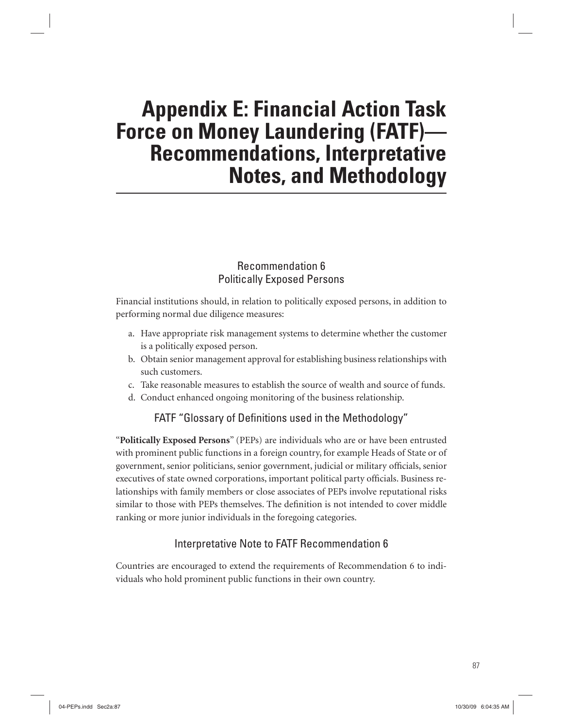# Appendix E: Financial Action Task Force on Money Laundering (FATF)—Recommendations, Interpretative Notes, and Methodology

## Recommendation 6
## Politically Exposed Persons

Financial institutions should, in relation to politically exposed persons, in addition to performing normal due diligence measures:

a. Have appropriate risk management systems to determine whether the customer is a politically exposed person.
b. Obtain senior management approval for establishing business relationships with such customers.
c. Take reasonable measures to establish the source of wealth and source of funds.
d. Conduct enhanced ongoing monitoring of the business relationship.

## FATF "Glossary of Definitions used in the Methodology"

"**Politically Exposed Persons**" (PEPs) are individuals who are or have been entrusted with prominent public functions in a foreign country, for example Heads of State or of government, senior politicians, senior government, judicial or military officials, senior executives of state owned corporations, important political party officials. Business relationships with family members or close associates of PEPs involve reputational risks similar to those with PEPs themselves. The definition is not intended to cover middle ranking or more junior individuals in the foregoing categories.

## Interpretative Note to FATF Recommendation 6

Countries are encouraged to extend the requirements of Recommendation 6 to individuals who hold prominent public functions in their own country.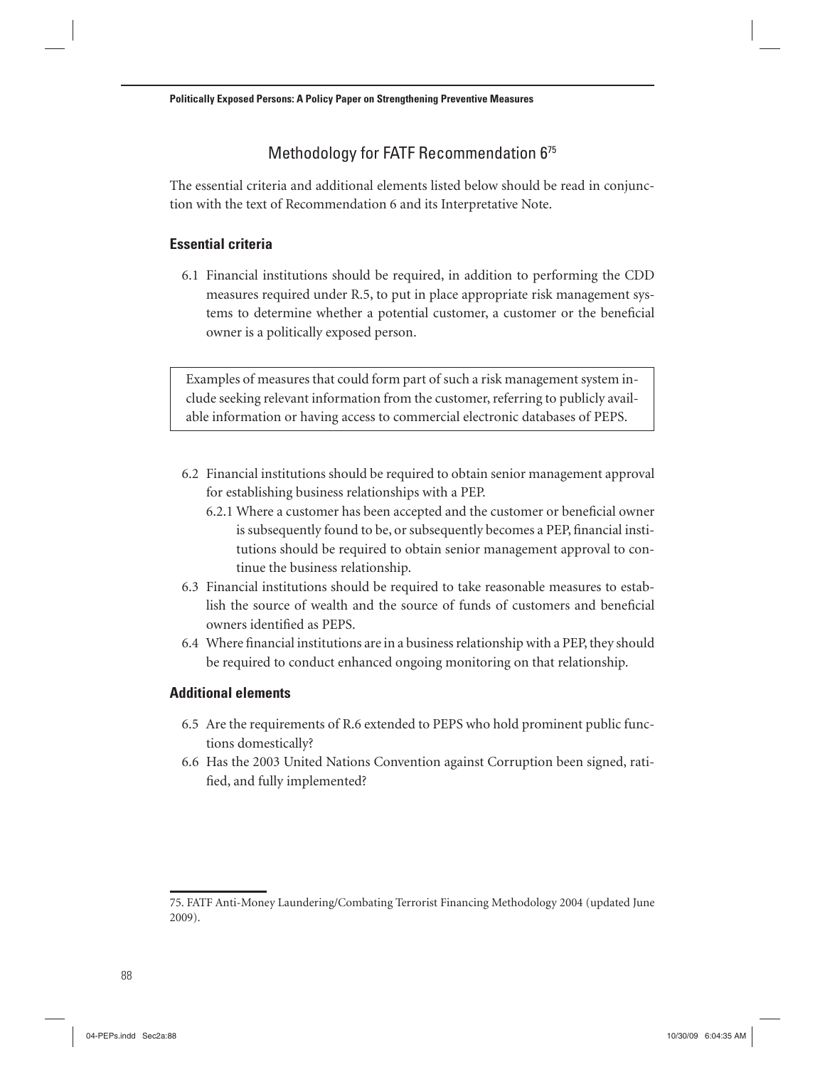## Methodology for FATF Recommendation 6[75]

The essential criteria and additional elements listed below should be read in conjunction with the text of Recommendation 6 and its Interpretative Note.

### Essential criteria

6.1 Financial institutions should be required, in addition to performing the CDD measures required under R.5, to put in place appropriate risk management systems to determine whether a potential customer, a customer or the beneficial owner is a politically exposed person.

> Examples of measures that could form part of such a risk management system include seeking relevant information from the customer, referring to publicly available information or having access to commercial electronic databases of PEPS.

6.2 Financial institutions should be required to obtain senior management approval for establishing business relationships with a PEP.

6.2.1 Where a customer has been accepted and the customer or beneficial owner is subsequently found to be, or subsequently becomes a PEP, financial institutions should be required to obtain senior management approval to continue the business relationship.

6.3 Financial institutions should be required to take reasonable measures to establish the source of wealth and the source of funds of customers and beneficial owners identified as PEPS.

6.4 Where financial institutions are in a business relationship with a PEP, they should be required to conduct enhanced ongoing monitoring on that relationship.

### Additional elements

6.5 Are the requirements of R.6 extended to PEPS who hold prominent public functions domestically?

6.6 Has the 2003 United Nations Convention against Corruption been signed, ratified, and fully implemented?

---

75. FATF Anti-Money Laundering/Combating Terrorist Financing Methodology 2004 (updated June 2009).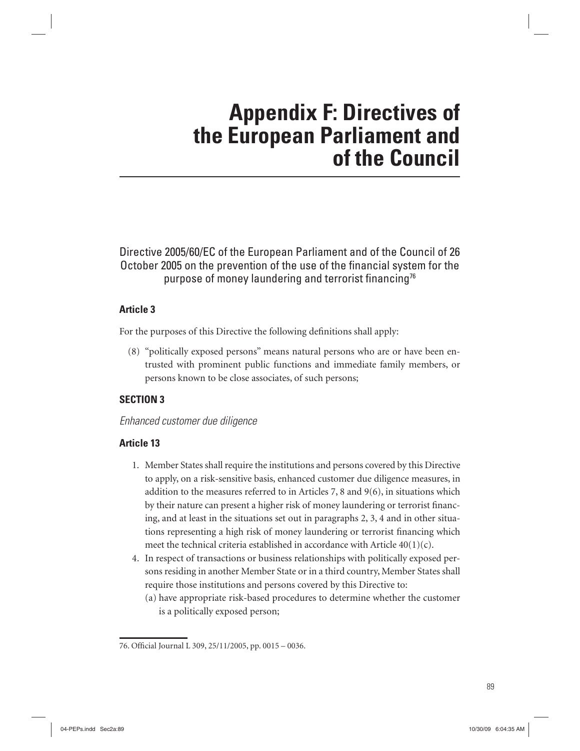# Appendix F: Directives of the European Parliament and of the Council

## Directive 2005/60/EC of the European Parliament and of the Council of 26 October 2005 on the prevention of the use of the financial system for the purpose of money laundering and terrorist financing[76]

### Article 3

For the purposes of this Directive the following definitions shall apply:

(8) "politically exposed persons" means natural persons who are or have been entrusted with prominent public functions and immediate family members, or persons known to be close associates, of such persons;

### SECTION 3

*Enhanced customer due diligence*

### Article 13

1. Member States shall require the institutions and persons covered by this Directive to apply, on a risk-sensitive basis, enhanced customer due diligence measures, in addition to the measures referred to in Articles 7, 8 and 9(6), in situations which by their nature can present a higher risk of money laundering or terrorist financing, and at least in the situations set out in paragraphs 2, 3, 4 and in other situations representing a high risk of money laundering or terrorist financing which meet the technical criteria established in accordance with Article 40(1)(c).

4. In respect of transactions or business relationships with politically exposed persons residing in another Member State or in a third country, Member States shall require those institutions and persons covered by this Directive to:
   (a) have appropriate risk-based procedures to determine whether the customer is a politically exposed person;

76. Official Journal L 309, 25/11/2005, pp. 0015 – 0036.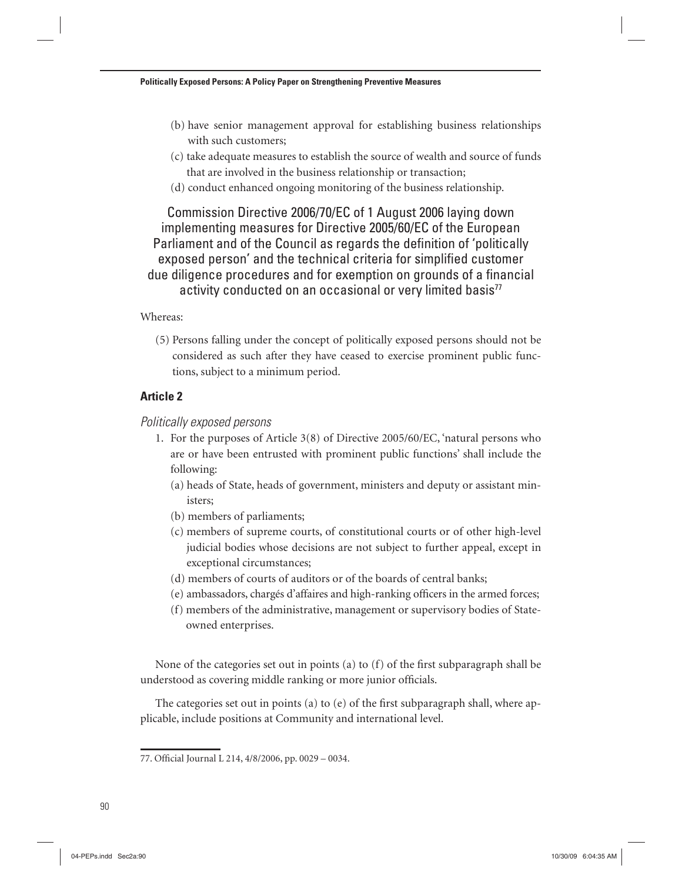(b) have senior management approval for establishing business relationships with such customers;

(c) take adequate measures to establish the source of wealth and source of funds that are involved in the business relationship or transaction;

(d) conduct enhanced ongoing monitoring of the business relationship.

## Commission Directive 2006/70/EC of 1 August 2006 laying down implementing measures for Directive 2005/60/EC of the European Parliament and of the Council as regards the definition of 'politically exposed person' and the technical criteria for simplified customer due diligence procedures and for exemption on grounds of a financial activity conducted on an occasional or very limited basis[77]

Whereas:

(5) Persons falling under the concept of politically exposed persons should not be considered as such after they have ceased to exercise prominent public functions, subject to a minimum period.

### Article 2

*Politically exposed persons*

1. For the purposes of Article 3(8) of Directive 2005/60/EC, 'natural persons who are or have been entrusted with prominent public functions' shall include the following:
   (a) heads of State, heads of government, ministers and deputy or assistant ministers;
   (b) members of parliaments;
   (c) members of supreme courts, of constitutional courts or of other high-level judicial bodies whose decisions are not subject to further appeal, except in exceptional circumstances;
   (d) members of courts of auditors or of the boards of central banks;
   (e) ambassadors, chargés d'affaires and high-ranking officers in the armed forces;
   (f) members of the administrative, management or supervisory bodies of State-owned enterprises.

None of the categories set out in points (a) to (f) of the first subparagraph shall be understood as covering middle ranking or more junior officials.

The categories set out in points (a) to (e) of the first subparagraph shall, where applicable, include positions at Community and international level.

77. Official Journal L 214, 4/8/2006, pp. 0029 – 0034.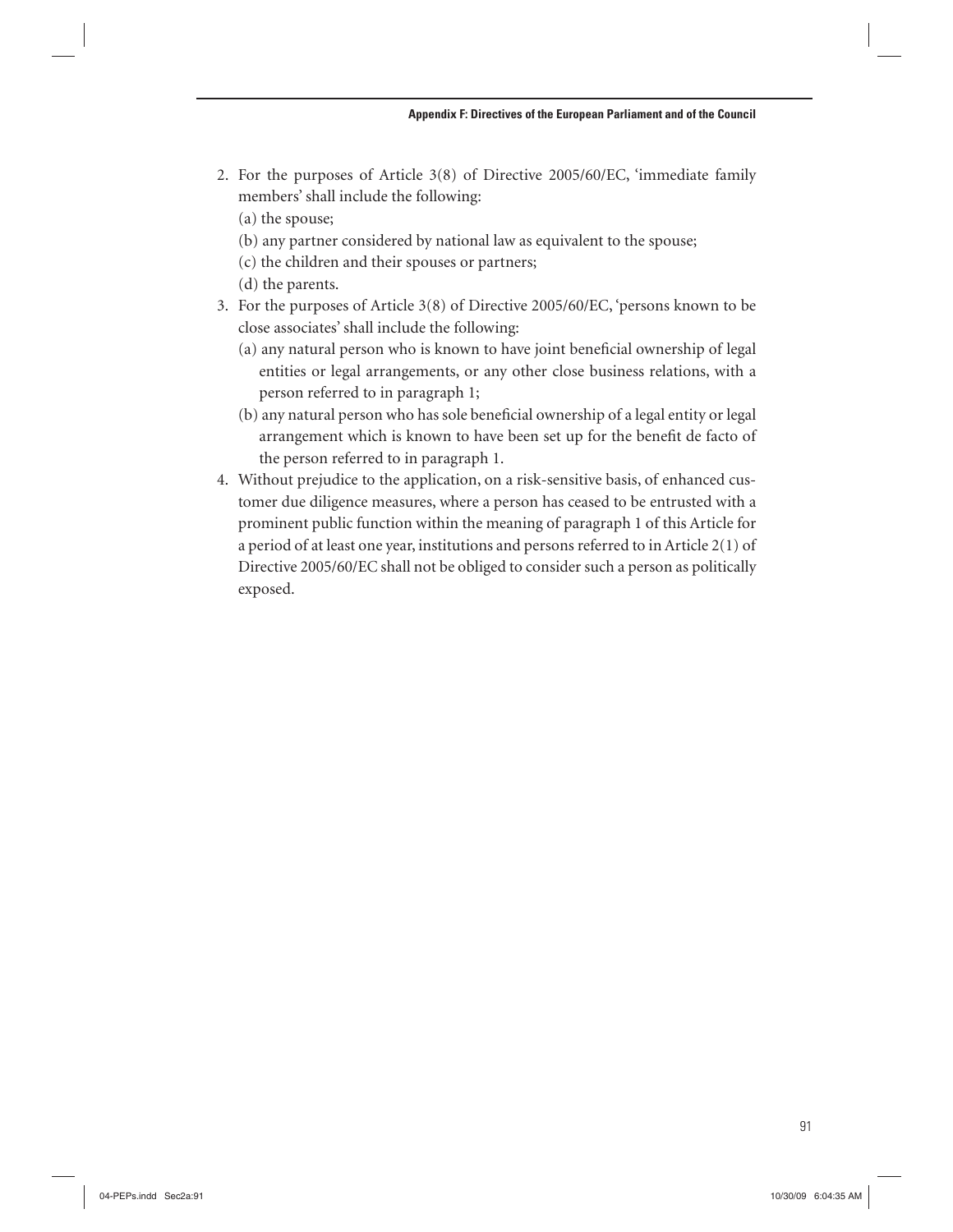2. For the purposes of Article 3(8) of Directive 2005/60/EC, 'immediate family members' shall include the following:
   (a) the spouse;
   (b) any partner considered by national law as equivalent to the spouse;
   (c) the children and their spouses or partners;
   (d) the parents.
3. For the purposes of Article 3(8) of Directive 2005/60/EC, 'persons known to be close associates' shall include the following:
   (a) any natural person who is known to have joint beneficial ownership of legal entities or legal arrangements, or any other close business relations, with a person referred to in paragraph 1;
   (b) any natural person who has sole beneficial ownership of a legal entity or legal arrangement which is known to have been set up for the benefit de facto of the person referred to in paragraph 1.
4. Without prejudice to the application, on a risk-sensitive basis, of enhanced customer due diligence measures, where a person has ceased to be entrusted with a prominent public function within the meaning of paragraph 1 of this Article for a period of at least one year, institutions and persons referred to in Article 2(1) of Directive 2005/60/EC shall not be obliged to consider such a person as politically exposed.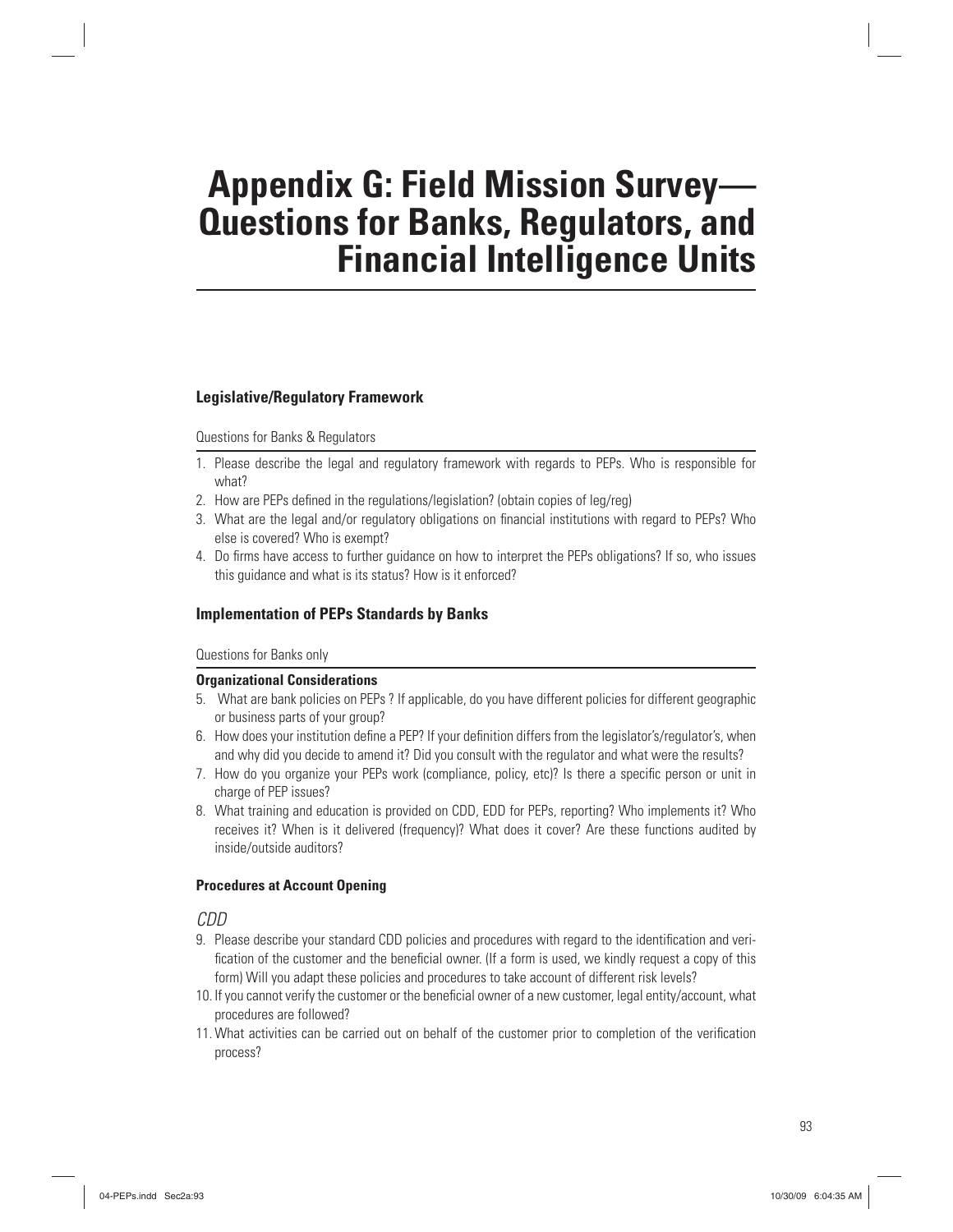# Appendix G: Field Mission Survey—Questions for Banks, Regulators, and Financial Intelligence Units

## Legislative/Regulatory Framework

Questions for Banks & Regulators

1. Please describe the legal and regulatory framework with regards to PEPs. Who is responsible for what?
2. How are PEPs defined in the regulations/legislation? (obtain copies of leg/reg)
3. What are the legal and/or regulatory obligations on financial institutions with regard to PEPs? Who else is covered? Who is exempt?
4. Do firms have access to further guidance on how to interpret the PEPs obligations? If so, who issues this guidance and what is its status? How is it enforced?

## Implementation of PEPs Standards by Banks

Questions for Banks only

**Organizational Considerations**

5. What are bank policies on PEPs ? If applicable, do you have different policies for different geographic or business parts of your group?
6. How does your institution define a PEP? If your definition differs from the legislator's/regulator's, when and why did you decide to amend it? Did you consult with the regulator and what were the results?
7. How do you organize your PEPs work (compliance, policy, etc)? Is there a specific person or unit in charge of PEP issues?
8. What training and education is provided on CDD, EDD for PEPs, reporting? Who implements it? Who receives it? When is it delivered (frequency)? What does it cover? Are these functions audited by inside/outside auditors?

**Procedures at Account Opening**

*CDD*

9. Please describe your standard CDD policies and procedures with regard to the identification and verification of the customer and the beneficial owner. (If a form is used, we kindly request a copy of this form) Will you adapt these policies and procedures to take account of different risk levels?
10. If you cannot verify the customer or the beneficial owner of a new customer, legal entity/account, what procedures are followed?
11. What activities can be carried out on behalf of the customer prior to completion of the verification process?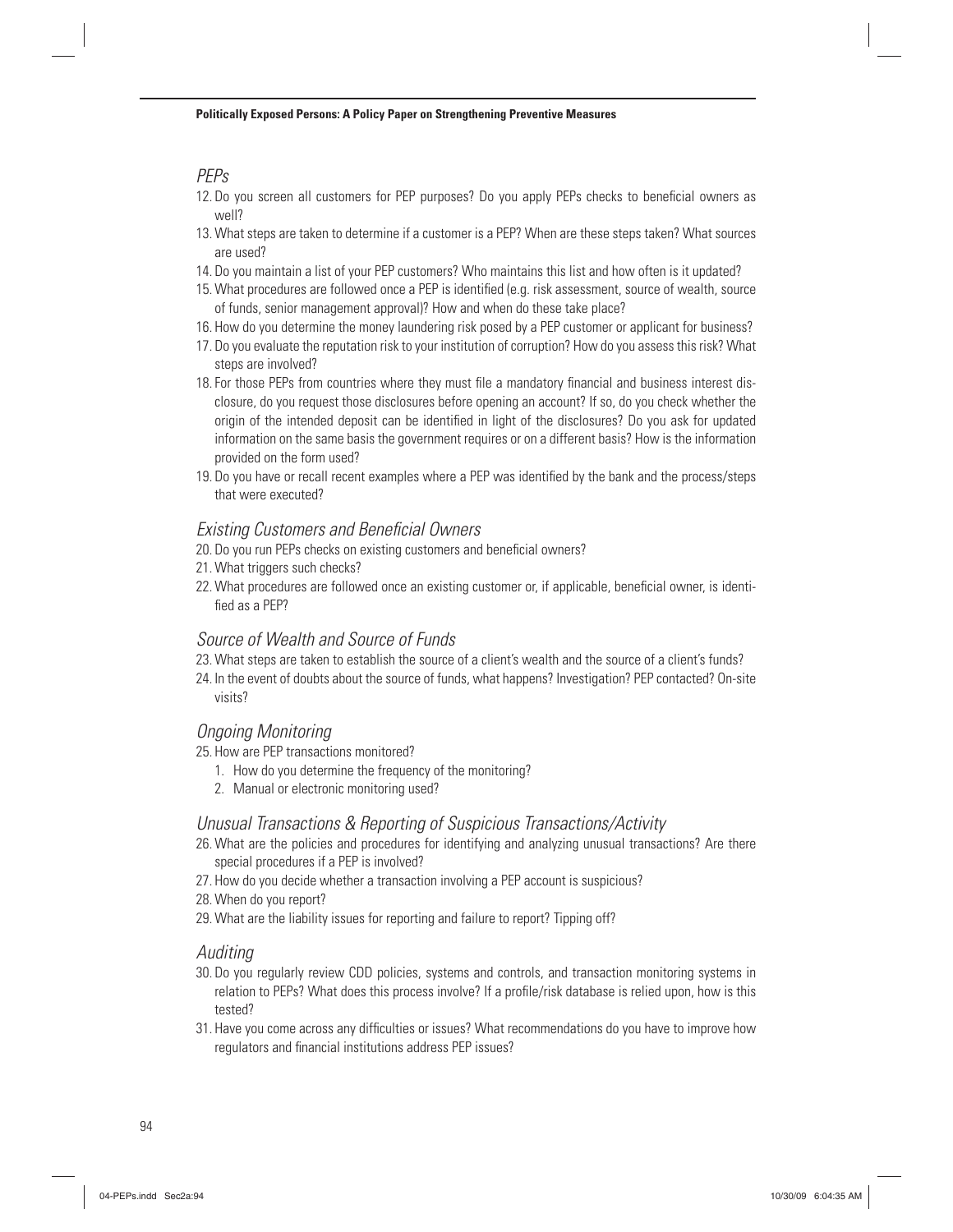## *PEPs*

12. Do you screen all customers for PEP purposes? Do you apply PEPs checks to beneficial owners as well?
13. What steps are taken to determine if a customer is a PEP? When are these steps taken? What sources are used?
14. Do you maintain a list of your PEP customers? Who maintains this list and how often is it updated?
15. What procedures are followed once a PEP is identified (e.g. risk assessment, source of wealth, source of funds, senior management approval)? How and when do these take place?
16. How do you determine the money laundering risk posed by a PEP customer or applicant for business?
17. Do you evaluate the reputation risk to your institution of corruption? How do you assess this risk? What steps are involved?
18. For those PEPs from countries where they must file a mandatory financial and business interest disclosure, do you request those disclosures before opening an account? If so, do you check whether the origin of the intended deposit can be identified in light of the disclosures? Do you ask for updated information on the same basis the government requires or on a different basis? How is the information provided on the form used?
19. Do you have or recall recent examples where a PEP was identified by the bank and the process/steps that were executed?

## *Existing Customers and Beneficial Owners*

20. Do you run PEPs checks on existing customers and beneficial owners?
21. What triggers such checks?
22. What procedures are followed once an existing customer or, if applicable, beneficial owner, is identified as a PEP?

## *Source of Wealth and Source of Funds*

23. What steps are taken to establish the source of a client's wealth and the source of a client's funds?
24. In the event of doubts about the source of funds, what happens? Investigation? PEP contacted? On-site visits?

## *Ongoing Monitoring*

25. How are PEP transactions monitored?
    1. How do you determine the frequency of the monitoring?
    2. Manual or electronic monitoring used?

## *Unusual Transactions & Reporting of Suspicious Transactions/Activity*

26. What are the policies and procedures for identifying and analyzing unusual transactions? Are there special procedures if a PEP is involved?
27. How do you decide whether a transaction involving a PEP account is suspicious?
28. When do you report?
29. What are the liability issues for reporting and failure to report? Tipping off?

## *Auditing*

30. Do you regularly review CDD policies, systems and controls, and transaction monitoring systems in relation to PEPs? What does this process involve? If a profile/risk database is relied upon, how is this tested?
31. Have you come across any difficulties or issues? What recommendations do you have to improve how regulators and financial institutions address PEP issues?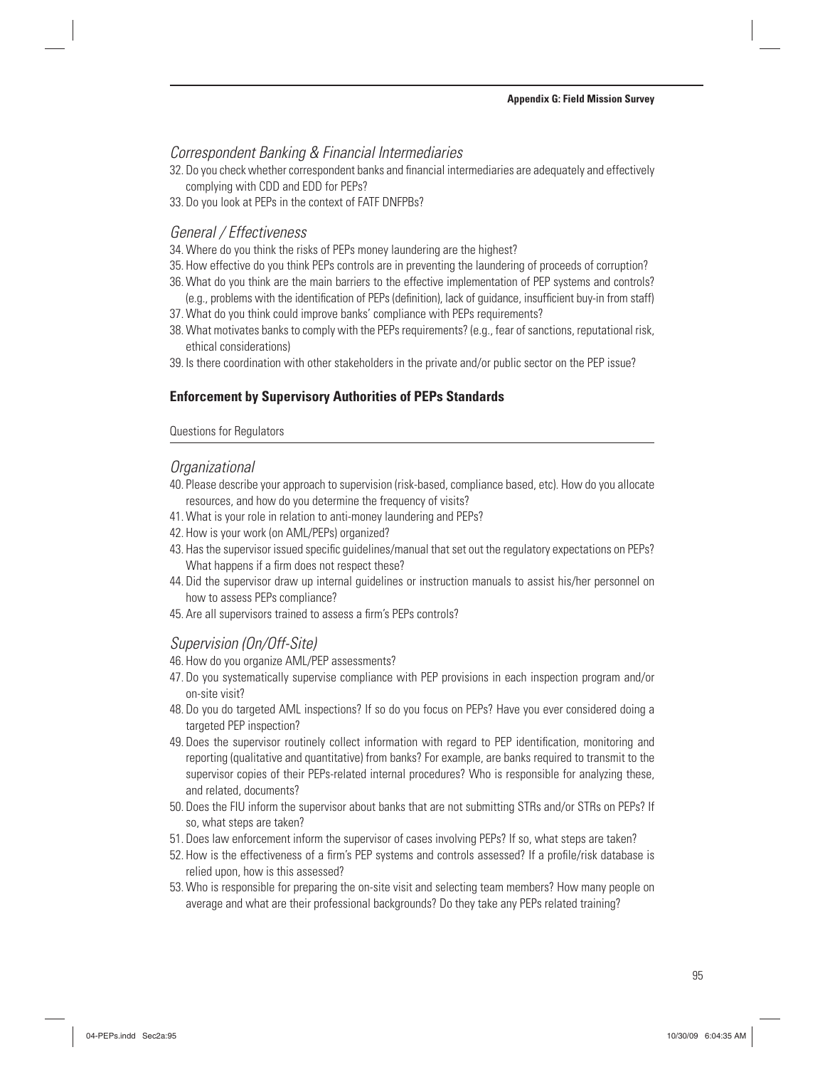### *Correspondent Banking & Financial Intermediaries*

32. Do you check whether correspondent banks and financial intermediaries are adequately and effectively complying with CDD and EDD for PEPs?
33. Do you look at PEPs in the context of FATF DNFPBs?

### *General / Effectiveness*

34. Where do you think the risks of PEPs money laundering are the highest?
35. How effective do you think PEPs controls are in preventing the laundering of proceeds of corruption?
36. What do you think are the main barriers to the effective implementation of PEP systems and controls? (e.g., problems with the identification of PEPs (definition), lack of guidance, insufficient buy-in from staff)
37. What do you think could improve banks' compliance with PEPs requirements?
38. What motivates banks to comply with the PEPs requirements? (e.g., fear of sanctions, reputational risk, ethical considerations)
39. Is there coordination with other stakeholders in the private and/or public sector on the PEP issue?

## Enforcement by Supervisory Authorities of PEPs Standards

Questions for Regulators

### *Organizational*

40. Please describe your approach to supervision (risk-based, compliance based, etc). How do you allocate resources, and how do you determine the frequency of visits?
41. What is your role in relation to anti-money laundering and PEPs?
42. How is your work (on AML/PEPs) organized?
43. Has the supervisor issued specific guidelines/manual that set out the regulatory expectations on PEPs? What happens if a firm does not respect these?
44. Did the supervisor draw up internal guidelines or instruction manuals to assist his/her personnel on how to assess PEPs compliance?
45. Are all supervisors trained to assess a firm's PEPs controls?

### *Supervision (On/Off-Site)*

46. How do you organize AML/PEP assessments?
47. Do you systematically supervise compliance with PEP provisions in each inspection program and/or on-site visit?
48. Do you do targeted AML inspections? If so do you focus on PEPs? Have you ever considered doing a targeted PEP inspection?
49. Does the supervisor routinely collect information with regard to PEP identification, monitoring and reporting (qualitative and quantitative) from banks? For example, are banks required to transmit to the supervisor copies of their PEPs-related internal procedures? Who is responsible for analyzing these, and related, documents?
50. Does the FIU inform the supervisor about banks that are not submitting STRs and/or STRs on PEPs? If so, what steps are taken?
51. Does law enforcement inform the supervisor of cases involving PEPs? If so, what steps are taken?
52. How is the effectiveness of a firm's PEP systems and controls assessed? If a profile/risk database is relied upon, how is this assessed?
53. Who is responsible for preparing the on-site visit and selecting team members? How many people on average and what are their professional backgrounds? Do they take any PEPs related training?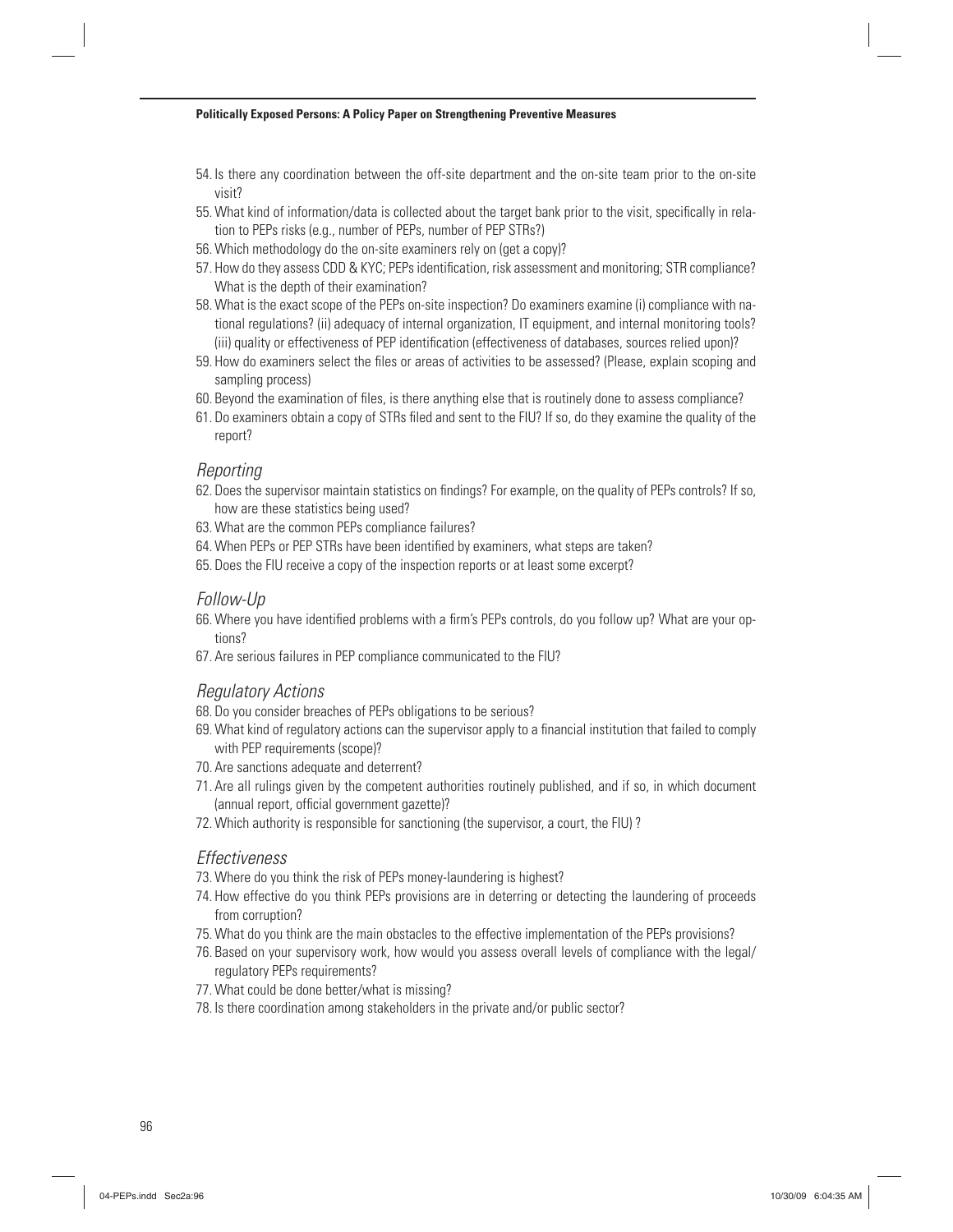54. Is there any coordination between the off-site department and the on-site team prior to the on-site visit?
55. What kind of information/data is collected about the target bank prior to the visit, specifically in relation to PEPs risks (e.g., number of PEPs, number of PEP STRs?)
56. Which methodology do the on-site examiners rely on (get a copy)?
57. How do they assess CDD & KYC; PEPs identification, risk assessment and monitoring; STR compliance? What is the depth of their examination?
58. What is the exact scope of the PEPs on-site inspection? Do examiners examine (i) compliance with national regulations? (ii) adequacy of internal organization, IT equipment, and internal monitoring tools? (iii) quality or effectiveness of PEP identification (effectiveness of databases, sources relied upon)?
59. How do examiners select the files or areas of activities to be assessed? (Please, explain scoping and sampling process)
60. Beyond the examination of files, is there anything else that is routinely done to assess compliance?
61. Do examiners obtain a copy of STRs filed and sent to the FIU? If so, do they examine the quality of the report?

### *Reporting*

62. Does the supervisor maintain statistics on findings? For example, on the quality of PEPs controls? If so, how are these statistics being used?
63. What are the common PEPs compliance failures?
64. When PEPs or PEP STRs have been identified by examiners, what steps are taken?
65. Does the FIU receive a copy of the inspection reports or at least some excerpt?

### *Follow-Up*

66. Where you have identified problems with a firm's PEPs controls, do you follow up? What are your options?
67. Are serious failures in PEP compliance communicated to the FIU?

### *Regulatory Actions*

68. Do you consider breaches of PEPs obligations to be serious?
69. What kind of regulatory actions can the supervisor apply to a financial institution that failed to comply with PEP requirements (scope)?
70. Are sanctions adequate and deterrent?
71. Are all rulings given by the competent authorities routinely published, and if so, in which document (annual report, official government gazette)?
72. Which authority is responsible for sanctioning (the supervisor, a court, the FIU) ?

### *Effectiveness*

73. Where do you think the risk of PEPs money-laundering is highest?
74. How effective do you think PEPs provisions are in deterring or detecting the laundering of proceeds from corruption?
75. What do you think are the main obstacles to the effective implementation of the PEPs provisions?
76. Based on your supervisory work, how would you assess overall levels of compliance with the legal/regulatory PEPs requirements?
77. What could be done better/what is missing?
78. Is there coordination among stakeholders in the private and/or public sector?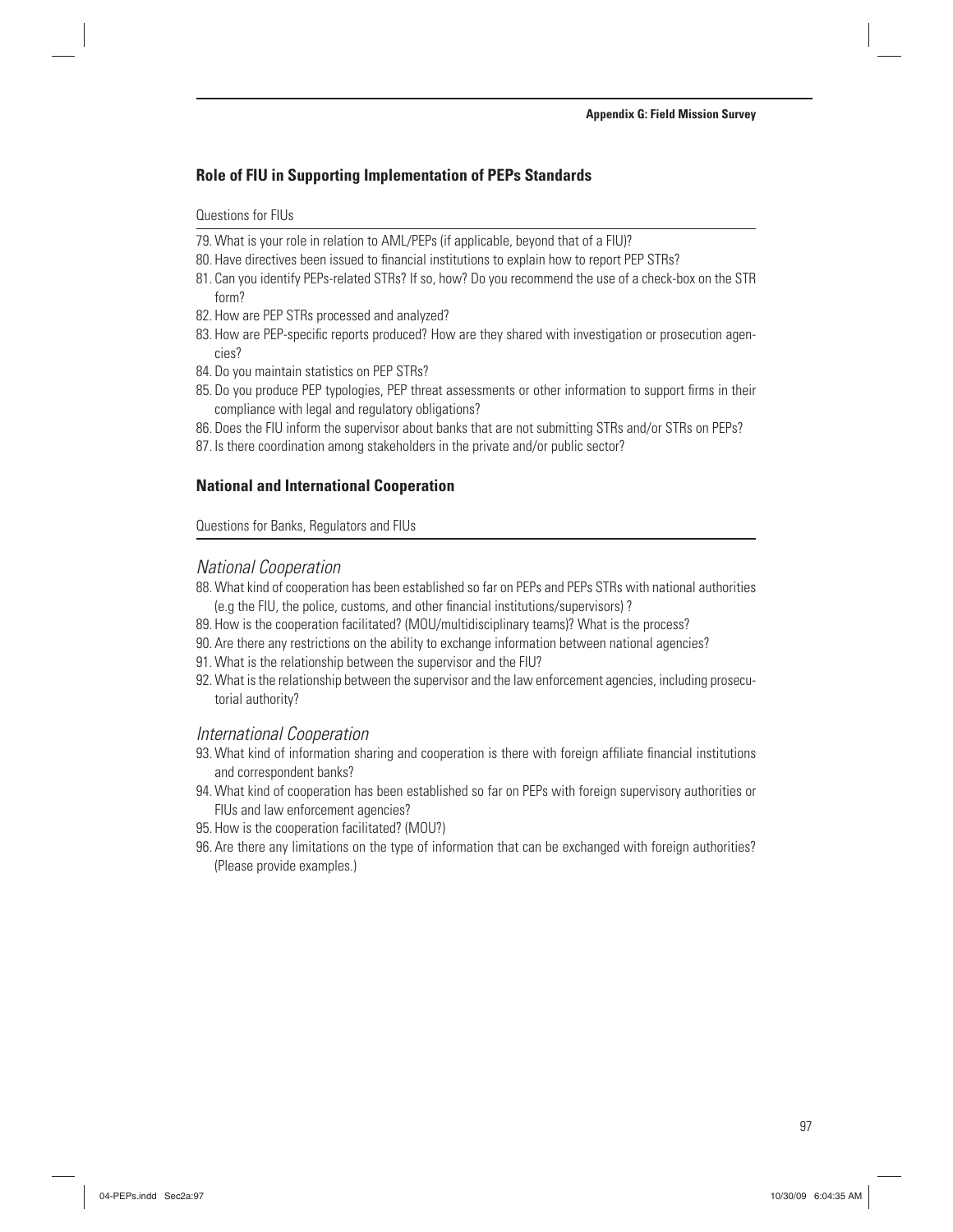## Role of FIU in Supporting Implementation of PEPs Standards

Questions for FIUs

79. What is your role in relation to AML/PEPs (if applicable, beyond that of a FIU)?
80. Have directives been issued to financial institutions to explain how to report PEP STRs?
81. Can you identify PEPs-related STRs? If so, how? Do you recommend the use of a check-box on the STR form?
82. How are PEP STRs processed and analyzed?
83. How are PEP-specific reports produced? How are they shared with investigation or prosecution agencies?
84. Do you maintain statistics on PEP STRs?
85. Do you produce PEP typologies, PEP threat assessments or other information to support firms in their compliance with legal and regulatory obligations?
86. Does the FIU inform the supervisor about banks that are not submitting STRs and/or STRs on PEPs?
87. Is there coordination among stakeholders in the private and/or public sector?

## National and International Cooperation

Questions for Banks, Regulators and FIUs

### *National Cooperation*

88. What kind of cooperation has been established so far on PEPs and PEPs STRs with national authorities (e.g the FIU, the police, customs, and other financial institutions/supervisors) ?
89. How is the cooperation facilitated? (MOU/multidisciplinary teams)? What is the process?
90. Are there any restrictions on the ability to exchange information between national agencies?
91. What is the relationship between the supervisor and the FIU?
92. What is the relationship between the supervisor and the law enforcement agencies, including prosecutorial authority?

### *International Cooperation*

93. What kind of information sharing and cooperation is there with foreign affiliate financial institutions and correspondent banks?
94. What kind of cooperation has been established so far on PEPs with foreign supervisory authorities or FIUs and law enforcement agencies?
95. How is the cooperation facilitated? (MOU?)
96. Are there any limitations on the type of information that can be exchanged with foreign authorities? (Please provide examples.)